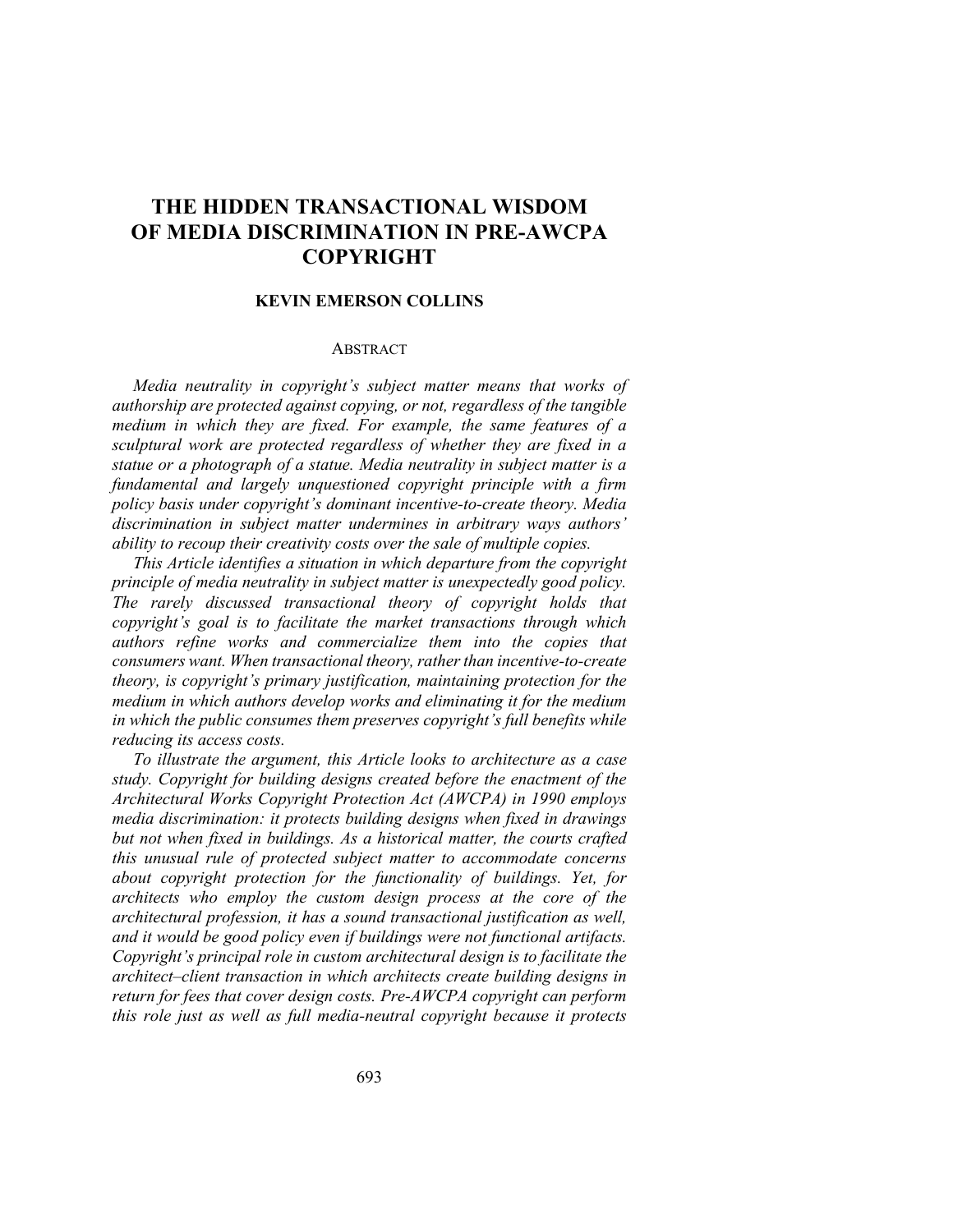# THE HIDDEN TRANSACTIONAL WISDOM OF MEDIA DISCRIMINATION IN PRE-AWCPA COPYRIGHT

**KEVIN EMERSON COLLINS**

## ABSTRACT

*Media neutrality in copyright's subject matter means that works of authorship are protected against copying, or not, regardless of the tangible medium in which they are fixed. For example, the same features of a sculptural work are protected regardless of whether they are fixed in a statue or a photograph of a statue. Media neutrality in subject matter is a fundamental and largely unquestioned copyright principle with a firm policy basis under copyright's dominant incentive-to-create theory. Media discrimination in subject matter undermines in arbitrary ways authors' ability to recoup their creativity costs over the sale of multiple copies.*

*This Article identifies a situation in which departure from the copyright principle of media neutrality in subject matter is unexpectedly good policy. The rarely discussed transactional theory of copyright holds that copyright's goal is to facilitate the market transactions through which authors refine works and commercialize them into the copies that consumers want. When transactional theory, rather than incentive-to-create theory, is copyright's primary justification, maintaining protection for the medium in which authors develop works and eliminating it for the medium in which the public consumes them preserves copyright's full benefits while reducing its access costs.*

*To illustrate the argument, this Article looks to architecture as a case study. Copyright for building designs created before the enactment of the Architectural Works Copyright Protection Act (AWCPA) in 1990 employs media discrimination: it protects building designs when fixed in drawings but not when fixed in buildings. As a historical matter, the courts crafted this unusual rule of protected subject matter to accommodate concerns about copyright protection for the functionality of buildings. Yet, for architects who employ the custom design process at the core of the architectural profession, it has a sound transactional justification as well, and it would be good policy even if buildings were not functional artifacts. Copyright's principal role in custom architectural design is to facilitate the architect–client transaction in which architects create building designs in return for fees that cover design costs. Pre-AWCPA copyright can perform this role just as well as full media-neutral copyright because it protects*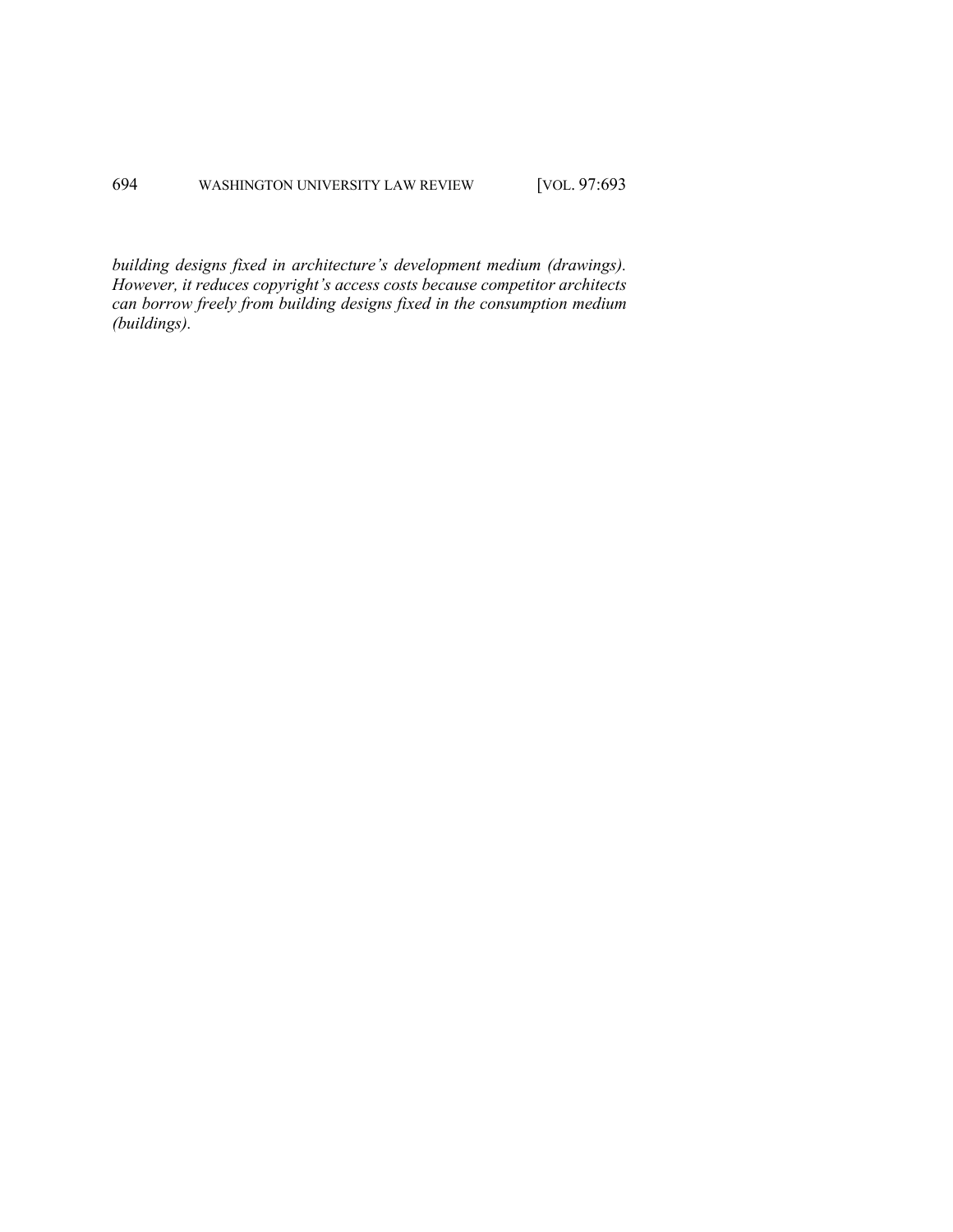*building designs fixed in architecture's development medium (drawings). However, it reduces copyright's access costs because competitor architects can borrow freely from building designs fixed in the consumption medium (buildings).*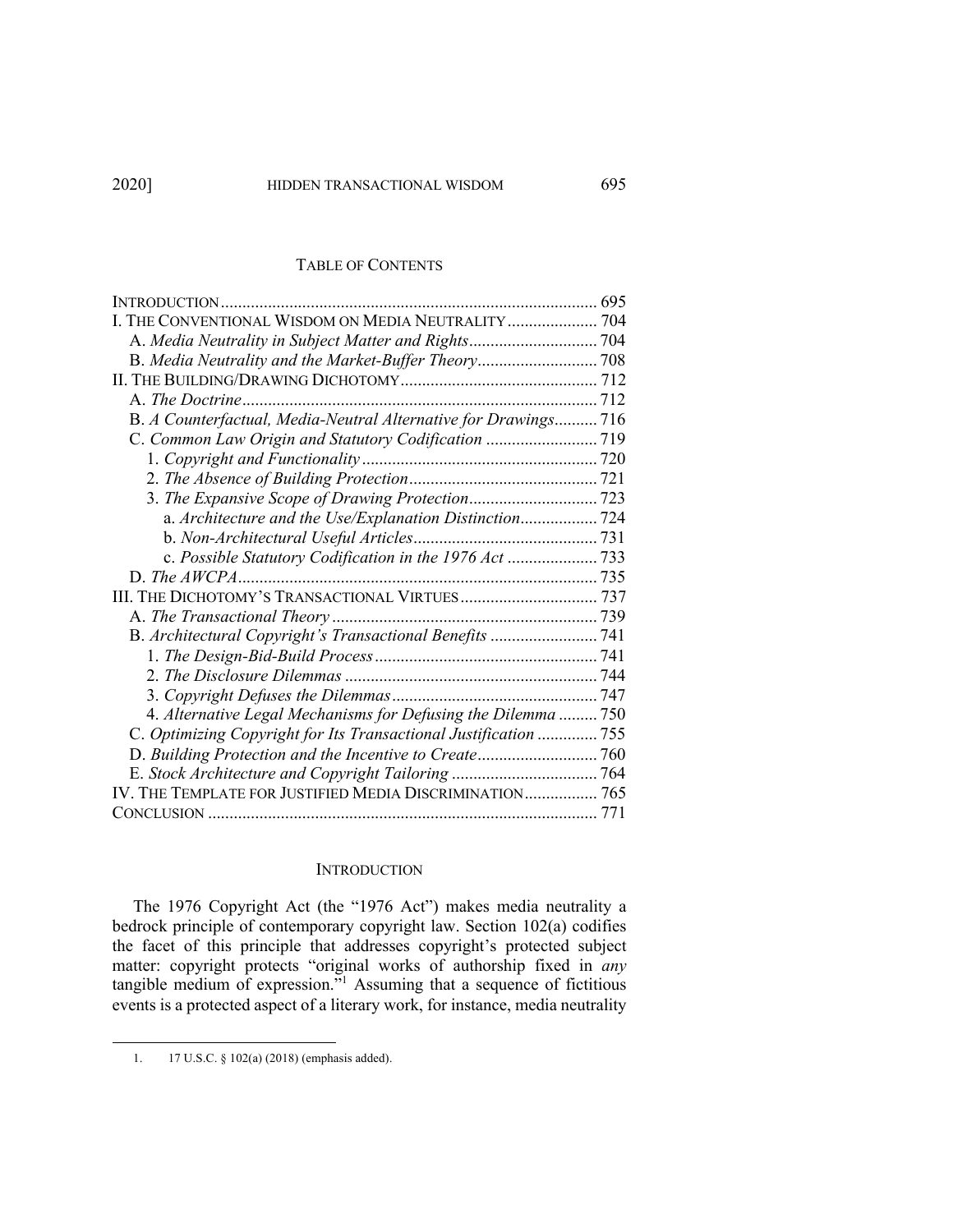## TABLE OF CONTENTS

| | |
|---|---|
| INTRODUCTION | 695 |
| I. THE CONVENTIONAL WISDOM ON MEDIA NEUTRALITY | 704 |
| A. *Media Neutrality in Subject Matter and Rights* | 704 |
| B. *Media Neutrality and the Market-Buffer Theory* | 708 |
| II. THE BUILDING/DRAWING DICHOTOMY | 712 |
| A. *The Doctrine* | 712 |
| B. *A Counterfactual, Media-Neutral Alternative for Drawings* | 716 |
| C. *Common Law Origin and Statutory Codification* | 719 |
| 1. *Copyright and Functionality* | 720 |
| 2. *The Absence of Building Protection* | 721 |
| 3. *The Expansive Scope of Drawing Protection* | 723 |
| a. *Architecture and the Use/Explanation Distinction* | 724 |
| b. *Non-Architectural Useful Articles* | 731 |
| c. *Possible Statutory Codification in the 1976 Act* | 733 |
| D. *The AWCPA* | 735 |
| III. THE DICHOTOMY'S TRANSACTIONAL VIRTUES | 737 |
| A. *The Transactional Theory* | 739 |
| B. *Architectural Copyright's Transactional Benefits* | 741 |
| 1. *The Design-Bid-Build Process* | 741 |
| 2. *The Disclosure Dilemmas* | 744 |
| 3. *Copyright Defuses the Dilemmas* | 747 |
| 4. *Alternative Legal Mechanisms for Defusing the Dilemma* | 750 |
| C. *Optimizing Copyright for Its Transactional Justification* | 755 |
| D. *Building Protection and the Incentive to Create* | 760 |
| E. *Stock Architecture and Copyright Tailoring* | 764 |
| IV. THE TEMPLATE FOR JUSTIFIED MEDIA DISCRIMINATION | 765 |
| CONCLUSION | 771 |

## INTRODUCTION

The 1976 Copyright Act (the "1976 Act") makes media neutrality a bedrock principle of contemporary copyright law. Section 102(a) codifies the facet of this principle that addresses copyright's protected subject matter: copyright protects "original works of authorship fixed in *any* tangible medium of expression."[1] Assuming that a sequence of fictitious events is a protected aspect of a literary work, for instance, media neutrality

1. 17 U.S.C. § 102(a) (2018) (emphasis added).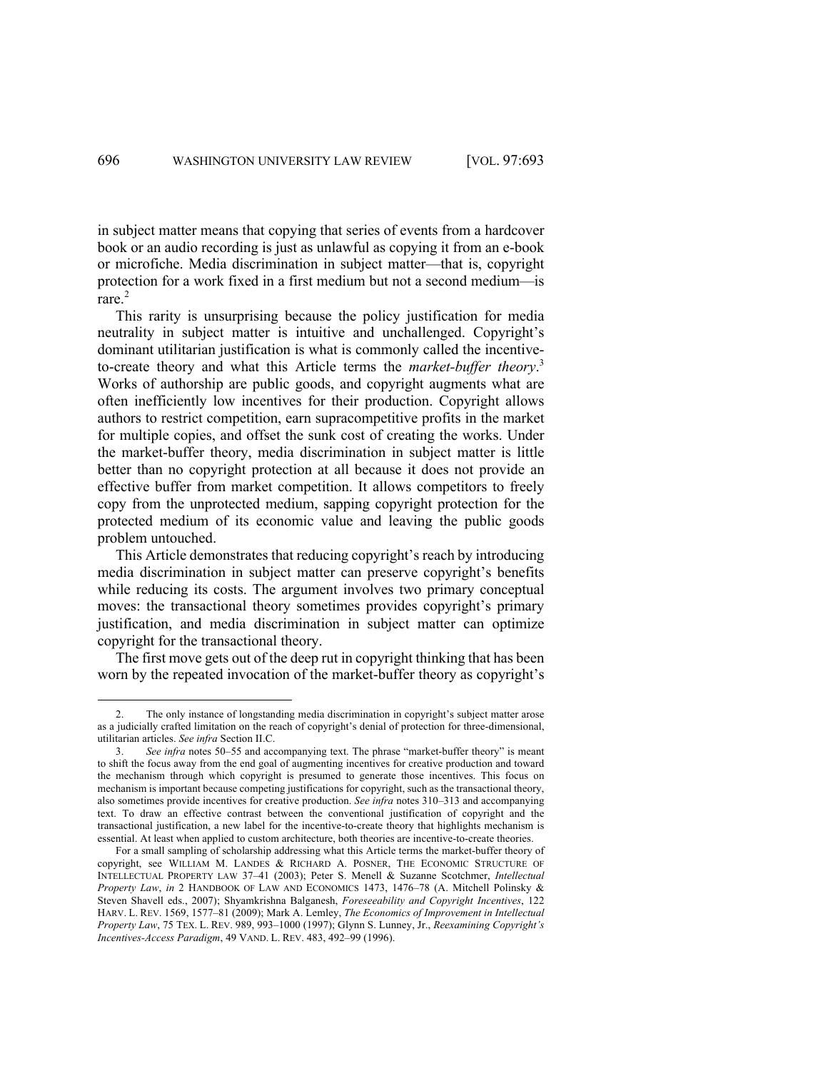in subject matter means that copying that series of events from a hardcover book or an audio recording is just as unlawful as copying it from an e-book or microfiche. Media discrimination in subject matter—that is, copyright protection for a work fixed in a first medium but not a second medium—is rare.[2]

This rarity is unsurprising because the policy justification for media neutrality in subject matter is intuitive and unchallenged. Copyright's dominant utilitarian justification is what is commonly called the incentive-to-create theory and what this Article terms the *market-buffer theory*.[3] Works of authorship are public goods, and copyright augments what are often inefficiently low incentives for their production. Copyright allows authors to restrict competition, earn supracompetitive profits in the market for multiple copies, and offset the sunk cost of creating the works. Under the market-buffer theory, media discrimination in subject matter is little better than no copyright protection at all because it does not provide an effective buffer from market competition. It allows competitors to freely copy from the unprotected medium, sapping copyright protection for the protected medium of its economic value and leaving the public goods problem untouched.

This Article demonstrates that reducing copyright's reach by introducing media discrimination in subject matter can preserve copyright's benefits while reducing its costs. The argument involves two primary conceptual moves: the transactional theory sometimes provides copyright's primary justification, and media discrimination in subject matter can optimize copyright for the transactional theory.

The first move gets out of the deep rut in copyright thinking that has been worn by the repeated invocation of the market-buffer theory as copyright's

---

2. The only instance of longstanding media discrimination in copyright's subject matter arose as a judicially crafted limitation on the reach of copyright's denial of protection for three-dimensional, utilitarian articles. *See infra* Section II.C.

3. *See infra* notes 50–55 and accompanying text. The phrase "market-buffer theory" is meant to shift the focus away from the end goal of augmenting incentives for creative production and toward the mechanism through which copyright is presumed to generate those incentives. This focus on mechanism is important because competing justifications for copyright, such as the transactional theory, also sometimes provide incentives for creative production. *See infra* notes 310–313 and accompanying text. To draw an effective contrast between the conventional justification of copyright and the transactional justification, a new label for the incentive-to-create theory that highlights mechanism is essential. At least when applied to custom architecture, both theories are incentive-to-create theories.

For a small sampling of scholarship addressing what this Article terms the market-buffer theory of copyright, see WILLIAM M. LANDES & RICHARD A. POSNER, THE ECONOMIC STRUCTURE OF INTELLECTUAL PROPERTY LAW 37–41 (2003); Peter S. Menell & Suzanne Scotchmer, *Intellectual Property Law*, *in* 2 HANDBOOK OF LAW AND ECONOMICS 1473, 1476–78 (A. Mitchell Polinsky & Steven Shavell eds., 2007); Shyamkrishna Balganesh, *Foreseeability and Copyright Incentives*, 122 HARV. L. REV. 1569, 1577–81 (2009); Mark A. Lemley, *The Economics of Improvement in Intellectual Property Law*, 75 TEX. L. REV. 989, 993–1000 (1997); Glynn S. Lunney, Jr., *Reexamining Copyright's Incentives-Access Paradigm*, 49 VAND. L. REV. 483, 492–99 (1996).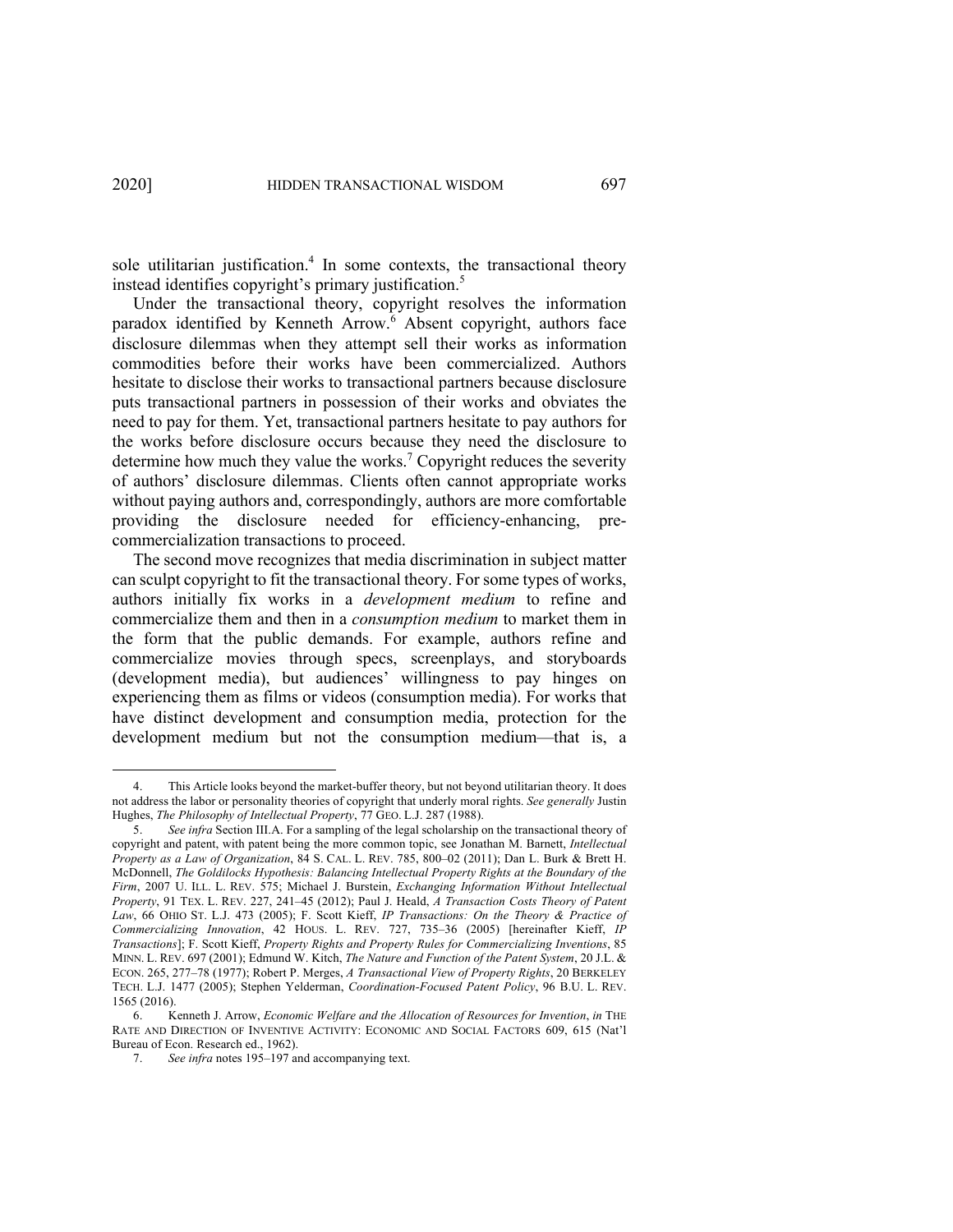sole utilitarian justification.[4] In some contexts, the transactional theory instead identifies copyright's primary justification.[5]

Under the transactional theory, copyright resolves the information paradox identified by Kenneth Arrow.[6] Absent copyright, authors face disclosure dilemmas when they attempt sell their works as information commodities before their works have been commercialized. Authors hesitate to disclose their works to transactional partners because disclosure puts transactional partners in possession of their works and obviates the need to pay for them. Yet, transactional partners hesitate to pay authors for the works before disclosure occurs because they need the disclosure to determine how much they value the works.[7] Copyright reduces the severity of authors' disclosure dilemmas. Clients often cannot appropriate works without paying authors and, correspondingly, authors are more comfortable providing the disclosure needed for efficiency-enhancing, pre-commercialization transactions to proceed.

The second move recognizes that media discrimination in subject matter can sculpt copyright to fit the transactional theory. For some types of works, authors initially fix works in a *development medium* to refine and commercialize them and then in a *consumption medium* to market them in the form that the public demands. For example, authors refine and commercialize movies through specs, screenplays, and storyboards (development media), but audiences' willingness to pay hinges on experiencing them as films or videos (consumption media). For works that have distinct development and consumption media, protection for the development medium but not the consumption medium—that is, a

---

4. This Article looks beyond the market-buffer theory, but not beyond utilitarian theory. It does not address the labor or personality theories of copyright that underly moral rights. *See generally* Justin Hughes, *The Philosophy of Intellectual Property*, 77 GEO. L.J. 287 (1988).

5. *See infra* Section III.A. For a sampling of the legal scholarship on the transactional theory of copyright and patent, with patent being the more common topic, see Jonathan M. Barnett, *Intellectual Property as a Law of Organization*, 84 S. CAL. L. REV. 785, 800–02 (2011); Dan L. Burk & Brett H. McDonnell, *The Goldilocks Hypothesis: Balancing Intellectual Property Rights at the Boundary of the Firm*, 2007 U. ILL. L. REV. 575; Michael J. Burstein, *Exchanging Information Without Intellectual Property*, 91 TEX. L. REV. 227, 241–45 (2012); Paul J. Heald, *A Transaction Costs Theory of Patent Law*, 66 OHIO ST. L.J. 473 (2005); F. Scott Kieff, *IP Transactions: On the Theory & Practice of Commercializing Innovation*, 42 HOUS. L. REV. 727, 735–36 (2005) [hereinafter Kieff, *IP Transactions*]; F. Scott Kieff, *Property Rights and Property Rules for Commercializing Inventions*, 85 MINN. L. REV. 697 (2001); Edmund W. Kitch, *The Nature and Function of the Patent System*, 20 J.L. & ECON. 265, 277–78 (1977); Robert P. Merges, *A Transactional View of Property Rights*, 20 BERKELEY TECH. L.J. 1477 (2005); Stephen Yelderman, *Coordination-Focused Patent Policy*, 96 B.U. L. REV. 1565 (2016).

6. Kenneth J. Arrow, *Economic Welfare and the Allocation of Resources for Invention*, *in* THE RATE AND DIRECTION OF INVENTIVE ACTIVITY: ECONOMIC AND SOCIAL FACTORS 609, 615 (Nat'l Bureau of Econ. Research ed., 1962).

7. *See infra* notes 195–197 and accompanying text.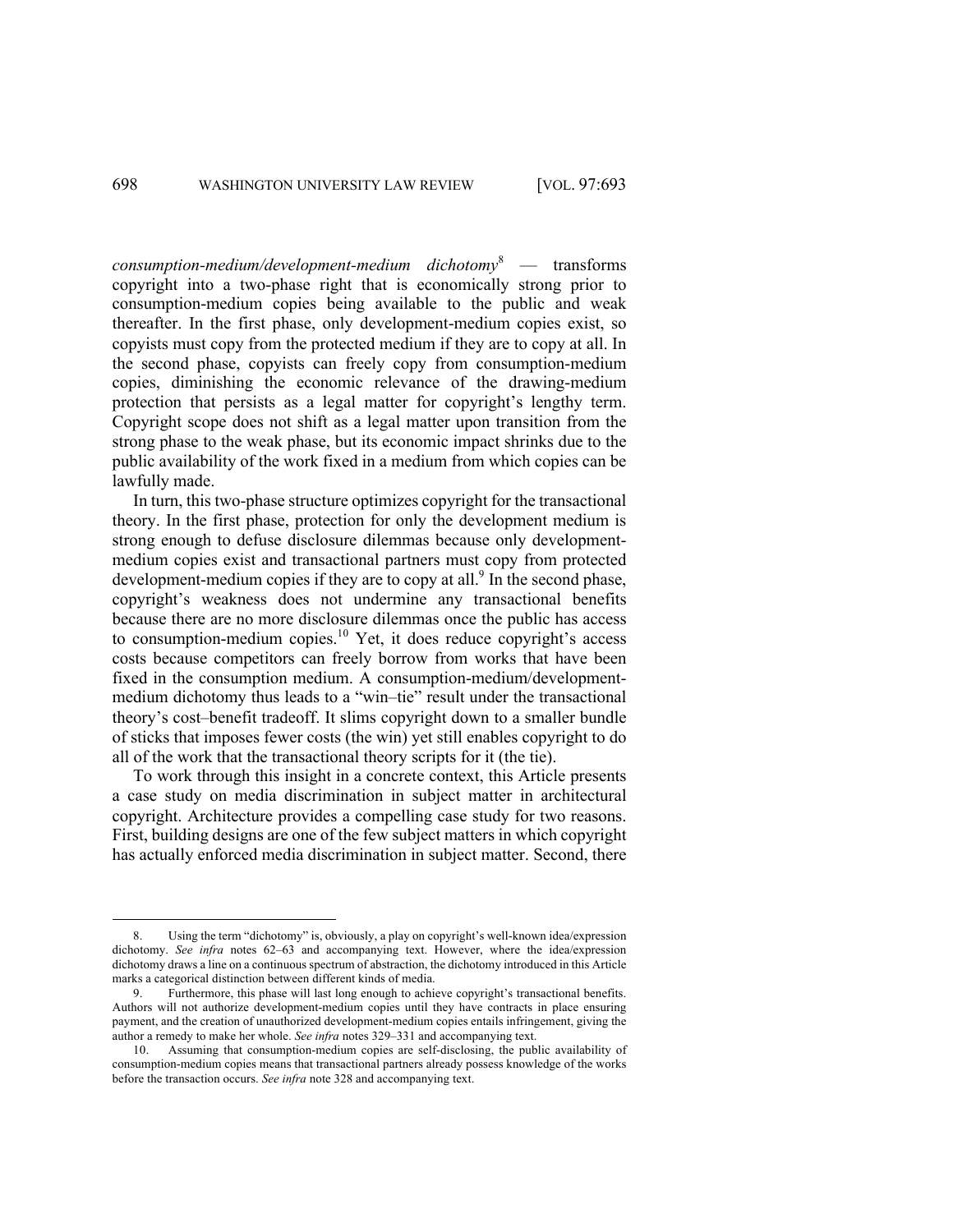*consumption-medium/development-medium dichotomy*[8] — transforms copyright into a two-phase right that is economically strong prior to consumption-medium copies being available to the public and weak thereafter. In the first phase, only development-medium copies exist, so copyists must copy from the protected medium if they are to copy at all. In the second phase, copyists can freely copy from consumption-medium copies, diminishing the economic relevance of the drawing-medium protection that persists as a legal matter for copyright's lengthy term. Copyright scope does not shift as a legal matter upon transition from the strong phase to the weak phase, but its economic impact shrinks due to the public availability of the work fixed in a medium from which copies can be lawfully made.

In turn, this two-phase structure optimizes copyright for the transactional theory. In the first phase, protection for only the development medium is strong enough to defuse disclosure dilemmas because only development-medium copies exist and transactional partners must copy from protected development-medium copies if they are to copy at all.[9] In the second phase, copyright's weakness does not undermine any transactional benefits because there are no more disclosure dilemmas once the public has access to consumption-medium copies.[10] Yet, it does reduce copyright's access costs because competitors can freely borrow from works that have been fixed in the consumption medium. A consumption-medium/development-medium dichotomy thus leads to a "win–tie" result under the transactional theory's cost–benefit tradeoff. It slims copyright down to a smaller bundle of sticks that imposes fewer costs (the win) yet still enables copyright to do all of the work that the transactional theory scripts for it (the tie).

To work through this insight in a concrete context, this Article presents a case study on media discrimination in subject matter in architectural copyright. Architecture provides a compelling case study for two reasons. First, building designs are one of the few subject matters in which copyright has actually enforced media discrimination in subject matter. Second, there

---

8. Using the term "dichotomy" is, obviously, a play on copyright's well-known idea/expression dichotomy. *See infra* notes 62–63 and accompanying text. However, where the idea/expression dichotomy draws a line on a continuous spectrum of abstraction, the dichotomy introduced in this Article marks a categorical distinction between different kinds of media.

9. Furthermore, this phase will last long enough to achieve copyright's transactional benefits. Authors will not authorize development-medium copies until they have contracts in place ensuring payment, and the creation of unauthorized development-medium copies entails infringement, giving the author a remedy to make her whole. *See infra* notes 329–331 and accompanying text.

10. Assuming that consumption-medium copies are self-disclosing, the public availability of consumption-medium copies means that transactional partners already possess knowledge of the works before the transaction occurs. *See infra* note 328 and accompanying text.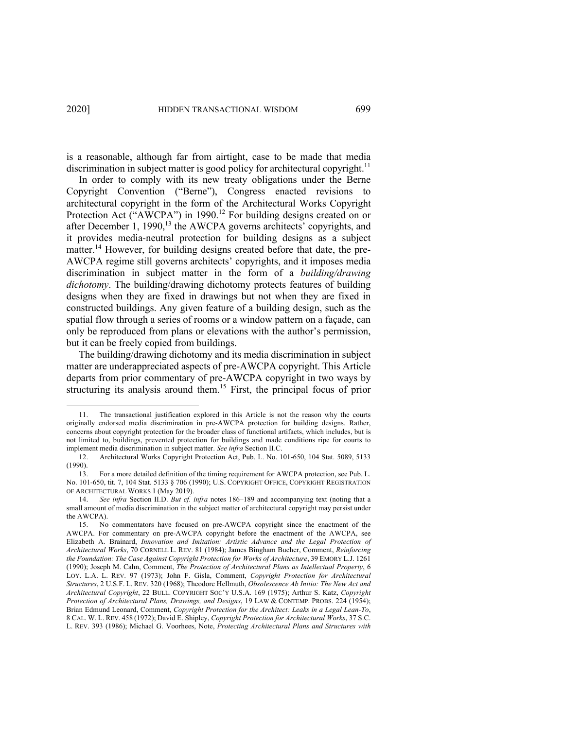is a reasonable, although far from airtight, case to be made that media discrimination in subject matter is good policy for architectural copyright.[11]

In order to comply with its new treaty obligations under the Berne Copyright Convention ("Berne"), Congress enacted revisions to architectural copyright in the form of the Architectural Works Copyright Protection Act ("AWCPA") in 1990.[12] For building designs created on or after December 1, 1990,[13] the AWCPA governs architects' copyrights, and it provides media-neutral protection for building designs as a subject matter.[14] However, for building designs created before that date, the pre-AWCPA regime still governs architects' copyrights, and it imposes media discrimination in subject matter in the form of a *building/drawing dichotomy*. The building/drawing dichotomy protects features of building designs when they are fixed in drawings but not when they are fixed in constructed buildings. Any given feature of a building design, such as the spatial flow through a series of rooms or a window pattern on a façade, can only be reproduced from plans or elevations with the author's permission, but it can be freely copied from buildings.

The building/drawing dichotomy and its media discrimination in subject matter are underappreciated aspects of pre-AWCPA copyright. This Article departs from prior commentary of pre-AWCPA copyright in two ways by structuring its analysis around them.[15] First, the principal focus of prior

---

11. The transactional justification explored in this Article is not the reason why the courts originally endorsed media discrimination in pre-AWCPA protection for building designs. Rather, concerns about copyright protection for the broader class of functional artifacts, which includes, but is not limited to, buildings, prevented protection for buildings and made conditions ripe for courts to implement media discrimination in subject matter. *See infra* Section II.C.

12. Architectural Works Copyright Protection Act, Pub. L. No. 101-650, 104 Stat. 5089, 5133 (1990).

13. For a more detailed definition of the timing requirement for AWCPA protection, see Pub. L. No. 101-650, tit. 7, 104 Stat. 5133 § 706 (1990); U.S. COPYRIGHT OFFICE, COPYRIGHT REGISTRATION OF ARCHITECTURAL WORKS 1 (May 2019).

14. *See infra* Section II.D. *But cf. infra* notes 186–189 and accompanying text (noting that a small amount of media discrimination in the subject matter of architectural copyright may persist under the AWCPA).

15. No commentators have focused on pre-AWCPA copyright since the enactment of the AWCPA. For commentary on pre-AWCPA copyright before the enactment of the AWCPA, see Elizabeth A. Brainard, *Innovation and Imitation: Artistic Advance and the Legal Protection of Architectural Works*, 70 CORNELL L. REV. 81 (1984); James Bingham Bucher, Comment, *Reinforcing the Foundation: The Case Against Copyright Protection for Works of Architecture*, 39 EMORY L.J. 1261 (1990); Joseph M. Cahn, Comment, *The Protection of Architectural Plans as Intellectual Property*, 6 LOY. L.A. L. REV. 97 (1973); John F. Gisla, Comment, *Copyright Protection for Architectural Structures*, 2 U.S.F. L. REV. 320 (1968); Theodore Hellmuth, *Obsolescence Ab Initio: The New Act and Architectural Copyright*, 22 BULL. COPYRIGHT SOC'Y U.S.A. 169 (1975); Arthur S. Katz, *Copyright Protection of Architectural Plans, Drawings, and Designs*, 19 LAW & CONTEMP. PROBS. 224 (1954); Brian Edmund Leonard, Comment, *Copyright Protection for the Architect: Leaks in a Legal Lean-To*, 8 CAL. W. L. REV. 458 (1972); David E. Shipley, *Copyright Protection for Architectural Works*, 37 S.C. L. REV. 393 (1986); Michael G. Voorhees, Note, *Protecting Architectural Plans and Structures with*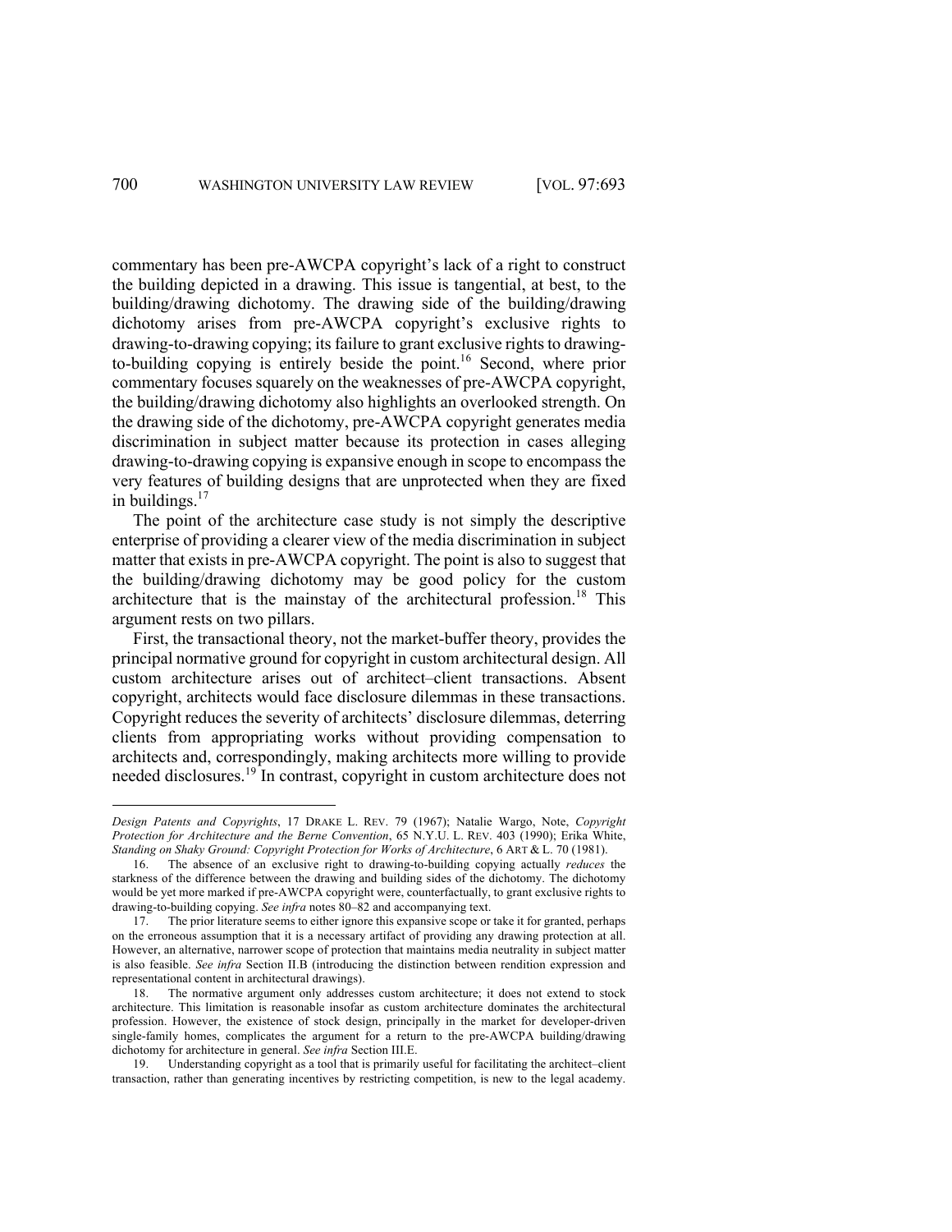commentary has been pre-AWCPA copyright's lack of a right to construct the building depicted in a drawing. This issue is tangential, at best, to the building/drawing dichotomy. The drawing side of the building/drawing dichotomy arises from pre-AWCPA copyright's exclusive rights to drawing-to-drawing copying; its failure to grant exclusive rights to drawing-to-building copying is entirely beside the point.[16] Second, where prior commentary focuses squarely on the weaknesses of pre-AWCPA copyright, the building/drawing dichotomy also highlights an overlooked strength. On the drawing side of the dichotomy, pre-AWCPA copyright generates media discrimination in subject matter because its protection in cases alleging drawing-to-drawing copying is expansive enough in scope to encompass the very features of building designs that are unprotected when they are fixed in buildings.[17]

The point of the architecture case study is not simply the descriptive enterprise of providing a clearer view of the media discrimination in subject matter that exists in pre-AWCPA copyright. The point is also to suggest that the building/drawing dichotomy may be good policy for the custom architecture that is the mainstay of the architectural profession.[18] This argument rests on two pillars.

First, the transactional theory, not the market-buffer theory, provides the principal normative ground for copyright in custom architectural design. All custom architecture arises out of architect–client transactions. Absent copyright, architects would face disclosure dilemmas in these transactions. Copyright reduces the severity of architects' disclosure dilemmas, deterring clients from appropriating works without providing compensation to architects and, correspondingly, making architects more willing to provide needed disclosures.[19] In contrast, copyright in custom architecture does not

---

*Design Patents and Copyrights*, 17 DRAKE L. REV. 79 (1967); Natalie Wargo, Note, *Copyright Protection for Architecture and the Berne Convention*, 65 N.Y.U. L. REV. 403 (1990); Erika White, *Standing on Shaky Ground: Copyright Protection for Works of Architecture*, 6 ART & L. 70 (1981).

16. The absence of an exclusive right to drawing-to-building copying actually *reduces* the starkness of the difference between the drawing and building sides of the dichotomy. The dichotomy would be yet more marked if pre-AWCPA copyright were, counterfactually, to grant exclusive rights to drawing-to-building copying. *See infra* notes 80–82 and accompanying text.

17. The prior literature seems to either ignore this expansive scope or take it for granted, perhaps on the erroneous assumption that it is a necessary artifact of providing any drawing protection at all. However, an alternative, narrower scope of protection that maintains media neutrality in subject matter is also feasible. *See infra* Section II.B (introducing the distinction between rendition expression and representational content in architectural drawings).

18. The normative argument only addresses custom architecture; it does not extend to stock architecture. This limitation is reasonable insofar as custom architecture dominates the architectural profession. However, the existence of stock design, principally in the market for developer-driven single-family homes, complicates the argument for a return to the pre-AWCPA building/drawing dichotomy for architecture in general. *See infra* Section III.E.

19. Understanding copyright as a tool that is primarily useful for facilitating the architect–client transaction, rather than generating incentives by restricting competition, is new to the legal academy.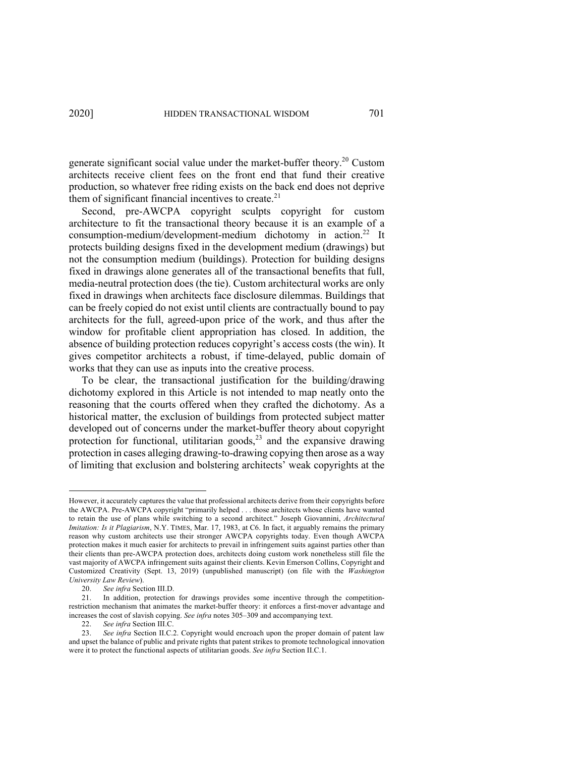generate significant social value under the market-buffer theory.[20] Custom architects receive client fees on the front end that fund their creative production, so whatever free riding exists on the back end does not deprive them of significant financial incentives to create.[21]

Second, pre-AWCPA copyright sculpts copyright for custom architecture to fit the transactional theory because it is an example of a consumption-medium/development-medium dichotomy in action.[22] It protects building designs fixed in the development medium (drawings) but not the consumption medium (buildings). Protection for building designs fixed in drawings alone generates all of the transactional benefits that full, media-neutral protection does (the tie). Custom architectural works are only fixed in drawings when architects face disclosure dilemmas. Buildings that can be freely copied do not exist until clients are contractually bound to pay architects for the full, agreed-upon price of the work, and thus after the window for profitable client appropriation has closed. In addition, the absence of building protection reduces copyright's access costs (the win). It gives competitor architects a robust, if time-delayed, public domain of works that they can use as inputs into the creative process.

To be clear, the transactional justification for the building/drawing dichotomy explored in this Article is not intended to map neatly onto the reasoning that the courts offered when they crafted the dichotomy. As a historical matter, the exclusion of buildings from protected subject matter developed out of concerns under the market-buffer theory about copyright protection for functional, utilitarian goods,[23] and the expansive drawing protection in cases alleging drawing-to-drawing copying then arose as a way of limiting that exclusion and bolstering architects' weak copyrights at the

---

However, it accurately captures the value that professional architects derive from their copyrights before the AWCPA. Pre-AWCPA copyright "primarily helped . . . those architects whose clients have wanted to retain the use of plans while switching to a second architect." Joseph Giovannini, *Architectural Imitation: Is it Plagiarism*, N.Y. TIMES, Mar. 17, 1983, at C6. In fact, it arguably remains the primary reason why custom architects use their stronger AWCPA copyrights today. Even though AWCPA protection makes it much easier for architects to prevail in infringement suits against parties other than their clients than pre-AWCPA protection does, architects doing custom work nonetheless still file the vast majority of AWCPA infringement suits against their clients. Kevin Emerson Collins, Copyright and Customized Creativity (Sept. 13, 2019) (unpublished manuscript) (on file with the *Washington University Law Review*).

20. *See infra* Section III.D.

21. In addition, protection for drawings provides some incentive through the competition-restriction mechanism that animates the market-buffer theory: it enforces a first-mover advantage and increases the cost of slavish copying. *See infra* notes 305–309 and accompanying text.

22. *See infra* Section III.C.

23. *See infra* Section II.C.2. Copyright would encroach upon the proper domain of patent law and upset the balance of public and private rights that patent strikes to promote technological innovation were it to protect the functional aspects of utilitarian goods. *See infra* Section II.C.1.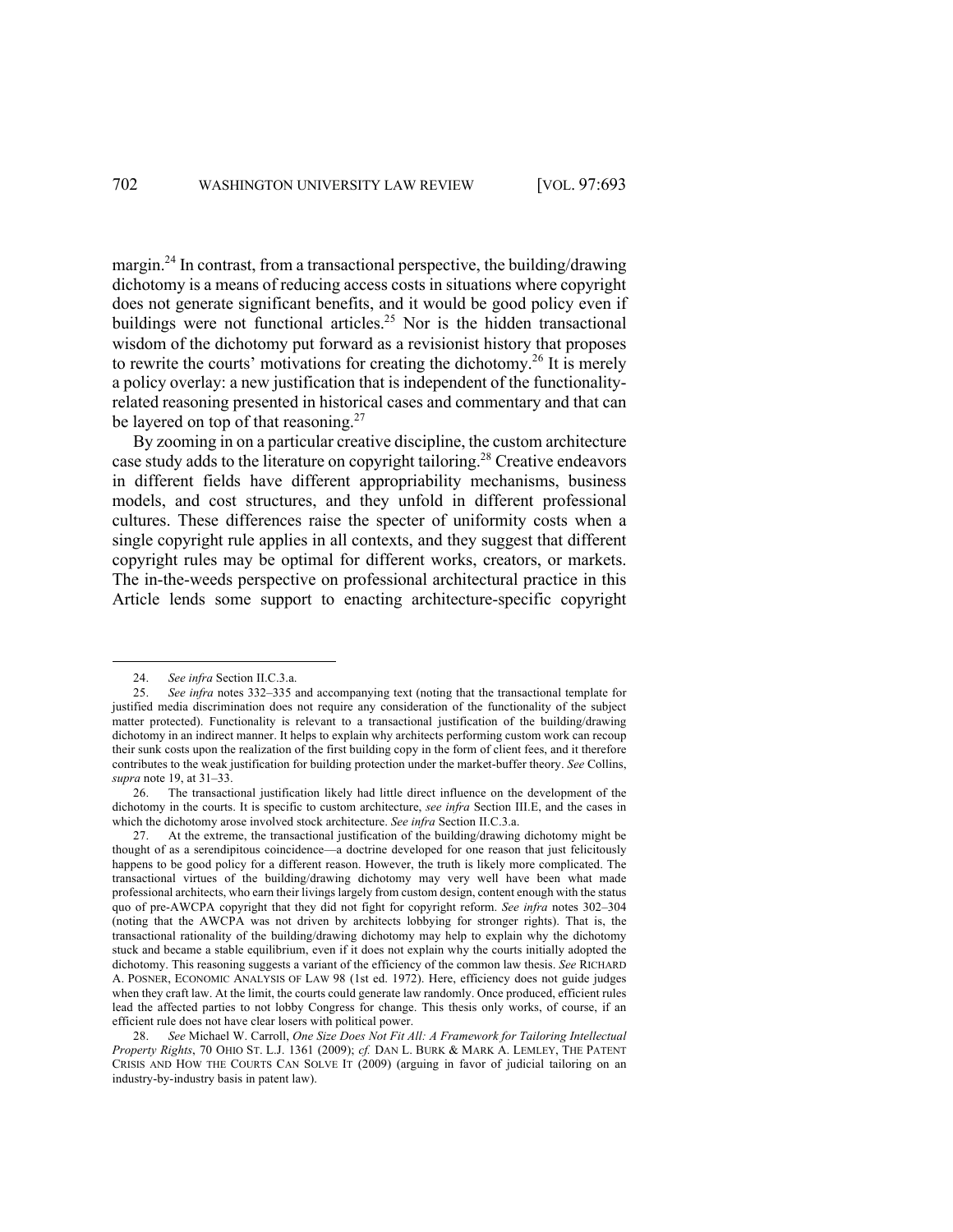margin.[24] In contrast, from a transactional perspective, the building/drawing dichotomy is a means of reducing access costs in situations where copyright does not generate significant benefits, and it would be good policy even if buildings were not functional articles.[25] Nor is the hidden transactional wisdom of the dichotomy put forward as a revisionist history that proposes to rewrite the courts' motivations for creating the dichotomy.[26] It is merely a policy overlay: a new justification that is independent of the functionality-related reasoning presented in historical cases and commentary and that can be layered on top of that reasoning.[27]

By zooming in on a particular creative discipline, the custom architecture case study adds to the literature on copyright tailoring.[28] Creative endeavors in different fields have different appropriability mechanisms, business models, and cost structures, and they unfold in different professional cultures. These differences raise the specter of uniformity costs when a single copyright rule applies in all contexts, and they suggest that different copyright rules may be optimal for different works, creators, or markets. The in-the-weeds perspective on professional architectural practice in this Article lends some support to enacting architecture-specific copyright

---

24. *See infra* Section II.C.3.a.

25. *See infra* notes 332–335 and accompanying text (noting that the transactional template for justified media discrimination does not require any consideration of the functionality of the subject matter protected). Functionality is relevant to a transactional justification of the building/drawing dichotomy in an indirect manner. It helps to explain why architects performing custom work can recoup their sunk costs upon the realization of the first building copy in the form of client fees, and it therefore contributes to the weak justification for building protection under the market-buffer theory. *See* Collins, *supra* note 19, at 31–33.

26. The transactional justification likely had little direct influence on the development of the dichotomy in the courts. It is specific to custom architecture, *see infra* Section III.E, and the cases in which the dichotomy arose involved stock architecture. *See infra* Section II.C.3.a.

27. At the extreme, the transactional justification of the building/drawing dichotomy might be thought of as a serendipitous coincidence—a doctrine developed for one reason that just felicitously happens to be good policy for a different reason. However, the truth is likely more complicated. The transactional virtues of the building/drawing dichotomy may very well have been what made professional architects, who earn their livings largely from custom design, content enough with the status quo of pre-AWCPA copyright that they did not fight for copyright reform. *See infra* notes 302–304 (noting that the AWCPA was not driven by architects lobbying for stronger rights). That is, the transactional rationality of the building/drawing dichotomy may help to explain why the dichotomy stuck and became a stable equilibrium, even if it does not explain why the courts initially adopted the dichotomy. This reasoning suggests a variant of the efficiency of the common law thesis. *See* RICHARD A. POSNER, ECONOMIC ANALYSIS OF LAW 98 (1st ed. 1972). Here, efficiency does not guide judges when they craft law. At the limit, the courts could generate law randomly. Once produced, efficient rules lead the affected parties to not lobby Congress for change. This thesis only works, of course, if an efficient rule does not have clear losers with political power.

28. *See* Michael W. Carroll, *One Size Does Not Fit All: A Framework for Tailoring Intellectual Property Rights*, 70 OHIO ST. L.J. 1361 (2009); *cf.* DAN L. BURK & MARK A. LEMLEY, THE PATENT CRISIS AND HOW THE COURTS CAN SOLVE IT (2009) (arguing in favor of judicial tailoring on an industry-by-industry basis in patent law).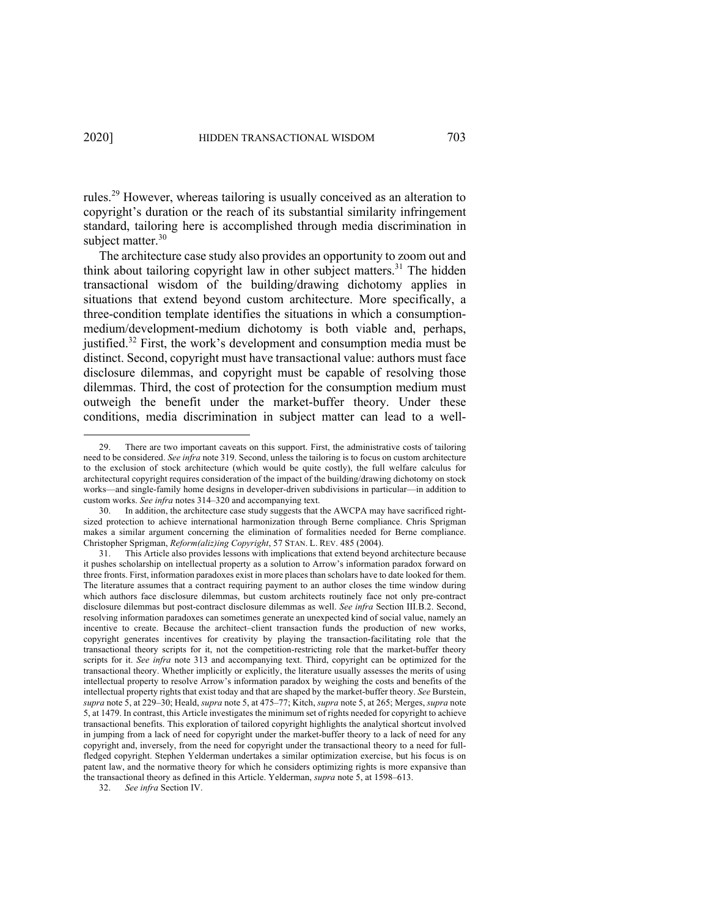rules.[29] However, whereas tailoring is usually conceived as an alteration to copyright's duration or the reach of its substantial similarity infringement standard, tailoring here is accomplished through media discrimination in subject matter.[30]

The architecture case study also provides an opportunity to zoom out and think about tailoring copyright law in other subject matters.[31] The hidden transactional wisdom of the building/drawing dichotomy applies in situations that extend beyond custom architecture. More specifically, a three-condition template identifies the situations in which a consumption-medium/development-medium dichotomy is both viable and, perhaps, justified.[32] First, the work's development and consumption media must be distinct. Second, copyright must have transactional value: authors must face disclosure dilemmas, and copyright must be capable of resolving those dilemmas. Third, the cost of protection for the consumption medium must outweigh the benefit under the market-buffer theory. Under these conditions, media discrimination in subject matter can lead to a well-

---

29. There are two important caveats on this support. First, the administrative costs of tailoring need to be considered. *See infra* note 319. Second, unless the tailoring is to focus on custom architecture to the exclusion of stock architecture (which would be quite costly), the full welfare calculus for architectural copyright requires consideration of the impact of the building/drawing dichotomy on stock works—and single-family home designs in developer-driven subdivisions in particular—in addition to custom works. *See infra* notes 314–320 and accompanying text.

30. In addition, the architecture case study suggests that the AWCPA may have sacrificed right-sized protection to achieve international harmonization through Berne compliance. Chris Sprigman makes a similar argument concerning the elimination of formalities needed for Berne compliance. Christopher Sprigman, *Reform(aliz)ing Copyright*, 57 STAN. L. REV. 485 (2004).

31. This Article also provides lessons with implications that extend beyond architecture because it pushes scholarship on intellectual property as a solution to Arrow's information paradox forward on three fronts. First, information paradoxes exist in more places than scholars have to date looked for them. The literature assumes that a contract requiring payment to an author closes the time window during which authors face disclosure dilemmas, but custom architects routinely face not only pre-contract disclosure dilemmas but post-contract disclosure dilemmas as well. *See infra* Section III.B.2. Second, resolving information paradoxes can sometimes generate an unexpected kind of social value, namely an incentive to create. Because the architect–client transaction funds the production of new works, copyright generates incentives for creativity by playing the transaction-facilitating role that the transactional theory scripts for it, not the competition-restricting role that the market-buffer theory scripts for it. *See infra* note 313 and accompanying text. Third, copyright can be optimized for the transactional theory. Whether implicitly or explicitly, the literature usually assesses the merits of using intellectual property to resolve Arrow's information paradox by weighing the costs and benefits of the intellectual property rights that exist today and that are shaped by the market-buffer theory. *See* Burstein, *supra* note 5, at 229–30; Heald, *supra* note 5, at 475–77; Kitch, *supra* note 5, at 265; Merges, *supra* note 5, at 1479. In contrast, this Article investigates the minimum set of rights needed for copyright to achieve transactional benefits. This exploration of tailored copyright highlights the analytical shortcut involved in jumping from a lack of need for copyright under the market-buffer theory to a lack of need for any copyright and, inversely, from the need for copyright under the transactional theory to a need for full-fledged copyright. Stephen Yelderman undertakes a similar optimization exercise, but his focus is on patent law, and the normative theory for which he considers optimizing rights is more expansive than the transactional theory as defined in this Article. Yelderman, *supra* note 5, at 1598–613.

32. *See infra* Section IV.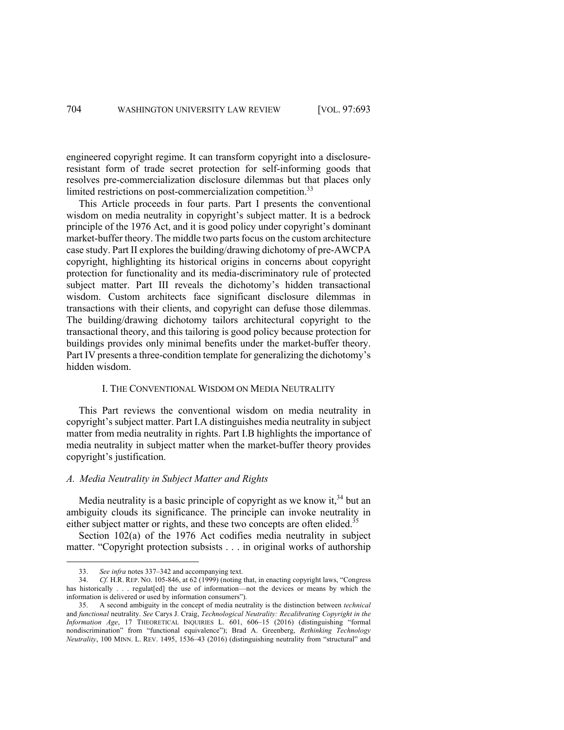engineered copyright regime. It can transform copyright into a disclosure-resistant form of trade secret protection for self-informing goods that resolves pre-commercialization disclosure dilemmas but that places only limited restrictions on post-commercialization competition.[33]

This Article proceeds in four parts. Part I presents the conventional wisdom on media neutrality in copyright's subject matter. It is a bedrock principle of the 1976 Act, and it is good policy under copyright's dominant market-buffer theory. The middle two parts focus on the custom architecture case study. Part II explores the building/drawing dichotomy of pre-AWCPA copyright, highlighting its historical origins in concerns about copyright protection for functionality and its media-discriminatory rule of protected subject matter. Part III reveals the dichotomy's hidden transactional wisdom. Custom architects face significant disclosure dilemmas in transactions with their clients, and copyright can defuse those dilemmas. The building/drawing dichotomy tailors architectural copyright to the transactional theory, and this tailoring is good policy because protection for buildings provides only minimal benefits under the market-buffer theory. Part IV presents a three-condition template for generalizing the dichotomy's hidden wisdom.

## I. THE CONVENTIONAL WISDOM ON MEDIA NEUTRALITY

This Part reviews the conventional wisdom on media neutrality in copyright's subject matter. Part I.A distinguishes media neutrality in subject matter from media neutrality in rights. Part I.B highlights the importance of media neutrality in subject matter when the market-buffer theory provides copyright's justification.

### *A. Media Neutrality in Subject Matter and Rights*

Media neutrality is a basic principle of copyright as we know it,[34] but an ambiguity clouds its significance. The principle can invoke neutrality in either subject matter or rights, and these two concepts are often elided.[35]

Section 102(a) of the 1976 Act codifies media neutrality in subject matter. "Copyright protection subsists . . . in original works of authorship

---

33. *See infra* notes 337–342 and accompanying text.

34. *Cf.* H.R. REP. NO. 105-846, at 62 (1999) (noting that, in enacting copyright laws, "Congress has historically . . . regulat[ed] the use of information—not the devices or means by which the information is delivered or used by information consumers").

35. A second ambiguity in the concept of media neutrality is the distinction between *technical* and *functional* neutrality. *See* Carys J. Craig, *Technological Neutrality: Recalibrating Copyright in the Information Age*, 17 THEORETICAL INQUIRIES L. 601, 606–15 (2016) (distinguishing "formal nondiscrimination" from "functional equivalence"); Brad A. Greenberg, *Rethinking Technology Neutrality*, 100 MINN. L. REV. 1495, 1536–43 (2016) (distinguishing neutrality from "structural" and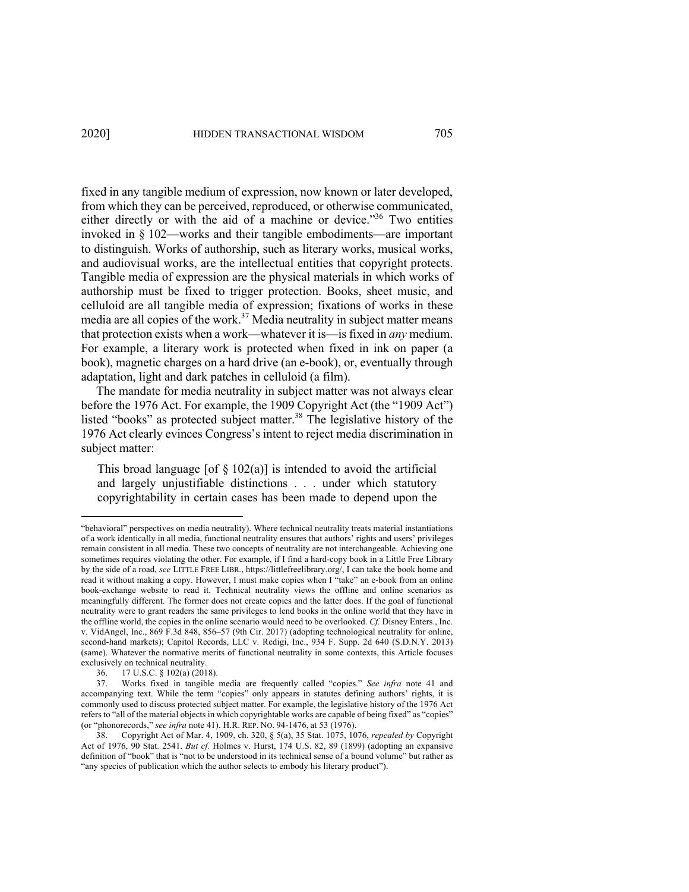fixed in any tangible medium of expression, now known or later developed, from which they can be perceived, reproduced, or otherwise communicated, either directly or with the aid of a machine or device."[36] Two entities invoked in § 102—works and their tangible embodiments—are important to distinguish. Works of authorship, such as literary works, musical works, and audiovisual works, are the intellectual entities that copyright protects. Tangible media of expression are the physical materials in which works of authorship must be fixed to trigger protection. Books, sheet music, and celluloid are all tangible media of expression; fixations of works in these media are all copies of the work.[37] Media neutrality in subject matter means that protection exists when a work—whatever it is—is fixed in *any* medium. For example, a literary work is protected when fixed in ink on paper (a book), magnetic charges on a hard drive (an e-book), or, eventually through adaptation, light and dark patches in celluloid (a film).

The mandate for media neutrality in subject matter was not always clear before the 1976 Act. For example, the 1909 Copyright Act (the "1909 Act") listed "books" as protected subject matter.[38] The legislative history of the 1976 Act clearly evinces Congress's intent to reject media discrimination in subject matter:

> This broad language [of § 102(a)] is intended to avoid the artificial and largely unjustifiable distinctions . . . under which statutory copyrightability in certain cases has been made to depend upon the

---

"behavioral" perspectives on media neutrality). Where technical neutrality treats material instantiations of a work identically in all media, functional neutrality ensures that authors' rights and users' privileges remain consistent in all media. These two concepts of neutrality are not interchangeable. Achieving one sometimes requires violating the other. For example, if I find a hard-copy book in a Little Free Library by the side of a road, *see* LITTLE FREE LIBR., https://littlefreelibrary.org/, I can take the book home and read it without making a copy. However, I must make copies when I "take" an e-book from an online book-exchange website to read it. Technical neutrality views the offline and online scenarios as meaningfully different. The former does not create copies and the latter does. If the goal of functional neutrality were to grant readers the same privileges to lend books in the online world that they have in the offline world, the copies in the online scenario would need to be overlooked. *Cf.* Disney Enters., Inc. v. VidAngel, Inc., 869 F.3d 848, 856–57 (9th Cir. 2017) (adopting technological neutrality for online, second-hand markets); Capitol Records, LLC v. Redigi, Inc., 934 F. Supp. 2d 640 (S.D.N.Y. 2013) (same). Whatever the normative merits of functional neutrality in some contexts, this Article focuses exclusively on technical neutrality.

36. 17 U.S.C. § 102(a) (2018).

37. Works fixed in tangible media are frequently called "copies." *See infra* note 41 and accompanying text. While the term "copies" only appears in statutes defining authors' rights, it is commonly used to discuss protected subject matter. For example, the legislative history of the 1976 Act refers to "all of the material objects in which copyrightable works are capable of being fixed" as "copies" (or "phonorecords," *see infra* note 41). H.R. REP. NO. 94-1476, at 53 (1976).

38. Copyright Act of Mar. 4, 1909, ch. 320, § 5(a), 35 Stat. 1075, 1076, *repealed by* Copyright Act of 1976, 90 Stat. 2541. *But cf.* Holmes v. Hurst, 174 U.S. 82, 89 (1899) (adopting an expansive definition of "book" that is "not to be understood in its technical sense of a bound volume" but rather as "any species of publication which the author selects to embody his literary product").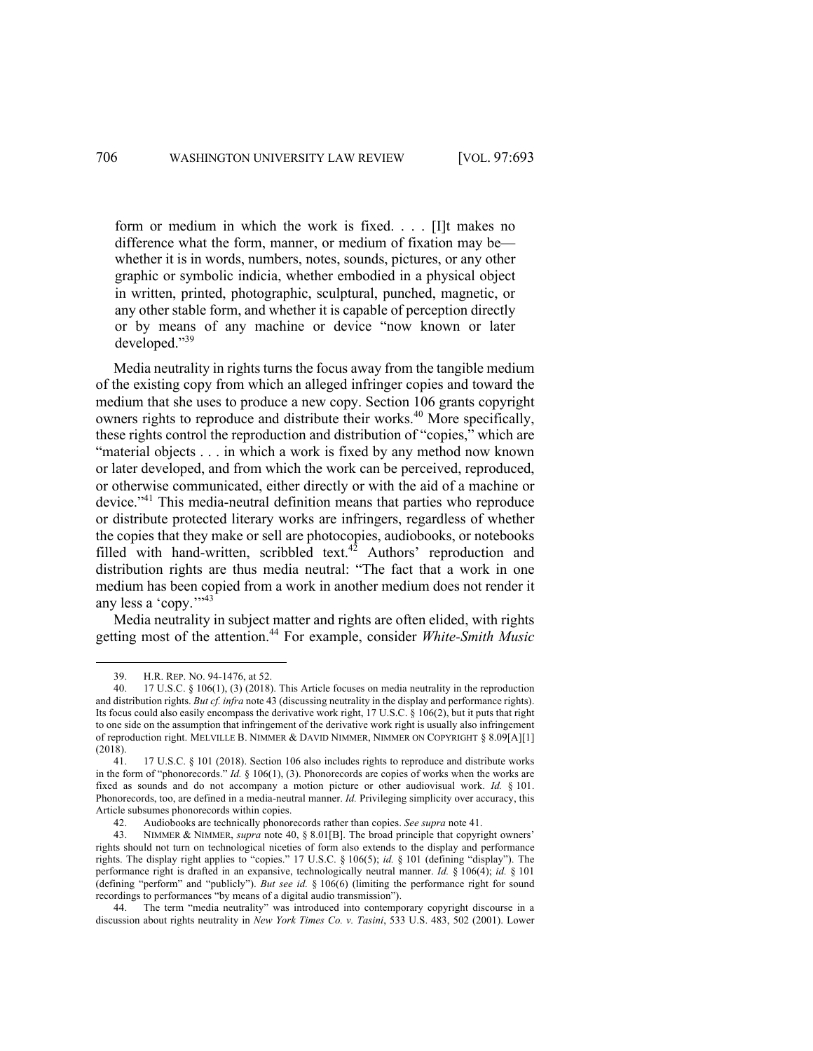> form or medium in which the work is fixed. . . . [I]t makes no difference what the form, manner, or medium of fixation may be—whether it is in words, numbers, notes, sounds, pictures, or any other graphic or symbolic indicia, whether embodied in a physical object in written, printed, photographic, sculptural, punched, magnetic, or any other stable form, and whether it is capable of perception directly or by means of any machine or device "now known or later developed."[39]

Media neutrality in rights turns the focus away from the tangible medium of the existing copy from which an alleged infringer copies and toward the medium that she uses to produce a new copy. Section 106 grants copyright owners rights to reproduce and distribute their works.[40] More specifically, these rights control the reproduction and distribution of "copies," which are "material objects . . . in which a work is fixed by any method now known or later developed, and from which the work can be perceived, reproduced, or otherwise communicated, either directly or with the aid of a machine or device."[41] This media-neutral definition means that parties who reproduce or distribute protected literary works are infringers, regardless of whether the copies that they make or sell are photocopies, audiobooks, or notebooks filled with hand-written, scribbled text.[42] Authors' reproduction and distribution rights are thus media neutral: "The fact that a work in one medium has been copied from a work in another medium does not render it any less a 'copy.'"[43]

Media neutrality in subject matter and rights are often elided, with rights getting most of the attention.[44] For example, consider *White-Smith Music*

---

39. H.R. REP. NO. 94-1476, at 52.

40. 17 U.S.C. § 106(1), (3) (2018). This Article focuses on media neutrality in the reproduction and distribution rights. *But cf. infra* note 43 (discussing neutrality in the display and performance rights). Its focus could also easily encompass the derivative work right, 17 U.S.C. § 106(2), but it puts that right to one side on the assumption that infringement of the derivative work right is usually also infringement of reproduction right. MELVILLE B. NIMMER & DAVID NIMMER, NIMMER ON COPYRIGHT § 8.09[A][1] (2018).

41. 17 U.S.C. § 101 (2018). Section 106 also includes rights to reproduce and distribute works in the form of "phonorecords." *Id.* § 106(1), (3). Phonorecords are copies of works when the works are fixed as sounds and do not accompany a motion picture or other audiovisual work. *Id.* § 101. Phonorecords, too, are defined in a media-neutral manner. *Id.* Privileging simplicity over accuracy, this Article subsumes phonorecords within copies.

42. Audiobooks are technically phonorecords rather than copies. *See supra* note 41.

43. NIMMER & NIMMER, *supra* note 40, § 8.01[B]. The broad principle that copyright owners' rights should not turn on technological niceties of form also extends to the display and performance rights. The display right applies to "copies." 17 U.S.C. § 106(5); *id.* § 101 (defining "display"). The performance right is drafted in an expansive, technologically neutral manner. *Id.* § 106(4); *id.* § 101 (defining "perform" and "publicly"). *But see id.* § 106(6) (limiting the performance right for sound recordings to performances "by means of a digital audio transmission").

44. The term "media neutrality" was introduced into contemporary copyright discourse in a discussion about rights neutrality in *New York Times Co. v. Tasini*, 533 U.S. 483, 502 (2001). Lower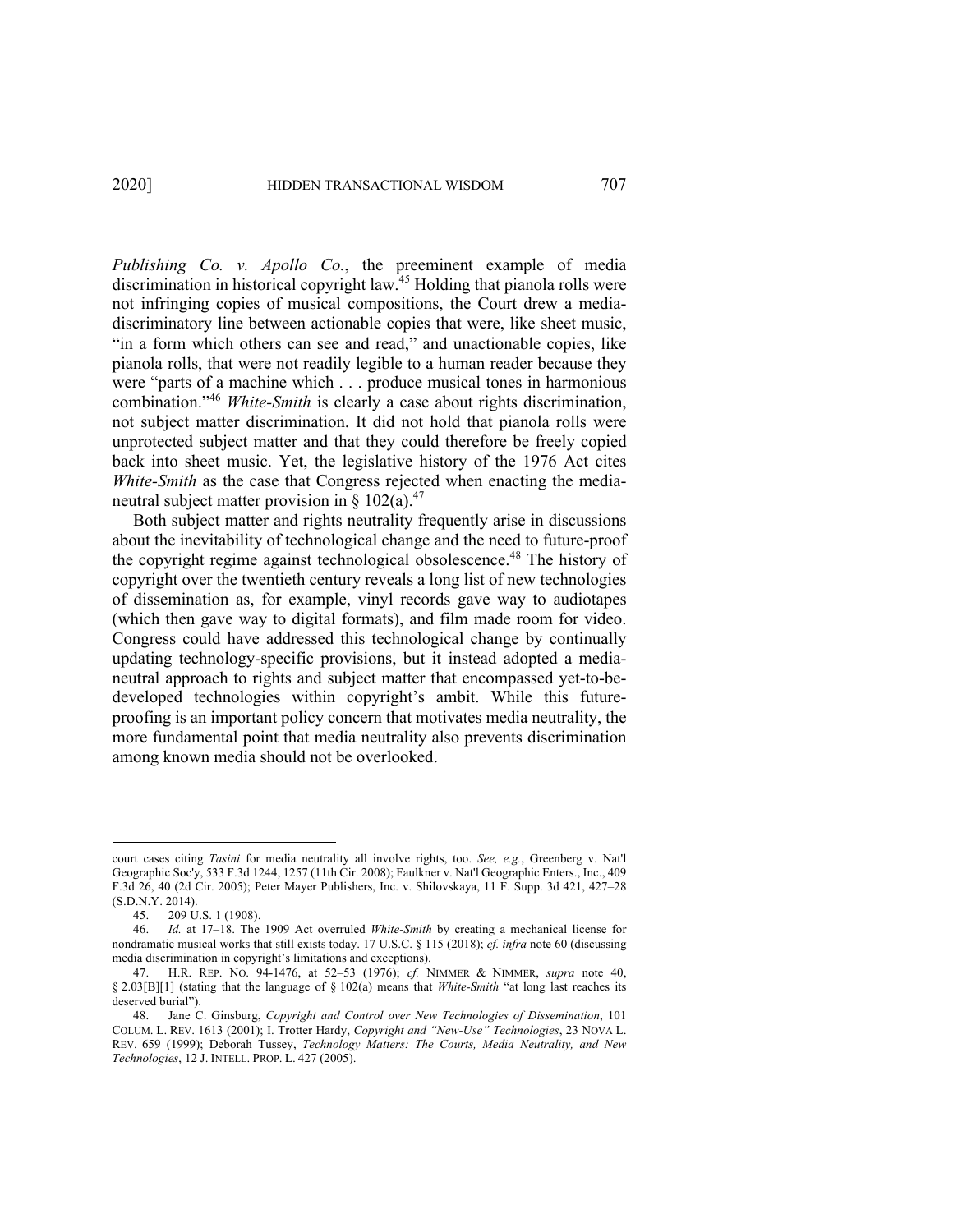*Publishing Co. v. Apollo Co.*, the preeminent example of media discrimination in historical copyright law.[45] Holding that pianola rolls were not infringing copies of musical compositions, the Court drew a media-discriminatory line between actionable copies that were, like sheet music, "in a form which others can see and read," and unactionable copies, like pianola rolls, that were not readily legible to a human reader because they were "parts of a machine which . . . produce musical tones in harmonious combination."[46] *White-Smith* is clearly a case about rights discrimination, not subject matter discrimination. It did not hold that pianola rolls were unprotected subject matter and that they could therefore be freely copied back into sheet music. Yet, the legislative history of the 1976 Act cites *White-Smith* as the case that Congress rejected when enacting the media-neutral subject matter provision in § 102(a).[47]

Both subject matter and rights neutrality frequently arise in discussions about the inevitability of technological change and the need to future-proof the copyright regime against technological obsolescence.[48] The history of copyright over the twentieth century reveals a long list of new technologies of dissemination as, for example, vinyl records gave way to audiotapes (which then gave way to digital formats), and film made room for video. Congress could have addressed this technological change by continually updating technology-specific provisions, but it instead adopted a media-neutral approach to rights and subject matter that encompassed yet-to-be-developed technologies within copyright's ambit. While this future-proofing is an important policy concern that motivates media neutrality, the more fundamental point that media neutrality also prevents discrimination among known media should not be overlooked.

---

court cases citing *Tasini* for media neutrality all involve rights, too. *See, e.g.*, Greenberg v. Nat'l Geographic Soc'y, 533 F.3d 1244, 1257 (11th Cir. 2008); Faulkner v. Nat'l Geographic Enters., Inc., 409 F.3d 26, 40 (2d Cir. 2005); Peter Mayer Publishers, Inc. v. Shilovskaya, 11 F. Supp. 3d 421, 427–28 (S.D.N.Y. 2014).

45. 209 U.S. 1 (1908).

46. *Id.* at 17–18. The 1909 Act overruled *White-Smith* by creating a mechanical license for nondramatic musical works that still exists today. 17 U.S.C. § 115 (2018); *cf. infra* note 60 (discussing media discrimination in copyright's limitations and exceptions).

47. H.R. REP. NO. 94-1476, at 52–53 (1976); *cf.* NIMMER & NIMMER, *supra* note 40, § 2.03[B][1] (stating that the language of § 102(a) means that *White-Smith* "at long last reaches its deserved burial").

48. Jane C. Ginsburg, *Copyright and Control over New Technologies of Dissemination*, 101 COLUM. L. REV. 1613 (2001); I. Trotter Hardy, *Copyright and "New-Use" Technologies*, 23 NOVA L. REV. 659 (1999); Deborah Tussey, *Technology Matters: The Courts, Media Neutrality, and New Technologies*, 12 J. INTELL. PROP. L. 427 (2005).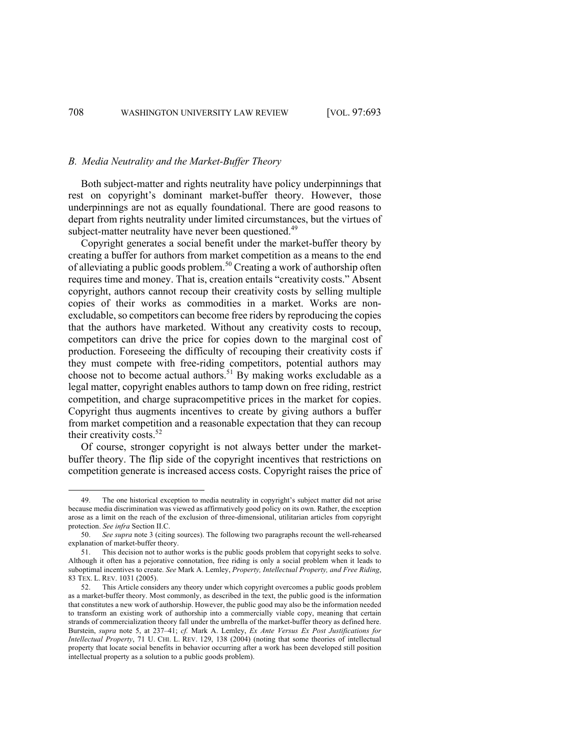### *B. Media Neutrality and the Market-Buffer Theory*

Both subject-matter and rights neutrality have policy underpinnings that rest on copyright's dominant market-buffer theory. However, those underpinnings are not as equally foundational. There are good reasons to depart from rights neutrality under limited circumstances, but the virtues of subject-matter neutrality have never been questioned.[49]

Copyright generates a social benefit under the market-buffer theory by creating a buffer for authors from market competition as a means to the end of alleviating a public goods problem.[50] Creating a work of authorship often requires time and money. That is, creation entails "creativity costs." Absent copyright, authors cannot recoup their creativity costs by selling multiple copies of their works as commodities in a market. Works are non-excludable, so competitors can become free riders by reproducing the copies that the authors have marketed. Without any creativity costs to recoup, competitors can drive the price for copies down to the marginal cost of production. Foreseeing the difficulty of recouping their creativity costs if they must compete with free-riding competitors, potential authors may choose not to become actual authors.[51] By making works excludable as a legal matter, copyright enables authors to tamp down on free riding, restrict competition, and charge supracompetitive prices in the market for copies. Copyright thus augments incentives to create by giving authors a buffer from market competition and a reasonable expectation that they can recoup their creativity costs.[52]

Of course, stronger copyright is not always better under the market-buffer theory. The flip side of the copyright incentives that restrictions on competition generate is increased access costs. Copyright raises the price of

---

49. The one historical exception to media neutrality in copyright's subject matter did not arise because media discrimination was viewed as affirmatively good policy on its own. Rather, the exception arose as a limit on the reach of the exclusion of three-dimensional, utilitarian articles from copyright protection. *See infra* Section II.C.

50. *See supra* note 3 (citing sources). The following two paragraphs recount the well-rehearsed explanation of market-buffer theory.

51. This decision not to author works is the public goods problem that copyright seeks to solve. Although it often has a pejorative connotation, free riding is only a social problem when it leads to suboptimal incentives to create. *See* Mark A. Lemley, *Property, Intellectual Property, and Free Riding*, 83 TEX. L. REV. 1031 (2005).

52. This Article considers any theory under which copyright overcomes a public goods problem as a market-buffer theory. Most commonly, as described in the text, the public good is the information that constitutes a new work of authorship. However, the public good may also be the information needed to transform an existing work of authorship into a commercially viable copy, meaning that certain strands of commercialization theory fall under the umbrella of the market-buffer theory as defined here. Burstein, *supra* note 5, at 237–41; *cf.* Mark A. Lemley, *Ex Ante Versus Ex Post Justifications for Intellectual Property*, 71 U. CHI. L. REV. 129, 138 (2004) (noting that some theories of intellectual property that locate social benefits in behavior occurring after a work has been developed still position intellectual property as a solution to a public goods problem).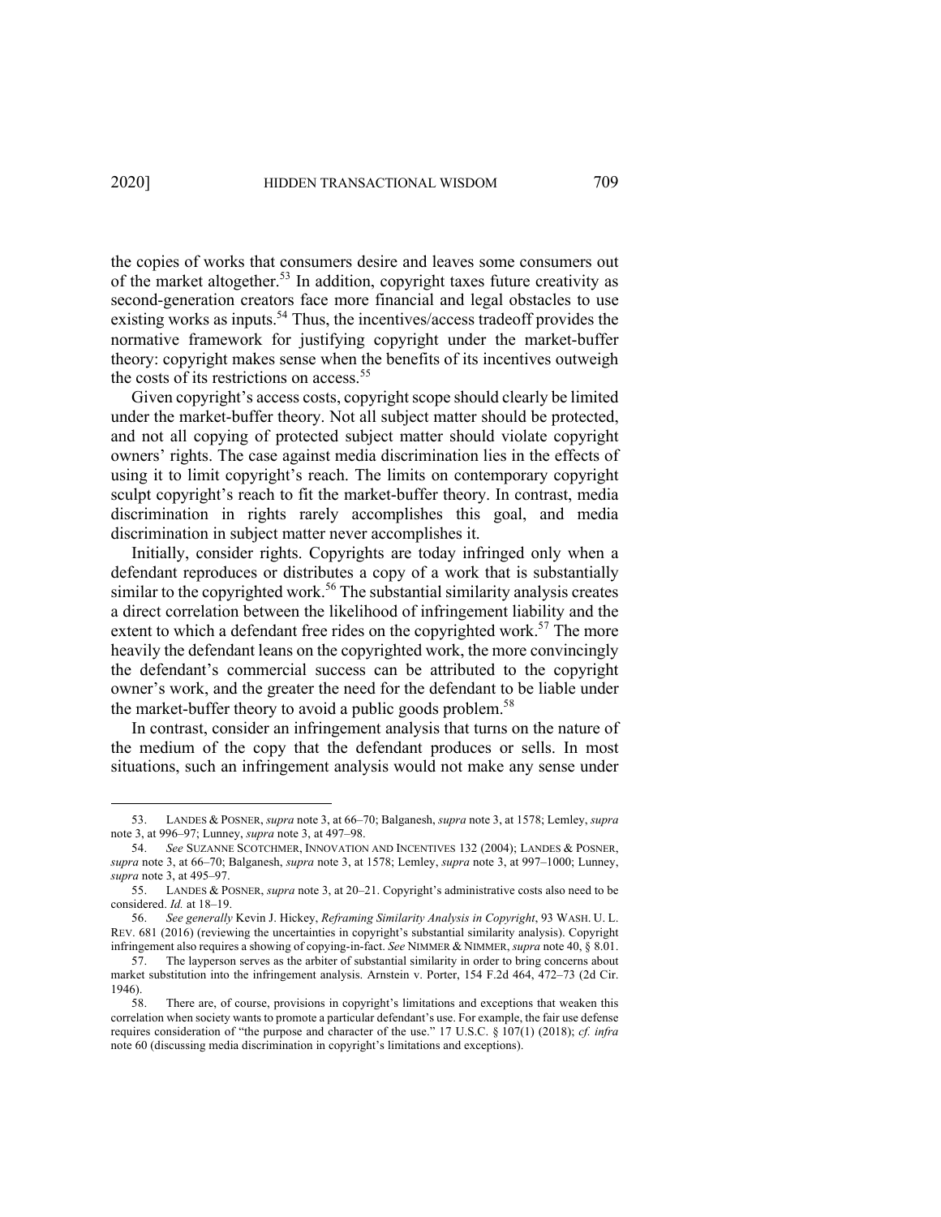the copies of works that consumers desire and leaves some consumers out of the market altogether.[53] In addition, copyright taxes future creativity as second-generation creators face more financial and legal obstacles to use existing works as inputs.[54] Thus, the incentives/access tradeoff provides the normative framework for justifying copyright under the market-buffer theory: copyright makes sense when the benefits of its incentives outweigh the costs of its restrictions on access.[55]

Given copyright's access costs, copyright scope should clearly be limited under the market-buffer theory. Not all subject matter should be protected, and not all copying of protected subject matter should violate copyright owners' rights. The case against media discrimination lies in the effects of using it to limit copyright's reach. The limits on contemporary copyright sculpt copyright's reach to fit the market-buffer theory. In contrast, media discrimination in rights rarely accomplishes this goal, and media discrimination in subject matter never accomplishes it.

Initially, consider rights. Copyrights are today infringed only when a defendant reproduces or distributes a copy of a work that is substantially similar to the copyrighted work.[56] The substantial similarity analysis creates a direct correlation between the likelihood of infringement liability and the extent to which a defendant free rides on the copyrighted work.[57] The more heavily the defendant leans on the copyrighted work, the more convincingly the defendant's commercial success can be attributed to the copyright owner's work, and the greater the need for the defendant to be liable under the market-buffer theory to avoid a public goods problem.[58]

In contrast, consider an infringement analysis that turns on the nature of the medium of the copy that the defendant produces or sells. In most situations, such an infringement analysis would not make any sense under

---

53. LANDES & POSNER, *supra* note 3, at 66–70; Balganesh, *supra* note 3, at 1578; Lemley, *supra* note 3, at 996–97; Lunney, *supra* note 3, at 497–98.

54. *See* SUZANNE SCOTCHMER, INNOVATION AND INCENTIVES 132 (2004); LANDES & POSNER, *supra* note 3, at 66–70; Balganesh, *supra* note 3, at 1578; Lemley, *supra* note 3, at 997–1000; Lunney, *supra* note 3, at 495–97.

55. LANDES & POSNER, *supra* note 3, at 20–21. Copyright's administrative costs also need to be considered. *Id.* at 18–19.

56. *See generally* Kevin J. Hickey, *Reframing Similarity Analysis in Copyright*, 93 WASH. U. L. REV. 681 (2016) (reviewing the uncertainties in copyright's substantial similarity analysis). Copyright infringement also requires a showing of copying-in-fact. *See* NIMMER & NIMMER, *supra* note 40, § 8.01.

57. The layperson serves as the arbiter of substantial similarity in order to bring concerns about market substitution into the infringement analysis. Arnstein v. Porter, 154 F.2d 464, 472–73 (2d Cir. 1946).

58. There are, of course, provisions in copyright's limitations and exceptions that weaken this correlation when society wants to promote a particular defendant's use. For example, the fair use defense requires consideration of "the purpose and character of the use." 17 U.S.C. § 107(1) (2018); *cf. infra* note 60 (discussing media discrimination in copyright's limitations and exceptions).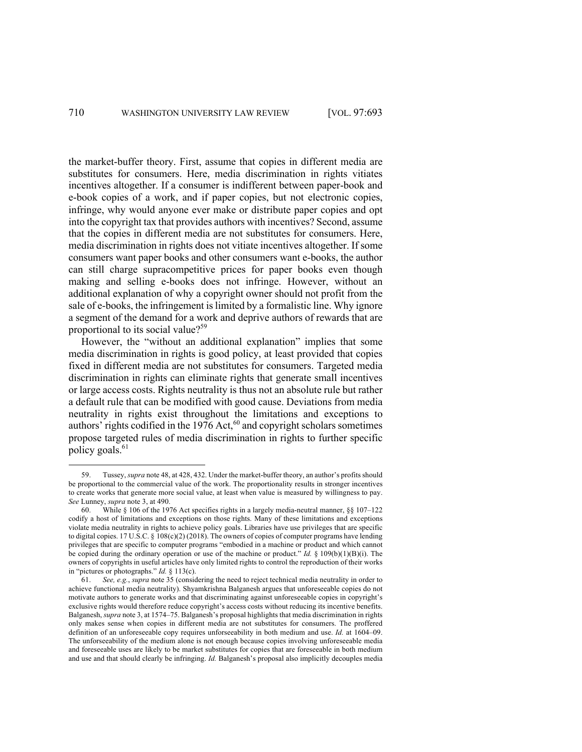the market-buffer theory. First, assume that copies in different media are substitutes for consumers. Here, media discrimination in rights vitiates incentives altogether. If a consumer is indifferent between paper-book and e-book copies of a work, and if paper copies, but not electronic copies, infringe, why would anyone ever make or distribute paper copies and opt into the copyright tax that provides authors with incentives? Second, assume that the copies in different media are not substitutes for consumers. Here, media discrimination in rights does not vitiate incentives altogether. If some consumers want paper books and other consumers want e-books, the author can still charge supracompetitive prices for paper books even though making and selling e-books does not infringe. However, without an additional explanation of why a copyright owner should not profit from the sale of e-books, the infringement is limited by a formalistic line. Why ignore a segment of the demand for a work and deprive authors of rewards that are proportional to its social value?[59]

However, the "without an additional explanation" implies that some media discrimination in rights is good policy, at least provided that copies fixed in different media are not substitutes for consumers. Targeted media discrimination in rights can eliminate rights that generate small incentives or large access costs. Rights neutrality is thus not an absolute rule but rather a default rule that can be modified with good cause. Deviations from media neutrality in rights exist throughout the limitations and exceptions to authors' rights codified in the 1976 Act,[60] and copyright scholars sometimes propose targeted rules of media discrimination in rights to further specific policy goals.[61]

---

59. Tussey, *supra* note 48, at 428, 432. Under the market-buffer theory, an author's profits should be proportional to the commercial value of the work. The proportionality results in stronger incentives to create works that generate more social value, at least when value is measured by willingness to pay. *See* Lunney, *supra* note 3, at 490.

60. While § 106 of the 1976 Act specifies rights in a largely media-neutral manner, §§ 107–122 codify a host of limitations and exceptions on those rights. Many of these limitations and exceptions violate media neutrality in rights to achieve policy goals. Libraries have use privileges that are specific to digital copies. 17 U.S.C. § 108(c)(2) (2018). The owners of copies of computer programs have lending privileges that are specific to computer programs "embodied in a machine or product and which cannot be copied during the ordinary operation or use of the machine or product." *Id.* § 109(b)(1)(B)(i). The owners of copyrights in useful articles have only limited rights to control the reproduction of their works in "pictures or photographs." *Id.* § 113(c).

61. *See, e.g.*, *supra* note 35 (considering the need to reject technical media neutrality in order to achieve functional media neutrality). Shyamkrishna Balganesh argues that unforeseeable copies do not motivate authors to generate works and that discriminating against unforeseeable copies in copyright's exclusive rights would therefore reduce copyright's access costs without reducing its incentive benefits. Balganesh, *supra* note 3, at 1574–75. Balganesh's proposal highlights that media discrimination in rights only makes sense when copies in different media are not substitutes for consumers. The proffered definition of an unforeseeable copy requires unforseeability in both medium and use. *Id.* at 1604–09. The unforseeability of the medium alone is not enough because copies involving unforeseeable media and foreseeable uses are likely to be market substitutes for copies that are foreseeable in both medium and use and that should clearly be infringing. *Id.* Balganesh's proposal also implicitly decouples media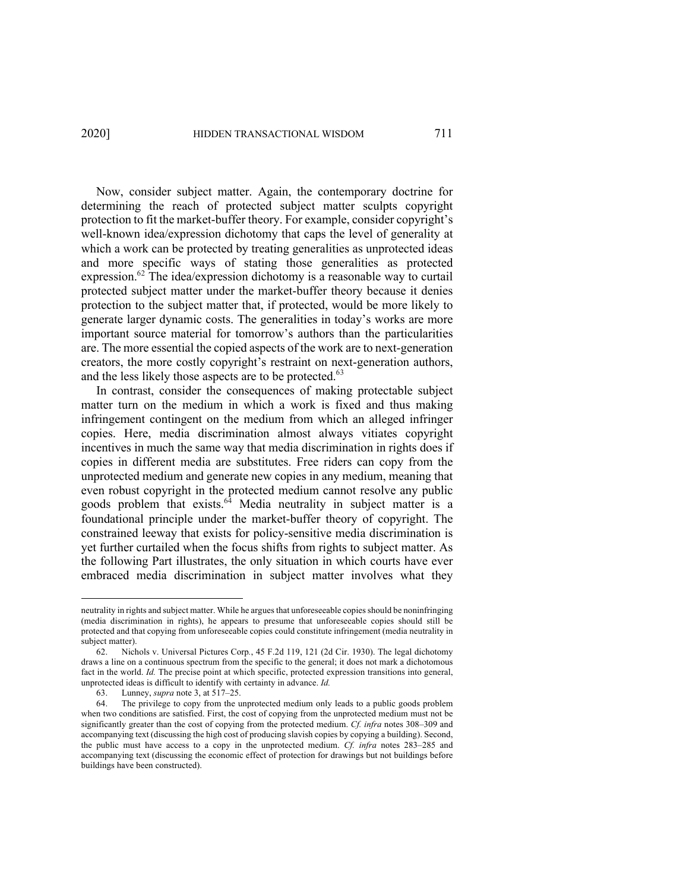Now, consider subject matter. Again, the contemporary doctrine for determining the reach of protected subject matter sculpts copyright protection to fit the market-buffer theory. For example, consider copyright's well-known idea/expression dichotomy that caps the level of generality at which a work can be protected by treating generalities as unprotected ideas and more specific ways of stating those generalities as protected expression.[62] The idea/expression dichotomy is a reasonable way to curtail protected subject matter under the market-buffer theory because it denies protection to the subject matter that, if protected, would be more likely to generate larger dynamic costs. The generalities in today's works are more important source material for tomorrow's authors than the particularities are. The more essential the copied aspects of the work are to next-generation creators, the more costly copyright's restraint on next-generation authors, and the less likely those aspects are to be protected.[63]

In contrast, consider the consequences of making protectable subject matter turn on the medium in which a work is fixed and thus making infringement contingent on the medium from which an alleged infringer copies. Here, media discrimination almost always vitiates copyright incentives in much the same way that media discrimination in rights does if copies in different media are substitutes. Free riders can copy from the unprotected medium and generate new copies in any medium, meaning that even robust copyright in the protected medium cannot resolve any public goods problem that exists.[64] Media neutrality in subject matter is a foundational principle under the market-buffer theory of copyright. The constrained leeway that exists for policy-sensitive media discrimination is yet further curtailed when the focus shifts from rights to subject matter. As the following Part illustrates, the only situation in which courts have ever embraced media discrimination in subject matter involves what they

---

neutrality in rights and subject matter. While he argues that unforeseeable copies should be noninfringing (media discrimination in rights), he appears to presume that unforeseeable copies should still be protected and that copying from unforeseeable copies could constitute infringement (media neutrality in subject matter).

62. Nichols v. Universal Pictures Corp., 45 F.2d 119, 121 (2d Cir. 1930). The legal dichotomy draws a line on a continuous spectrum from the specific to the general; it does not mark a dichotomous fact in the world. *Id.* The precise point at which specific, protected expression transitions into general, unprotected ideas is difficult to identify with certainty in advance. *Id.*

63. Lunney, *supra* note 3, at 517–25.

64. The privilege to copy from the unprotected medium only leads to a public goods problem when two conditions are satisfied. First, the cost of copying from the unprotected medium must not be significantly greater than the cost of copying from the protected medium. *Cf. infra* notes 308–309 and accompanying text (discussing the high cost of producing slavish copies by copying a building). Second, the public must have access to a copy in the unprotected medium. *Cf. infra* notes 283–285 and accompanying text (discussing the economic effect of protection for drawings but not buildings before buildings have been constructed).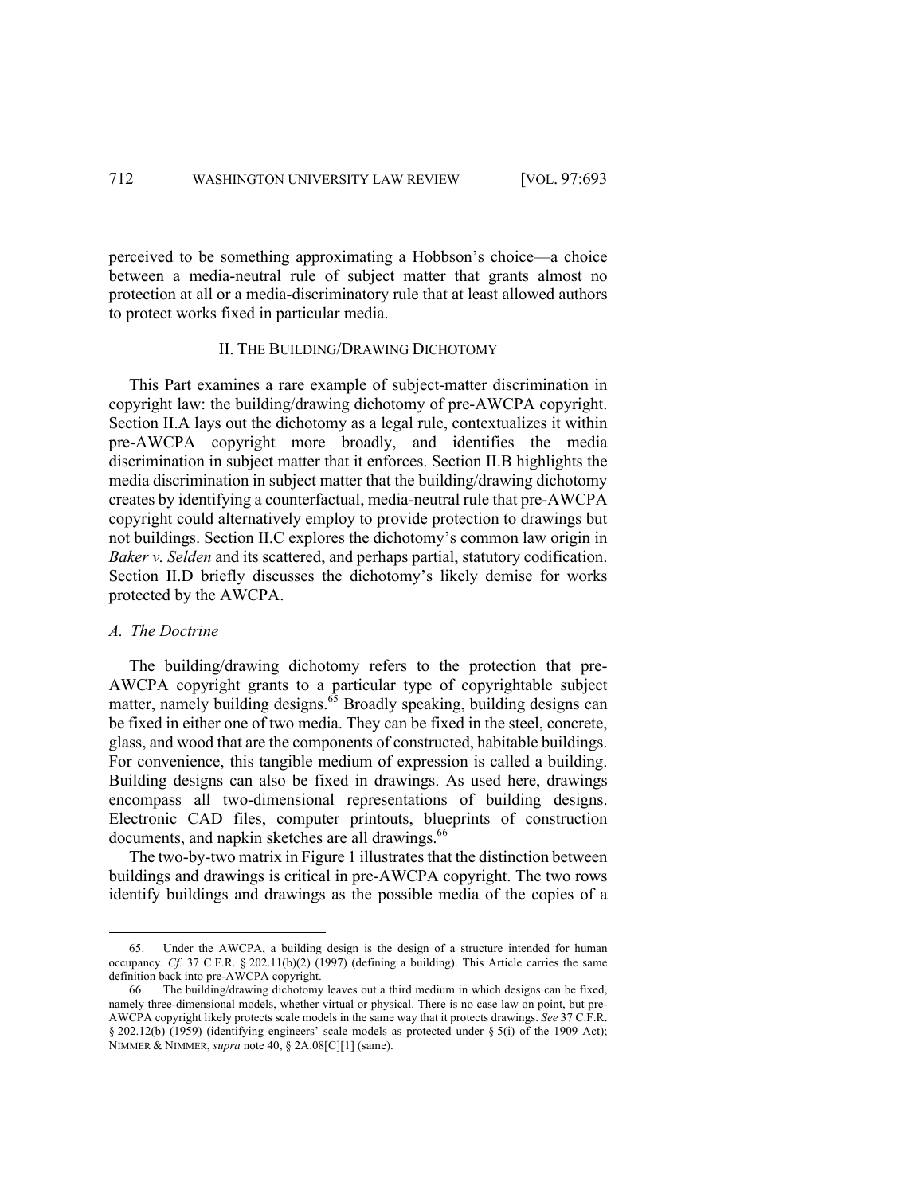perceived to be something approximating a Hobbson's choice—a choice between a media-neutral rule of subject matter that grants almost no protection at all or a media-discriminatory rule that at least allowed authors to protect works fixed in particular media.

## II. THE BUILDING/DRAWING DICHOTOMY

This Part examines a rare example of subject-matter discrimination in copyright law: the building/drawing dichotomy of pre-AWCPA copyright. Section II.A lays out the dichotomy as a legal rule, contextualizes it within pre-AWCPA copyright more broadly, and identifies the media discrimination in subject matter that it enforces. Section II.B highlights the media discrimination in subject matter that the building/drawing dichotomy creates by identifying a counterfactual, media-neutral rule that pre-AWCPA copyright could alternatively employ to provide protection to drawings but not buildings. Section II.C explores the dichotomy's common law origin in *Baker v. Selden* and its scattered, and perhaps partial, statutory codification. Section II.D briefly discusses the dichotomy's likely demise for works protected by the AWCPA.

### *A. The Doctrine*

The building/drawing dichotomy refers to the protection that pre-AWCPA copyright grants to a particular type of copyrightable subject matter, namely building designs.[65] Broadly speaking, building designs can be fixed in either one of two media. They can be fixed in the steel, concrete, glass, and wood that are the components of constructed, habitable buildings. For convenience, this tangible medium of expression is called a building. Building designs can also be fixed in drawings. As used here, drawings encompass all two-dimensional representations of building designs. Electronic CAD files, computer printouts, blueprints of construction documents, and napkin sketches are all drawings.[66]

The two-by-two matrix in Figure 1 illustrates that the distinction between buildings and drawings is critical in pre-AWCPA copyright. The two rows identify buildings and drawings as the possible media of the copies of a

---

65. Under the AWCPA, a building design is the design of a structure intended for human occupancy. *Cf.* 37 C.F.R. § 202.11(b)(2) (1997) (defining a building). This Article carries the same definition back into pre-AWCPA copyright.

66. The building/drawing dichotomy leaves out a third medium in which designs can be fixed, namely three-dimensional models, whether virtual or physical. There is no case law on point, but pre-AWCPA copyright likely protects scale models in the same way that it protects drawings. *See* 37 C.F.R. § 202.12(b) (1959) (identifying engineers' scale models as protected under § 5(i) of the 1909 Act); NIMMER & NIMMER, *supra* note 40, § 2A.08[C][1] (same).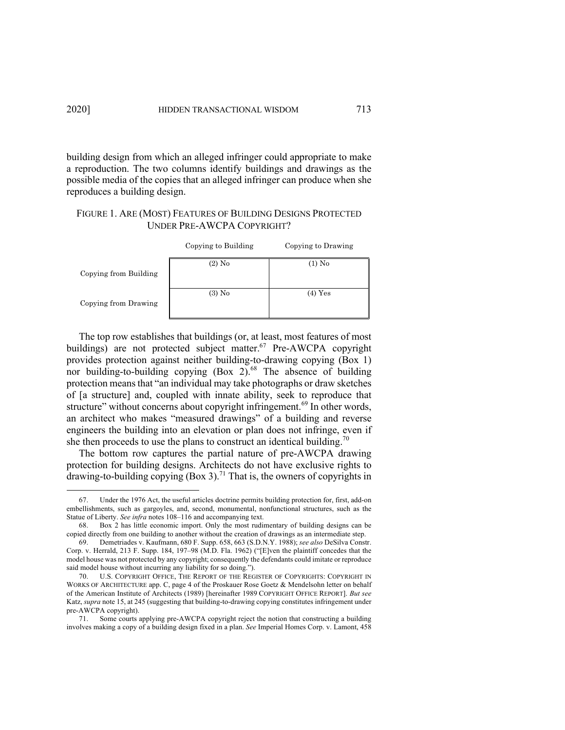building design from which an alleged infringer could appropriate to make a reproduction. The two columns identify buildings and drawings as the possible media of the copies that an alleged infringer can produce when she reproduces a building design.

FIGURE 1. ARE (MOST) FEATURES OF BUILDING DESIGNS PROTECTED UNDER PRE-AWCPA COPYRIGHT?

| | Copying to Building | Copying to Drawing |
|---|---|---|
| Copying from Building | (2) No | (1) No |
| Copying from Drawing | (3) No | (4) Yes |

The top row establishes that buildings (or, at least, most features of most buildings) are not protected subject matter.[67] Pre-AWCPA copyright provides protection against neither building-to-drawing copying (Box 1) nor building-to-building copying (Box 2).[68] The absence of building protection means that "an individual may take photographs or draw sketches of [a structure] and, coupled with innate ability, seek to reproduce that structure" without concerns about copyright infringement.[69] In other words, an architect who makes "measured drawings" of a building and reverse engineers the building into an elevation or plan does not infringe, even if she then proceeds to use the plans to construct an identical building.[70]

The bottom row captures the partial nature of pre-AWCPA drawing protection for building designs. Architects do not have exclusive rights to drawing-to-building copying (Box 3).[71] That is, the owners of copyrights in

67. Under the 1976 Act, the useful articles doctrine permits building protection for, first, add-on embellishments, such as gargoyles, and, second, monumental, nonfunctional structures, such as the Statue of Liberty. *See infra* notes 108–116 and accompanying text.

68. Box 2 has little economic import. Only the most rudimentary of building designs can be copied directly from one building to another without the creation of drawings as an intermediate step.

69. Demetriades v. Kaufmann, 680 F. Supp. 658, 663 (S.D.N.Y. 1988); *see also* DeSilva Constr. Corp. v. Herrald, 213 F. Supp. 184, 197–98 (M.D. Fla. 1962) ("[E]ven the plaintiff concedes that the model house was not protected by any copyright; consequently the defendants could imitate or reproduce said model house without incurring any liability for so doing.").

70. U.S. COPYRIGHT OFFICE, THE REPORT OF THE REGISTER OF COPYRIGHTS: COPYRIGHT IN WORKS OF ARCHITECTURE app. C, page 4 of the Proskauer Rose Goetz & Mendelsohn letter on behalf of the American Institute of Architects (1989) [hereinafter 1989 COPYRIGHT OFFICE REPORT]. *But see* Katz, *supra* note 15, at 245 (suggesting that building-to-drawing copying constitutes infringement under pre-AWCPA copyright).

71. Some courts applying pre-AWCPA copyright reject the notion that constructing a building involves making a copy of a building design fixed in a plan. *See* Imperial Homes Corp. v. Lamont, 458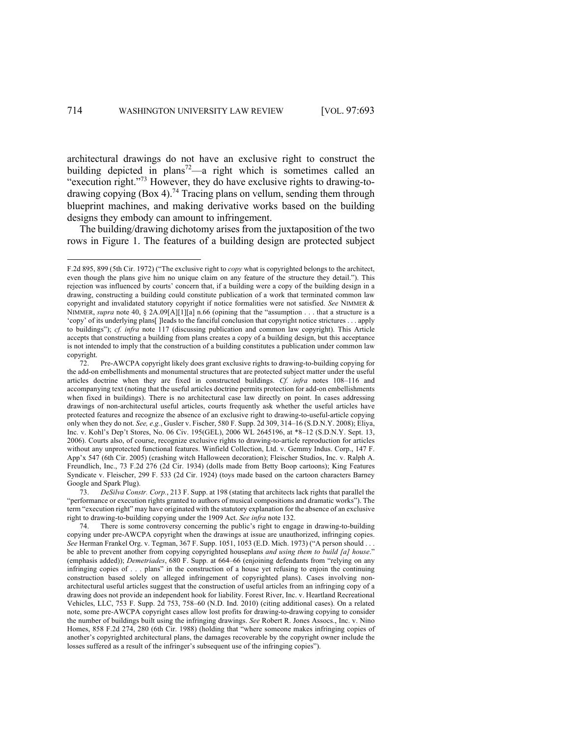architectural drawings do not have an exclusive right to construct the building depicted in plans[72]—a right which is sometimes called an "execution right."[73] However, they do have exclusive rights to drawing-to-drawing copying (Box 4).[74] Tracing plans on vellum, sending them through blueprint machines, and making derivative works based on the building designs they embody can amount to infringement.

The building/drawing dichotomy arises from the juxtaposition of the two rows in Figure 1. The features of a building design are protected subject

---

F.2d 895, 899 (5th Cir. 1972) ("The exclusive right to *copy* what is copyrighted belongs to the architect, even though the plans give him no unique claim on any feature of the structure they detail."). This rejection was influenced by courts' concern that, if a building were a copy of the building design in a drawing, constructing a building could constitute publication of a work that terminated common law copyright and invalidated statutory copyright if notice formalities were not satisfied. *See* NIMMER & NIMMER, *supra* note 40, § 2A.09[A][1][a] n.66 (opining that the "assumption . . . that a structure is a 'copy' of its underlying plans[ ]leads to the fanciful conclusion that copyright notice strictures . . . apply to buildings"); *cf. infra* note 117 (discussing publication and common law copyright). This Article accepts that constructing a building from plans creates a copy of a building design, but this acceptance is not intended to imply that the construction of a building constitutes a publication under common law copyright.

72. Pre-AWCPA copyright likely does grant exclusive rights to drawing-to-building copying for the add-on embellishments and monumental structures that are protected subject matter under the useful articles doctrine when they are fixed in constructed buildings. *Cf. infra* notes 108–116 and accompanying text (noting that the useful articles doctrine permits protection for add-on embellishments when fixed in buildings). There is no architectural case law directly on point. In cases addressing drawings of non-architectural useful articles, courts frequently ask whether the useful articles have protected features and recognize the absence of an exclusive right to drawing-to-useful-article copying only when they do not. *See, e.g.*, Gusler v. Fischer, 580 F. Supp. 2d 309, 314–16 (S.D.N.Y. 2008); Eliya, Inc. v. Kohl's Dep't Stores, No. 06 Civ. 195(GEL), 2006 WL 2645196, at *8–12 (S.D.N.Y. Sept. 13, 2006). Courts also, of course, recognize exclusive rights to drawing-to-article reproduction for articles without any unprotected functional features. Winfield Collection, Ltd. v. Gemmy Indus. Corp., 147 F. App'x 547 (6th Cir. 2005) (crashing witch Halloween decoration); Fleischer Studios, Inc. v. Ralph A. Freundlich, Inc., 73 F.2d 276 (2d Cir. 1934) (dolls made from Betty Boop cartoons); King Features Syndicate v. Fleischer, 299 F. 533 (2d Cir. 1924) (toys made based on the cartoon characters Barney Google and Spark Plug).

73. *DeSilva Constr. Corp.*, 213 F. Supp. at 198 (stating that architects lack rights that parallel the "performance or execution rights granted to authors of musical compositions and dramatic works"). The term "execution right" may have originated with the statutory explanation for the absence of an exclusive right to drawing-to-building copying under the 1909 Act. *See infra* note 132.

74. There is some controversy concerning the public's right to engage in drawing-to-building copying under pre-AWCPA copyright when the drawings at issue are unauthorized, infringing copies. *See* Herman Frankel Org. v. Tegman, 367 F. Supp. 1051, 1053 (E.D. Mich. 1973) ("A person should . . . be able to prevent another from copying copyrighted houseplans *and using them to build [a] house*." (emphasis added)); *Demetriades*, 680 F. Supp. at 664–66 (enjoining defendants from "relying on any infringing copies of . . . plans" in the construction of a house yet refusing to enjoin the continuing construction based solely on alleged infringement of copyrighted plans). Cases involving non-architectural useful articles suggest that the construction of useful articles from an infringing copy of a drawing does not provide an independent hook for liability. Forest River, Inc. v. Heartland Recreational Vehicles, LLC, 753 F. Supp. 2d 753, 758–60 (N.D. Ind. 2010) (citing additional cases). On a related note, some pre-AWCPA copyright cases allow lost profits for drawing-to-drawing copying to consider the number of buildings built using the infringing drawings. *See* Robert R. Jones Assocs., Inc. v. Nino Homes, 858 F.2d 274, 280 (6th Cir. 1988) (holding that "where someone makes infringing copies of another's copyrighted architectural plans, the damages recoverable by the copyright owner include the losses suffered as a result of the infringer's subsequent use of the infringing copies").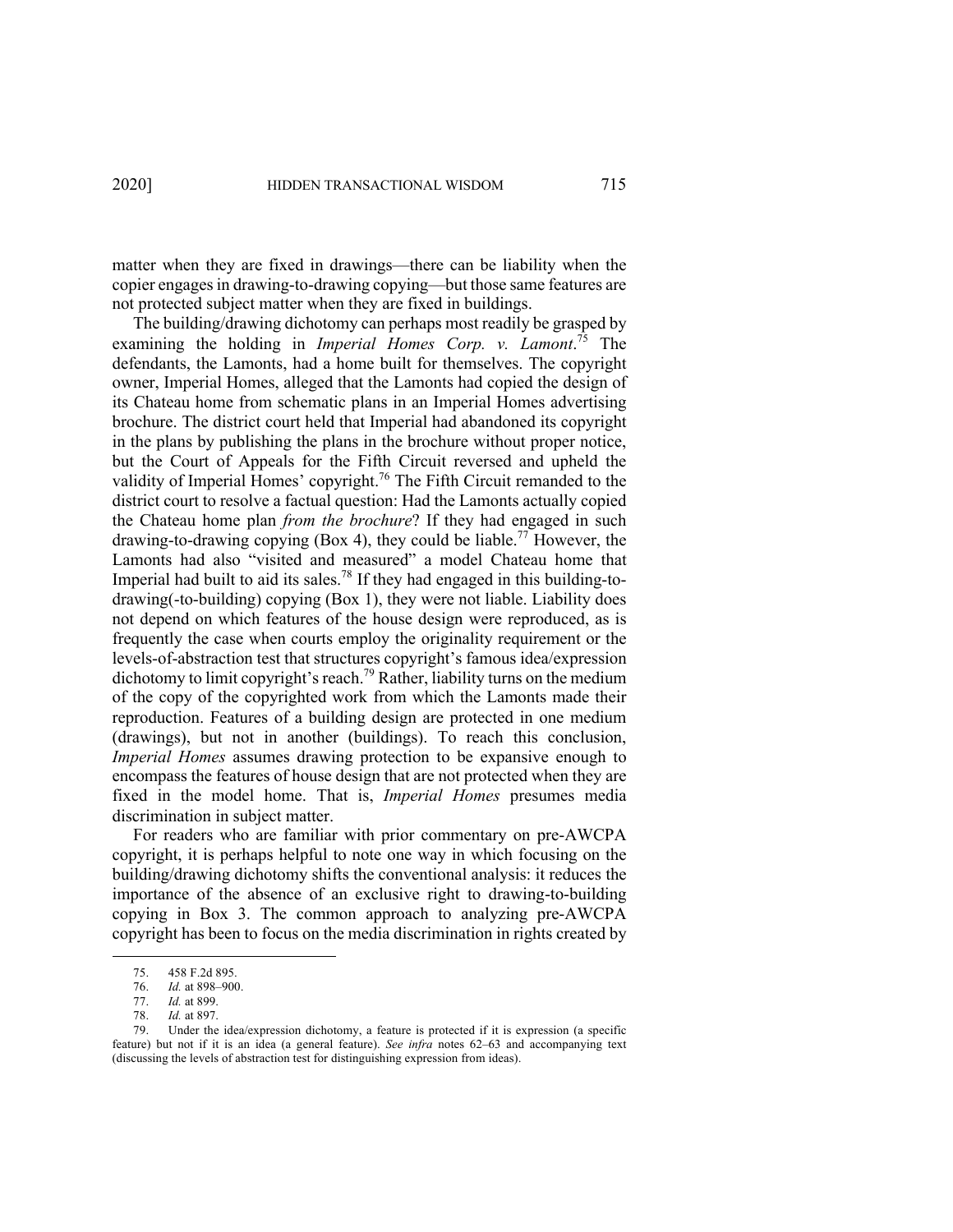matter when they are fixed in drawings—there can be liability when the copier engages in drawing-to-drawing copying—but those same features are not protected subject matter when they are fixed in buildings.

The building/drawing dichotomy can perhaps most readily be grasped by examining the holding in *Imperial Homes Corp. v. Lamont*.[75] The defendants, the Lamonts, had a home built for themselves. The copyright owner, Imperial Homes, alleged that the Lamonts had copied the design of its Chateau home from schematic plans in an Imperial Homes advertising brochure. The district court held that Imperial had abandoned its copyright in the plans by publishing the plans in the brochure without proper notice, but the Court of Appeals for the Fifth Circuit reversed and upheld the validity of Imperial Homes' copyright.[76] The Fifth Circuit remanded to the district court to resolve a factual question: Had the Lamonts actually copied the Chateau home plan *from the brochure*? If they had engaged in such drawing-to-drawing copying (Box 4), they could be liable.[77] However, the Lamonts had also "visited and measured" a model Chateau home that Imperial had built to aid its sales.[78] If they had engaged in this building-to-drawing(-to-building) copying (Box 1), they were not liable. Liability does not depend on which features of the house design were reproduced, as is frequently the case when courts employ the originality requirement or the levels-of-abstraction test that structures copyright's famous idea/expression dichotomy to limit copyright's reach.[79] Rather, liability turns on the medium of the copy of the copyrighted work from which the Lamonts made their reproduction. Features of a building design are protected in one medium (drawings), but not in another (buildings). To reach this conclusion, *Imperial Homes* assumes drawing protection to be expansive enough to encompass the features of house design that are not protected when they are fixed in the model home. That is, *Imperial Homes* presumes media discrimination in subject matter.

For readers who are familiar with prior commentary on pre-AWCPA copyright, it is perhaps helpful to note one way in which focusing on the building/drawing dichotomy shifts the conventional analysis: it reduces the importance of the absence of an exclusive right to drawing-to-building copying in Box 3. The common approach to analyzing pre-AWCPA copyright has been to focus on the media discrimination in rights created by

---

75. 458 F.2d 895.

76. *Id.* at 898–900.

77. *Id.* at 899.

78. *Id.* at 897.

79. Under the idea/expression dichotomy, a feature is protected if it is expression (a specific feature) but not if it is an idea (a general feature). *See infra* notes 62–63 and accompanying text (discussing the levels of abstraction test for distinguishing expression from ideas).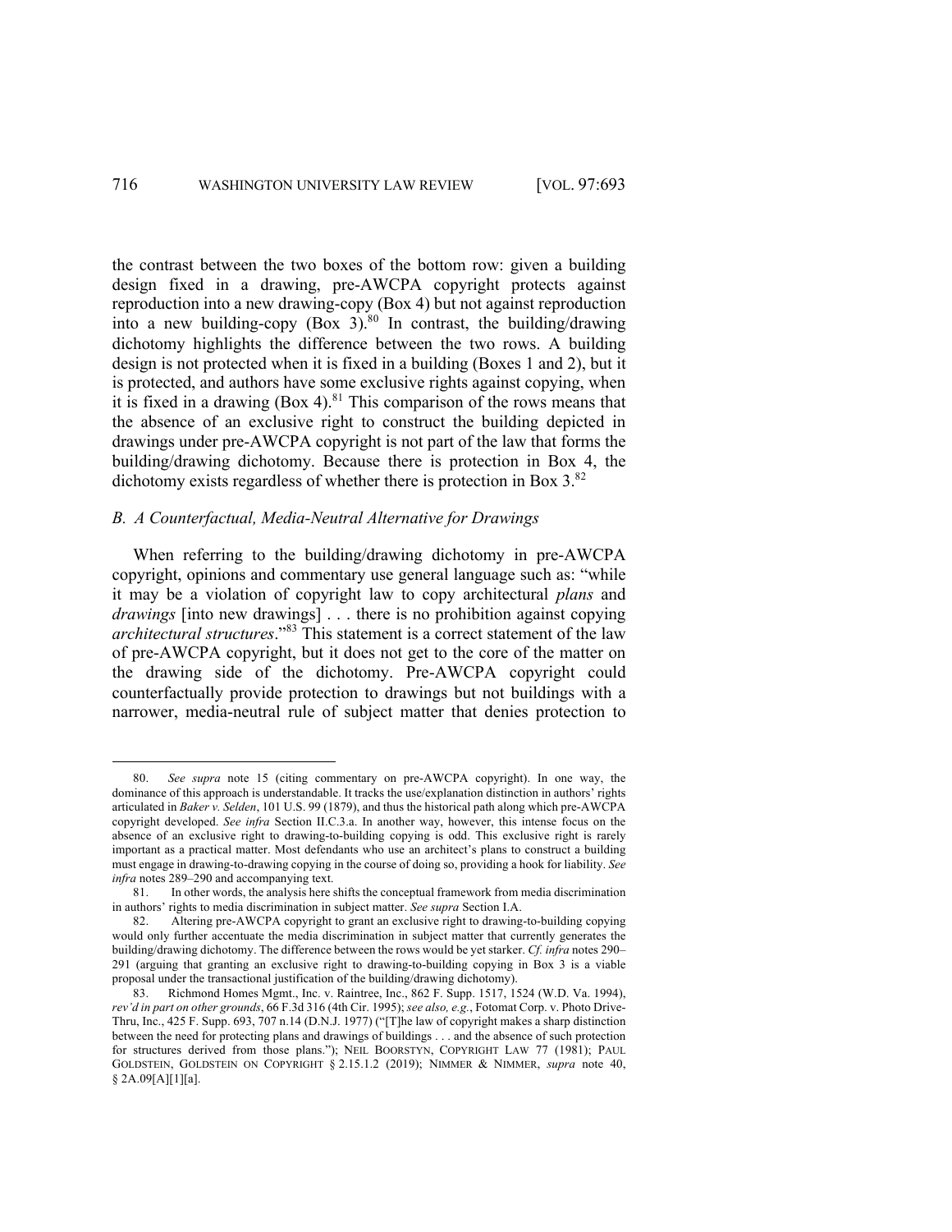the contrast between the two boxes of the bottom row: given a building design fixed in a drawing, pre-AWCPA copyright protects against reproduction into a new drawing-copy (Box 4) but not against reproduction into a new building-copy (Box 3).[80] In contrast, the building/drawing dichotomy highlights the difference between the two rows. A building design is not protected when it is fixed in a building (Boxes 1 and 2), but it is protected, and authors have some exclusive rights against copying, when it is fixed in a drawing (Box 4).[81] This comparison of the rows means that the absence of an exclusive right to construct the building depicted in drawings under pre-AWCPA copyright is not part of the law that forms the building/drawing dichotomy. Because there is protection in Box 4, the dichotomy exists regardless of whether there is protection in Box 3.[82]

### *B. A Counterfactual, Media-Neutral Alternative for Drawings*

When referring to the building/drawing dichotomy in pre-AWCPA copyright, opinions and commentary use general language such as: "while it may be a violation of copyright law to copy architectural *plans* and *drawings* [into new drawings] . . . there is no prohibition against copying *architectural structures*."[83] This statement is a correct statement of the law of pre-AWCPA copyright, but it does not get to the core of the matter on the drawing side of the dichotomy. Pre-AWCPA copyright could counterfactually provide protection to drawings but not buildings with a narrower, media-neutral rule of subject matter that denies protection to

---

80. *See supra* note 15 (citing commentary on pre-AWCPA copyright). In one way, the dominance of this approach is understandable. It tracks the use/explanation distinction in authors' rights articulated in *Baker v. Selden*, 101 U.S. 99 (1879), and thus the historical path along which pre-AWCPA copyright developed. *See infra* Section II.C.3.a. In another way, however, this intense focus on the absence of an exclusive right to drawing-to-building copying is odd. This exclusive right is rarely important as a practical matter. Most defendants who use an architect's plans to construct a building must engage in drawing-to-drawing copying in the course of doing so, providing a hook for liability. *See infra* notes 289–290 and accompanying text.

81. In other words, the analysis here shifts the conceptual framework from media discrimination in authors' rights to media discrimination in subject matter. *See supra* Section I.A.

82. Altering pre-AWCPA copyright to grant an exclusive right to drawing-to-building copying would only further accentuate the media discrimination in subject matter that currently generates the building/drawing dichotomy. The difference between the rows would be yet starker. *Cf. infra* notes 290–291 (arguing that granting an exclusive right to drawing-to-building copying in Box 3 is a viable proposal under the transactional justification of the building/drawing dichotomy).

83. Richmond Homes Mgmt., Inc. v. Raintree, Inc., 862 F. Supp. 1517, 1524 (W.D. Va. 1994), *rev'd in part on other grounds*, 66 F.3d 316 (4th Cir. 1995); *see also, e.g.*, Fotomat Corp. v. Photo Drive-Thru, Inc., 425 F. Supp. 693, 707 n.14 (D.N.J. 1977) ("[T]he law of copyright makes a sharp distinction between the need for protecting plans and drawings of buildings . . . and the absence of such protection for structures derived from those plans."); NEIL BOORSTYN, COPYRIGHT LAW 77 (1981); PAUL GOLDSTEIN, GOLDSTEIN ON COPYRIGHT § 2.15.1.2 (2019); NIMMER & NIMMER, *supra* note 40, § 2A.09[A][1][a].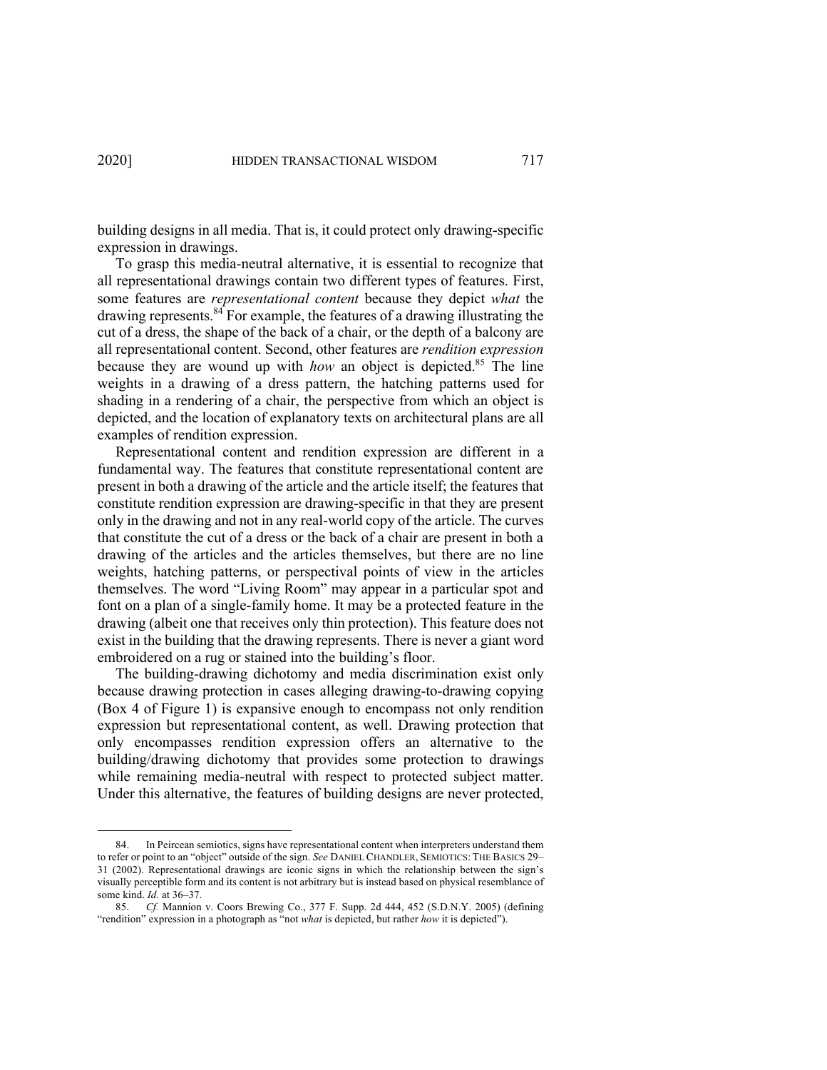building designs in all media. That is, it could protect only drawing-specific expression in drawings.

To grasp this media-neutral alternative, it is essential to recognize that all representational drawings contain two different types of features. First, some features are *representational content* because they depict *what* the drawing represents.[84] For example, the features of a drawing illustrating the cut of a dress, the shape of the back of a chair, or the depth of a balcony are all representational content. Second, other features are *rendition expression* because they are wound up with *how* an object is depicted.[85] The line weights in a drawing of a dress pattern, the hatching patterns used for shading in a rendering of a chair, the perspective from which an object is depicted, and the location of explanatory texts on architectural plans are all examples of rendition expression.

Representational content and rendition expression are different in a fundamental way. The features that constitute representational content are present in both a drawing of the article and the article itself; the features that constitute rendition expression are drawing-specific in that they are present only in the drawing and not in any real-world copy of the article. The curves that constitute the cut of a dress or the back of a chair are present in both a drawing of the articles and the articles themselves, but there are no line weights, hatching patterns, or perspectival points of view in the articles themselves. The word "Living Room" may appear in a particular spot and font on a plan of a single-family home. It may be a protected feature in the drawing (albeit one that receives only thin protection). This feature does not exist in the building that the drawing represents. There is never a giant word embroidered on a rug or stained into the building's floor.

The building-drawing dichotomy and media discrimination exist only because drawing protection in cases alleging drawing-to-drawing copying (Box 4 of Figure 1) is expansive enough to encompass not only rendition expression but representational content, as well. Drawing protection that only encompasses rendition expression offers an alternative to the building/drawing dichotomy that provides some protection to drawings while remaining media-neutral with respect to protected subject matter. Under this alternative, the features of building designs are never protected,

---

84. In Peircean semiotics, signs have representational content when interpreters understand them to refer or point to an "object" outside of the sign. *See* DANIEL CHANDLER, SEMIOTICS: THE BASICS 29–31 (2002). Representational drawings are iconic signs in which the relationship between the sign's visually perceptible form and its content is not arbitrary but is instead based on physical resemblance of some kind. *Id.* at 36–37.

85. *Cf.* Mannion v. Coors Brewing Co., 377 F. Supp. 2d 444, 452 (S.D.N.Y. 2005) (defining "rendition" expression in a photograph as "not *what* is depicted, but rather *how* it is depicted").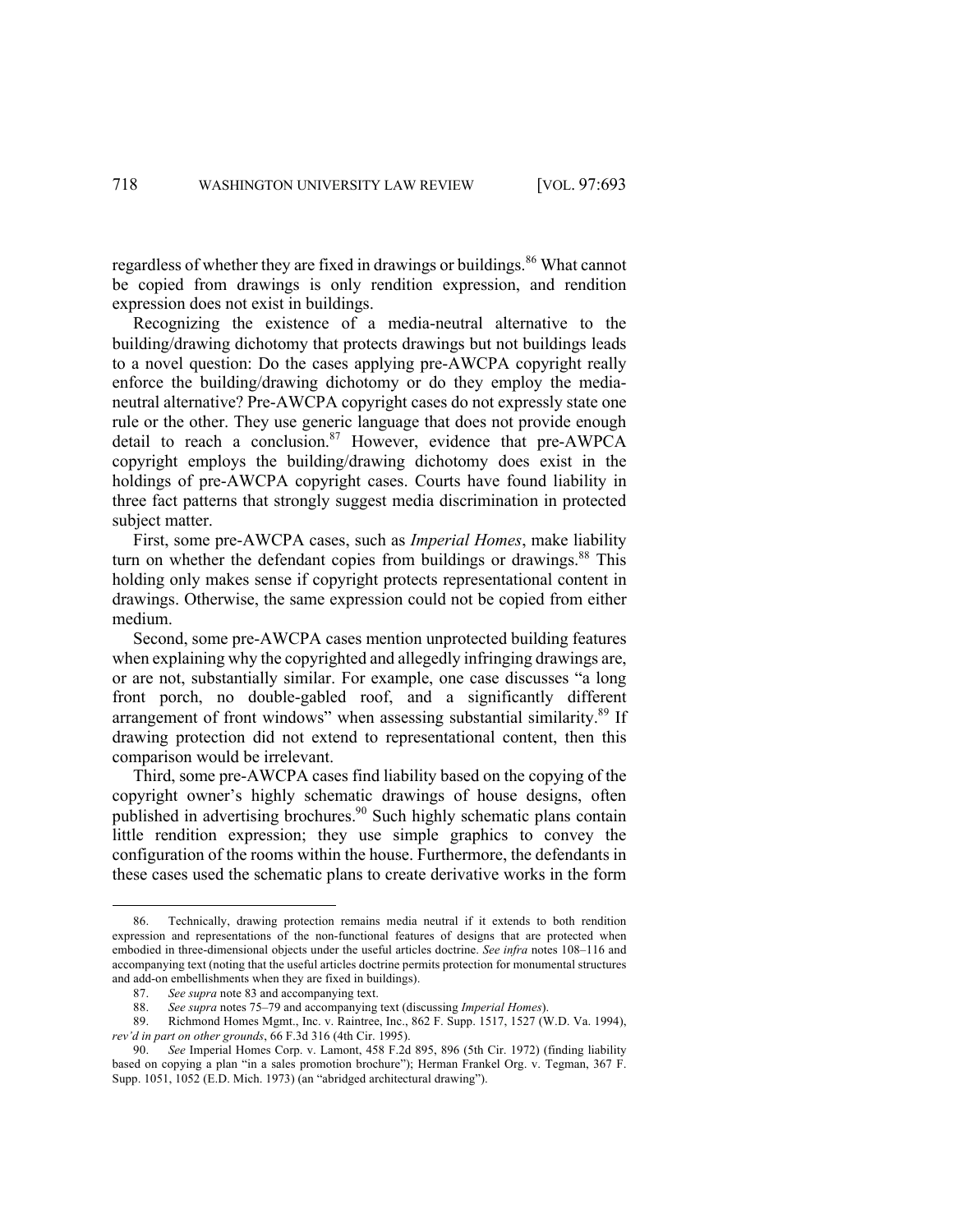regardless of whether they are fixed in drawings or buildings.[86] What cannot be copied from drawings is only rendition expression, and rendition expression does not exist in buildings.

Recognizing the existence of a media-neutral alternative to the building/drawing dichotomy that protects drawings but not buildings leads to a novel question: Do the cases applying pre-AWCPA copyright really enforce the building/drawing dichotomy or do they employ the media-neutral alternative? Pre-AWCPA copyright cases do not expressly state one rule or the other. They use generic language that does not provide enough detail to reach a conclusion.[87] However, evidence that pre-AWPCA copyright employs the building/drawing dichotomy does exist in the holdings of pre-AWCPA copyright cases. Courts have found liability in three fact patterns that strongly suggest media discrimination in protected subject matter.

First, some pre-AWCPA cases, such as *Imperial Homes*, make liability turn on whether the defendant copies from buildings or drawings.[88] This holding only makes sense if copyright protects representational content in drawings. Otherwise, the same expression could not be copied from either medium.

Second, some pre-AWCPA cases mention unprotected building features when explaining why the copyrighted and allegedly infringing drawings are, or are not, substantially similar. For example, one case discusses "a long front porch, no double-gabled roof, and a significantly different arrangement of front windows" when assessing substantial similarity.[89] If drawing protection did not extend to representational content, then this comparison would be irrelevant.

Third, some pre-AWCPA cases find liability based on the copying of the copyright owner's highly schematic drawings of house designs, often published in advertising brochures.[90] Such highly schematic plans contain little rendition expression; they use simple graphics to convey the configuration of the rooms within the house. Furthermore, the defendants in these cases used the schematic plans to create derivative works in the form

---

86. Technically, drawing protection remains media neutral if it extends to both rendition expression and representations of the non-functional features of designs that are protected when embodied in three-dimensional objects under the useful articles doctrine. *See infra* notes 108–116 and accompanying text (noting that the useful articles doctrine permits protection for monumental structures and add-on embellishments when they are fixed in buildings).

87. *See supra* note 83 and accompanying text.

88. *See supra* notes 75–79 and accompanying text (discussing *Imperial Homes*).

89. Richmond Homes Mgmt., Inc. v. Raintree, Inc., 862 F. Supp. 1517, 1527 (W.D. Va. 1994), *rev'd in part on other grounds*, 66 F.3d 316 (4th Cir. 1995).

90. *See* Imperial Homes Corp. v. Lamont, 458 F.2d 895, 896 (5th Cir. 1972) (finding liability based on copying a plan "in a sales promotion brochure"); Herman Frankel Org. v. Tegman, 367 F. Supp. 1051, 1052 (E.D. Mich. 1973) (an "abridged architectural drawing").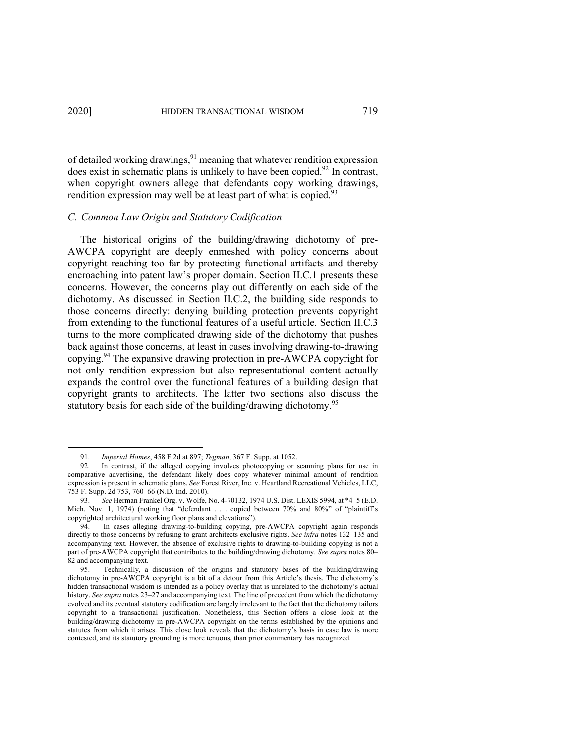of detailed working drawings,[91] meaning that whatever rendition expression does exist in schematic plans is unlikely to have been copied.[92] In contrast, when copyright owners allege that defendants copy working drawings, rendition expression may well be at least part of what is copied.[93]

### *C. Common Law Origin and Statutory Codification*

The historical origins of the building/drawing dichotomy of pre-AWCPA copyright are deeply enmeshed with policy concerns about copyright reaching too far by protecting functional artifacts and thereby encroaching into patent law's proper domain. Section II.C.1 presents these concerns. However, the concerns play out differently on each side of the dichotomy. As discussed in Section II.C.2, the building side responds to those concerns directly: denying building protection prevents copyright from extending to the functional features of a useful article. Section II.C.3 turns to the more complicated drawing side of the dichotomy that pushes back against those concerns, at least in cases involving drawing-to-drawing copying.[94] The expansive drawing protection in pre-AWCPA copyright for not only rendition expression but also representational content actually expands the control over the functional features of a building design that copyright grants to architects. The latter two sections also discuss the statutory basis for each side of the building/drawing dichotomy.[95]

---

91. *Imperial Homes*, 458 F.2d at 897; *Tegman*, 367 F. Supp. at 1052.

92. In contrast, if the alleged copying involves photocopying or scanning plans for use in comparative advertising, the defendant likely does copy whatever minimal amount of rendition expression is present in schematic plans. *See* Forest River, Inc. v. Heartland Recreational Vehicles, LLC, 753 F. Supp. 2d 753, 760–66 (N.D. Ind. 2010).

93. *See* Herman Frankel Org. v. Wolfe, No. 4-70132, 1974 U.S. Dist. LEXIS 5994, at *4–5 (E.D. Mich. Nov. 1, 1974) (noting that "defendant . . . copied between 70% and 80%" of "plaintiff's copyrighted architectural working floor plans and elevations").

94. In cases alleging drawing-to-building copying, pre-AWCPA copyright again responds directly to those concerns by refusing to grant architects exclusive rights. *See infra* notes 132–135 and accompanying text. However, the absence of exclusive rights to drawing-to-building copying is not a part of pre-AWCPA copyright that contributes to the building/drawing dichotomy. *See supra* notes 80–82 and accompanying text.

95. Technically, a discussion of the origins and statutory bases of the building/drawing dichotomy in pre-AWCPA copyright is a bit of a detour from this Article's thesis. The dichotomy's hidden transactional wisdom is intended as a policy overlay that is unrelated to the dichotomy's actual history. *See supra* notes 23–27 and accompanying text. The line of precedent from which the dichotomy evolved and its eventual statutory codification are largely irrelevant to the fact that the dichotomy tailors copyright to a transactional justification. Nonetheless, this Section offers a close look at the building/drawing dichotomy in pre-AWCPA copyright on the terms established by the opinions and statutes from which it arises. This close look reveals that the dichotomy's basis in case law is more contested, and its statutory grounding is more tenuous, than prior commentary has recognized.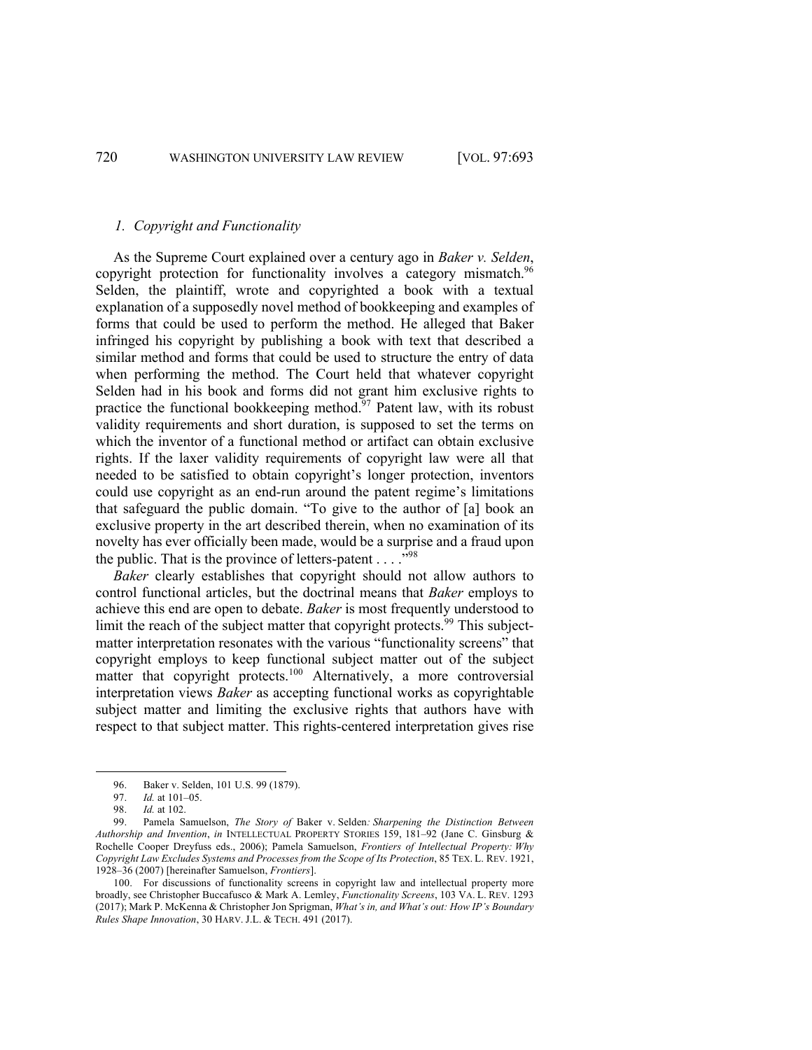### *1. Copyright and Functionality*

As the Supreme Court explained over a century ago in *Baker v. Selden*, copyright protection for functionality involves a category mismatch.[96] Selden, the plaintiff, wrote and copyrighted a book with a textual explanation of a supposedly novel method of bookkeeping and examples of forms that could be used to perform the method. He alleged that Baker infringed his copyright by publishing a book with text that described a similar method and forms that could be used to structure the entry of data when performing the method. The Court held that whatever copyright Selden had in his book and forms did not grant him exclusive rights to practice the functional bookkeeping method.[97] Patent law, with its robust validity requirements and short duration, is supposed to set the terms on which the inventor of a functional method or artifact can obtain exclusive rights. If the laxer validity requirements of copyright law were all that needed to be satisfied to obtain copyright's longer protection, inventors could use copyright as an end-run around the patent regime's limitations that safeguard the public domain. "To give to the author of [a] book an exclusive property in the art described therein, when no examination of its novelty has ever officially been made, would be a surprise and a fraud upon the public. That is the province of letters-patent . . . ."[98]

*Baker* clearly establishes that copyright should not allow authors to control functional articles, but the doctrinal means that *Baker* employs to achieve this end are open to debate. *Baker* is most frequently understood to limit the reach of the subject matter that copyright protects.[99] This subject-matter interpretation resonates with the various "functionality screens" that copyright employs to keep functional subject matter out of the subject matter that copyright protects.[100] Alternatively, a more controversial interpretation views *Baker* as accepting functional works as copyrightable subject matter and limiting the exclusive rights that authors have with respect to that subject matter. This rights-centered interpretation gives rise

---

96. Baker v. Selden, 101 U.S. 99 (1879).

97. *Id.* at 101–05.

98. *Id.* at 102.

99. Pamela Samuelson, *The Story of* Baker v. Selden*: Sharpening the Distinction Between Authorship and Invention*, *in* INTELLECTUAL PROPERTY STORIES 159, 181–92 (Jane C. Ginsburg & Rochelle Cooper Dreyfuss eds., 2006); Pamela Samuelson, *Frontiers of Intellectual Property: Why Copyright Law Excludes Systems and Processes from the Scope of Its Protection*, 85 TEX. L. REV. 1921, 1928–36 (2007) [hereinafter Samuelson, *Frontiers*].

100. For discussions of functionality screens in copyright law and intellectual property more broadly, see Christopher Buccafusco & Mark A. Lemley, *Functionality Screens*, 103 VA. L. REV. 1293 (2017); Mark P. McKenna & Christopher Jon Sprigman, *What's in, and What's out: How IP's Boundary Rules Shape Innovation*, 30 HARV. J.L. & TECH. 491 (2017).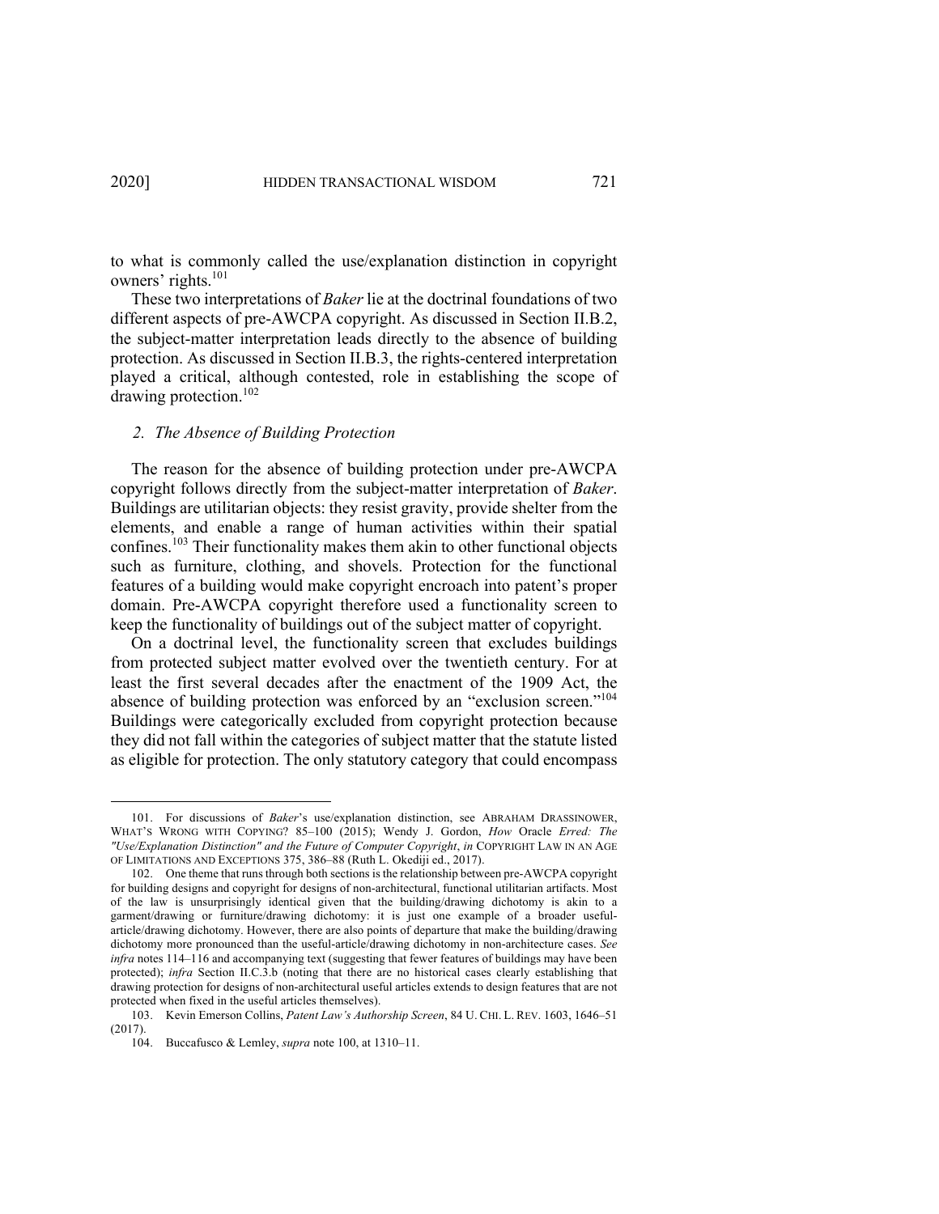to what is commonly called the use/explanation distinction in copyright owners' rights.[101]

These two interpretations of *Baker* lie at the doctrinal foundations of two different aspects of pre-AWCPA copyright. As discussed in Section II.B.2, the subject-matter interpretation leads directly to the absence of building protection. As discussed in Section II.B.3, the rights-centered interpretation played a critical, although contested, role in establishing the scope of drawing protection.[102]

### *2. The Absence of Building Protection*

The reason for the absence of building protection under pre-AWCPA copyright follows directly from the subject-matter interpretation of *Baker*. Buildings are utilitarian objects: they resist gravity, provide shelter from the elements, and enable a range of human activities within their spatial confines.[103] Their functionality makes them akin to other functional objects such as furniture, clothing, and shovels. Protection for the functional features of a building would make copyright encroach into patent's proper domain. Pre-AWCPA copyright therefore used a functionality screen to keep the functionality of buildings out of the subject matter of copyright.

On a doctrinal level, the functionality screen that excludes buildings from protected subject matter evolved over the twentieth century. For at least the first several decades after the enactment of the 1909 Act, the absence of building protection was enforced by an "exclusion screen."[104] Buildings were categorically excluded from copyright protection because they did not fall within the categories of subject matter that the statute listed as eligible for protection. The only statutory category that could encompass

---

101. For discussions of *Baker*'s use/explanation distinction, see ABRAHAM DRASSINOWER, WHAT'S WRONG WITH COPYING? 85–100 (2015); Wendy J. Gordon, *How* Oracle *Erred: The "Use/Explanation Distinction" and the Future of Computer Copyright*, *in* COPYRIGHT LAW IN AN AGE OF LIMITATIONS AND EXCEPTIONS 375, 386–88 (Ruth L. Okediji ed., 2017).

102. One theme that runs through both sections is the relationship between pre-AWCPA copyright for building designs and copyright for designs of non-architectural, functional utilitarian artifacts. Most of the law is unsurprisingly identical given that the building/drawing dichotomy is akin to a garment/drawing or furniture/drawing dichotomy: it is just one example of a broader useful-article/drawing dichotomy. However, there are also points of departure that make the building/drawing dichotomy more pronounced than the useful-article/drawing dichotomy in non-architecture cases. *See infra* notes 114–116 and accompanying text (suggesting that fewer features of buildings may have been protected); *infra* Section II.C.3.b (noting that there are no historical cases clearly establishing that drawing protection for designs of non-architectural useful articles extends to design features that are not protected when fixed in the useful articles themselves).

103. Kevin Emerson Collins, *Patent Law's Authorship Screen*, 84 U. CHI. L. REV. 1603, 1646–51 (2017).

104. Buccafusco & Lemley, *supra* note 100, at 1310–11.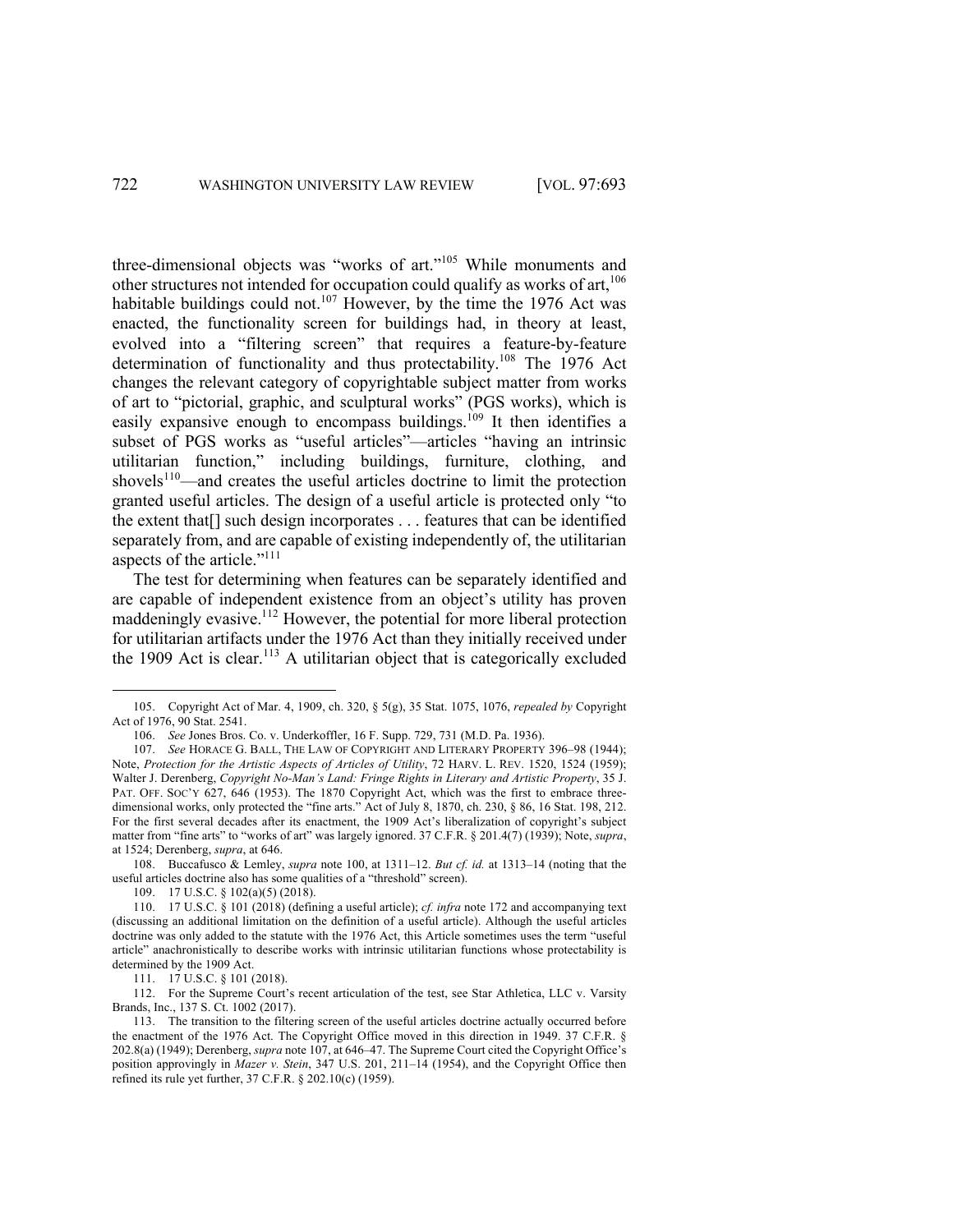three-dimensional objects was "works of art."[105] While monuments and other structures not intended for occupation could qualify as works of art,[106] habitable buildings could not.[107] However, by the time the 1976 Act was enacted, the functionality screen for buildings had, in theory at least, evolved into a "filtering screen" that requires a feature-by-feature determination of functionality and thus protectability.[108] The 1976 Act changes the relevant category of copyrightable subject matter from works of art to "pictorial, graphic, and sculptural works" (PGS works), which is easily expansive enough to encompass buildings.[109] It then identifies a subset of PGS works as "useful articles"—articles "having an intrinsic utilitarian function," including buildings, furniture, clothing, and shovels[110]—and creates the useful articles doctrine to limit the protection granted useful articles. The design of a useful article is protected only "to the extent that[] such design incorporates . . . features that can be identified separately from, and are capable of existing independently of, the utilitarian aspects of the article."[111]

The test for determining when features can be separately identified and are capable of independent existence from an object's utility has proven maddeningly evasive.[112] However, the potential for more liberal protection for utilitarian artifacts under the 1976 Act than they initially received under the 1909 Act is clear.[113] A utilitarian object that is categorically excluded

---

105. Copyright Act of Mar. 4, 1909, ch. 320, § 5(g), 35 Stat. 1075, 1076, *repealed by* Copyright Act of 1976, 90 Stat. 2541.

106. *See* Jones Bros. Co. v. Underkoffler, 16 F. Supp. 729, 731 (M.D. Pa. 1936).

107. *See* HORACE G. BALL, THE LAW OF COPYRIGHT AND LITERARY PROPERTY 396–98 (1944); Note, *Protection for the Artistic Aspects of Articles of Utility*, 72 HARV. L. REV. 1520, 1524 (1959); Walter J. Derenberg, *Copyright No-Man's Land: Fringe Rights in Literary and Artistic Property*, 35 J. PAT. OFF. SOC'Y 627, 646 (1953). The 1870 Copyright Act, which was the first to embrace three-dimensional works, only protected the "fine arts." Act of July 8, 1870, ch. 230, § 86, 16 Stat. 198, 212. For the first several decades after its enactment, the 1909 Act's liberalization of copyright's subject matter from "fine arts" to "works of art" was largely ignored. 37 C.F.R. § 201.4(7) (1939); Note, *supra*, at 1524; Derenberg, *supra*, at 646.

108. Buccafusco & Lemley, *supra* note 100, at 1311–12. *But cf. id.* at 1313–14 (noting that the useful articles doctrine also has some qualities of a "threshold" screen).

109. 17 U.S.C. § 102(a)(5) (2018).

110. 17 U.S.C. § 101 (2018) (defining a useful article); *cf. infra* note 172 and accompanying text (discussing an additional limitation on the definition of a useful article). Although the useful articles doctrine was only added to the statute with the 1976 Act, this Article sometimes uses the term "useful article" anachronistically to describe works with intrinsic utilitarian functions whose protectability is determined by the 1909 Act.

111. 17 U.S.C. § 101 (2018).

112. For the Supreme Court's recent articulation of the test, see Star Athletica, LLC v. Varsity Brands, Inc., 137 S. Ct. 1002 (2017).

113. The transition to the filtering screen of the useful articles doctrine actually occurred before the enactment of the 1976 Act. The Copyright Office moved in this direction in 1949. 37 C.F.R. § 202.8(a) (1949); Derenberg, *supra* note 107, at 646–47. The Supreme Court cited the Copyright Office's position approvingly in *Mazer v. Stein*, 347 U.S. 201, 211–14 (1954), and the Copyright Office then refined its rule yet further, 37 C.F.R. § 202.10(c) (1959).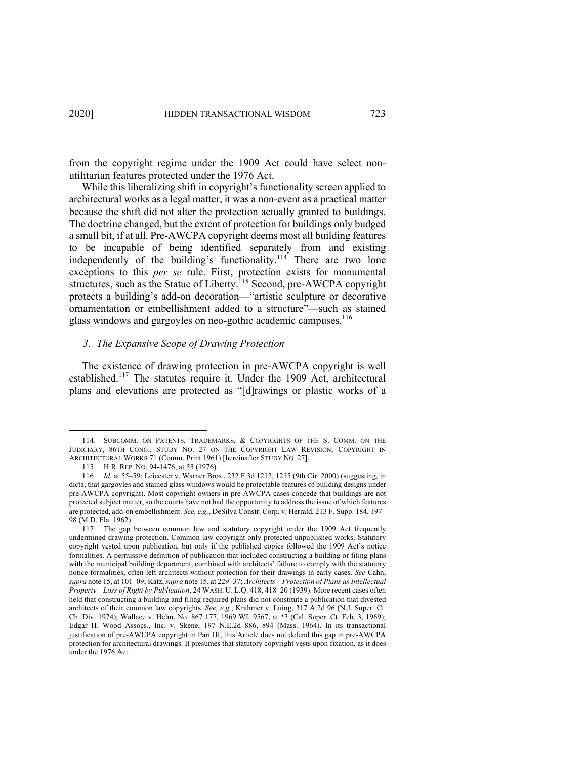from the copyright regime under the 1909 Act could have select non-utilitarian features protected under the 1976 Act.

While this liberalizing shift in copyright's functionality screen applied to architectural works as a legal matter, it was a non-event as a practical matter because the shift did not alter the protection actually granted to buildings. The doctrine changed, but the extent of protection for buildings only budged a small bit, if at all. Pre-AWCPA copyright deems most all building features to be incapable of being identified separately from and existing independently of the building's functionality.[114] There are two lone exceptions to this *per se* rule. First, protection exists for monumental structures, such as the Statue of Liberty.[115] Second, pre-AWCPA copyright protects a building's add-on decoration—"artistic sculpture or decorative ornamentation or embellishment added to a structure"—such as stained glass windows and gargoyles on neo-gothic academic campuses.[116]

### *3. The Expansive Scope of Drawing Protection*

The existence of drawing protection in pre-AWCPA copyright is well established.[117] The statutes require it. Under the 1909 Act, architectural plans and elevations are protected as "[d]rawings or plastic works of a

---

114. SUBCOMM. ON PATENTS, TRADEMARKS, & COPYRIGHTS OF THE S. COMM. ON THE JUDICIARY, 86TH CONG., STUDY NO. 27 ON THE COPYRIGHT LAW REVISION, COPYRIGHT IN ARCHITECTURAL WORKS 71 (Comm. Print 1961) [hereinafter STUDY NO. 27].

115. H.R. REP. NO. 94-1476, at 55 (1976).

116. *Id.* at 55–59; Leicester v. Warner Bros., 232 F.3d 1212, 1215 (9th Cir. 2000) (suggesting, in dicta, that gargoyles and stained glass windows would be protectable features of building designs under pre-AWCPA copyright). Most copyright owners in pre-AWCPA cases concede that buildings are not protected subject matter, so the courts have not had the opportunity to address the issue of which features are protected, add-on embellishment. *See, e.g.*, DeSilva Constr. Corp. v. Herrald, 213 F. Supp. 184, 197–98 (M.D. Fla. 1962).

117. The gap between common law and statutory copyright under the 1909 Act frequently undermined drawing protection. Common law copyright only protected unpublished works. Statutory copyright vested upon publication, but only if the published copies followed the 1909 Act's notice formalities. A permissive definition of publication that included constructing a building or filing plans with the municipal building department, combined with architects' failure to comply with the statutory notice formalities, often left architects without protection for their drawings in early cases. *See* Cahn, *supra* note 15, at 101–09; Katz, *supra* note 15, at 229–37; *Architects—Protection of Plans as Intellectual Property—Loss of Right by Publication*, 24 WASH. U. L.Q. 418, 418–20 (1939). More recent cases often held that constructing a building and filing required plans did not constitute a publication that divested architects of their common law copyrights. *See, e.g.*, Krahmer v. Luing, 317 A.2d 96 (N.J. Super. Ct. Ch. Div. 1974); Wallace v. Helm, No. 867 177, 1969 WL 9567, at *3 (Cal. Super. Ct. Feb. 3, 1969); Edgar H. Wood Assocs., Inc. v. Skene, 197 N.E.2d 886, 894 (Mass. 1964). In its transactional justification of pre-AWCPA copyright in Part III, this Article does not defend this gap in pre-AWCPA protection for architectural drawings. It presumes that statutory copyright vests upon fixation, as it does under the 1976 Act.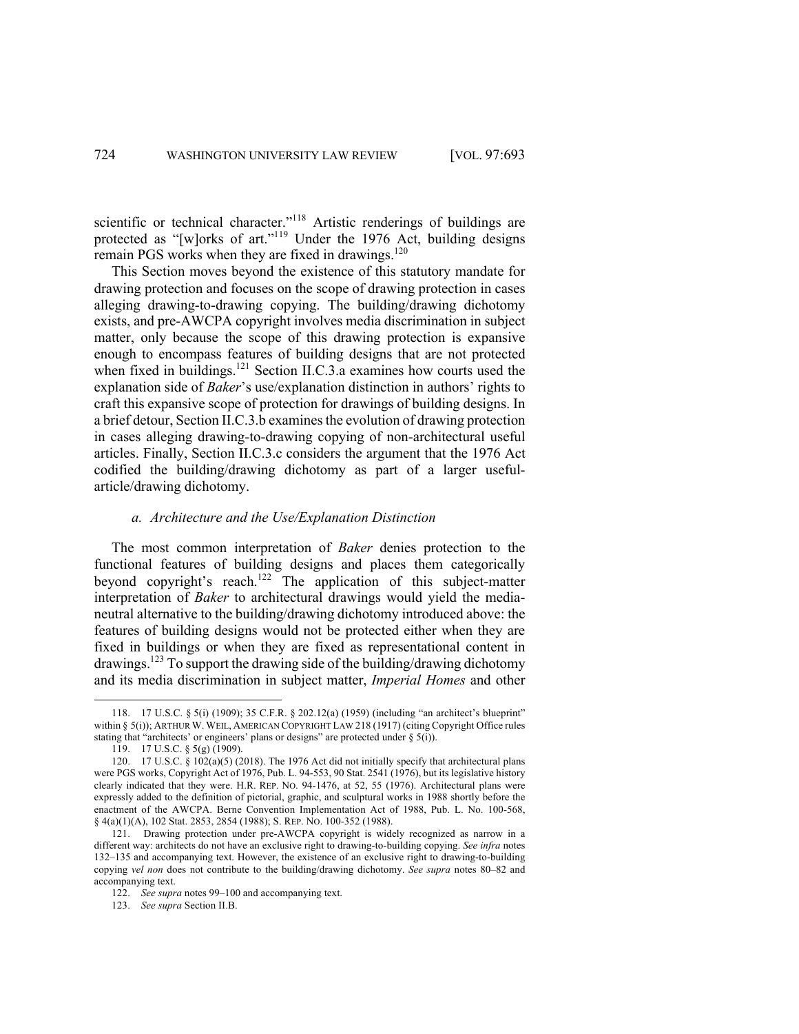scientific or technical character."[118] Artistic renderings of buildings are protected as "[w]orks of art."[119] Under the 1976 Act, building designs remain PGS works when they are fixed in drawings.[120]

This Section moves beyond the existence of this statutory mandate for drawing protection and focuses on the scope of drawing protection in cases alleging drawing-to-drawing copying. The building/drawing dichotomy exists, and pre-AWCPA copyright involves media discrimination in subject matter, only because the scope of this drawing protection is expansive enough to encompass features of building designs that are not protected when fixed in buildings.[121] Section II.C.3.a examines how courts used the explanation side of *Baker*'s use/explanation distinction in authors' rights to craft this expansive scope of protection for drawings of building designs. In a brief detour, Section II.C.3.b examines the evolution of drawing protection in cases alleging drawing-to-drawing copying of non-architectural useful articles. Finally, Section II.C.3.c considers the argument that the 1976 Act codified the building/drawing dichotomy as part of a larger useful-article/drawing dichotomy.

### *a. Architecture and the Use/Explanation Distinction*

The most common interpretation of *Baker* denies protection to the functional features of building designs and places them categorically beyond copyright's reach.[122] The application of this subject-matter interpretation of *Baker* to architectural drawings would yield the media-neutral alternative to the building/drawing dichotomy introduced above: the features of building designs would not be protected either when they are fixed in buildings or when they are fixed as representational content in drawings.[123] To support the drawing side of the building/drawing dichotomy and its media discrimination in subject matter, *Imperial Homes* and other

---

118. 17 U.S.C. § 5(i) (1909); 35 C.F.R. § 202.12(a) (1959) (including "an architect's blueprint" within § 5(i)); ARTHUR W. WEIL, AMERICAN COPYRIGHT LAW 218 (1917) (citing Copyright Office rules stating that "architects' or engineers' plans or designs" are protected under § 5(i)).

119. 17 U.S.C. § 5(g) (1909).

120. 17 U.S.C. § 102(a)(5) (2018). The 1976 Act did not initially specify that architectural plans were PGS works, Copyright Act of 1976, Pub. L. 94-553, 90 Stat. 2541 (1976), but its legislative history clearly indicated that they were. H.R. REP. NO. 94-1476, at 52, 55 (1976). Architectural plans were expressly added to the definition of pictorial, graphic, and sculptural works in 1988 shortly before the enactment of the AWCPA. Berne Convention Implementation Act of 1988, Pub. L. No. 100-568, § 4(a)(1)(A), 102 Stat. 2853, 2854 (1988); S. REP. NO. 100-352 (1988).

121. Drawing protection under pre-AWCPA copyright is widely recognized as narrow in a different way: architects do not have an exclusive right to drawing-to-building copying. *See infra* notes 132–135 and accompanying text. However, the existence of an exclusive right to drawing-to-building copying *vel non* does not contribute to the building/drawing dichotomy. *See supra* notes 80–82 and accompanying text.

122. *See supra* notes 99–100 and accompanying text.

123. *See supra* Section II.B.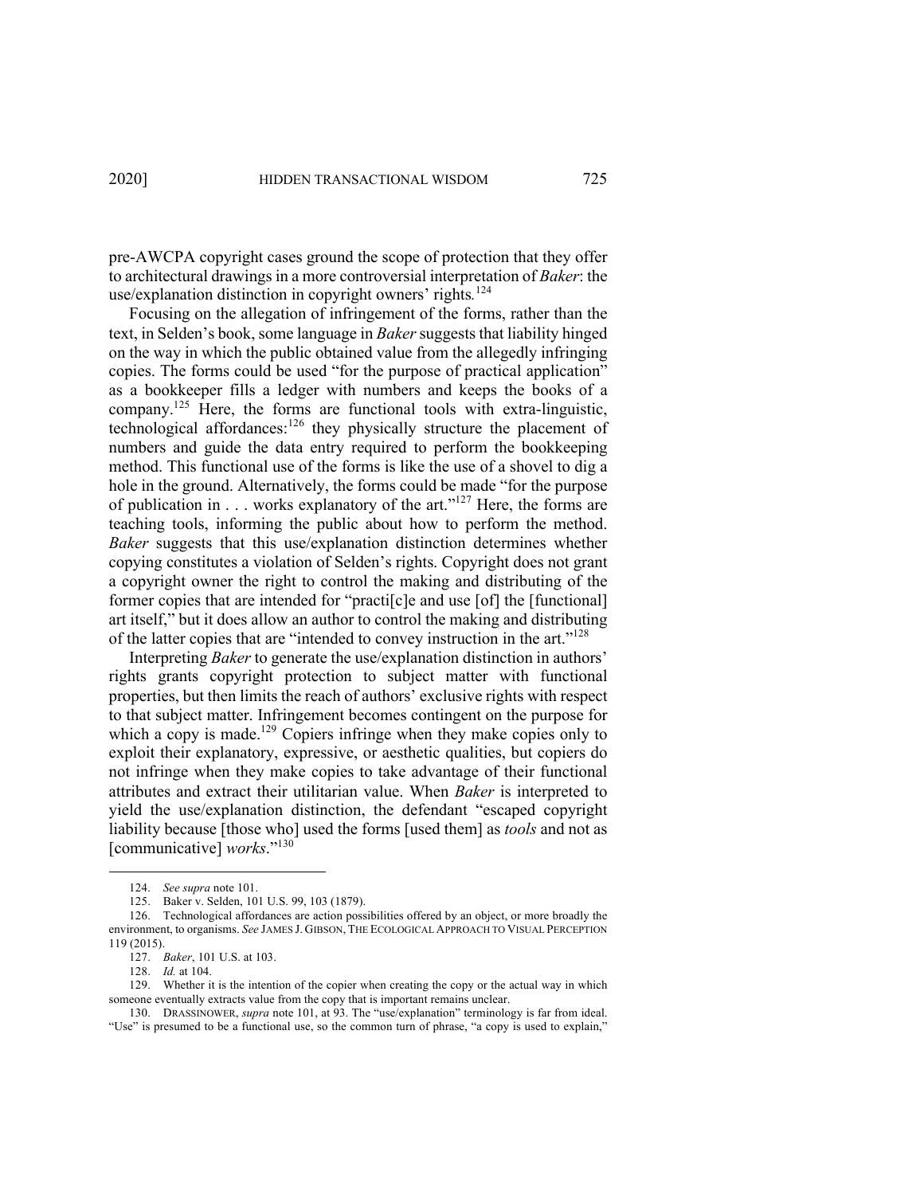pre-AWCPA copyright cases ground the scope of protection that they offer to architectural drawings in a more controversial interpretation of *Baker*: the use/explanation distinction in copyright owners' rights.[124]

Focusing on the allegation of infringement of the forms, rather than the text, in Selden's book, some language in *Baker* suggests that liability hinged on the way in which the public obtained value from the allegedly infringing copies. The forms could be used "for the purpose of practical application" as a bookkeeper fills a ledger with numbers and keeps the books of a company.[125] Here, the forms are functional tools with extra-linguistic, technological affordances:[126] they physically structure the placement of numbers and guide the data entry required to perform the bookkeeping method. This functional use of the forms is like the use of a shovel to dig a hole in the ground. Alternatively, the forms could be made "for the purpose of publication in . . . works explanatory of the art."[127] Here, the forms are teaching tools, informing the public about how to perform the method. *Baker* suggests that this use/explanation distinction determines whether copying constitutes a violation of Selden's rights. Copyright does not grant a copyright owner the right to control the making and distributing of the former copies that are intended for "practi[c]e and use [of] the [functional] art itself," but it does allow an author to control the making and distributing of the latter copies that are "intended to convey instruction in the art."[128]

Interpreting *Baker* to generate the use/explanation distinction in authors' rights grants copyright protection to subject matter with functional properties, but then limits the reach of authors' exclusive rights with respect to that subject matter. Infringement becomes contingent on the purpose for which a copy is made.[129] Copiers infringe when they make copies only to exploit their explanatory, expressive, or aesthetic qualities, but copiers do not infringe when they make copies to take advantage of their functional attributes and extract their utilitarian value. When *Baker* is interpreted to yield the use/explanation distinction, the defendant "escaped copyright liability because [those who] used the forms [used them] as *tools* and not as [communicative] *works*."[130]

---

124. *See supra* note 101.

125. Baker v. Selden, 101 U.S. 99, 103 (1879).

126. Technological affordances are action possibilities offered by an object, or more broadly the environment, to organisms. *See* JAMES J. GIBSON, THE ECOLOGICAL APPROACH TO VISUAL PERCEPTION 119 (2015).

127. *Baker*, 101 U.S. at 103.

128. *Id.* at 104.

129. Whether it is the intention of the copier when creating the copy or the actual way in which someone eventually extracts value from the copy that is important remains unclear.

130. DRASSINOWER, *supra* note 101, at 93. The "use/explanation" terminology is far from ideal. "Use" is presumed to be a functional use, so the common turn of phrase, "a copy is used to explain,"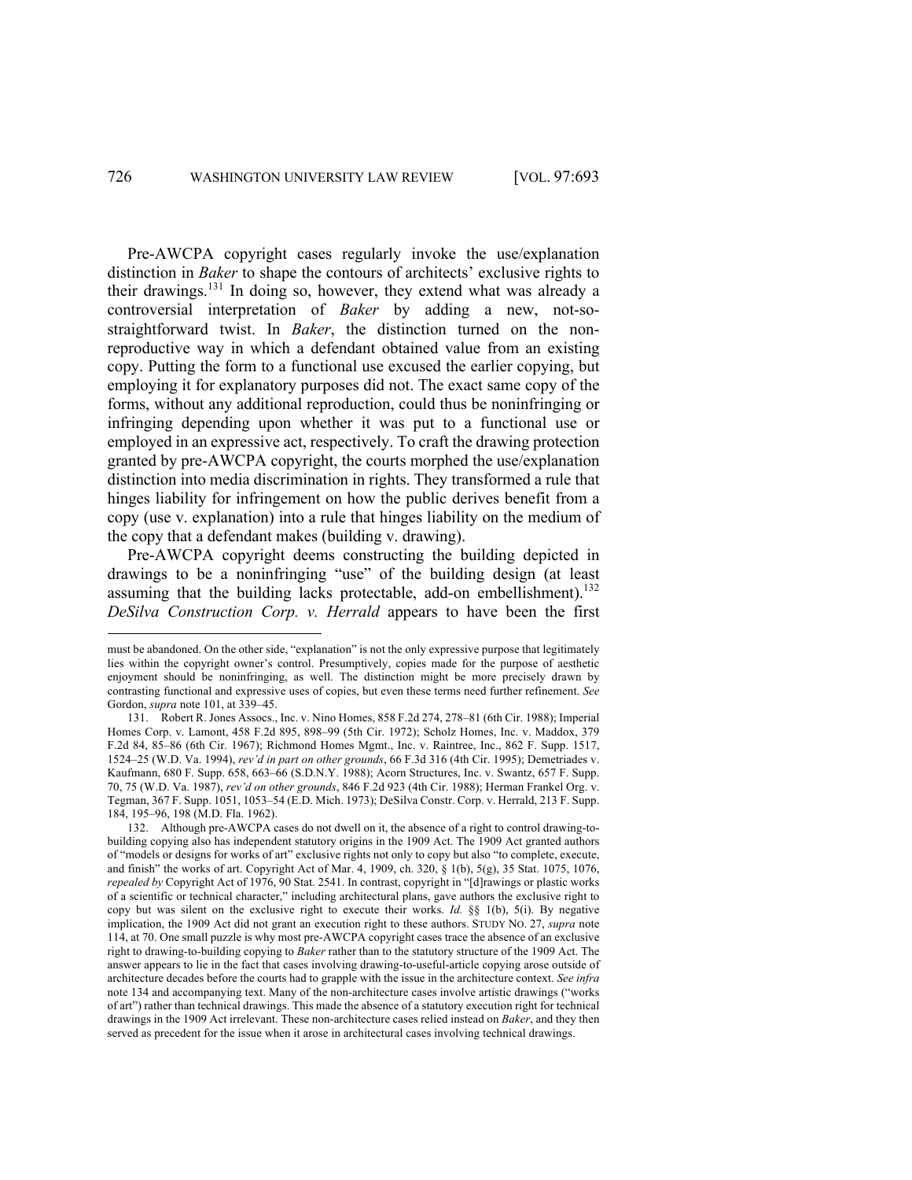Pre-AWCPA copyright cases regularly invoke the use/explanation distinction in *Baker* to shape the contours of architects' exclusive rights to their drawings.[131] In doing so, however, they extend what was already a controversial interpretation of *Baker* by adding a new, not-so-straightforward twist. In *Baker*, the distinction turned on the non-reproductive way in which a defendant obtained value from an existing copy. Putting the form to a functional use excused the earlier copying, but employing it for explanatory purposes did not. The exact same copy of the forms, without any additional reproduction, could thus be noninfringing or infringing depending upon whether it was put to a functional use or employed in an expressive act, respectively. To craft the drawing protection granted by pre-AWCPA copyright, the courts morphed the use/explanation distinction into media discrimination in rights. They transformed a rule that hinges liability for infringement on how the public derives benefit from a copy (use v. explanation) into a rule that hinges liability on the medium of the copy that a defendant makes (building v. drawing).

Pre-AWCPA copyright deems constructing the building depicted in drawings to be a noninfringing "use" of the building design (at least assuming that the building lacks protectable, add-on embellishment).[132] *DeSilva Construction Corp. v. Herrald* appears to have been the first

---

must be abandoned. On the other side, "explanation" is not the only expressive purpose that legitimately lies within the copyright owner's control. Presumptively, copies made for the purpose of aesthetic enjoyment should be noninfringing, as well. The distinction might be more precisely drawn by contrasting functional and expressive uses of copies, but even these terms need further refinement. *See* Gordon, *supra* note 101, at 339–45.

131. Robert R. Jones Assocs., Inc. v. Nino Homes, 858 F.2d 274, 278–81 (6th Cir. 1988); Imperial Homes Corp. v. Lamont, 458 F.2d 895, 898–99 (5th Cir. 1972); Scholz Homes, Inc. v. Maddox, 379 F.2d 84, 85–86 (6th Cir. 1967); Richmond Homes Mgmt., Inc. v. Raintree, Inc., 862 F. Supp. 1517, 1524–25 (W.D. Va. 1994), *rev'd in part on other grounds*, 66 F.3d 316 (4th Cir. 1995); Demetriades v. Kaufmann, 680 F. Supp. 658, 663–66 (S.D.N.Y. 1988); Acorn Structures, Inc. v. Swantz, 657 F. Supp. 70, 75 (W.D. Va. 1987), *rev'd on other grounds*, 846 F.2d 923 (4th Cir. 1988); Herman Frankel Org. v. Tegman, 367 F. Supp. 1051, 1053–54 (E.D. Mich. 1973); DeSilva Constr. Corp. v. Herrald, 213 F. Supp. 184, 195–96, 198 (M.D. Fla. 1962).

132. Although pre-AWCPA cases do not dwell on it, the absence of a right to control drawing-to-building copying also has independent statutory origins in the 1909 Act. The 1909 Act granted authors of "models or designs for works of art" exclusive rights not only to copy but also "to complete, execute, and finish" the works of art. Copyright Act of Mar. 4, 1909, ch. 320, § 1(b), 5(g), 35 Stat. 1075, 1076, *repealed by* Copyright Act of 1976, 90 Stat. 2541. In contrast, copyright in "[d]rawings or plastic works of a scientific or technical character," including architectural plans, gave authors the exclusive right to copy but was silent on the exclusive right to execute their works. *Id.* §§ 1(b), 5(i). By negative implication, the 1909 Act did not grant an execution right to these authors. STUDY NO. 27, *supra* note 114, at 70. One small puzzle is why most pre-AWCPA copyright cases trace the absence of an exclusive right to drawing-to-building copying to *Baker* rather than to the statutory structure of the 1909 Act. The answer appears to lie in the fact that cases involving drawing-to-useful-article copying arose outside of architecture decades before the courts had to grapple with the issue in the architecture context. *See infra* note 134 and accompanying text. Many of the non-architecture cases involve artistic drawings ("works of art") rather than technical drawings. This made the absence of a statutory execution right for technical drawings in the 1909 Act irrelevant. These non-architecture cases relied instead on *Baker*, and they then served as precedent for the issue when it arose in architectural cases involving technical drawings.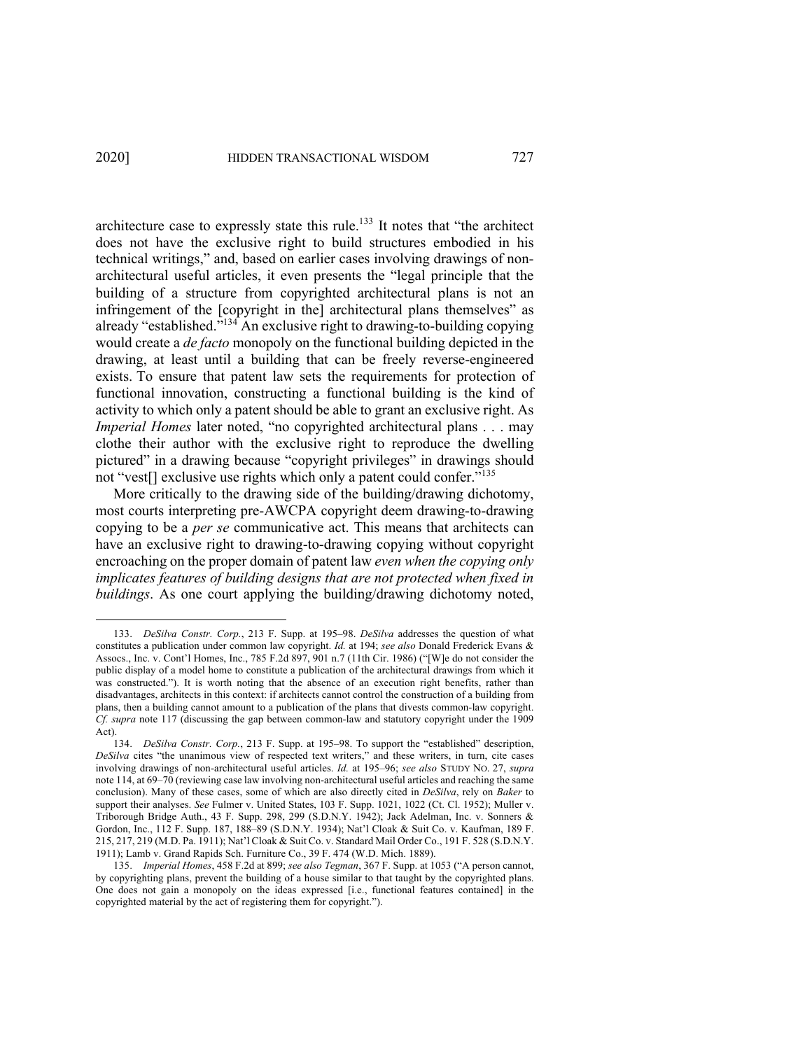architecture case to expressly state this rule.[133] It notes that "the architect does not have the exclusive right to build structures embodied in his technical writings," and, based on earlier cases involving drawings of non-architectural useful articles, it even presents the "legal principle that the building of a structure from copyrighted architectural plans is not an infringement of the [copyright in the] architectural plans themselves" as already "established."[134] An exclusive right to drawing-to-building copying would create a *de facto* monopoly on the functional building depicted in the drawing, at least until a building that can be freely reverse-engineered exists. To ensure that patent law sets the requirements for protection of functional innovation, constructing a functional building is the kind of activity to which only a patent should be able to grant an exclusive right. As *Imperial Homes* later noted, "no copyrighted architectural plans . . . may clothe their author with the exclusive right to reproduce the dwelling pictured" in a drawing because "copyright privileges" in drawings should not "vest[] exclusive use rights which only a patent could confer."[135]

More critically to the drawing side of the building/drawing dichotomy, most courts interpreting pre-AWCPA copyright deem drawing-to-drawing copying to be a *per se* communicative act. This means that architects can have an exclusive right to drawing-to-drawing copying without copyright encroaching on the proper domain of patent law *even when the copying only implicates features of building designs that are not protected when fixed in buildings*. As one court applying the building/drawing dichotomy noted,

---

133. *DeSilva Constr. Corp.*, 213 F. Supp. at 195–98. *DeSilva* addresses the question of what constitutes a publication under common law copyright. *Id.* at 194; *see also* Donald Frederick Evans & Assocs., Inc. v. Cont'l Homes, Inc., 785 F.2d 897, 901 n.7 (11th Cir. 1986) ("[W]e do not consider the public display of a model home to constitute a publication of the architectural drawings from which it was constructed."). It is worth noting that the absence of an execution right benefits, rather than disadvantages, architects in this context: if architects cannot control the construction of a building from plans, then a building cannot amount to a publication of the plans that divests common-law copyright. *Cf. supra* note 117 (discussing the gap between common-law and statutory copyright under the 1909 Act).

134. *DeSilva Constr. Corp.*, 213 F. Supp. at 195–98. To support the "established" description, *DeSilva* cites "the unanimous view of respected text writers," and these writers, in turn, cite cases involving drawings of non-architectural useful articles. *Id.* at 195–96; *see also* STUDY NO. 27, *supra* note 114, at 69–70 (reviewing case law involving non-architectural useful articles and reaching the same conclusion). Many of these cases, some of which are also directly cited in *DeSilva*, rely on *Baker* to support their analyses. *See* Fulmer v. United States, 103 F. Supp. 1021, 1022 (Ct. Cl. 1952); Muller v. Triborough Bridge Auth., 43 F. Supp. 298, 299 (S.D.N.Y. 1942); Jack Adelman, Inc. v. Sonners & Gordon, Inc., 112 F. Supp. 187, 188–89 (S.D.N.Y. 1934); Nat'l Cloak & Suit Co. v. Kaufman, 189 F. 215, 217, 219 (M.D. Pa. 1911); Nat'l Cloak & Suit Co. v. Standard Mail Order Co., 191 F. 528 (S.D.N.Y. 1911); Lamb v. Grand Rapids Sch. Furniture Co., 39 F. 474 (W.D. Mich. 1889).

135. *Imperial Homes*, 458 F.2d at 899; *see also Tegman*, 367 F. Supp. at 1053 ("A person cannot, by copyrighting plans, prevent the building of a house similar to that taught by the copyrighted plans. One does not gain a monopoly on the ideas expressed [i.e., functional features contained] in the copyrighted material by the act of registering them for copyright.").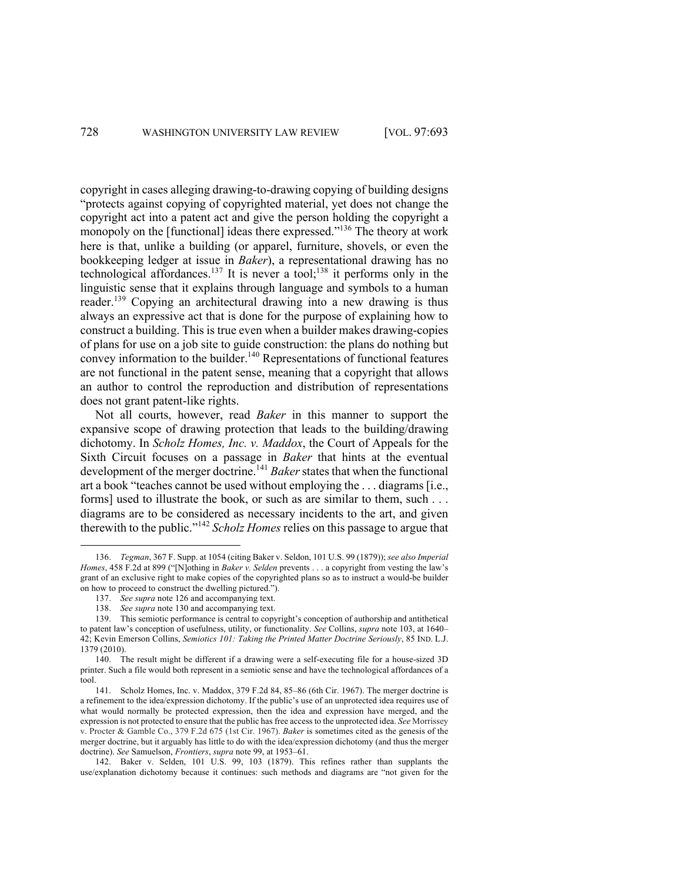copyright in cases alleging drawing-to-drawing copying of building designs "protects against copying of copyrighted material, yet does not change the copyright act into a patent act and give the person holding the copyright a monopoly on the [functional] ideas there expressed."[136] The theory at work here is that, unlike a building (or apparel, furniture, shovels, or even the bookkeeping ledger at issue in *Baker*), a representational drawing has no technological affordances.[137] It is never a tool;[138] it performs only in the linguistic sense that it explains through language and symbols to a human reader.[139] Copying an architectural drawing into a new drawing is thus always an expressive act that is done for the purpose of explaining how to construct a building. This is true even when a builder makes drawing-copies of plans for use on a job site to guide construction: the plans do nothing but convey information to the builder.[140] Representations of functional features are not functional in the patent sense, meaning that a copyright that allows an author to control the reproduction and distribution of representations does not grant patent-like rights.

Not all courts, however, read *Baker* in this manner to support the expansive scope of drawing protection that leads to the building/drawing dichotomy. In *Scholz Homes, Inc. v. Maddox*, the Court of Appeals for the Sixth Circuit focuses on a passage in *Baker* that hints at the eventual development of the merger doctrine.[141] *Baker* states that when the functional art a book "teaches cannot be used without employing the . . . diagrams [i.e., forms] used to illustrate the book, or such as are similar to them, such . . . diagrams are to be considered as necessary incidents to the art, and given therewith to the public."[142] *Scholz Homes* relies on this passage to argue that

---

136. *Tegman*, 367 F. Supp. at 1054 (citing Baker v. Seldon, 101 U.S. 99 (1879)); *see also Imperial Homes*, 458 F.2d at 899 ("[N]othing in *Baker v. Selden* prevents . . . a copyright from vesting the law's grant of an exclusive right to make copies of the copyrighted plans so as to instruct a would-be builder on how to proceed to construct the dwelling pictured.").

137. *See supra* note 126 and accompanying text.

138. *See supra* note 130 and accompanying text.

139. This semiotic performance is central to copyright's conception of authorship and antithetical to patent law's conception of usefulness, utility, or functionality. *See* Collins, *supra* note 103, at 1640–42; Kevin Emerson Collins, *Semiotics 101: Taking the Printed Matter Doctrine Seriously*, 85 IND. L.J. 1379 (2010).

140. The result might be different if a drawing were a self-executing file for a house-sized 3D printer. Such a file would both represent in a semiotic sense and have the technological affordances of a tool.

141. Scholz Homes, Inc. v. Maddox, 379 F.2d 84, 85–86 (6th Cir. 1967). The merger doctrine is a refinement to the idea/expression dichotomy. If the public's use of an unprotected idea requires use of what would normally be protected expression, then the idea and expression have merged, and the expression is not protected to ensure that the public has free access to the unprotected idea. *See* Morrissey v. Procter & Gamble Co., 379 F.2d 675 (1st Cir. 1967). *Baker* is sometimes cited as the genesis of the merger doctrine, but it arguably has little to do with the idea/expression dichotomy (and thus the merger doctrine). *See* Samuelson, *Frontiers*, *supra* note 99, at 1953–61.

142. Baker v. Selden, 101 U.S. 99, 103 (1879). This refines rather than supplants the use/explanation dichotomy because it continues: such methods and diagrams are "not given for the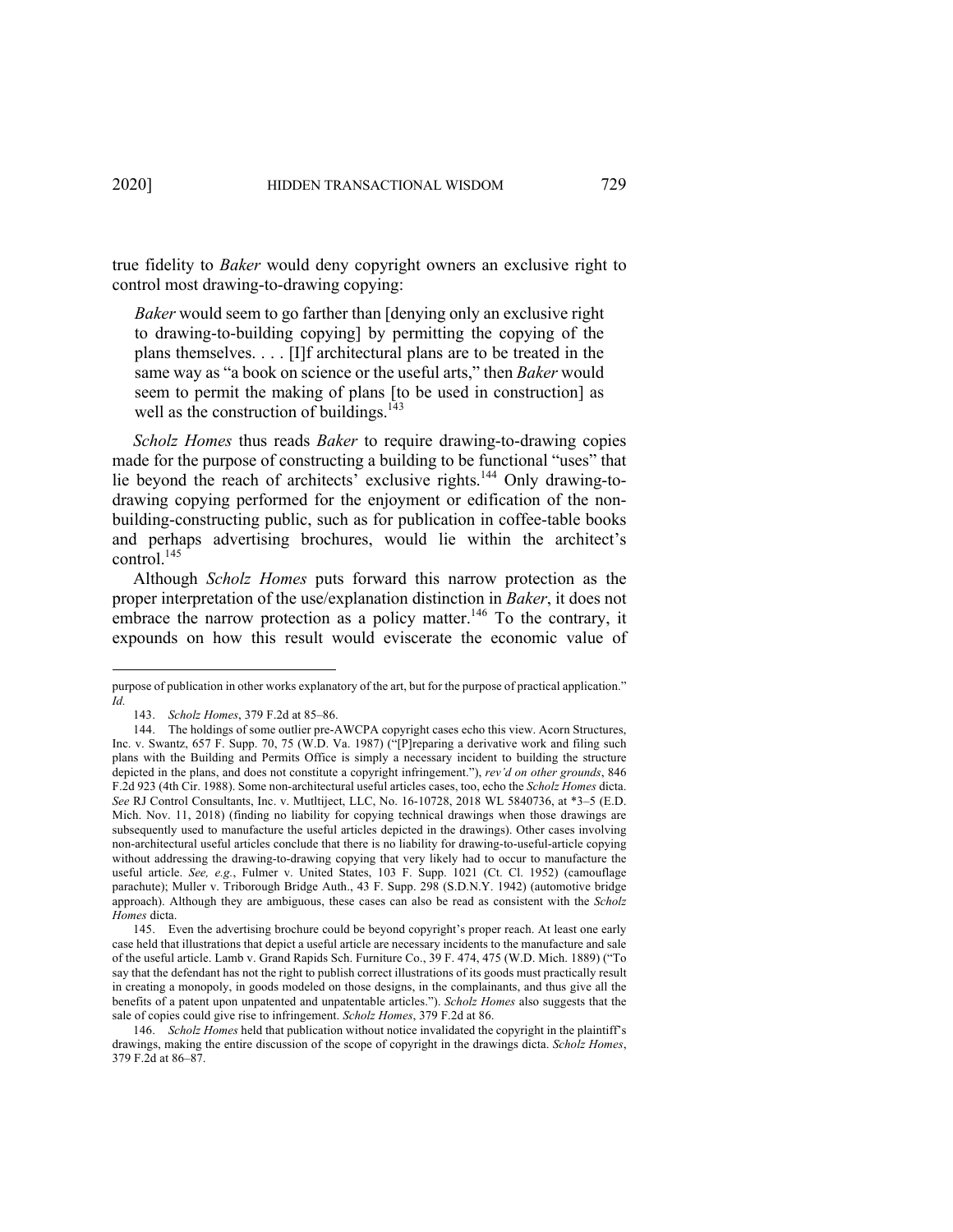true fidelity to *Baker* would deny copyright owners an exclusive right to control most drawing-to-drawing copying:

> *Baker* would seem to go farther than [denying only an exclusive right to drawing-to-building copying] by permitting the copying of the plans themselves. . . . [I]f architectural plans are to be treated in the same way as "a book on science or the useful arts," then *Baker* would seem to permit the making of plans [to be used in construction] as well as the construction of buildings.[143]

*Scholz Homes* thus reads *Baker* to require drawing-to-drawing copies made for the purpose of constructing a building to be functional "uses" that lie beyond the reach of architects' exclusive rights.[144] Only drawing-to-drawing copying performed for the enjoyment or edification of the non-building-constructing public, such as for publication in coffee-table books and perhaps advertising brochures, would lie within the architect's control.[145]

Although *Scholz Homes* puts forward this narrow protection as the proper interpretation of the use/explanation distinction in *Baker*, it does not embrace the narrow protection as a policy matter.[146] To the contrary, it expounds on how this result would eviscerate the economic value of

---

purpose of publication in other works explanatory of the art, but for the purpose of practical application." *Id.*

143. *Scholz Homes*, 379 F.2d at 85–86.

144. The holdings of some outlier pre-AWCPA copyright cases echo this view. Acorn Structures, Inc. v. Swantz, 657 F. Supp. 70, 75 (W.D. Va. 1987) ("[P]reparing a derivative work and filing such plans with the Building and Permits Office is simply a necessary incident to building the structure depicted in the plans, and does not constitute a copyright infringement."), *rev'd on other grounds*, 846 F.2d 923 (4th Cir. 1988). Some non-architectural useful articles cases, too, echo the *Scholz Homes* dicta. *See* RJ Control Consultants, Inc. v. Mutltiject, LLC, No. 16-10728, 2018 WL 5840736, at *3–5 (E.D. Mich. Nov. 11, 2018) (finding no liability for copying technical drawings when those drawings are subsequently used to manufacture the useful articles depicted in the drawings). Other cases involving non-architectural useful articles conclude that there is no liability for drawing-to-useful-article copying without addressing the drawing-to-drawing copying that very likely had to occur to manufacture the useful article. *See, e.g.*, Fulmer v. United States, 103 F. Supp. 1021 (Ct. Cl. 1952) (camouflage parachute); Muller v. Triborough Bridge Auth., 43 F. Supp. 298 (S.D.N.Y. 1942) (automotive bridge approach). Although they are ambiguous, these cases can also be read as consistent with the *Scholz Homes* dicta.

145. Even the advertising brochure could be beyond copyright's proper reach. At least one early case held that illustrations that depict a useful article are necessary incidents to the manufacture and sale of the useful article. Lamb v. Grand Rapids Sch. Furniture Co., 39 F. 474, 475 (W.D. Mich. 1889) ("To say that the defendant has not the right to publish correct illustrations of its goods must practically result in creating a monopoly, in goods modeled on those designs, in the complainants, and thus give all the benefits of a patent upon unpatented and unpatentable articles."). *Scholz Homes* also suggests that the sale of copies could give rise to infringement. *Scholz Homes*, 379 F.2d at 86.

146. *Scholz Homes* held that publication without notice invalidated the copyright in the plaintiff's drawings, making the entire discussion of the scope of copyright in the drawings dicta. *Scholz Homes*, 379 F.2d at 86–87.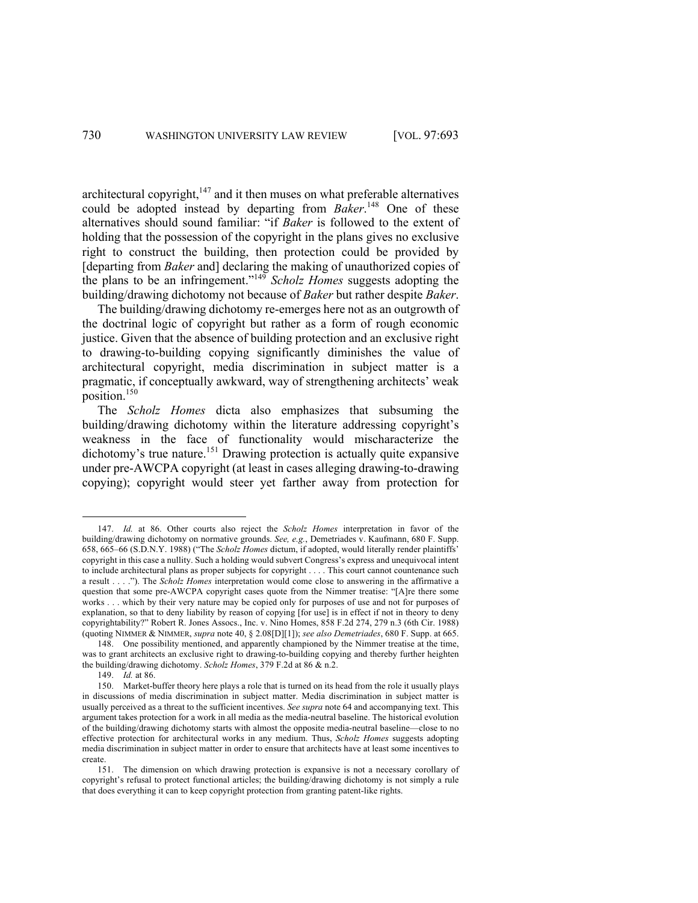architectural copyright,[147] and it then muses on what preferable alternatives could be adopted instead by departing from *Baker*.[148] One of these alternatives should sound familiar: "if *Baker* is followed to the extent of holding that the possession of the copyright in the plans gives no exclusive right to construct the building, then protection could be provided by [departing from *Baker* and] declaring the making of unauthorized copies of the plans to be an infringement."[149] *Scholz Homes* suggests adopting the building/drawing dichotomy not because of *Baker* but rather despite *Baker*.

The building/drawing dichotomy re-emerges here not as an outgrowth of the doctrinal logic of copyright but rather as a form of rough economic justice. Given that the absence of building protection and an exclusive right to drawing-to-building copying significantly diminishes the value of architectural copyright, media discrimination in subject matter is a pragmatic, if conceptually awkward, way of strengthening architects' weak position.[150]

The *Scholz Homes* dicta also emphasizes that subsuming the building/drawing dichotomy within the literature addressing copyright's weakness in the face of functionality would mischaracterize the dichotomy's true nature.[151] Drawing protection is actually quite expansive under pre-AWCPA copyright (at least in cases alleging drawing-to-drawing copying); copyright would steer yet farther away from protection for

---

147. *Id.* at 86. Other courts also reject the *Scholz Homes* interpretation in favor of the building/drawing dichotomy on normative grounds. *See, e.g.*, Demetriades v. Kaufmann, 680 F. Supp. 658, 665–66 (S.D.N.Y. 1988) ("The *Scholz Homes* dictum, if adopted, would literally render plaintiffs' copyright in this case a nullity. Such a holding would subvert Congress's express and unequivocal intent to include architectural plans as proper subjects for copyright . . . . This court cannot countenance such a result . . . ."). The *Scholz Homes* interpretation would come close to answering in the affirmative a question that some pre-AWCPA copyright cases quote from the Nimmer treatise: "[A]re there some works . . . which by their very nature may be copied only for purposes of use and not for purposes of explanation, so that to deny liability by reason of copying [for use] is in effect if not in theory to deny copyrightability?" Robert R. Jones Assocs., Inc. v. Nino Homes, 858 F.2d 274, 279 n.3 (6th Cir. 1988) (quoting NIMMER & NIMMER, *supra* note 40, § 2.08[D][1]); *see also Demetriades*, 680 F. Supp. at 665.

148. One possibility mentioned, and apparently championed by the Nimmer treatise at the time, was to grant architects an exclusive right to drawing-to-building copying and thereby further heighten the building/drawing dichotomy. *Scholz Homes*, 379 F.2d at 86 & n.2.

149. *Id.* at 86.

150. Market-buffer theory here plays a role that is turned on its head from the role it usually plays in discussions of media discrimination in subject matter. Media discrimination in subject matter is usually perceived as a threat to the sufficient incentives. *See supra* note 64 and accompanying text. This argument takes protection for a work in all media as the media-neutral baseline. The historical evolution of the building/drawing dichotomy starts with almost the opposite media-neutral baseline—close to no effective protection for architectural works in any medium. Thus, *Scholz Homes* suggests adopting media discrimination in subject matter in order to ensure that architects have at least some incentives to create.

151. The dimension on which drawing protection is expansive is not a necessary corollary of copyright's refusal to protect functional articles; the building/drawing dichotomy is not simply a rule that does everything it can to keep copyright protection from granting patent-like rights.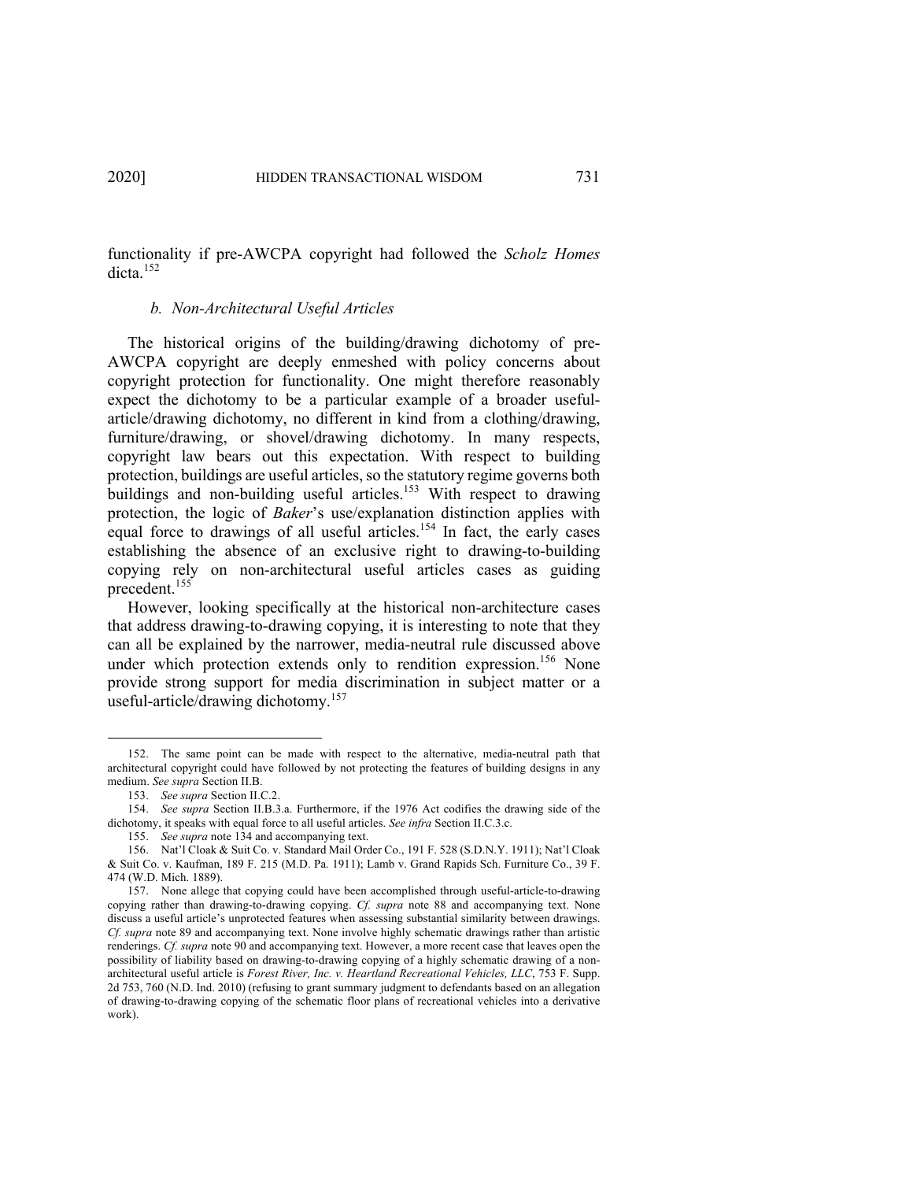functionality if pre-AWCPA copyright had followed the *Scholz Homes* dicta.[152]

#### *b. Non-Architectural Useful Articles*

The historical origins of the building/drawing dichotomy of pre-AWCPA copyright are deeply enmeshed with policy concerns about copyright protection for functionality. One might therefore reasonably expect the dichotomy to be a particular example of a broader useful-article/drawing dichotomy, no different in kind from a clothing/drawing, furniture/drawing, or shovel/drawing dichotomy. In many respects, copyright law bears out this expectation. With respect to building protection, buildings are useful articles, so the statutory regime governs both buildings and non-building useful articles.[153] With respect to drawing protection, the logic of *Baker*'s use/explanation distinction applies with equal force to drawings of all useful articles.[154] In fact, the early cases establishing the absence of an exclusive right to drawing-to-building copying rely on non-architectural useful articles cases as guiding precedent.[155]

However, looking specifically at the historical non-architecture cases that address drawing-to-drawing copying, it is interesting to note that they can all be explained by the narrower, media-neutral rule discussed above under which protection extends only to rendition expression.[156] None provide strong support for media discrimination in subject matter or a useful-article/drawing dichotomy.[157]

---

152. The same point can be made with respect to the alternative, media-neutral path that architectural copyright could have followed by not protecting the features of building designs in any medium. *See supra* Section II.B.

153. *See supra* Section II.C.2.

154. *See supra* Section II.B.3.a. Furthermore, if the 1976 Act codifies the drawing side of the dichotomy, it speaks with equal force to all useful articles. *See infra* Section II.C.3.c.

155. *See supra* note 134 and accompanying text.

156. Nat'l Cloak & Suit Co. v. Standard Mail Order Co., 191 F. 528 (S.D.N.Y. 1911); Nat'l Cloak & Suit Co. v. Kaufman, 189 F. 215 (M.D. Pa. 1911); Lamb v. Grand Rapids Sch. Furniture Co., 39 F. 474 (W.D. Mich. 1889).

157. None allege that copying could have been accomplished through useful-article-to-drawing copying rather than drawing-to-drawing copying. *Cf. supra* note 88 and accompanying text. None discuss a useful article's unprotected features when assessing substantial similarity between drawings. *Cf. supra* note 89 and accompanying text. None involve highly schematic drawings rather than artistic renderings. *Cf. supra* note 90 and accompanying text. However, a more recent case that leaves open the possibility of liability based on drawing-to-drawing copying of a highly schematic drawing of a non-architectural useful article is *Forest River, Inc. v. Heartland Recreational Vehicles, LLC*, 753 F. Supp. 2d 753, 760 (N.D. Ind. 2010) (refusing to grant summary judgment to defendants based on an allegation of drawing-to-drawing copying of the schematic floor plans of recreational vehicles into a derivative work).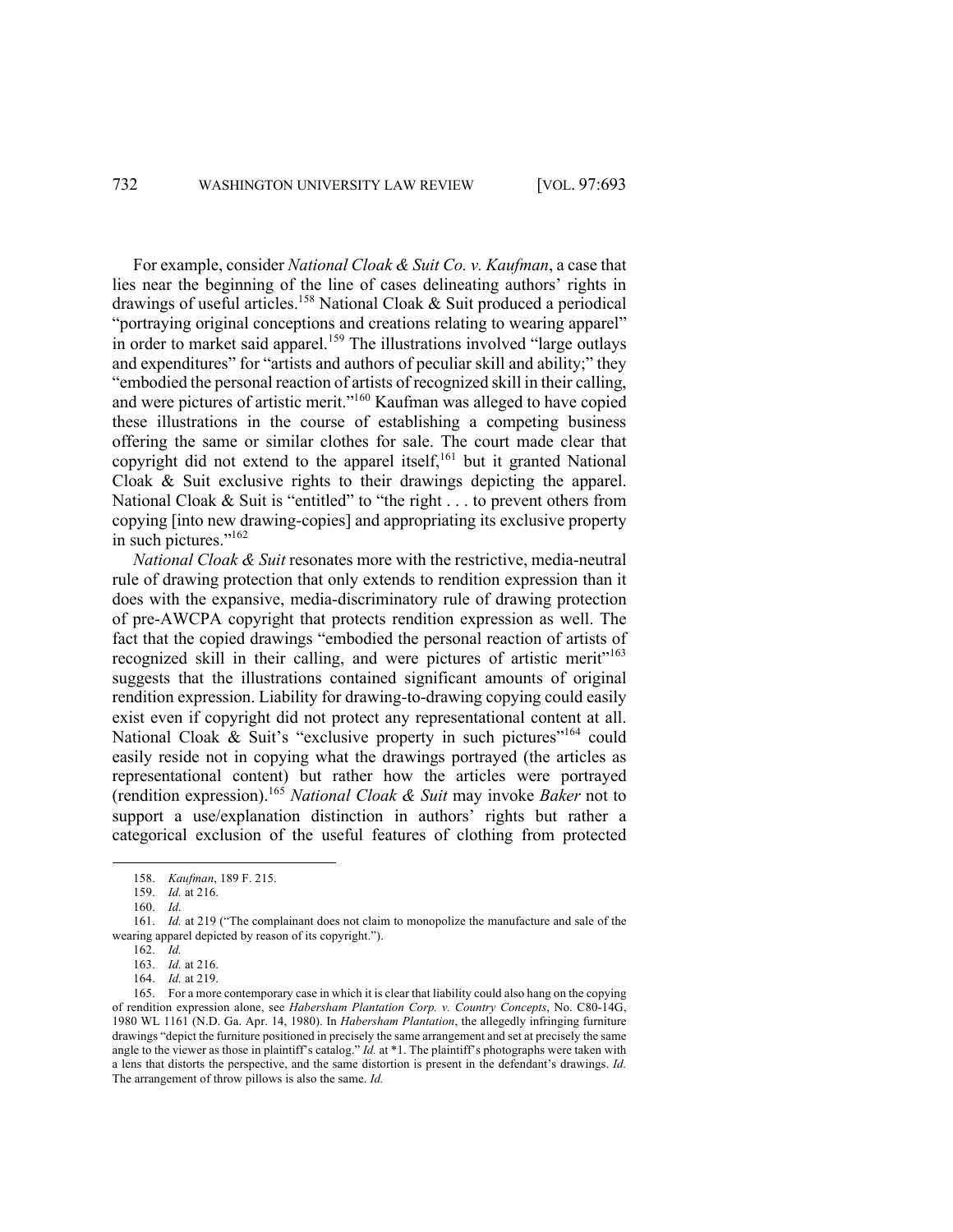For example, consider *National Cloak & Suit Co. v. Kaufman*, a case that lies near the beginning of the line of cases delineating authors' rights in drawings of useful articles.[158] National Cloak & Suit produced a periodical "portraying original conceptions and creations relating to wearing apparel" in order to market said apparel.[159] The illustrations involved "large outlays and expenditures" for "artists and authors of peculiar skill and ability;" they "embodied the personal reaction of artists of recognized skill in their calling, and were pictures of artistic merit."[160] Kaufman was alleged to have copied these illustrations in the course of establishing a competing business offering the same or similar clothes for sale. The court made clear that copyright did not extend to the apparel itself,[161] but it granted National Cloak & Suit exclusive rights to their drawings depicting the apparel. National Cloak & Suit is "entitled" to "the right . . . to prevent others from copying [into new drawing-copies] and appropriating its exclusive property in such pictures."[162]

*National Cloak & Suit* resonates more with the restrictive, media-neutral rule of drawing protection that only extends to rendition expression than it does with the expansive, media-discriminatory rule of drawing protection of pre-AWCPA copyright that protects rendition expression as well. The fact that the copied drawings "embodied the personal reaction of artists of recognized skill in their calling, and were pictures of artistic merit"[163] suggests that the illustrations contained significant amounts of original rendition expression. Liability for drawing-to-drawing copying could easily exist even if copyright did not protect any representational content at all. National Cloak & Suit's "exclusive property in such pictures"[164] could easily reside not in copying what the drawings portrayed (the articles as representational content) but rather how the articles were portrayed (rendition expression).[165] *National Cloak & Suit* may invoke *Baker* not to support a use/explanation distinction in authors' rights but rather a categorical exclusion of the useful features of clothing from protected

---

158. *Kaufman*, 189 F. 215.

159. *Id.* at 216.

160. *Id.*

161. *Id.* at 219 ("The complainant does not claim to monopolize the manufacture and sale of the wearing apparel depicted by reason of its copyright.").

162. *Id.*

163. *Id.* at 216.

164. *Id.* at 219.

165. For a more contemporary case in which it is clear that liability could also hang on the copying of rendition expression alone, see *Habersham Plantation Corp. v. Country Concepts*, No. C80-14G, 1980 WL 1161 (N.D. Ga. Apr. 14, 1980). In *Habersham Plantation*, the allegedly infringing furniture drawings "depict the furniture positioned in precisely the same arrangement and set at precisely the same angle to the viewer as those in plaintiff's catalog." *Id.* at *1. The plaintiff's photographs were taken with a lens that distorts the perspective, and the same distortion is present in the defendant's drawings. *Id.* The arrangement of throw pillows is also the same. *Id.*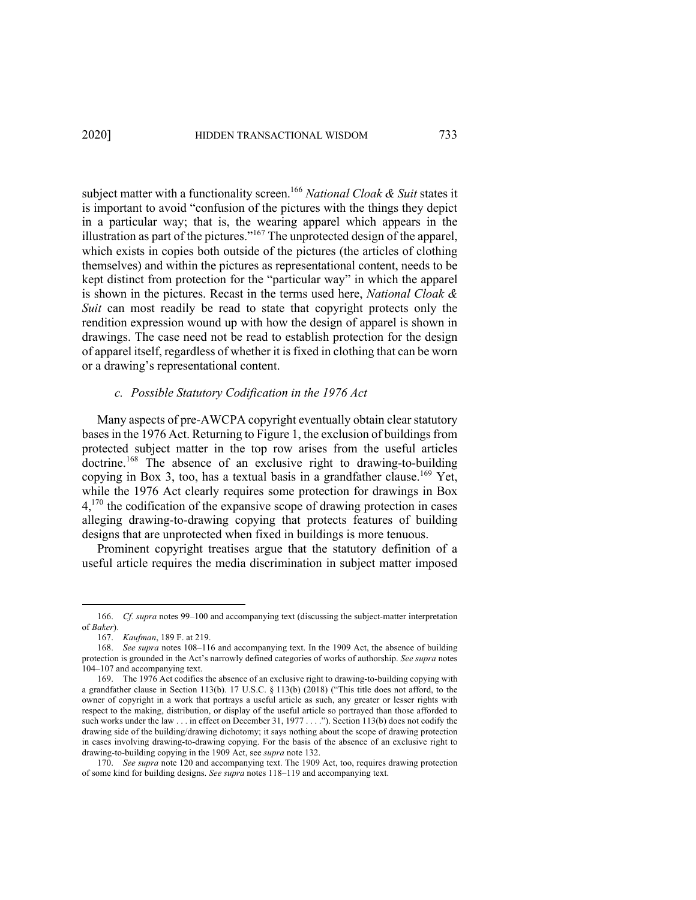subject matter with a functionality screen.[166] *National Cloak & Suit* states it is important to avoid "confusion of the pictures with the things they depict in a particular way; that is, the wearing apparel which appears in the illustration as part of the pictures."[167] The unprotected design of the apparel, which exists in copies both outside of the pictures (the articles of clothing themselves) and within the pictures as representational content, needs to be kept distinct from protection for the "particular way" in which the apparel is shown in the pictures. Recast in the terms used here, *National Cloak & Suit* can most readily be read to state that copyright protects only the rendition expression wound up with how the design of apparel is shown in drawings. The case need not be read to establish protection for the design of apparel itself, regardless of whether it is fixed in clothing that can be worn or a drawing's representational content.

### *c. Possible Statutory Codification in the 1976 Act*

Many aspects of pre-AWCPA copyright eventually obtain clear statutory bases in the 1976 Act. Returning to Figure 1, the exclusion of buildings from protected subject matter in the top row arises from the useful articles doctrine.[168] The absence of an exclusive right to drawing-to-building copying in Box 3, too, has a textual basis in a grandfather clause.[169] Yet, while the 1976 Act clearly requires some protection for drawings in Box 4,[170] the codification of the expansive scope of drawing protection in cases alleging drawing-to-drawing copying that protects features of building designs that are unprotected when fixed in buildings is more tenuous.

Prominent copyright treatises argue that the statutory definition of a useful article requires the media discrimination in subject matter imposed

---

166. *Cf. supra* notes 99–100 and accompanying text (discussing the subject-matter interpretation of *Baker*).

167. *Kaufman*, 189 F. at 219.

168. *See supra* notes 108–116 and accompanying text. In the 1909 Act, the absence of building protection is grounded in the Act's narrowly defined categories of works of authorship. *See supra* notes 104–107 and accompanying text.

169. The 1976 Act codifies the absence of an exclusive right to drawing-to-building copying with a grandfather clause in Section 113(b). 17 U.S.C. § 113(b) (2018) ("This title does not afford, to the owner of copyright in a work that portrays a useful article as such, any greater or lesser rights with respect to the making, distribution, or display of the useful article so portrayed than those afforded to such works under the law . . . in effect on December 31, 1977 . . . ."). Section 113(b) does not codify the drawing side of the building/drawing dichotomy; it says nothing about the scope of drawing protection in cases involving drawing-to-drawing copying. For the basis of the absence of an exclusive right to drawing-to-building copying in the 1909 Act, see *supra* note 132.

170. *See supra* note 120 and accompanying text. The 1909 Act, too, requires drawing protection of some kind for building designs. *See supra* notes 118–119 and accompanying text.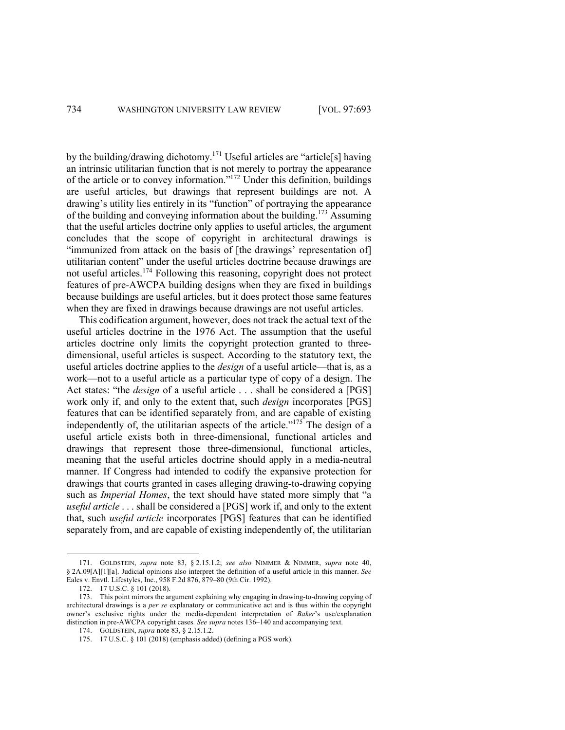by the building/drawing dichotomy.[171] Useful articles are "article[s] having an intrinsic utilitarian function that is not merely to portray the appearance of the article or to convey information."[172] Under this definition, buildings are useful articles, but drawings that represent buildings are not. A drawing's utility lies entirely in its "function" of portraying the appearance of the building and conveying information about the building.[173] Assuming that the useful articles doctrine only applies to useful articles, the argument concludes that the scope of copyright in architectural drawings is "immunized from attack on the basis of [the drawings' representation of] utilitarian content" under the useful articles doctrine because drawings are not useful articles.[174] Following this reasoning, copyright does not protect features of pre-AWCPA building designs when they are fixed in buildings because buildings are useful articles, but it does protect those same features when they are fixed in drawings because drawings are not useful articles.

This codification argument, however, does not track the actual text of the useful articles doctrine in the 1976 Act. The assumption that the useful articles doctrine only limits the copyright protection granted to three-dimensional, useful articles is suspect. According to the statutory text, the useful articles doctrine applies to the *design* of a useful article—that is, as a work—not to a useful article as a particular type of copy of a design. The Act states: "the *design* of a useful article . . . shall be considered a [PGS] work only if, and only to the extent that, such *design* incorporates [PGS] features that can be identified separately from, and are capable of existing independently of, the utilitarian aspects of the article."[175] The design of a useful article exists both in three-dimensional, functional articles and drawings that represent those three-dimensional, functional articles, meaning that the useful articles doctrine should apply in a media-neutral manner. If Congress had intended to codify the expansive protection for drawings that courts granted in cases alleging drawing-to-drawing copying such as *Imperial Homes*, the text should have stated more simply that "a *useful article* . . . shall be considered a [PGS] work if, and only to the extent that, such *useful article* incorporates [PGS] features that can be identified separately from, and are capable of existing independently of, the utilitarian

171. GOLDSTEIN, *supra* note 83, § 2.15.1.2; *see also* NIMMER & NIMMER, *supra* note 40, § 2A.09[A][1][a]. Judicial opinions also interpret the definition of a useful article in this manner. *See* Eales v. Envtl. Lifestyles, Inc., 958 F.2d 876, 879–80 (9th Cir. 1992).

172. 17 U.S.C. § 101 (2018).

173. This point mirrors the argument explaining why engaging in drawing-to-drawing copying of architectural drawings is a *per se* explanatory or communicative act and is thus within the copyright owner's exclusive rights under the media-dependent interpretation of *Baker*'s use/explanation distinction in pre-AWCPA copyright cases. *See supra* notes 136–140 and accompanying text.

174. GOLDSTEIN, *supra* note 83, § 2.15.1.2.

175. 17 U.S.C. § 101 (2018) (emphasis added) (defining a PGS work).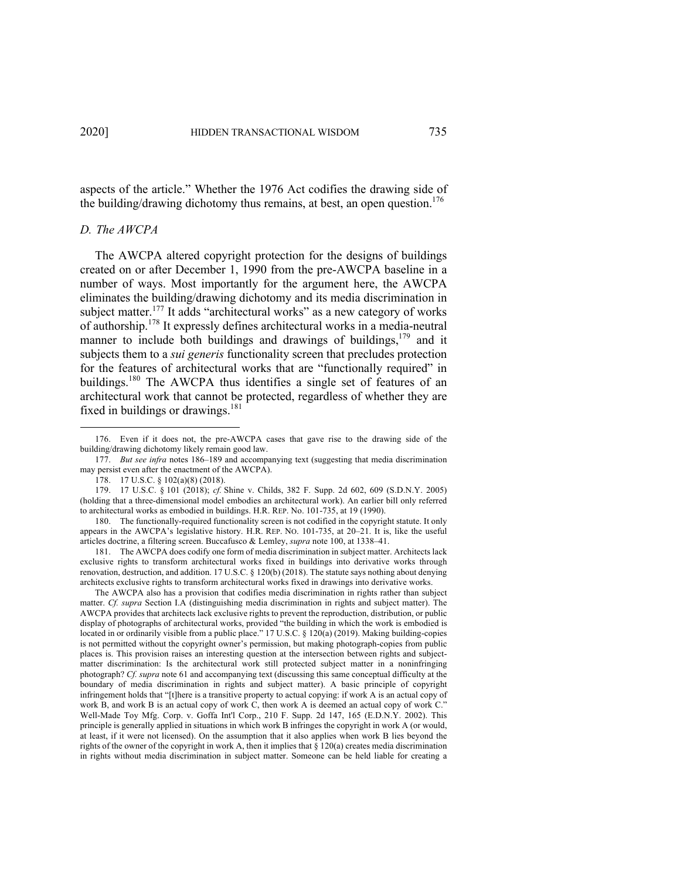aspects of the article." Whether the 1976 Act codifies the drawing side of the building/drawing dichotomy thus remains, at best, an open question.[176]

### *D. The AWCPA*

The AWCPA altered copyright protection for the designs of buildings created on or after December 1, 1990 from the pre-AWCPA baseline in a number of ways. Most importantly for the argument here, the AWCPA eliminates the building/drawing dichotomy and its media discrimination in subject matter.[177] It adds "architectural works" as a new category of works of authorship.[178] It expressly defines architectural works in a media-neutral manner to include both buildings and drawings of buildings,[179] and it subjects them to a *sui generis* functionality screen that precludes protection for the features of architectural works that are "functionally required" in buildings.[180] The AWCPA thus identifies a single set of features of an architectural work that cannot be protected, regardless of whether they are fixed in buildings or drawings.[181]

---

176. Even if it does not, the pre-AWCPA cases that gave rise to the drawing side of the building/drawing dichotomy likely remain good law.

177. *But see infra* notes 186–189 and accompanying text (suggesting that media discrimination may persist even after the enactment of the AWCPA).

178. 17 U.S.C. § 102(a)(8) (2018).

179. 17 U.S.C. § 101 (2018); *cf.* Shine v. Childs, 382 F. Supp. 2d 602, 609 (S.D.N.Y. 2005) (holding that a three-dimensional model embodies an architectural work). An earlier bill only referred to architectural works as embodied in buildings. H.R. REP. No. 101-735, at 19 (1990).

180. The functionally-required functionality screen is not codified in the copyright statute. It only appears in the AWCPA's legislative history. H.R. REP. NO. 101-735, at 20–21. It is, like the useful articles doctrine, a filtering screen. Buccafusco & Lemley, *supra* note 100, at 1338–41.

181. The AWCPA does codify one form of media discrimination in subject matter. Architects lack exclusive rights to transform architectural works fixed in buildings into derivative works through renovation, destruction, and addition. 17 U.S.C. § 120(b) (2018). The statute says nothing about denying architects exclusive rights to transform architectural works fixed in drawings into derivative works.

The AWCPA also has a provision that codifies media discrimination in rights rather than subject matter. *Cf. supra* Section I.A (distinguishing media discrimination in rights and subject matter). The AWCPA provides that architects lack exclusive rights to prevent the reproduction, distribution, or public display of photographs of architectural works, provided "the building in which the work is embodied is located in or ordinarily visible from a public place." 17 U.S.C. § 120(a) (2019). Making building-copies is not permitted without the copyright owner's permission, but making photograph-copies from public places is. This provision raises an interesting question at the intersection between rights and subject-matter discrimination: Is the architectural work still protected subject matter in a noninfringing photograph? *Cf. supra* note 61 and accompanying text (discussing this same conceptual difficulty at the boundary of media discrimination in rights and subject matter). A basic principle of copyright infringement holds that "[t]here is a transitive property to actual copying: if work A is an actual copy of work B, and work B is an actual copy of work C, then work A is deemed an actual copy of work C." Well-Made Toy Mfg. Corp. v. Goffa Int'l Corp., 210 F. Supp. 2d 147, 165 (E.D.N.Y. 2002). This principle is generally applied in situations in which work B infringes the copyright in work A (or would, at least, if it were not licensed). On the assumption that it also applies when work B lies beyond the rights of the owner of the copyright in work A, then it implies that § 120(a) creates media discrimination in rights without media discrimination in subject matter. Someone can be held liable for creating a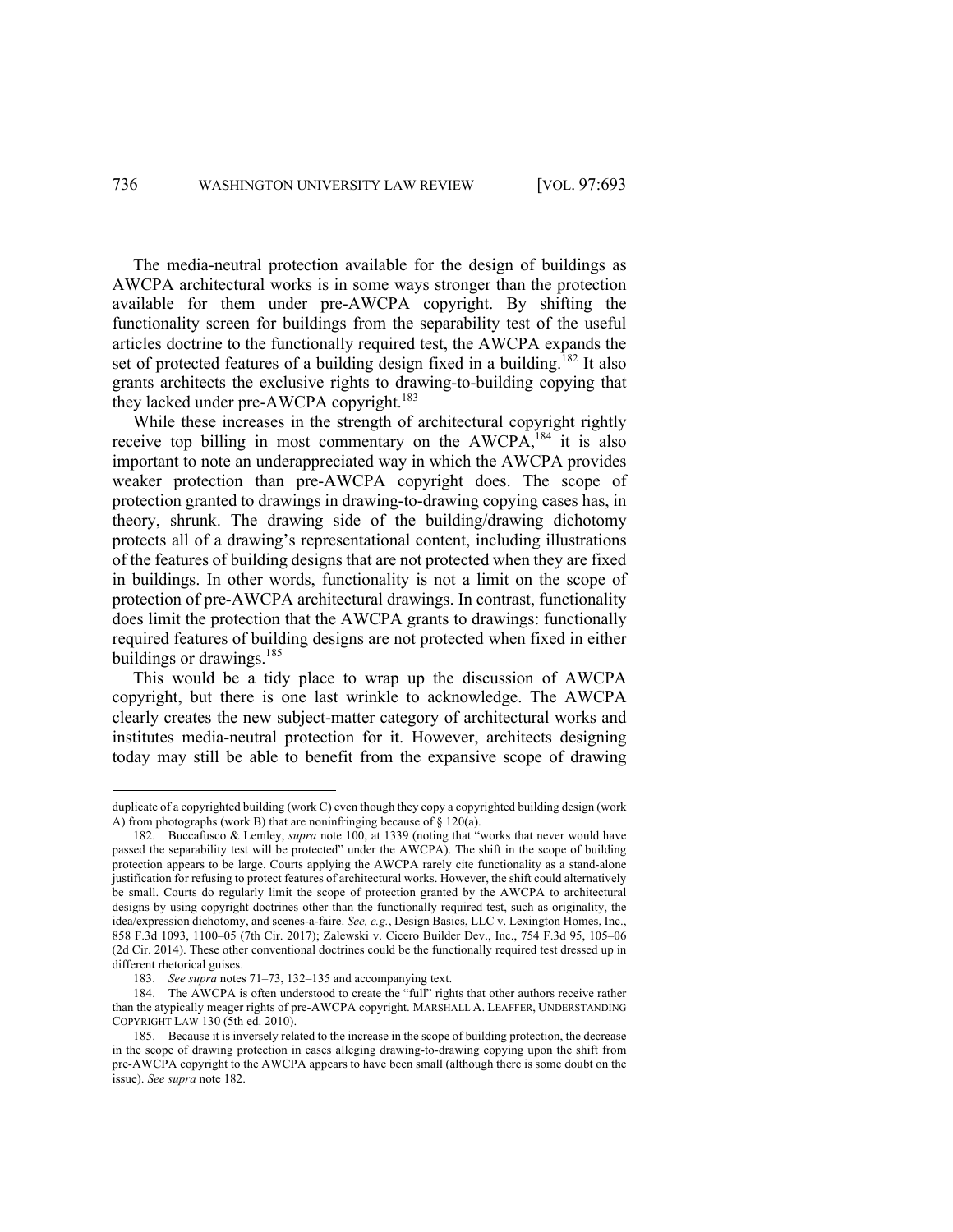The media-neutral protection available for the design of buildings as AWCPA architectural works is in some ways stronger than the protection available for them under pre-AWCPA copyright. By shifting the functionality screen for buildings from the separability test of the useful articles doctrine to the functionally required test, the AWCPA expands the set of protected features of a building design fixed in a building.[182] It also grants architects the exclusive rights to drawing-to-building copying that they lacked under pre-AWCPA copyright.[183]

While these increases in the strength of architectural copyright rightly receive top billing in most commentary on the AWCPA,[184] it is also important to note an underappreciated way in which the AWCPA provides weaker protection than pre-AWCPA copyright does. The scope of protection granted to drawings in drawing-to-drawing copying cases has, in theory, shrunk. The drawing side of the building/drawing dichotomy protects all of a drawing's representational content, including illustrations of the features of building designs that are not protected when they are fixed in buildings. In other words, functionality is not a limit on the scope of protection of pre-AWCPA architectural drawings. In contrast, functionality does limit the protection that the AWCPA grants to drawings: functionally required features of building designs are not protected when fixed in either buildings or drawings.[185]

This would be a tidy place to wrap up the discussion of AWCPA copyright, but there is one last wrinkle to acknowledge. The AWCPA clearly creates the new subject-matter category of architectural works and institutes media-neutral protection for it. However, architects designing today may still be able to benefit from the expansive scope of drawing

---

duplicate of a copyrighted building (work C) even though they copy a copyrighted building design (work A) from photographs (work B) that are noninfringing because of § 120(a).

182. Buccafusco & Lemley, *supra* note 100, at 1339 (noting that "works that never would have passed the separability test will be protected" under the AWCPA). The shift in the scope of building protection appears to be large. Courts applying the AWCPA rarely cite functionality as a stand-alone justification for refusing to protect features of architectural works. However, the shift could alternatively be small. Courts do regularly limit the scope of protection granted by the AWCPA to architectural designs by using copyright doctrines other than the functionally required test, such as originality, the idea/expression dichotomy, and scenes-a-faire. *See, e.g.*, Design Basics, LLC v. Lexington Homes, Inc., 858 F.3d 1093, 1100–05 (7th Cir. 2017); Zalewski v. Cicero Builder Dev., Inc., 754 F.3d 95, 105–06 (2d Cir. 2014). These other conventional doctrines could be the functionally required test dressed up in different rhetorical guises.

183. *See supra* notes 71–73, 132–135 and accompanying text.

184. The AWCPA is often understood to create the "full" rights that other authors receive rather than the atypically meager rights of pre-AWCPA copyright. MARSHALL A. LEAFFER, UNDERSTANDING COPYRIGHT LAW 130 (5th ed. 2010).

185. Because it is inversely related to the increase in the scope of building protection, the decrease in the scope of drawing protection in cases alleging drawing-to-drawing copying upon the shift from pre-AWCPA copyright to the AWCPA appears to have been small (although there is some doubt on the issue). *See supra* note 182.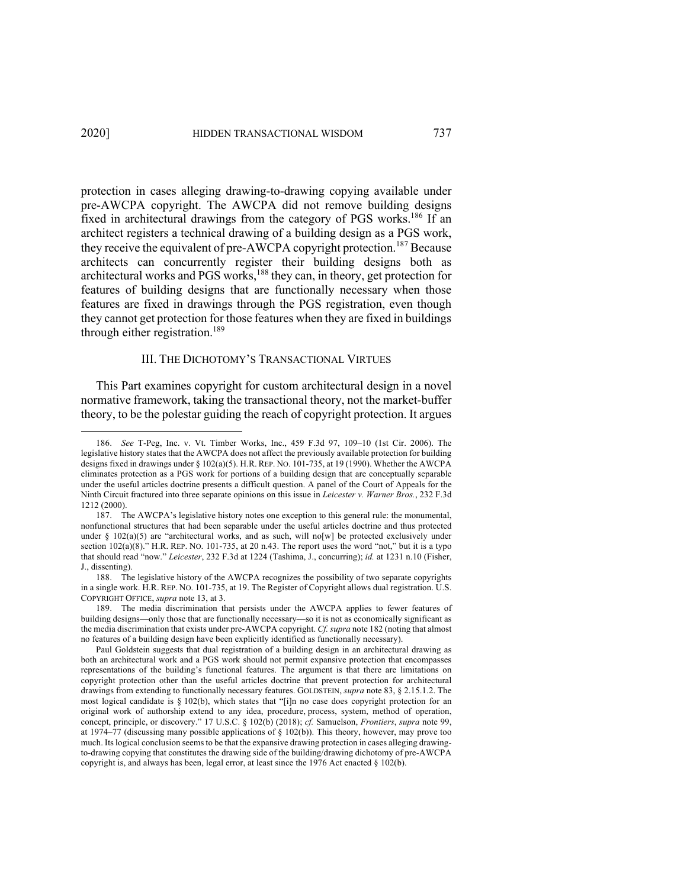protection in cases alleging drawing-to-drawing copying available under pre-AWCPA copyright. The AWCPA did not remove building designs fixed in architectural drawings from the category of PGS works.[186] If an architect registers a technical drawing of a building design as a PGS work, they receive the equivalent of pre-AWCPA copyright protection.[187] Because architects can concurrently register their building designs both as architectural works and PGS works,[188] they can, in theory, get protection for features of building designs that are functionally necessary when those features are fixed in drawings through the PGS registration, even though they cannot get protection for those features when they are fixed in buildings through either registration.[189]

## III. THE DICHOTOMY'S TRANSACTIONAL VIRTUES

This Part examines copyright for custom architectural design in a novel normative framework, taking the transactional theory, not the market-buffer theory, to be the polestar guiding the reach of copyright protection. It argues

---

186. *See* T-Peg, Inc. v. Vt. Timber Works, Inc., 459 F.3d 97, 109–10 (1st Cir. 2006). The legislative history states that the AWCPA does not affect the previously available protection for building designs fixed in drawings under § 102(a)(5). H.R. REP. NO. 101-735, at 19 (1990). Whether the AWCPA eliminates protection as a PGS work for portions of a building design that are conceptually separable under the useful articles doctrine presents a difficult question. A panel of the Court of Appeals for the Ninth Circuit fractured into three separate opinions on this issue in *Leicester v. Warner Bros.*, 232 F.3d 1212 (2000).

187. The AWCPA's legislative history notes one exception to this general rule: the monumental, nonfunctional structures that had been separable under the useful articles doctrine and thus protected under § 102(a)(5) are "architectural works, and as such, will no[w] be protected exclusively under section 102(a)(8)." H.R. REP. NO. 101-735, at 20 n.43. The report uses the word "not," but it is a typo that should read "now." *Leicester*, 232 F.3d at 1224 (Tashima, J., concurring); *id.* at 1231 n.10 (Fisher, J., dissenting).

188. The legislative history of the AWCPA recognizes the possibility of two separate copyrights in a single work. H.R. REP. NO. 101-735, at 19. The Register of Copyright allows dual registration. U.S. COPYRIGHT OFFICE, *supra* note 13, at 3.

189. The media discrimination that persists under the AWCPA applies to fewer features of building designs—only those that are functionally necessary—so it is not as economically significant as the media discrimination that exists under pre-AWCPA copyright. *Cf. supra* note 182 (noting that almost no features of a building design have been explicitly identified as functionally necessary).

Paul Goldstein suggests that dual registration of a building design in an architectural drawing as both an architectural work and a PGS work should not permit expansive protection that encompasses representations of the building's functional features. The argument is that there are limitations on copyright protection other than the useful articles doctrine that prevent protection for architectural drawings from extending to functionally necessary features. GOLDSTEIN, *supra* note 83, § 2.15.1.2. The most logical candidate is § 102(b), which states that "[i]n no case does copyright protection for an original work of authorship extend to any idea, procedure, process, system, method of operation, concept, principle, or discovery." 17 U.S.C. § 102(b) (2018); *cf.* Samuelson, *Frontiers*, *supra* note 99, at 1974–77 (discussing many possible applications of § 102(b)). This theory, however, may prove too much. Its logical conclusion seems to be that the expansive drawing protection in cases alleging drawing-to-drawing copying that constitutes the drawing side of the building/drawing dichotomy of pre-AWCPA copyright is, and always has been, legal error, at least since the 1976 Act enacted § 102(b).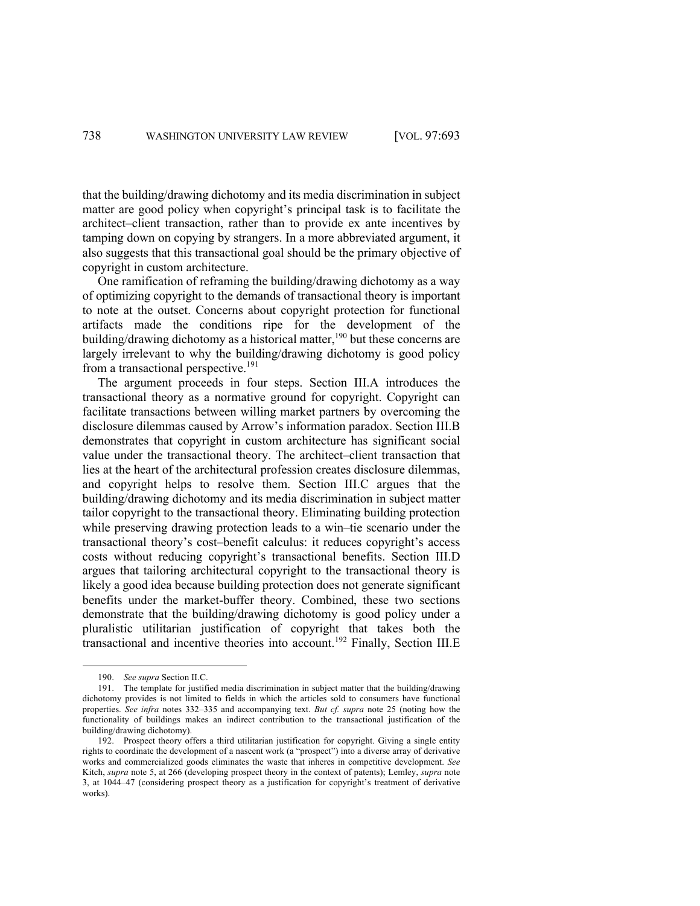that the building/drawing dichotomy and its media discrimination in subject matter are good policy when copyright's principal task is to facilitate the architect–client transaction, rather than to provide ex ante incentives by tamping down on copying by strangers. In a more abbreviated argument, it also suggests that this transactional goal should be the primary objective of copyright in custom architecture.

One ramification of reframing the building/drawing dichotomy as a way of optimizing copyright to the demands of transactional theory is important to note at the outset. Concerns about copyright protection for functional artifacts made the conditions ripe for the development of the building/drawing dichotomy as a historical matter,[190] but these concerns are largely irrelevant to why the building/drawing dichotomy is good policy from a transactional perspective.[191]

The argument proceeds in four steps. Section III.A introduces the transactional theory as a normative ground for copyright. Copyright can facilitate transactions between willing market partners by overcoming the disclosure dilemmas caused by Arrow's information paradox. Section III.B demonstrates that copyright in custom architecture has significant social value under the transactional theory. The architect–client transaction that lies at the heart of the architectural profession creates disclosure dilemmas, and copyright helps to resolve them. Section III.C argues that the building/drawing dichotomy and its media discrimination in subject matter tailor copyright to the transactional theory. Eliminating building protection while preserving drawing protection leads to a win–tie scenario under the transactional theory's cost–benefit calculus: it reduces copyright's access costs without reducing copyright's transactional benefits. Section III.D argues that tailoring architectural copyright to the transactional theory is likely a good idea because building protection does not generate significant benefits under the market-buffer theory. Combined, these two sections demonstrate that the building/drawing dichotomy is good policy under a pluralistic utilitarian justification of copyright that takes both the transactional and incentive theories into account.[192] Finally, Section III.E

---

190. *See supra* Section II.C.

191. The template for justified media discrimination in subject matter that the building/drawing dichotomy provides is not limited to fields in which the articles sold to consumers have functional properties. *See infra* notes 332–335 and accompanying text. *But cf. supra* note 25 (noting how the functionality of buildings makes an indirect contribution to the transactional justification of the building/drawing dichotomy).

192. Prospect theory offers a third utilitarian justification for copyright. Giving a single entity rights to coordinate the development of a nascent work (a "prospect") into a diverse array of derivative works and commercialized goods eliminates the waste that inheres in competitive development. *See* Kitch, *supra* note 5, at 266 (developing prospect theory in the context of patents); Lemley, *supra* note 3, at 1044–47 (considering prospect theory as a justification for copyright's treatment of derivative works).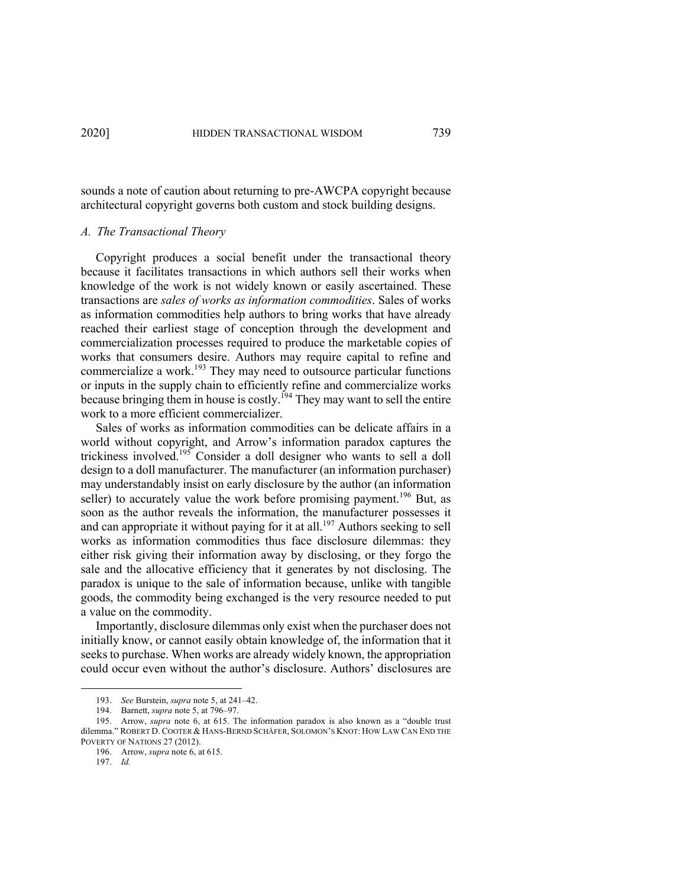sounds a note of caution about returning to pre-AWCPA copyright because architectural copyright governs both custom and stock building designs.

### *A. The Transactional Theory*

Copyright produces a social benefit under the transactional theory because it facilitates transactions in which authors sell their works when knowledge of the work is not widely known or easily ascertained. These transactions are *sales of works as information commodities*. Sales of works as information commodities help authors to bring works that have already reached their earliest stage of conception through the development and commercialization processes required to produce the marketable copies of works that consumers desire. Authors may require capital to refine and commercialize a work.[193] They may need to outsource particular functions or inputs in the supply chain to efficiently refine and commercialize works because bringing them in house is costly.[194] They may want to sell the entire work to a more efficient commercializer.

Sales of works as information commodities can be delicate affairs in a world without copyright, and Arrow's information paradox captures the trickiness involved.[195] Consider a doll designer who wants to sell a doll design to a doll manufacturer. The manufacturer (an information purchaser) may understandably insist on early disclosure by the author (an information seller) to accurately value the work before promising payment.[196] But, as soon as the author reveals the information, the manufacturer possesses it and can appropriate it without paying for it at all.[197] Authors seeking to sell works as information commodities thus face disclosure dilemmas: they either risk giving their information away by disclosing, or they forgo the sale and the allocative efficiency that it generates by not disclosing. The paradox is unique to the sale of information because, unlike with tangible goods, the commodity being exchanged is the very resource needed to put a value on the commodity.

Importantly, disclosure dilemmas only exist when the purchaser does not initially know, or cannot easily obtain knowledge of, the information that it seeks to purchase. When works are already widely known, the appropriation could occur even without the author's disclosure. Authors' disclosures are

---

193. *See* Burstein, *supra* note 5, at 241–42.

194. Barnett, *supra* note 5, at 796–97.

195. Arrow, *supra* note 6, at 615. The information paradox is also known as a "double trust dilemma." ROBERT D. COOTER & HANS-BERND SCHÄFER, SOLOMON'S KNOT: HOW LAW CAN END THE POVERTY OF NATIONS 27 (2012).

196. Arrow, *supra* note 6, at 615.

197. *Id.*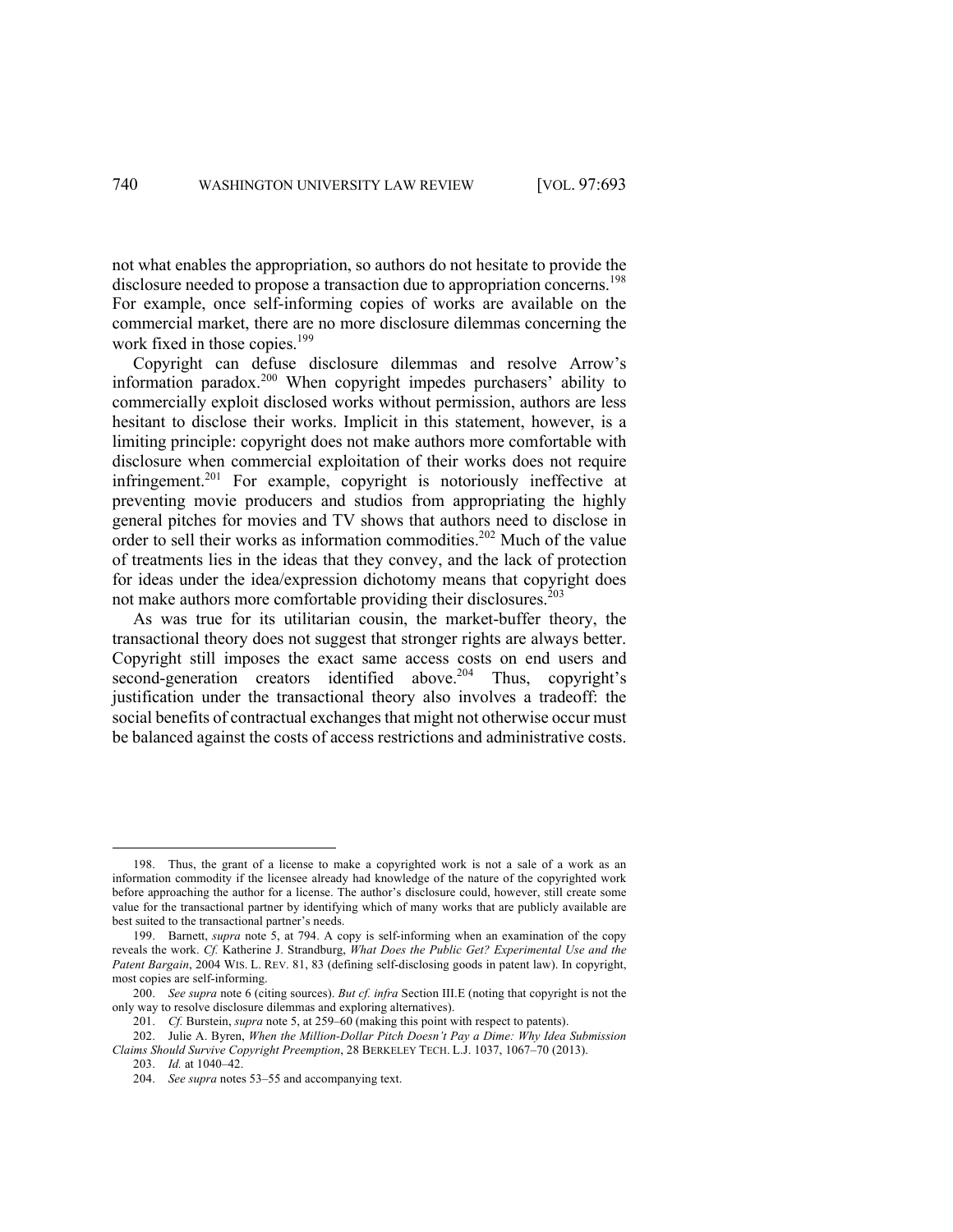not what enables the appropriation, so authors do not hesitate to provide the disclosure needed to propose a transaction due to appropriation concerns.[198] For example, once self-informing copies of works are available on the commercial market, there are no more disclosure dilemmas concerning the work fixed in those copies.[199]

Copyright can defuse disclosure dilemmas and resolve Arrow's information paradox.[200] When copyright impedes purchasers' ability to commercially exploit disclosed works without permission, authors are less hesitant to disclose their works. Implicit in this statement, however, is a limiting principle: copyright does not make authors more comfortable with disclosure when commercial exploitation of their works does not require infringement.[201] For example, copyright is notoriously ineffective at preventing movie producers and studios from appropriating the highly general pitches for movies and TV shows that authors need to disclose in order to sell their works as information commodities.[202] Much of the value of treatments lies in the ideas that they convey, and the lack of protection for ideas under the idea/expression dichotomy means that copyright does not make authors more comfortable providing their disclosures.[203]

As was true for its utilitarian cousin, the market-buffer theory, the transactional theory does not suggest that stronger rights are always better. Copyright still imposes the exact same access costs on end users and second-generation creators identified above.[204] Thus, copyright's justification under the transactional theory also involves a tradeoff: the social benefits of contractual exchanges that might not otherwise occur must be balanced against the costs of access restrictions and administrative costs.

---

198. Thus, the grant of a license to make a copyrighted work is not a sale of a work as an information commodity if the licensee already had knowledge of the nature of the copyrighted work before approaching the author for a license. The author's disclosure could, however, still create some value for the transactional partner by identifying which of many works that are publicly available are best suited to the transactional partner's needs.

199. Barnett, *supra* note 5, at 794. A copy is self-informing when an examination of the copy reveals the work. *Cf.* Katherine J. Strandburg, *What Does the Public Get? Experimental Use and the Patent Bargain*, 2004 WIS. L. REV. 81, 83 (defining self-disclosing goods in patent law). In copyright, most copies are self-informing.

200. *See supra* note 6 (citing sources). *But cf. infra* Section III.E (noting that copyright is not the only way to resolve disclosure dilemmas and exploring alternatives).

201. *Cf.* Burstein, *supra* note 5, at 259–60 (making this point with respect to patents).

202. Julie A. Byren, *When the Million-Dollar Pitch Doesn't Pay a Dime: Why Idea Submission Claims Should Survive Copyright Preemption*, 28 BERKELEY TECH. L.J. 1037, 1067–70 (2013).

203. *Id.* at 1040–42.

204. *See supra* notes 53–55 and accompanying text.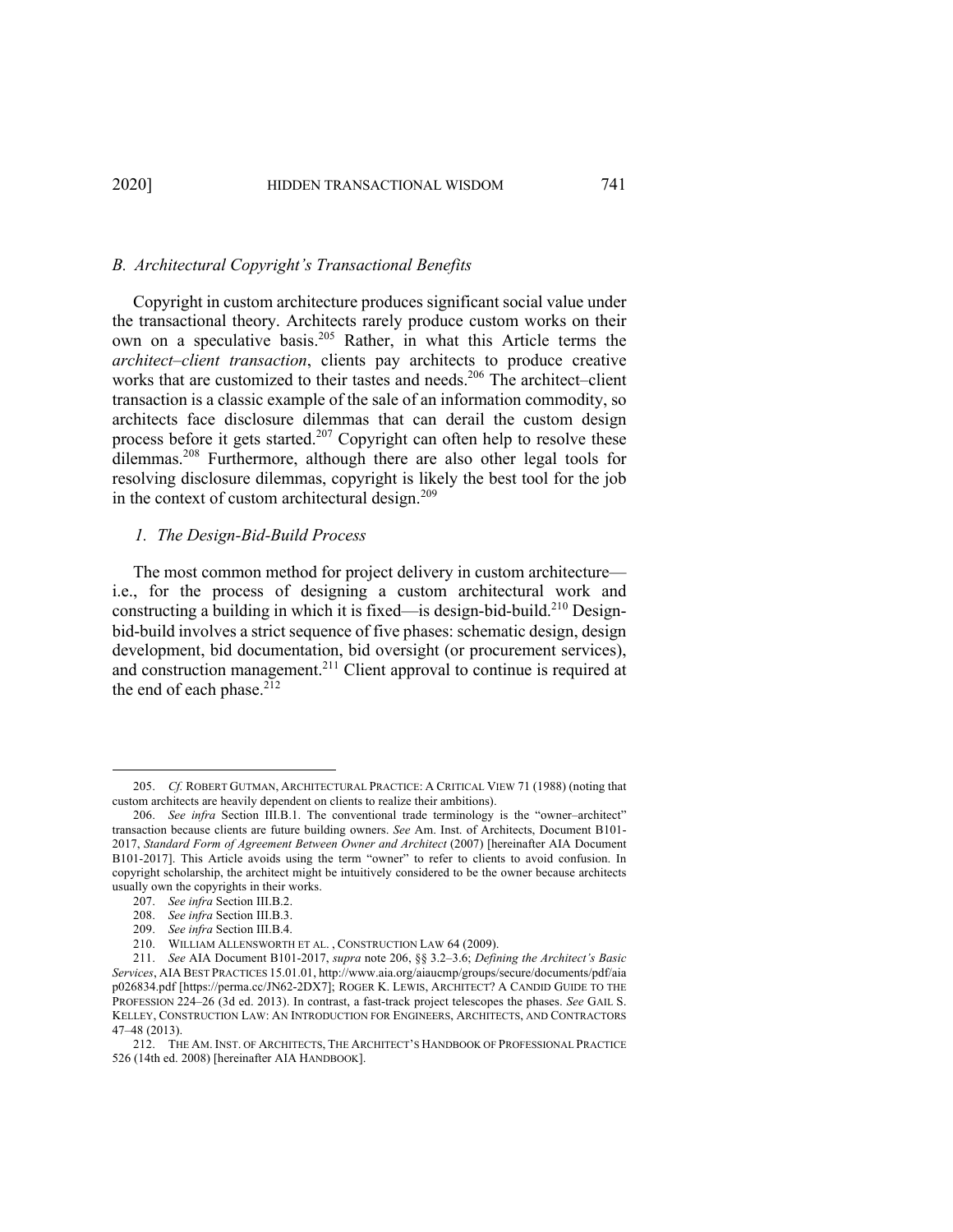### *B. Architectural Copyright's Transactional Benefits*

Copyright in custom architecture produces significant social value under the transactional theory. Architects rarely produce custom works on their own on a speculative basis.[205] Rather, in what this Article terms the *architect–client transaction*, clients pay architects to produce creative works that are customized to their tastes and needs.[206] The architect–client transaction is a classic example of the sale of an information commodity, so architects face disclosure dilemmas that can derail the custom design process before it gets started.[207] Copyright can often help to resolve these dilemmas.[208] Furthermore, although there are also other legal tools for resolving disclosure dilemmas, copyright is likely the best tool for the job in the context of custom architectural design.[209]

#### *1. The Design-Bid-Build Process*

The most common method for project delivery in custom architecture—i.e., for the process of designing a custom architectural work and constructing a building in which it is fixed—is design-bid-build.[210] Design-bid-build involves a strict sequence of five phases: schematic design, design development, bid documentation, bid oversight (or procurement services), and construction management.[211] Client approval to continue is required at the end of each phase.[212]

---

205. *Cf.* ROBERT GUTMAN, ARCHITECTURAL PRACTICE: A CRITICAL VIEW 71 (1988) (noting that custom architects are heavily dependent on clients to realize their ambitions).

206. *See infra* Section III.B.1. The conventional trade terminology is the "owner–architect" transaction because clients are future building owners. *See* Am. Inst. of Architects, Document B101-2017, *Standard Form of Agreement Between Owner and Architect* (2007) [hereinafter AIA Document B101-2017]. This Article avoids using the term "owner" to refer to clients to avoid confusion. In copyright scholarship, the architect might be intuitively considered to be the owner because architects usually own the copyrights in their works.

207. *See infra* Section III.B.2.

208. *See infra* Section III.B.3.

209. *See infra* Section III.B.4.

210. WILLIAM ALLENSWORTH ET AL. , CONSTRUCTION LAW 64 (2009).

211. *See* AIA Document B101-2017, *supra* note 206, §§ 3.2–3.6; *Defining the Architect's Basic Services*, AIA BEST PRACTICES 15.01.01, http://www.aia.org/aiaucmp/groups/secure/documents/pdf/aiap026834.pdf [https://perma.cc/JN62-2DX7]; ROGER K. LEWIS, ARCHITECT? A CANDID GUIDE TO THE PROFESSION 224–26 (3d ed. 2013). In contrast, a fast-track project telescopes the phases. *See* GAIL S. KELLEY, CONSTRUCTION LAW: AN INTRODUCTION FOR ENGINEERS, ARCHITECTS, AND CONTRACTORS 47–48 (2013).

212. THE AM. INST. OF ARCHITECTS, THE ARCHITECT'S HANDBOOK OF PROFESSIONAL PRACTICE 526 (14th ed. 2008) [hereinafter AIA HANDBOOK].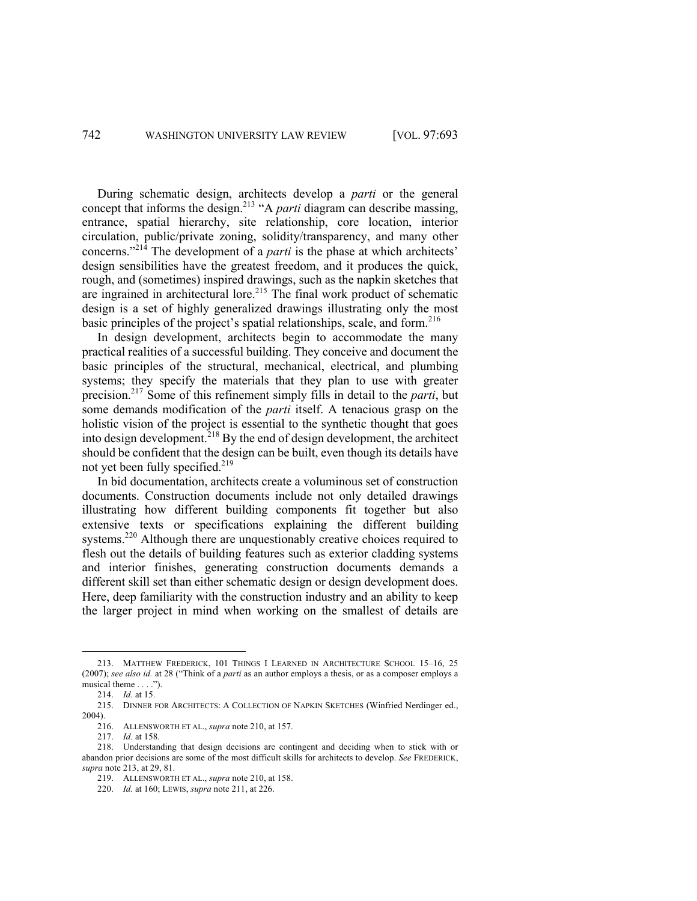During schematic design, architects develop a *parti* or the general concept that informs the design.[213] "A *parti* diagram can describe massing, entrance, spatial hierarchy, site relationship, core location, interior circulation, public/private zoning, solidity/transparency, and many other concerns."[214] The development of a *parti* is the phase at which architects' design sensibilities have the greatest freedom, and it produces the quick, rough, and (sometimes) inspired drawings, such as the napkin sketches that are ingrained in architectural lore.[215] The final work product of schematic design is a set of highly generalized drawings illustrating only the most basic principles of the project's spatial relationships, scale, and form.[216]

In design development, architects begin to accommodate the many practical realities of a successful building. They conceive and document the basic principles of the structural, mechanical, electrical, and plumbing systems; they specify the materials that they plan to use with greater precision.[217] Some of this refinement simply fills in detail to the *parti*, but some demands modification of the *parti* itself. A tenacious grasp on the holistic vision of the project is essential to the synthetic thought that goes into design development.[218] By the end of design development, the architect should be confident that the design can be built, even though its details have not yet been fully specified.[219]

In bid documentation, architects create a voluminous set of construction documents. Construction documents include not only detailed drawings illustrating how different building components fit together but also extensive texts or specifications explaining the different building systems.[220] Although there are unquestionably creative choices required to flesh out the details of building features such as exterior cladding systems and interior finishes, generating construction documents demands a different skill set than either schematic design or design development does. Here, deep familiarity with the construction industry and an ability to keep the larger project in mind when working on the smallest of details are

---

213. MATTHEW FREDERICK, 101 THINGS I LEARNED IN ARCHITECTURE SCHOOL 15–16, 25 (2007); *see also id.* at 28 ("Think of a *parti* as an author employs a thesis, or as a composer employs a musical theme . . . .").

214. *Id.* at 15.

215. DINNER FOR ARCHITECTS: A COLLECTION OF NAPKIN SKETCHES (Winfried Nerdinger ed., 2004).

216. ALLENSWORTH ET AL., *supra* note 210, at 157.

217. *Id.* at 158.

218. Understanding that design decisions are contingent and deciding when to stick with or abandon prior decisions are some of the most difficult skills for architects to develop. *See* FREDERICK, *supra* note 213, at 29, 81.

219. ALLENSWORTH ET AL., *supra* note 210, at 158.

220. *Id.* at 160; LEWIS, *supra* note 211, at 226.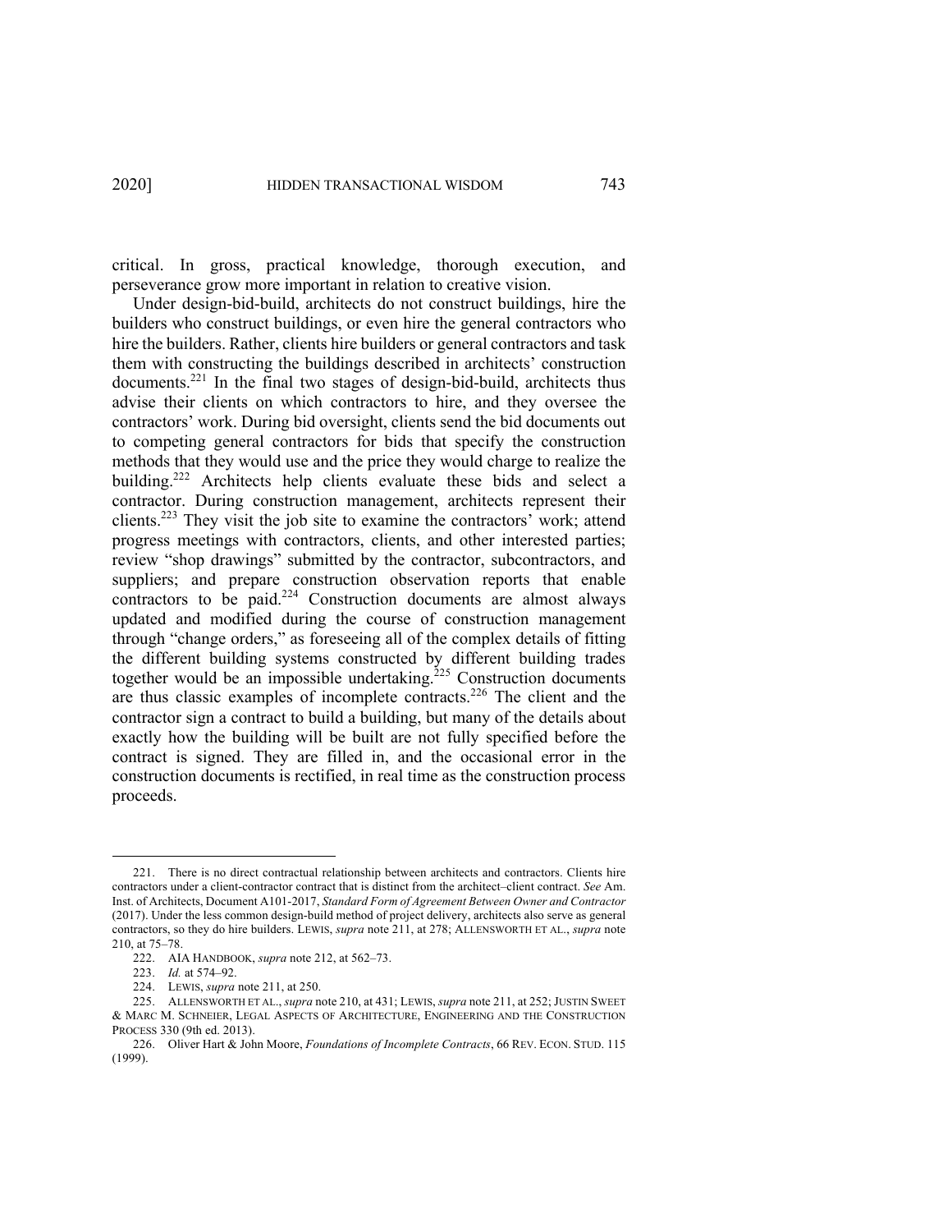critical. In gross, practical knowledge, thorough execution, and perseverance grow more important in relation to creative vision.

Under design-bid-build, architects do not construct buildings, hire the builders who construct buildings, or even hire the general contractors who hire the builders. Rather, clients hire builders or general contractors and task them with constructing the buildings described in architects' construction documents.[221] In the final two stages of design-bid-build, architects thus advise their clients on which contractors to hire, and they oversee the contractors' work. During bid oversight, clients send the bid documents out to competing general contractors for bids that specify the construction methods that they would use and the price they would charge to realize the building.[222] Architects help clients evaluate these bids and select a contractor. During construction management, architects represent their clients.[223] They visit the job site to examine the contractors' work; attend progress meetings with contractors, clients, and other interested parties; review "shop drawings" submitted by the contractor, subcontractors, and suppliers; and prepare construction observation reports that enable contractors to be paid.[224] Construction documents are almost always updated and modified during the course of construction management through "change orders," as foreseeing all of the complex details of fitting the different building systems constructed by different building trades together would be an impossible undertaking.[225] Construction documents are thus classic examples of incomplete contracts.[226] The client and the contractor sign a contract to build a building, but many of the details about exactly how the building will be built are not fully specified before the contract is signed. They are filled in, and the occasional error in the construction documents is rectified, in real time as the construction process proceeds.

---

221. There is no direct contractual relationship between architects and contractors. Clients hire contractors under a client-contractor contract that is distinct from the architect–client contract. *See* Am. Inst. of Architects, Document A101-2017, *Standard Form of Agreement Between Owner and Contractor* (2017). Under the less common design-build method of project delivery, architects also serve as general contractors, so they do hire builders. LEWIS, *supra* note 211, at 278; ALLENSWORTH ET AL., *supra* note 210, at 75–78.

222. AIA HANDBOOK, *supra* note 212, at 562–73.

223. *Id.* at 574–92.

224. LEWIS, *supra* note 211, at 250.

225. ALLENSWORTH ET AL., *supra* note 210, at 431; LEWIS, *supra* note 211, at 252; JUSTIN SWEET & MARC M. SCHNEIER, LEGAL ASPECTS OF ARCHITECTURE, ENGINEERING AND THE CONSTRUCTION PROCESS 330 (9th ed. 2013).

226. Oliver Hart & John Moore, *Foundations of Incomplete Contracts*, 66 REV. ECON. STUD. 115 (1999).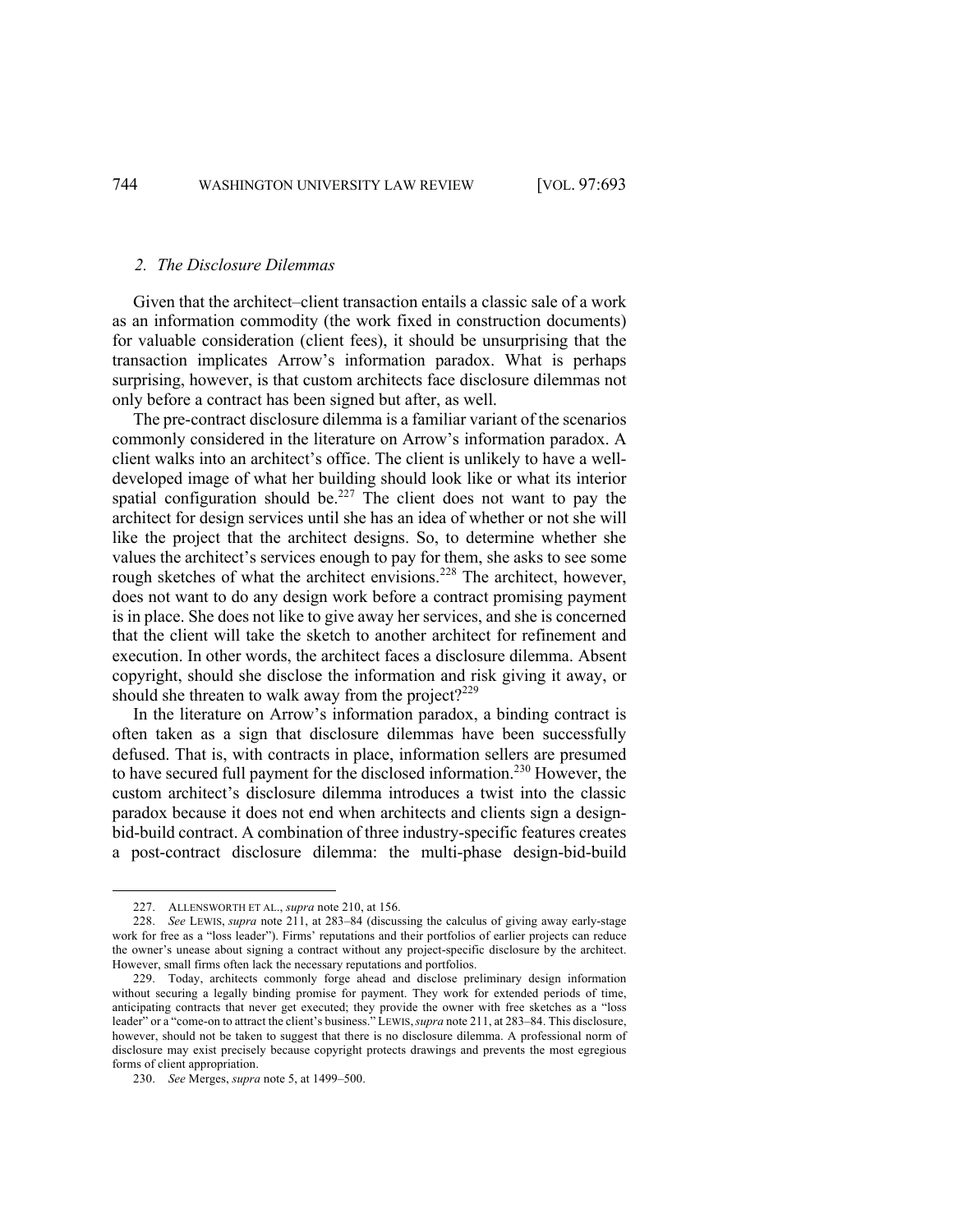### *2. The Disclosure Dilemmas*

Given that the architect–client transaction entails a classic sale of a work as an information commodity (the work fixed in construction documents) for valuable consideration (client fees), it should be unsurprising that the transaction implicates Arrow's information paradox. What is perhaps surprising, however, is that custom architects face disclosure dilemmas not only before a contract has been signed but after, as well.

The pre-contract disclosure dilemma is a familiar variant of the scenarios commonly considered in the literature on Arrow's information paradox. A client walks into an architect's office. The client is unlikely to have a well-developed image of what her building should look like or what its interior spatial configuration should be.[227] The client does not want to pay the architect for design services until she has an idea of whether or not she will like the project that the architect designs. So, to determine whether she values the architect's services enough to pay for them, she asks to see some rough sketches of what the architect envisions.[228] The architect, however, does not want to do any design work before a contract promising payment is in place. She does not like to give away her services, and she is concerned that the client will take the sketch to another architect for refinement and execution. In other words, the architect faces a disclosure dilemma. Absent copyright, should she disclose the information and risk giving it away, or should she threaten to walk away from the project?[229]

In the literature on Arrow's information paradox, a binding contract is often taken as a sign that disclosure dilemmas have been successfully defused. That is, with contracts in place, information sellers are presumed to have secured full payment for the disclosed information.[230] However, the custom architect's disclosure dilemma introduces a twist into the classic paradox because it does not end when architects and clients sign a design-bid-build contract. A combination of three industry-specific features creates a post-contract disclosure dilemma: the multi-phase design-bid-build

---

227. ALLENSWORTH ET AL., *supra* note 210, at 156.

228. *See* LEWIS, *supra* note 211, at 283–84 (discussing the calculus of giving away early-stage work for free as a "loss leader"). Firms' reputations and their portfolios of earlier projects can reduce the owner's unease about signing a contract without any project-specific disclosure by the architect. However, small firms often lack the necessary reputations and portfolios.

229. Today, architects commonly forge ahead and disclose preliminary design information without securing a legally binding promise for payment. They work for extended periods of time, anticipating contracts that never get executed; they provide the owner with free sketches as a "loss leader" or a "come-on to attract the client's business." LEWIS, *supra* note 211, at 283–84. This disclosure, however, should not be taken to suggest that there is no disclosure dilemma. A professional norm of disclosure may exist precisely because copyright protects drawings and prevents the most egregious forms of client appropriation.

230. *See* Merges, *supra* note 5, at 1499–500.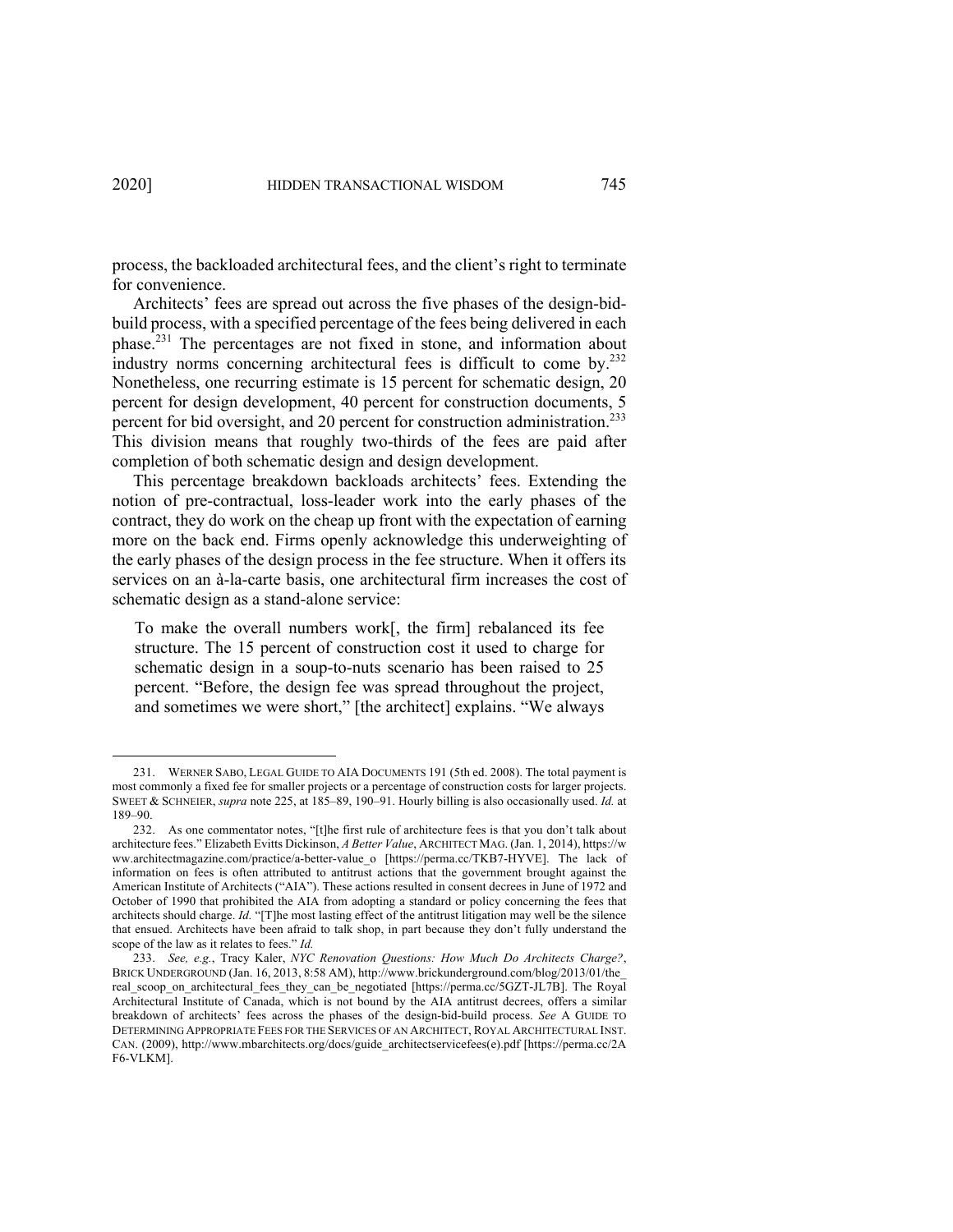process, the backloaded architectural fees, and the client's right to terminate for convenience.

Architects' fees are spread out across the five phases of the design-bid-build process, with a specified percentage of the fees being delivered in each phase.[231] The percentages are not fixed in stone, and information about industry norms concerning architectural fees is difficult to come by.[232] Nonetheless, one recurring estimate is 15 percent for schematic design, 20 percent for design development, 40 percent for construction documents, 5 percent for bid oversight, and 20 percent for construction administration.[233] This division means that roughly two-thirds of the fees are paid after completion of both schematic design and design development.

This percentage breakdown backloads architects' fees. Extending the notion of pre-contractual, loss-leader work into the early phases of the contract, they do work on the cheap up front with the expectation of earning more on the back end. Firms openly acknowledge this underweighting of the early phases of the design process in the fee structure. When it offers its services on an à-la-carte basis, one architectural firm increases the cost of schematic design as a stand-alone service:

> To make the overall numbers work[, the firm] rebalanced its fee structure. The 15 percent of construction cost it used to charge for schematic design in a soup-to-nuts scenario has been raised to 25 percent. "Before, the design fee was spread throughout the project, and sometimes we were short," [the architect] explains. "We always

---

231. WERNER SABO, LEGAL GUIDE TO AIA DOCUMENTS 191 (5th ed. 2008). The total payment is most commonly a fixed fee for smaller projects or a percentage of construction costs for larger projects. SWEET & SCHNEIER, *supra* note 225, at 185–89, 190–91. Hourly billing is also occasionally used. *Id.* at 189–90.

232. As one commentator notes, "[t]he first rule of architecture fees is that you don't talk about architecture fees." Elizabeth Evitts Dickinson, *A Better Value*, ARCHITECT MAG. (Jan. 1, 2014), https://www.architectmagazine.com/practice/a-better-value_o [https://perma.cc/TKB7-HYVE]. The lack of information on fees is often attributed to antitrust actions that the government brought against the American Institute of Architects ("AIA"). These actions resulted in consent decrees in June of 1972 and October of 1990 that prohibited the AIA from adopting a standard or policy concerning the fees that architects should charge. *Id.* "[T]he most lasting effect of the antitrust litigation may well be the silence that ensued. Architects have been afraid to talk shop, in part because they don't fully understand the scope of the law as it relates to fees." *Id.*

233. *See, e.g.*, Tracy Kaler, *NYC Renovation Questions: How Much Do Architects Charge?*, BRICK UNDERGROUND (Jan. 16, 2013, 8:58 AM), http://www.brickunderground.com/blog/2013/01/the_real_scoop_on_architectural_fees_they_can_be_negotiated [https://perma.cc/5GZT-JL7B]. The Royal Architectural Institute of Canada, which is not bound by the AIA antitrust decrees, offers a similar breakdown of architects' fees across the phases of the design-bid-build process. *See* A GUIDE TO DETERMINING APPROPRIATE FEES FOR THE SERVICES OF AN ARCHITECT, ROYAL ARCHITECTURAL INST. CAN. (2009), http://www.mbarchitects.org/docs/guide_architectservicefees(e).pdf [https://perma.cc/2AF6-VLKM].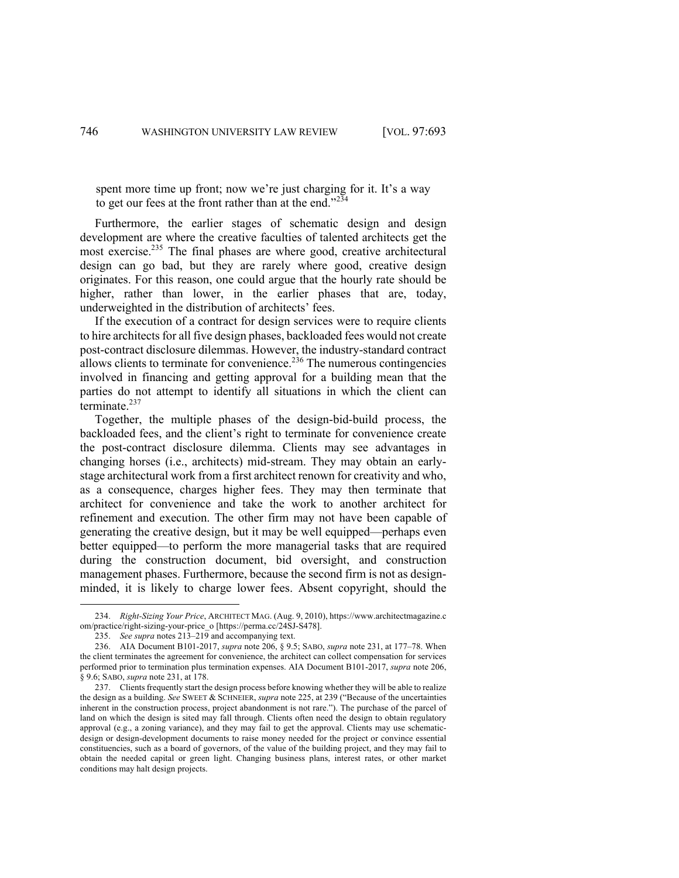spent more time up front; now we're just charging for it. It's a way to get our fees at the front rather than at the end."[234]

Furthermore, the earlier stages of schematic design and design development are where the creative faculties of talented architects get the most exercise.[235] The final phases are where good, creative architectural design can go bad, but they are rarely where good, creative design originates. For this reason, one could argue that the hourly rate should be higher, rather than lower, in the earlier phases that are, today, underweighted in the distribution of architects' fees.

If the execution of a contract for design services were to require clients to hire architects for all five design phases, backloaded fees would not create post-contract disclosure dilemmas. However, the industry-standard contract allows clients to terminate for convenience.[236] The numerous contingencies involved in financing and getting approval for a building mean that the parties do not attempt to identify all situations in which the client can terminate.[237]

Together, the multiple phases of the design-bid-build process, the backloaded fees, and the client's right to terminate for convenience create the post-contract disclosure dilemma. Clients may see advantages in changing horses (i.e., architects) mid-stream. They may obtain an early-stage architectural work from a first architect renown for creativity and who, as a consequence, charges higher fees. They may then terminate that architect for convenience and take the work to another architect for refinement and execution. The other firm may not have been capable of generating the creative design, but it may be well equipped—perhaps even better equipped—to perform the more managerial tasks that are required during the construction document, bid oversight, and construction management phases. Furthermore, because the second firm is not as design-minded, it is likely to charge lower fees. Absent copyright, should the

---

234. *Right-Sizing Your Price*, ARCHITECT MAG. (Aug. 9, 2010), https://www.architectmagazine.com/practice/right-sizing-your-price_o [https://perma.cc/24SJ-S478].

235. *See supra* notes 213–219 and accompanying text.

236. AIA Document B101-2017, *supra* note 206, § 9.5; SABO, *supra* note 231, at 177–78. When the client terminates the agreement for convenience, the architect can collect compensation for services performed prior to termination plus termination expenses. AIA Document B101-2017, *supra* note 206, § 9.6; SABO, *supra* note 231, at 178.

237. Clients frequently start the design process before knowing whether they will be able to realize the design as a building. *See* SWEET & SCHNEIER, *supra* note 225, at 239 ("Because of the uncertainties inherent in the construction process, project abandonment is not rare."). The purchase of the parcel of land on which the design is sited may fall through. Clients often need the design to obtain regulatory approval (e.g., a zoning variance), and they may fail to get the approval. Clients may use schematic-design or design-development documents to raise money needed for the project or convince essential constituencies, such as a board of governors, of the value of the building project, and they may fail to obtain the needed capital or green light. Changing business plans, interest rates, or other market conditions may halt design projects.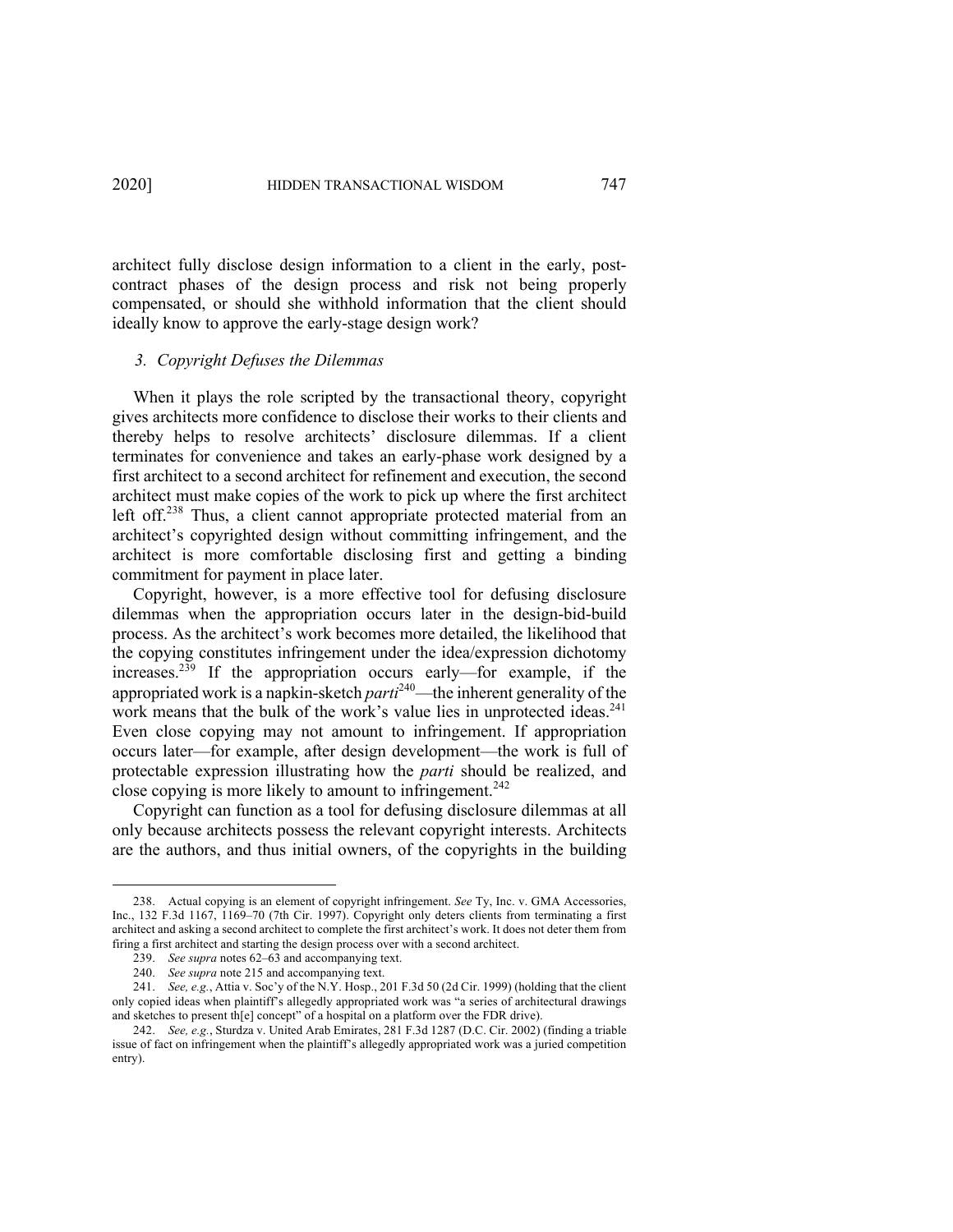architect fully disclose design information to a client in the early, post-contract phases of the design process and risk not being properly compensated, or should she withhold information that the client should ideally know to approve the early-stage design work?

### *3. Copyright Defuses the Dilemmas*

When it plays the role scripted by the transactional theory, copyright gives architects more confidence to disclose their works to their clients and thereby helps to resolve architects' disclosure dilemmas. If a client terminates for convenience and takes an early-phase work designed by a first architect to a second architect for refinement and execution, the second architect must make copies of the work to pick up where the first architect left off.[238] Thus, a client cannot appropriate protected material from an architect's copyrighted design without committing infringement, and the architect is more comfortable disclosing first and getting a binding commitment for payment in place later.

Copyright, however, is a more effective tool for defusing disclosure dilemmas when the appropriation occurs later in the design-bid-build process. As the architect's work becomes more detailed, the likelihood that the copying constitutes infringement under the idea/expression dichotomy increases.[239] If the appropriation occurs early—for example, if the appropriated work is a napkin-sketch *parti*[240]—the inherent generality of the work means that the bulk of the work's value lies in unprotected ideas.[241] Even close copying may not amount to infringement. If appropriation occurs later—for example, after design development—the work is full of protectable expression illustrating how the *parti* should be realized, and close copying is more likely to amount to infringement.[242]

Copyright can function as a tool for defusing disclosure dilemmas at all only because architects possess the relevant copyright interests. Architects are the authors, and thus initial owners, of the copyrights in the building

---

238. Actual copying is an element of copyright infringement. *See* Ty, Inc. v. GMA Accessories, Inc., 132 F.3d 1167, 1169–70 (7th Cir. 1997). Copyright only deters clients from terminating a first architect and asking a second architect to complete the first architect's work. It does not deter them from firing a first architect and starting the design process over with a second architect.

239. *See supra* notes 62–63 and accompanying text.

240. *See supra* note 215 and accompanying text.

241. *See, e.g.*, Attia v. Soc'y of the N.Y. Hosp., 201 F.3d 50 (2d Cir. 1999) (holding that the client only copied ideas when plaintiff's allegedly appropriated work was "a series of architectural drawings and sketches to present th[e] concept" of a hospital on a platform over the FDR drive).

242. *See, e.g.*, Sturdza v. United Arab Emirates, 281 F.3d 1287 (D.C. Cir. 2002) (finding a triable issue of fact on infringement when the plaintiff's allegedly appropriated work was a juried competition entry).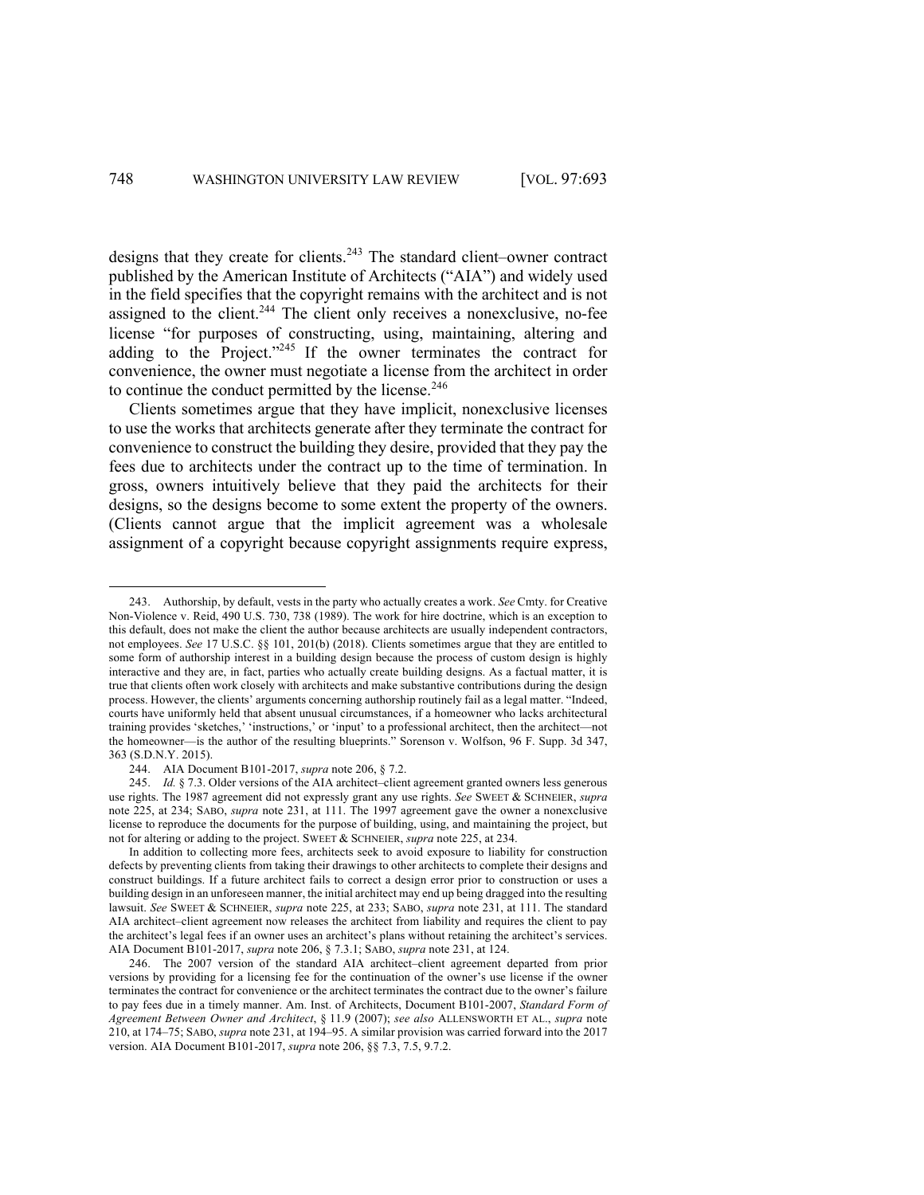designs that they create for clients.[243] The standard client–owner contract published by the American Institute of Architects ("AIA") and widely used in the field specifies that the copyright remains with the architect and is not assigned to the client.[244] The client only receives a nonexclusive, no-fee license "for purposes of constructing, using, maintaining, altering and adding to the Project."[245] If the owner terminates the contract for convenience, the owner must negotiate a license from the architect in order to continue the conduct permitted by the license.[246]

Clients sometimes argue that they have implicit, nonexclusive licenses to use the works that architects generate after they terminate the contract for convenience to construct the building they desire, provided that they pay the fees due to architects under the contract up to the time of termination. In gross, owners intuitively believe that they paid the architects for their designs, so the designs become to some extent the property of the owners. (Clients cannot argue that the implicit agreement was a wholesale assignment of a copyright because copyright assignments require express,

---

243. Authorship, by default, vests in the party who actually creates a work. *See* Cmty. for Creative Non-Violence v. Reid, 490 U.S. 730, 738 (1989). The work for hire doctrine, which is an exception to this default, does not make the client the author because architects are usually independent contractors, not employees. *See* 17 U.S.C. §§ 101, 201(b) (2018). Clients sometimes argue that they are entitled to some form of authorship interest in a building design because the process of custom design is highly interactive and they are, in fact, parties who actually create building designs. As a factual matter, it is true that clients often work closely with architects and make substantive contributions during the design process. However, the clients' arguments concerning authorship routinely fail as a legal matter. "Indeed, courts have uniformly held that absent unusual circumstances, if a homeowner who lacks architectural training provides 'sketches,' 'instructions,' or 'input' to a professional architect, then the architect—not the homeowner—is the author of the resulting blueprints." Sorenson v. Wolfson, 96 F. Supp. 3d 347, 363 (S.D.N.Y. 2015).

244. AIA Document B101-2017, *supra* note 206, § 7.2.

245. *Id.* § 7.3. Older versions of the AIA architect–client agreement granted owners less generous use rights. The 1987 agreement did not expressly grant any use rights. *See* SWEET & SCHNEIER, *supra* note 225, at 234; SABO, *supra* note 231, at 111. The 1997 agreement gave the owner a nonexclusive license to reproduce the documents for the purpose of building, using, and maintaining the project, but not for altering or adding to the project. SWEET & SCHNEIER, *supra* note 225, at 234.

In addition to collecting more fees, architects seek to avoid exposure to liability for construction defects by preventing clients from taking their drawings to other architects to complete their designs and construct buildings. If a future architect fails to correct a design error prior to construction or uses a building design in an unforeseen manner, the initial architect may end up being dragged into the resulting lawsuit. *See* SWEET & SCHNEIER, *supra* note 225, at 233; SABO, *supra* note 231, at 111. The standard AIA architect–client agreement now releases the architect from liability and requires the client to pay the architect's legal fees if an owner uses an architect's plans without retaining the architect's services. AIA Document B101-2017, *supra* note 206, § 7.3.1; SABO, *supra* note 231, at 124.

246. The 2007 version of the standard AIA architect–client agreement departed from prior versions by providing for a licensing fee for the continuation of the owner's use license if the owner terminates the contract for convenience or the architect terminates the contract due to the owner's failure to pay fees due in a timely manner. Am. Inst. of Architects, Document B101-2007, *Standard Form of Agreement Between Owner and Architect*, § 11.9 (2007); *see also* ALLENSWORTH ET AL., *supra* note 210, at 174–75; SABO, *supra* note 231, at 194–95. A similar provision was carried forward into the 2017 version. AIA Document B101-2017, *supra* note 206, §§ 7.3, 7.5, 9.7.2.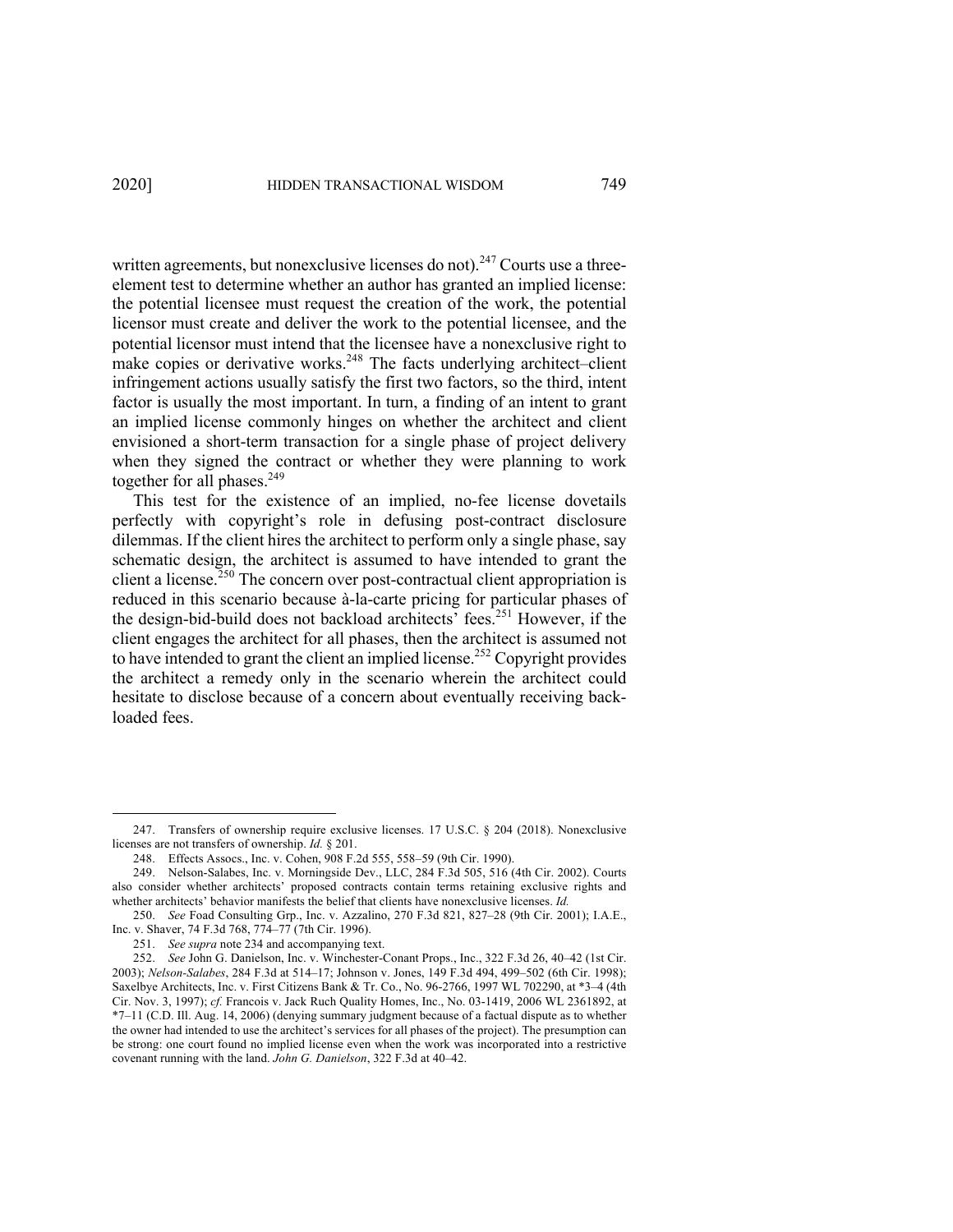written agreements, but nonexclusive licenses do not).[247] Courts use a three-element test to determine whether an author has granted an implied license: the potential licensee must request the creation of the work, the potential licensor must create and deliver the work to the potential licensee, and the potential licensor must intend that the licensee have a nonexclusive right to make copies or derivative works.[248] The facts underlying architect–client infringement actions usually satisfy the first two factors, so the third, intent factor is usually the most important. In turn, a finding of an intent to grant an implied license commonly hinges on whether the architect and client envisioned a short-term transaction for a single phase of project delivery when they signed the contract or whether they were planning to work together for all phases.[249]

This test for the existence of an implied, no-fee license dovetails perfectly with copyright's role in defusing post-contract disclosure dilemmas. If the client hires the architect to perform only a single phase, say schematic design, the architect is assumed to have intended to grant the client a license.[250] The concern over post-contractual client appropriation is reduced in this scenario because à-la-carte pricing for particular phases of the design-bid-build does not backload architects' fees.[251] However, if the client engages the architect for all phases, then the architect is assumed not to have intended to grant the client an implied license.[252] Copyright provides the architect a remedy only in the scenario wherein the architect could hesitate to disclose because of a concern about eventually receiving back-loaded fees.

---

247. Transfers of ownership require exclusive licenses. 17 U.S.C. § 204 (2018). Nonexclusive licenses are not transfers of ownership. *Id.* § 201.

248. Effects Assocs., Inc. v. Cohen, 908 F.2d 555, 558–59 (9th Cir. 1990).

249. Nelson-Salabes, Inc. v. Morningside Dev., LLC, 284 F.3d 505, 516 (4th Cir. 2002). Courts also consider whether architects' proposed contracts contain terms retaining exclusive rights and whether architects' behavior manifests the belief that clients have nonexclusive licenses. *Id.*

250. *See* Foad Consulting Grp., Inc. v. Azzalino, 270 F.3d 821, 827–28 (9th Cir. 2001); I.A.E., Inc. v. Shaver, 74 F.3d 768, 774–77 (7th Cir. 1996).

251. *See supra* note 234 and accompanying text.

252. *See* John G. Danielson, Inc. v. Winchester-Conant Props., Inc., 322 F.3d 26, 40–42 (1st Cir. 2003); *Nelson-Salabes*, 284 F.3d at 514–17; Johnson v. Jones, 149 F.3d 494, 499–502 (6th Cir. 1998); Saxelbye Architects, Inc. v. First Citizens Bank & Tr. Co., No. 96-2766, 1997 WL 702290, at *3–4 (4th Cir. Nov. 3, 1997); *cf.* Francois v. Jack Ruch Quality Homes, Inc., No. 03-1419, 2006 WL 2361892, at *7–11 (C.D. Ill. Aug. 14, 2006) (denying summary judgment because of a factual dispute as to whether the owner had intended to use the architect's services for all phases of the project). The presumption can be strong: one court found no implied license even when the work was incorporated into a restrictive covenant running with the land. *John G. Danielson*, 322 F.3d at 40–42.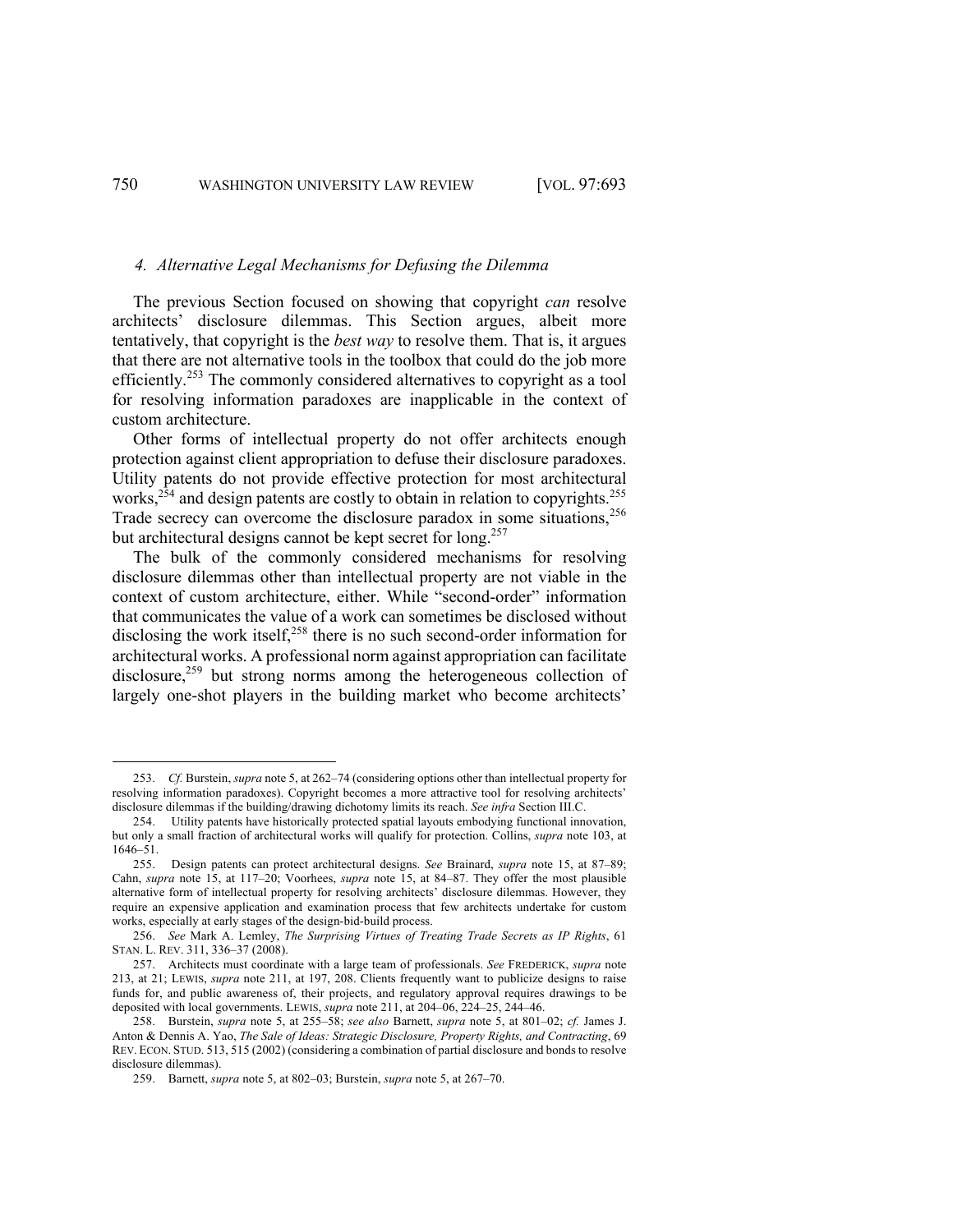#### 4. *Alternative Legal Mechanisms for Defusing the Dilemma*

The previous Section focused on showing that copyright *can* resolve architects' disclosure dilemmas. This Section argues, albeit more tentatively, that copyright is the *best way* to resolve them. That is, it argues that there are not alternative tools in the toolbox that could do the job more efficiently.[253] The commonly considered alternatives to copyright as a tool for resolving information paradoxes are inapplicable in the context of custom architecture.

Other forms of intellectual property do not offer architects enough protection against client appropriation to defuse their disclosure paradoxes. Utility patents do not provide effective protection for most architectural works,[254] and design patents are costly to obtain in relation to copyrights.[255] Trade secrecy can overcome the disclosure paradox in some situations,[256] but architectural designs cannot be kept secret for long.[257]

The bulk of the commonly considered mechanisms for resolving disclosure dilemmas other than intellectual property are not viable in the context of custom architecture, either. While "second-order" information that communicates the value of a work can sometimes be disclosed without disclosing the work itself,[258] there is no such second-order information for architectural works. A professional norm against appropriation can facilitate disclosure,[259] but strong norms among the heterogeneous collection of largely one-shot players in the building market who become architects'

---

253. *Cf.* Burstein, *supra* note 5, at 262–74 (considering options other than intellectual property for resolving information paradoxes). Copyright becomes a more attractive tool for resolving architects' disclosure dilemmas if the building/drawing dichotomy limits its reach. *See infra* Section III.C.

254. Utility patents have historically protected spatial layouts embodying functional innovation, but only a small fraction of architectural works will qualify for protection. Collins, *supra* note 103, at 1646–51.

255. Design patents can protect architectural designs. *See* Brainard, *supra* note 15, at 87–89; Cahn, *supra* note 15, at 117–20; Voorhees, *supra* note 15, at 84–87. They offer the most plausible alternative form of intellectual property for resolving architects' disclosure dilemmas. However, they require an expensive application and examination process that few architects undertake for custom works, especially at early stages of the design-bid-build process.

256. *See* Mark A. Lemley, *The Surprising Virtues of Treating Trade Secrets as IP Rights*, 61 STAN. L. REV. 311, 336–37 (2008).

257. Architects must coordinate with a large team of professionals. *See* FREDERICK, *supra* note 213, at 21; LEWIS, *supra* note 211, at 197, 208. Clients frequently want to publicize designs to raise funds for, and public awareness of, their projects, and regulatory approval requires drawings to be deposited with local governments. LEWIS, *supra* note 211, at 204–06, 224–25, 244–46.

258. Burstein, *supra* note 5, at 255–58; *see also* Barnett, *supra* note 5, at 801–02; *cf.* James J. Anton & Dennis A. Yao, *The Sale of Ideas: Strategic Disclosure, Property Rights, and Contracting*, 69 REV. ECON. STUD. 513, 515 (2002) (considering a combination of partial disclosure and bonds to resolve disclosure dilemmas).

259. Barnett, *supra* note 5, at 802–03; Burstein, *supra* note 5, at 267–70.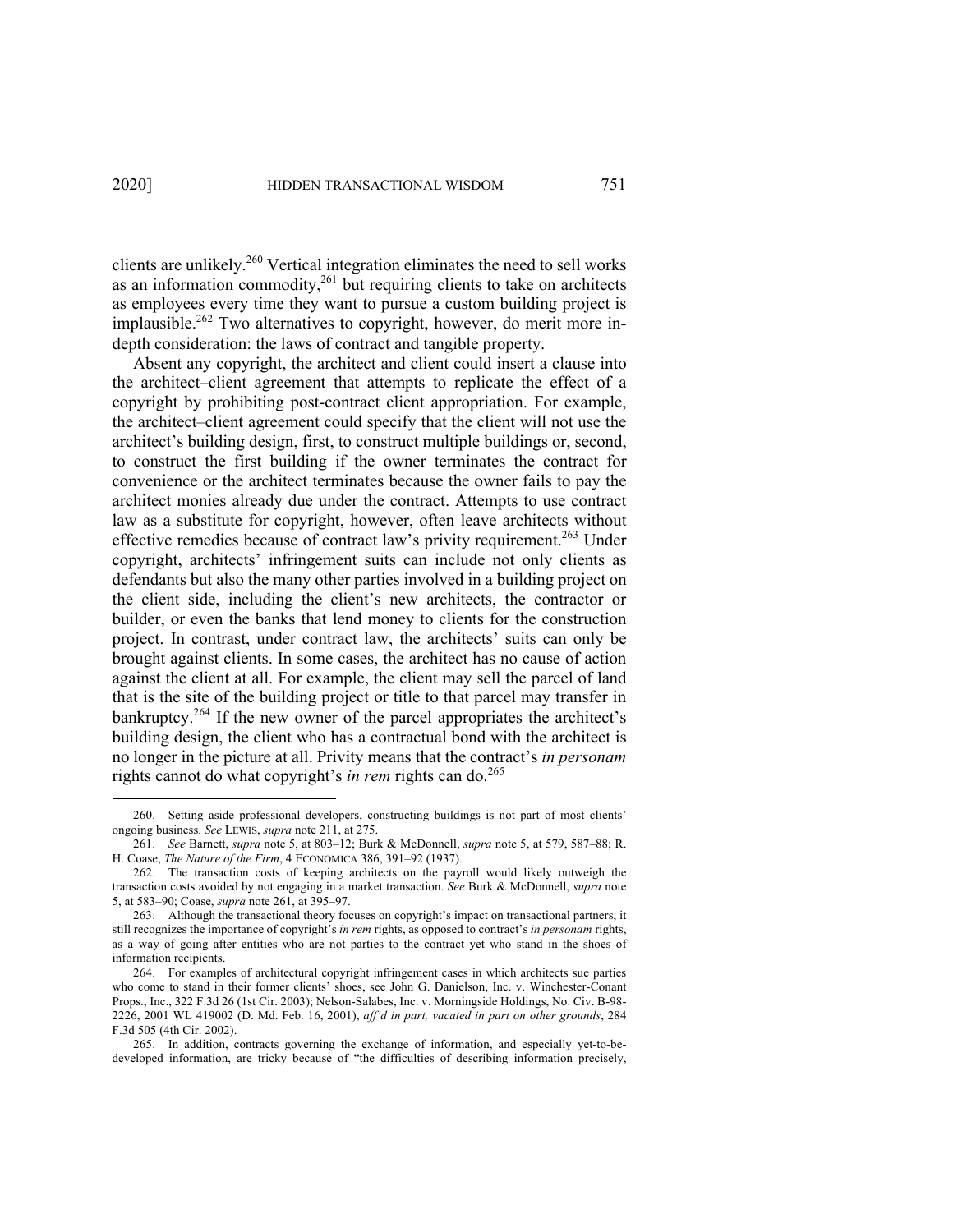clients are unlikely.[260] Vertical integration eliminates the need to sell works as an information commodity,[261] but requiring clients to take on architects as employees every time they want to pursue a custom building project is implausible.[262] Two alternatives to copyright, however, do merit more in-depth consideration: the laws of contract and tangible property.

Absent any copyright, the architect and client could insert a clause into the architect–client agreement that attempts to replicate the effect of a copyright by prohibiting post-contract client appropriation. For example, the architect–client agreement could specify that the client will not use the architect's building design, first, to construct multiple buildings or, second, to construct the first building if the owner terminates the contract for convenience or the architect terminates because the owner fails to pay the architect monies already due under the contract. Attempts to use contract law as a substitute for copyright, however, often leave architects without effective remedies because of contract law's privity requirement.[263] Under copyright, architects' infringement suits can include not only clients as defendants but also the many other parties involved in a building project on the client side, including the client's new architects, the contractor or builder, or even the banks that lend money to clients for the construction project. In contrast, under contract law, the architects' suits can only be brought against clients. In some cases, the architect has no cause of action against the client at all. For example, the client may sell the parcel of land that is the site of the building project or title to that parcel may transfer in bankruptcy.[264] If the new owner of the parcel appropriates the architect's building design, the client who has a contractual bond with the architect is no longer in the picture at all. Privity means that the contract's *in personam* rights cannot do what copyright's *in rem* rights can do.[265]

---

260. Setting aside professional developers, constructing buildings is not part of most clients' ongoing business. *See* LEWIS, *supra* note 211, at 275.

261. *See* Barnett, *supra* note 5, at 803–12; Burk & McDonnell, *supra* note 5, at 579, 587–88; R. H. Coase, *The Nature of the Firm*, 4 ECONOMICA 386, 391–92 (1937).

262. The transaction costs of keeping architects on the payroll would likely outweigh the transaction costs avoided by not engaging in a market transaction. *See* Burk & McDonnell, *supra* note 5, at 583–90; Coase, *supra* note 261, at 395–97.

263. Although the transactional theory focuses on copyright's impact on transactional partners, it still recognizes the importance of copyright's *in rem* rights, as opposed to contract's *in personam* rights, as a way of going after entities who are not parties to the contract yet who stand in the shoes of information recipients.

264. For examples of architectural copyright infringement cases in which architects sue parties who come to stand in their former clients' shoes, see John G. Danielson, Inc. v. Winchester-Conant Props., Inc., 322 F.3d 26 (1st Cir. 2003); Nelson-Salabes, Inc. v. Morningside Holdings, No. Civ. B-98-2226, 2001 WL 419002 (D. Md. Feb. 16, 2001), *aff'd in part, vacated in part on other grounds*, 284 F.3d 505 (4th Cir. 2002).

265. In addition, contracts governing the exchange of information, and especially yet-to-be-developed information, are tricky because of "the difficulties of describing information precisely,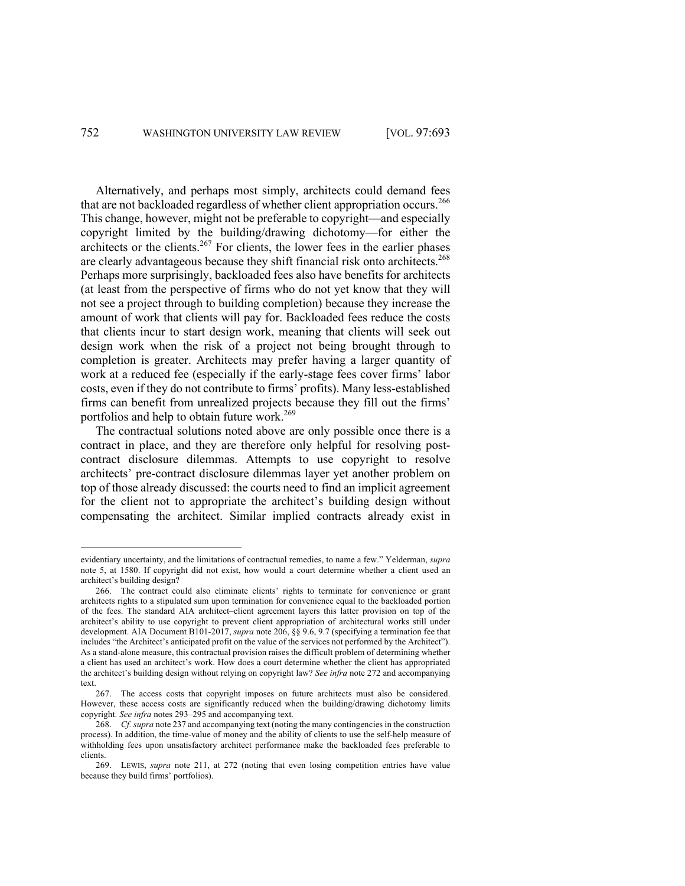Alternatively, and perhaps most simply, architects could demand fees that are not backloaded regardless of whether client appropriation occurs.[266] This change, however, might not be preferable to copyright—and especially copyright limited by the building/drawing dichotomy—for either the architects or the clients.[267] For clients, the lower fees in the earlier phases are clearly advantageous because they shift financial risk onto architects.[268] Perhaps more surprisingly, backloaded fees also have benefits for architects (at least from the perspective of firms who do not yet know that they will not see a project through to building completion) because they increase the amount of work that clients will pay for. Backloaded fees reduce the costs that clients incur to start design work, meaning that clients will seek out design work when the risk of a project not being brought through to completion is greater. Architects may prefer having a larger quantity of work at a reduced fee (especially if the early-stage fees cover firms' labor costs, even if they do not contribute to firms' profits). Many less-established firms can benefit from unrealized projects because they fill out the firms' portfolios and help to obtain future work.[269]

The contractual solutions noted above are only possible once there is a contract in place, and they are therefore only helpful for resolving post-contract disclosure dilemmas. Attempts to use copyright to resolve architects' pre-contract disclosure dilemmas layer yet another problem on top of those already discussed: the courts need to find an implicit agreement for the client not to appropriate the architect's building design without compensating the architect. Similar implied contracts already exist in

---

evidentiary uncertainty, and the limitations of contractual remedies, to name a few." Yelderman, *supra* note 5, at 1580. If copyright did not exist, how would a court determine whether a client used an architect's building design?

266. The contract could also eliminate clients' rights to terminate for convenience or grant architects rights to a stipulated sum upon termination for convenience equal to the backloaded portion of the fees. The standard AIA architect–client agreement layers this latter provision on top of the architect's ability to use copyright to prevent client appropriation of architectural works still under development. AIA Document B101-2017, *supra* note 206, §§ 9.6, 9.7 (specifying a termination fee that includes "the Architect's anticipated profit on the value of the services not performed by the Architect"). As a stand-alone measure, this contractual provision raises the difficult problem of determining whether a client has used an architect's work. How does a court determine whether the client has appropriated the architect's building design without relying on copyright law? *See infra* note 272 and accompanying text.

267. The access costs that copyright imposes on future architects must also be considered. However, these access costs are significantly reduced when the building/drawing dichotomy limits copyright. *See infra* notes 293–295 and accompanying text.

268. *Cf. supra* note 237 and accompanying text (noting the many contingencies in the construction process). In addition, the time-value of money and the ability of clients to use the self-help measure of withholding fees upon unsatisfactory architect performance make the backloaded fees preferable to clients.

269. LEWIS, *supra* note 211, at 272 (noting that even losing competition entries have value because they build firms' portfolios).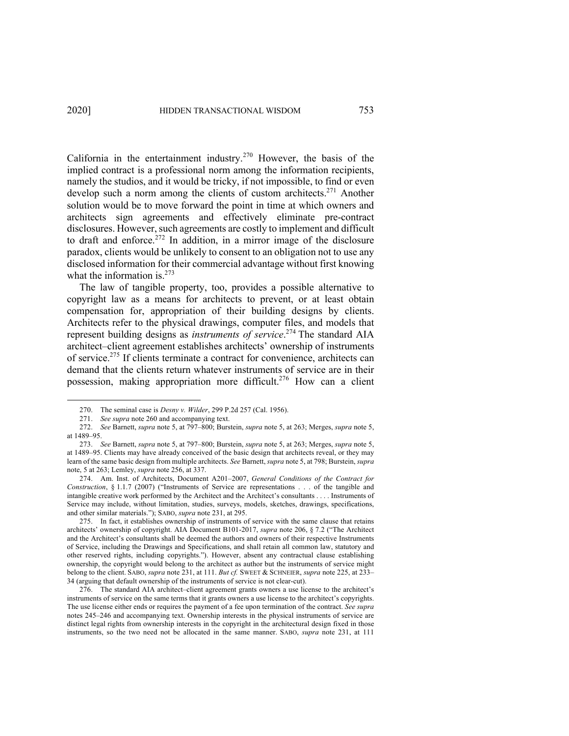California in the entertainment industry.[270] However, the basis of the implied contract is a professional norm among the information recipients, namely the studios, and it would be tricky, if not impossible, to find or even develop such a norm among the clients of custom architects.[271] Another solution would be to move forward the point in time at which owners and architects sign agreements and effectively eliminate pre-contract disclosures. However, such agreements are costly to implement and difficult to draft and enforce.[272] In addition, in a mirror image of the disclosure paradox, clients would be unlikely to consent to an obligation not to use any disclosed information for their commercial advantage without first knowing what the information is.[273]

The law of tangible property, too, provides a possible alternative to copyright law as a means for architects to prevent, or at least obtain compensation for, appropriation of their building designs by clients. Architects refer to the physical drawings, computer files, and models that represent building designs as *instruments of service*.[274] The standard AIA architect–client agreement establishes architects' ownership of instruments of service.[275] If clients terminate a contract for convenience, architects can demand that the clients return whatever instruments of service are in their possession, making appropriation more difficult.[276] How can a client

---

270. The seminal case is *Desny v. Wilder*, 299 P.2d 257 (Cal. 1956).

271. *See supra* note 260 and accompanying text.

272. *See* Barnett, *supra* note 5, at 797–800; Burstein, *supra* note 5, at 263; Merges, *supra* note 5, at 1489–95.

273. *See* Barnett, *supra* note 5, at 797–800; Burstein, *supra* note 5, at 263; Merges, *supra* note 5, at 1489–95. Clients may have already conceived of the basic design that architects reveal, or they may learn of the same basic design from multiple architects. *See* Barnett, *supra* note 5, at 798; Burstein, *supra* note, 5 at 263; Lemley, *supra* note 256, at 337.

274. Am. Inst. of Architects, Document A201–2007, *General Conditions of the Contract for Construction*, § 1.1.7 (2007) ("Instruments of Service are representations . . . of the tangible and intangible creative work performed by the Architect and the Architect's consultants . . . . Instruments of Service may include, without limitation, studies, surveys, models, sketches, drawings, specifications, and other similar materials."); SABO, *supra* note 231, at 295.

275. In fact, it establishes ownership of instruments of service with the same clause that retains architects' ownership of copyright. AIA Document B101-2017, *supra* note 206, § 7.2 ("The Architect and the Architect's consultants shall be deemed the authors and owners of their respective Instruments of Service, including the Drawings and Specifications, and shall retain all common law, statutory and other reserved rights, including copyrights."). However, absent any contractual clause establishing ownership, the copyright would belong to the architect as author but the instruments of service might belong to the client. SABO, *supra* note 231, at 111. *But cf.* SWEET & SCHNEIER, *supra* note 225, at 233–34 (arguing that default ownership of the instruments of service is not clear-cut).

276. The standard AIA architect–client agreement grants owners a use license to the architect's instruments of service on the same terms that it grants owners a use license to the architect's copyrights. The use license either ends or requires the payment of a fee upon termination of the contract. *See supra* notes 245–246 and accompanying text. Ownership interests in the physical instruments of service are distinct legal rights from ownership interests in the copyright in the architectural design fixed in those instruments, so the two need not be allocated in the same manner. SABO, *supra* note 231, at 111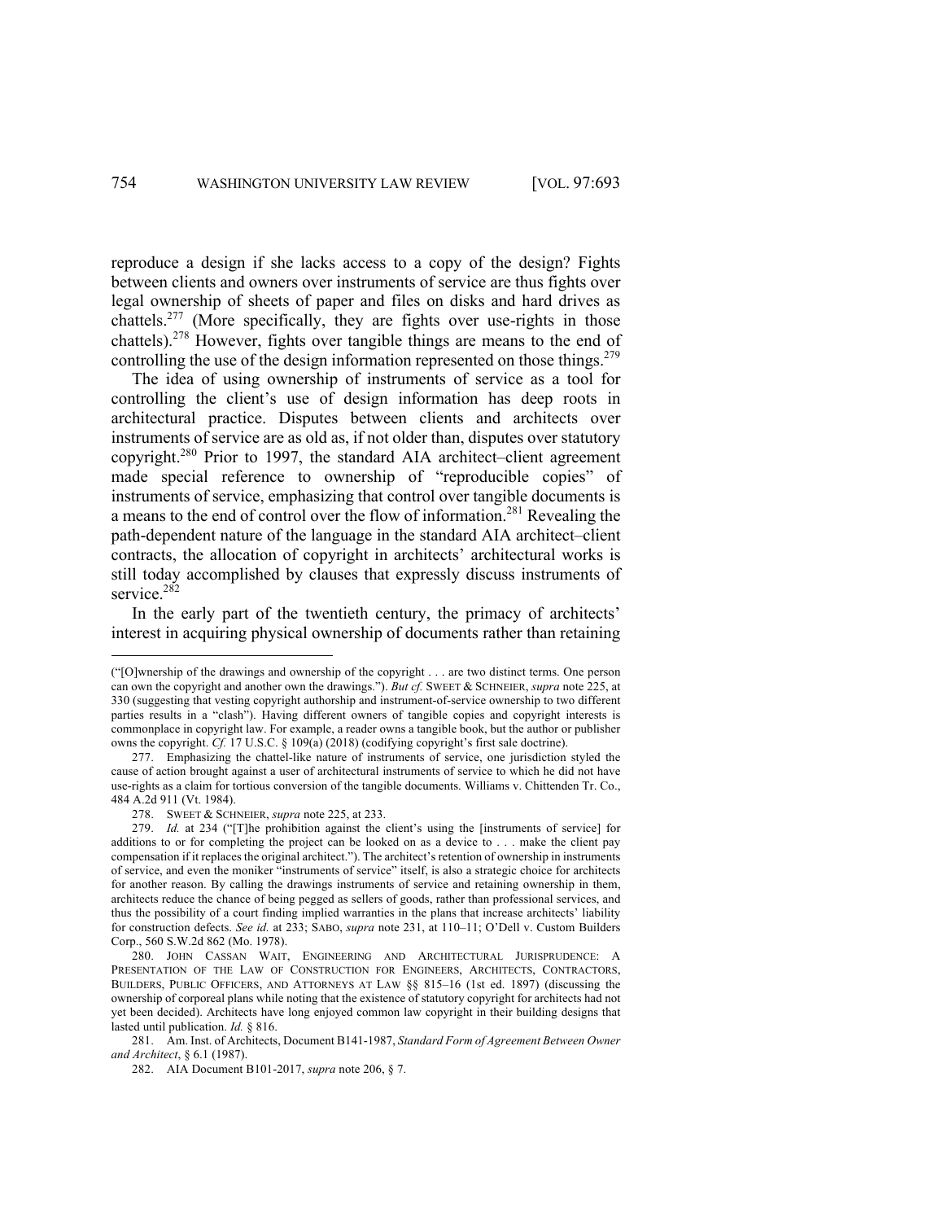reproduce a design if she lacks access to a copy of the design? Fights between clients and owners over instruments of service are thus fights over legal ownership of sheets of paper and files on disks and hard drives as chattels.[277] (More specifically, they are fights over use-rights in those chattels).[278] However, fights over tangible things are means to the end of controlling the use of the design information represented on those things.[279]

The idea of using ownership of instruments of service as a tool for controlling the client's use of design information has deep roots in architectural practice. Disputes between clients and architects over instruments of service are as old as, if not older than, disputes over statutory copyright.[280] Prior to 1997, the standard AIA architect–client agreement made special reference to ownership of "reproducible copies" of instruments of service, emphasizing that control over tangible documents is a means to the end of control over the flow of information.[281] Revealing the path-dependent nature of the language in the standard AIA architect–client contracts, the allocation of copyright in architects' architectural works is still today accomplished by clauses that expressly discuss instruments of service.[282]

In the early part of the twentieth century, the primacy of architects' interest in acquiring physical ownership of documents rather than retaining

---

("[O]wnership of the drawings and ownership of the copyright . . . are two distinct terms. One person can own the copyright and another own the drawings."). *But cf.* SWEET & SCHNEIER, *supra* note 225, at 330 (suggesting that vesting copyright authorship and instrument-of-service ownership to two different parties results in a "clash"). Having different owners of tangible copies and copyright interests is commonplace in copyright law. For example, a reader owns a tangible book, but the author or publisher owns the copyright. *Cf.* 17 U.S.C. § 109(a) (2018) (codifying copyright's first sale doctrine).

277. Emphasizing the chattel-like nature of instruments of service, one jurisdiction styled the cause of action brought against a user of architectural instruments of service to which he did not have use-rights as a claim for tortious conversion of the tangible documents. Williams v. Chittenden Tr. Co., 484 A.2d 911 (Vt. 1984).

278. SWEET & SCHNEIER, *supra* note 225, at 233.

279. *Id.* at 234 ("[T]he prohibition against the client's using the [instruments of service] for additions to or for completing the project can be looked on as a device to . . . make the client pay compensation if it replaces the original architect."). The architect's retention of ownership in instruments of service, and even the moniker "instruments of service" itself, is also a strategic choice for architects for another reason. By calling the drawings instruments of service and retaining ownership in them, architects reduce the chance of being pegged as sellers of goods, rather than professional services, and thus the possibility of a court finding implied warranties in the plans that increase architects' liability for construction defects. *See id.* at 233; SABO, *supra* note 231, at 110–11; O'Dell v. Custom Builders Corp., 560 S.W.2d 862 (Mo. 1978).

280. JOHN CASSAN WAIT, ENGINEERING AND ARCHITECTURAL JURISPRUDENCE: A PRESENTATION OF THE LAW OF CONSTRUCTION FOR ENGINEERS, ARCHITECTS, CONTRACTORS, BUILDERS, PUBLIC OFFICERS, AND ATTORNEYS AT LAW §§ 815–16 (1st ed. 1897) (discussing the ownership of corporeal plans while noting that the existence of statutory copyright for architects had not yet been decided). Architects have long enjoyed common law copyright in their building designs that lasted until publication. *Id.* § 816.

281. Am. Inst. of Architects, Document B141-1987, *Standard Form of Agreement Between Owner and Architect*, § 6.1 (1987).

282. AIA Document B101-2017, *supra* note 206, § 7.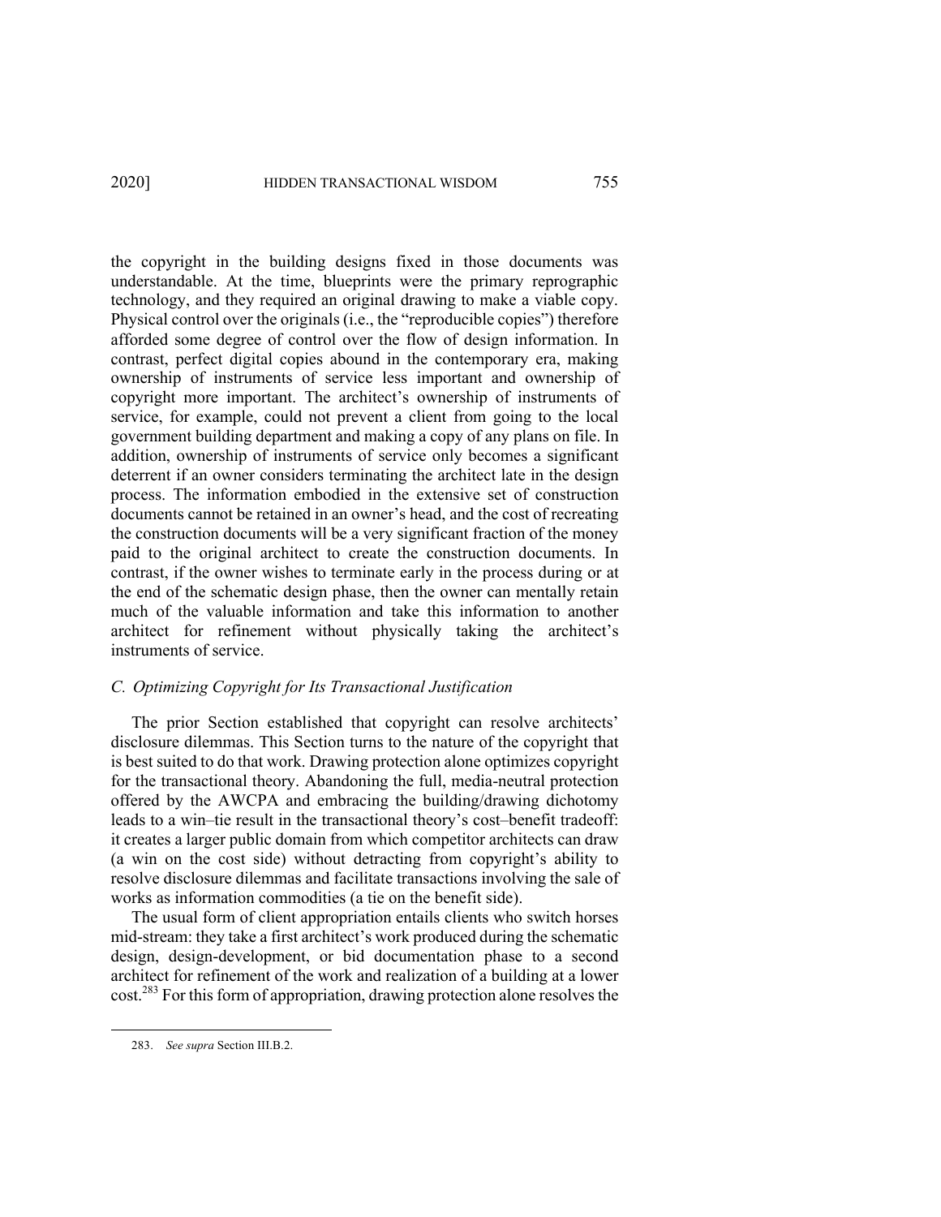the copyright in the building designs fixed in those documents was understandable. At the time, blueprints were the primary reprographic technology, and they required an original drawing to make a viable copy. Physical control over the originals (i.e., the "reproducible copies") therefore afforded some degree of control over the flow of design information. In contrast, perfect digital copies abound in the contemporary era, making ownership of instruments of service less important and ownership of copyright more important. The architect's ownership of instruments of service, for example, could not prevent a client from going to the local government building department and making a copy of any plans on file. In addition, ownership of instruments of service only becomes a significant deterrent if an owner considers terminating the architect late in the design process. The information embodied in the extensive set of construction documents cannot be retained in an owner's head, and the cost of recreating the construction documents will be a very significant fraction of the money paid to the original architect to create the construction documents. In contrast, if the owner wishes to terminate early in the process during or at the end of the schematic design phase, then the owner can mentally retain much of the valuable information and take this information to another architect for refinement without physically taking the architect's instruments of service.

### *C. Optimizing Copyright for Its Transactional Justification*

The prior Section established that copyright can resolve architects' disclosure dilemmas. This Section turns to the nature of the copyright that is best suited to do that work. Drawing protection alone optimizes copyright for the transactional theory. Abandoning the full, media-neutral protection offered by the AWCPA and embracing the building/drawing dichotomy leads to a win–tie result in the transactional theory's cost–benefit tradeoff: it creates a larger public domain from which competitor architects can draw (a win on the cost side) without detracting from copyright's ability to resolve disclosure dilemmas and facilitate transactions involving the sale of works as information commodities (a tie on the benefit side).

The usual form of client appropriation entails clients who switch horses mid-stream: they take a first architect's work produced during the schematic design, design-development, or bid documentation phase to a second architect for refinement of the work and realization of a building at a lower cost.[283] For this form of appropriation, drawing protection alone resolves the

283. *See supra* Section III.B.2.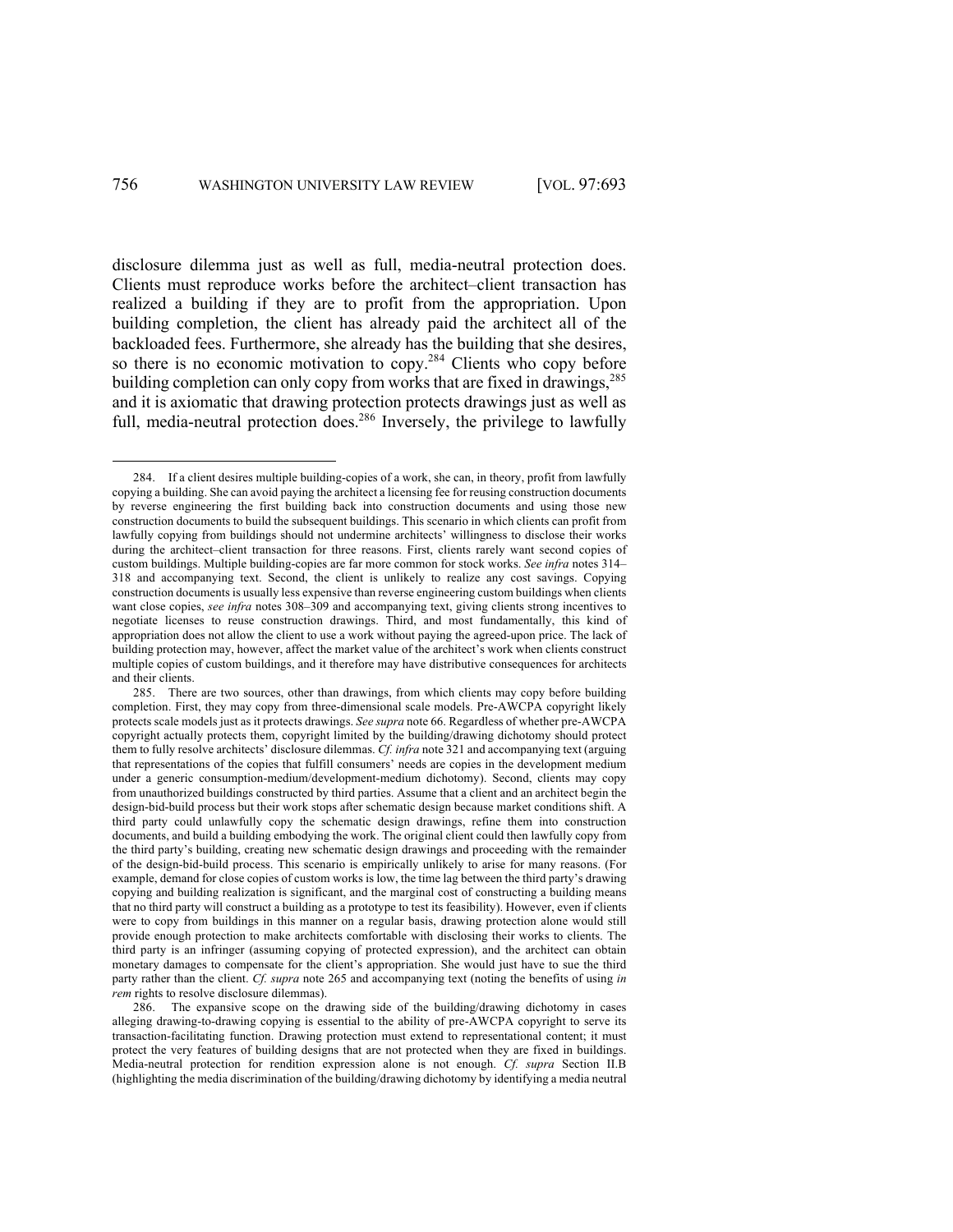disclosure dilemma just as well as full, media-neutral protection does. Clients must reproduce works before the architect–client transaction has realized a building if they are to profit from the appropriation. Upon building completion, the client has already paid the architect all of the backloaded fees. Furthermore, she already has the building that she desires, so there is no economic motivation to copy.[284] Clients who copy before building completion can only copy from works that are fixed in drawings,[285] and it is axiomatic that drawing protection protects drawings just as well as full, media-neutral protection does.[286] Inversely, the privilege to lawfully

---

284. If a client desires multiple building-copies of a work, she can, in theory, profit from lawfully copying a building. She can avoid paying the architect a licensing fee for reusing construction documents by reverse engineering the first building back into construction documents and using those new construction documents to build the subsequent buildings. This scenario in which clients can profit from lawfully copying from buildings should not undermine architects' willingness to disclose their works during the architect–client transaction for three reasons. First, clients rarely want second copies of custom buildings. Multiple building-copies are far more common for stock works. *See infra* notes 314–318 and accompanying text. Second, the client is unlikely to realize any cost savings. Copying construction documents is usually less expensive than reverse engineering custom buildings when clients want close copies, *see infra* notes 308–309 and accompanying text, giving clients strong incentives to negotiate licenses to reuse construction drawings. Third, and most fundamentally, this kind of appropriation does not allow the client to use a work without paying the agreed-upon price. The lack of building protection may, however, affect the market value of the architect's work when clients construct multiple copies of custom buildings, and it therefore may have distributive consequences for architects and their clients.

285. There are two sources, other than drawings, from which clients may copy before building completion. First, they may copy from three-dimensional scale models. Pre-AWCPA copyright likely protects scale models just as it protects drawings. *See supra* note 66. Regardless of whether pre-AWCPA copyright actually protects them, copyright limited by the building/drawing dichotomy should protect them to fully resolve architects' disclosure dilemmas. *Cf. infra* note 321 and accompanying text (arguing that representations of the copies that fulfill consumers' needs are copies in the development medium under a generic consumption-medium/development-medium dichotomy). Second, clients may copy from unauthorized buildings constructed by third parties. Assume that a client and an architect begin the design-bid-build process but their work stops after schematic design because market conditions shift. A third party could unlawfully copy the schematic design drawings, refine them into construction documents, and build a building embodying the work. The original client could then lawfully copy from the third party's building, creating new schematic design drawings and proceeding with the remainder of the design-bid-build process. This scenario is empirically unlikely to arise for many reasons. (For example, demand for close copies of custom works is low, the time lag between the third party's drawing copying and building realization is significant, and the marginal cost of constructing a building means that no third party will construct a building as a prototype to test its feasibility). However, even if clients were to copy from buildings in this manner on a regular basis, drawing protection alone would still provide enough protection to make architects comfortable with disclosing their works to clients. The third party is an infringer (assuming copying of protected expression), and the architect can obtain monetary damages to compensate for the client's appropriation. She would just have to sue the third party rather than the client. *Cf. supra* note 265 and accompanying text (noting the benefits of using *in rem* rights to resolve disclosure dilemmas).

286. The expansive scope on the drawing side of the building/drawing dichotomy in cases alleging drawing-to-drawing copying is essential to the ability of pre-AWCPA copyright to serve its transaction-facilitating function. Drawing protection must extend to representational content; it must protect the very features of building designs that are not protected when they are fixed in buildings. Media-neutral protection for rendition expression alone is not enough. *Cf. supra* Section II.B (highlighting the media discrimination of the building/drawing dichotomy by identifying a media neutral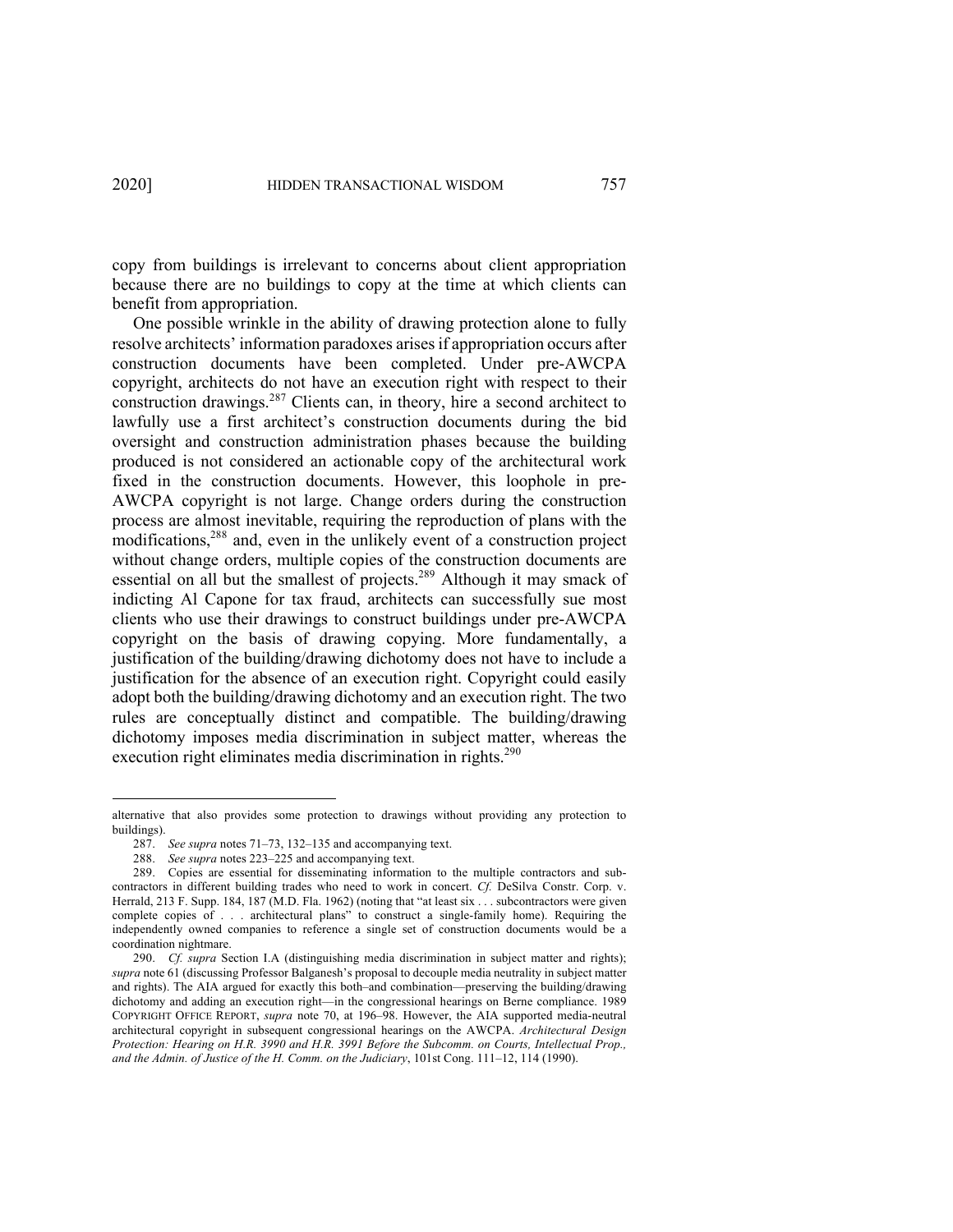copy from buildings is irrelevant to concerns about client appropriation because there are no buildings to copy at the time at which clients can benefit from appropriation.

One possible wrinkle in the ability of drawing protection alone to fully resolve architects' information paradoxes arises if appropriation occurs after construction documents have been completed. Under pre-AWCPA copyright, architects do not have an execution right with respect to their construction drawings.[287] Clients can, in theory, hire a second architect to lawfully use a first architect's construction documents during the bid oversight and construction administration phases because the building produced is not considered an actionable copy of the architectural work fixed in the construction documents. However, this loophole in pre-AWCPA copyright is not large. Change orders during the construction process are almost inevitable, requiring the reproduction of plans with the modifications,[288] and, even in the unlikely event of a construction project without change orders, multiple copies of the construction documents are essential on all but the smallest of projects.[289] Although it may smack of indicting Al Capone for tax fraud, architects can successfully sue most clients who use their drawings to construct buildings under pre-AWCPA copyright on the basis of drawing copying. More fundamentally, a justification of the building/drawing dichotomy does not have to include a justification for the absence of an execution right. Copyright could easily adopt both the building/drawing dichotomy and an execution right. The two rules are conceptually distinct and compatible. The building/drawing dichotomy imposes media discrimination in subject matter, whereas the execution right eliminates media discrimination in rights.[290]

---

alternative that also provides some protection to drawings without providing any protection to buildings).

287. *See supra* notes 71–73, 132–135 and accompanying text.

288. *See supra* notes 223–225 and accompanying text.

289. Copies are essential for disseminating information to the multiple contractors and subcontractors in different building trades who need to work in concert. *Cf.* DeSilva Constr. Corp. v. Herrald, 213 F. Supp. 184, 187 (M.D. Fla. 1962) (noting that "at least six . . . subcontractors were given complete copies of . . . architectural plans" to construct a single-family home). Requiring the independently owned companies to reference a single set of construction documents would be a coordination nightmare.

290. *Cf. supra* Section I.A (distinguishing media discrimination in subject matter and rights); *supra* note 61 (discussing Professor Balganesh's proposal to decouple media neutrality in subject matter and rights). The AIA argued for exactly this both–and combination—preserving the building/drawing dichotomy and adding an execution right—in the congressional hearings on Berne compliance. 1989 COPYRIGHT OFFICE REPORT, *supra* note 70, at 196–98. However, the AIA supported media-neutral architectural copyright in subsequent congressional hearings on the AWCPA. *Architectural Design Protection: Hearing on H.R. 3990 and H.R. 3991 Before the Subcomm. on Courts, Intellectual Prop., and the Admin. of Justice of the H. Comm. on the Judiciary*, 101st Cong. 111–12, 114 (1990).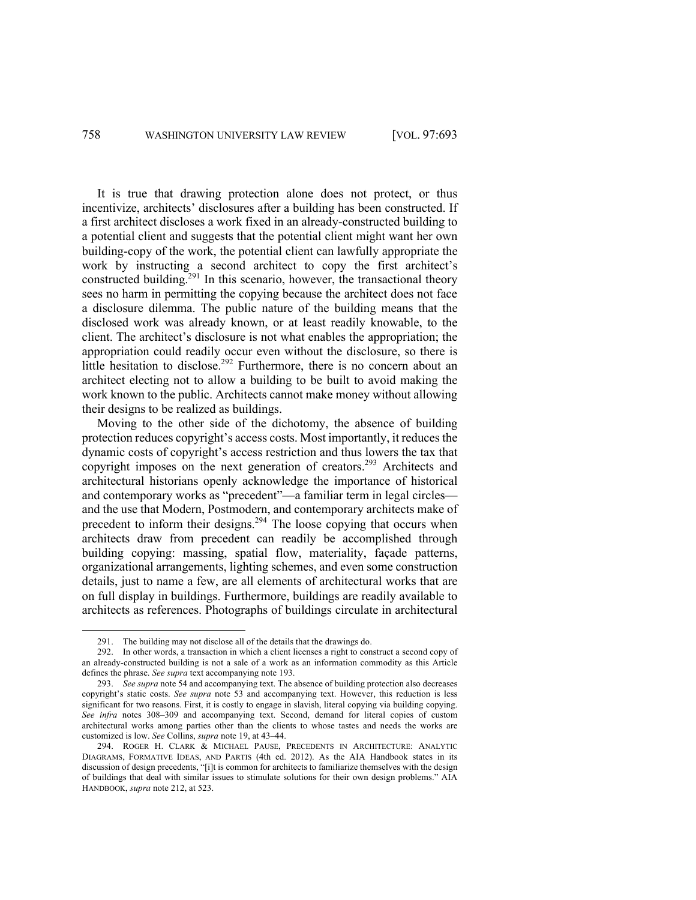It is true that drawing protection alone does not protect, or thus incentivize, architects' disclosures after a building has been constructed. If a first architect discloses a work fixed in an already-constructed building to a potential client and suggests that the potential client might want her own building-copy of the work, the potential client can lawfully appropriate the work by instructing a second architect to copy the first architect's constructed building.[291] In this scenario, however, the transactional theory sees no harm in permitting the copying because the architect does not face a disclosure dilemma. The public nature of the building means that the disclosed work was already known, or at least readily knowable, to the client. The architect's disclosure is not what enables the appropriation; the appropriation could readily occur even without the disclosure, so there is little hesitation to disclose.[292] Furthermore, there is no concern about an architect electing not to allow a building to be built to avoid making the work known to the public. Architects cannot make money without allowing their designs to be realized as buildings.

Moving to the other side of the dichotomy, the absence of building protection reduces copyright's access costs. Most importantly, it reduces the dynamic costs of copyright's access restriction and thus lowers the tax that copyright imposes on the next generation of creators.[293] Architects and architectural historians openly acknowledge the importance of historical and contemporary works as "precedent"—a familiar term in legal circles—and the use that Modern, Postmodern, and contemporary architects make of precedent to inform their designs.[294] The loose copying that occurs when architects draw from precedent can readily be accomplished through building copying: massing, spatial flow, materiality, façade patterns, organizational arrangements, lighting schemes, and even some construction details, just to name a few, are all elements of architectural works that are on full display in buildings. Furthermore, buildings are readily available to architects as references. Photographs of buildings circulate in architectural

---

291. The building may not disclose all of the details that the drawings do.

292. In other words, a transaction in which a client licenses a right to construct a second copy of an already-constructed building is not a sale of a work as an information commodity as this Article defines the phrase. *See supra* text accompanying note 193.

293. *See supra* note 54 and accompanying text. The absence of building protection also decreases copyright's static costs. *See supra* note 53 and accompanying text. However, this reduction is less significant for two reasons. First, it is costly to engage in slavish, literal copying via building copying. *See infra* notes 308–309 and accompanying text. Second, demand for literal copies of custom architectural works among parties other than the clients to whose tastes and needs the works are customized is low. *See* Collins, *supra* note 19, at 43–44.

294. ROGER H. CLARK & MICHAEL PAUSE, PRECEDENTS IN ARCHITECTURE: ANALYTIC DIAGRAMS, FORMATIVE IDEAS, AND PARTIS (4th ed. 2012). As the AIA Handbook states in its discussion of design precedents, "[i]t is common for architects to familiarize themselves with the design of buildings that deal with similar issues to stimulate solutions for their own design problems." AIA HANDBOOK, *supra* note 212, at 523.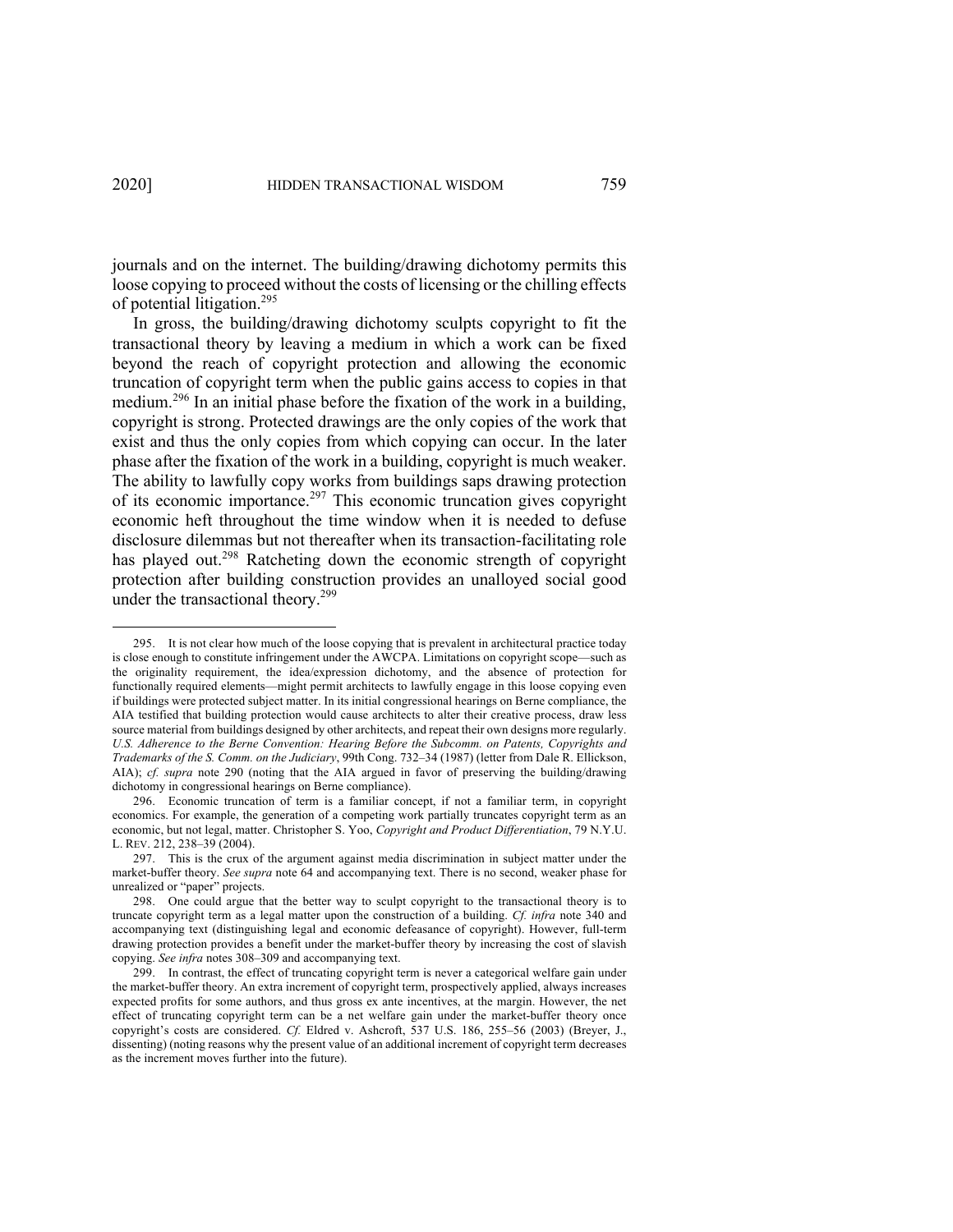journals and on the internet. The building/drawing dichotomy permits this loose copying to proceed without the costs of licensing or the chilling effects of potential litigation.[295]

In gross, the building/drawing dichotomy sculpts copyright to fit the transactional theory by leaving a medium in which a work can be fixed beyond the reach of copyright protection and allowing the economic truncation of copyright term when the public gains access to copies in that medium.[296] In an initial phase before the fixation of the work in a building, copyright is strong. Protected drawings are the only copies of the work that exist and thus the only copies from which copying can occur. In the later phase after the fixation of the work in a building, copyright is much weaker. The ability to lawfully copy works from buildings saps drawing protection of its economic importance.[297] This economic truncation gives copyright economic heft throughout the time window when it is needed to defuse disclosure dilemmas but not thereafter when its transaction-facilitating role has played out.[298] Ratcheting down the economic strength of copyright protection after building construction provides an unalloyed social good under the transactional theory.[299]

---

295. It is not clear how much of the loose copying that is prevalent in architectural practice today is close enough to constitute infringement under the AWCPA. Limitations on copyright scope—such as the originality requirement, the idea/expression dichotomy, and the absence of protection for functionally required elements—might permit architects to lawfully engage in this loose copying even if buildings were protected subject matter. In its initial congressional hearings on Berne compliance, the AIA testified that building protection would cause architects to alter their creative process, draw less source material from buildings designed by other architects, and repeat their own designs more regularly. *U.S. Adherence to the Berne Convention: Hearing Before the Subcomm. on Patents, Copyrights and Trademarks of the S. Comm. on the Judiciary*, 99th Cong. 732–34 (1987) (letter from Dale R. Ellickson, AIA); *cf. supra* note 290 (noting that the AIA argued in favor of preserving the building/drawing dichotomy in congressional hearings on Berne compliance).

296. Economic truncation of term is a familiar concept, if not a familiar term, in copyright economics. For example, the generation of a competing work partially truncates copyright term as an economic, but not legal, matter. Christopher S. Yoo, *Copyright and Product Differentiation*, 79 N.Y.U. L. REV. 212, 238–39 (2004).

297. This is the crux of the argument against media discrimination in subject matter under the market-buffer theory. *See supra* note 64 and accompanying text. There is no second, weaker phase for unrealized or "paper" projects.

298. One could argue that the better way to sculpt copyright to the transactional theory is to truncate copyright term as a legal matter upon the construction of a building. *Cf. infra* note 340 and accompanying text (distinguishing legal and economic defeasance of copyright). However, full-term drawing protection provides a benefit under the market-buffer theory by increasing the cost of slavish copying. *See infra* notes 308–309 and accompanying text.

299. In contrast, the effect of truncating copyright term is never a categorical welfare gain under the market-buffer theory. An extra increment of copyright term, prospectively applied, always increases expected profits for some authors, and thus gross ex ante incentives, at the margin. However, the net effect of truncating copyright term can be a net welfare gain under the market-buffer theory once copyright's costs are considered. *Cf.* Eldred v. Ashcroft, 537 U.S. 186, 255–56 (2003) (Breyer, J., dissenting) (noting reasons why the present value of an additional increment of copyright term decreases as the increment moves further into the future).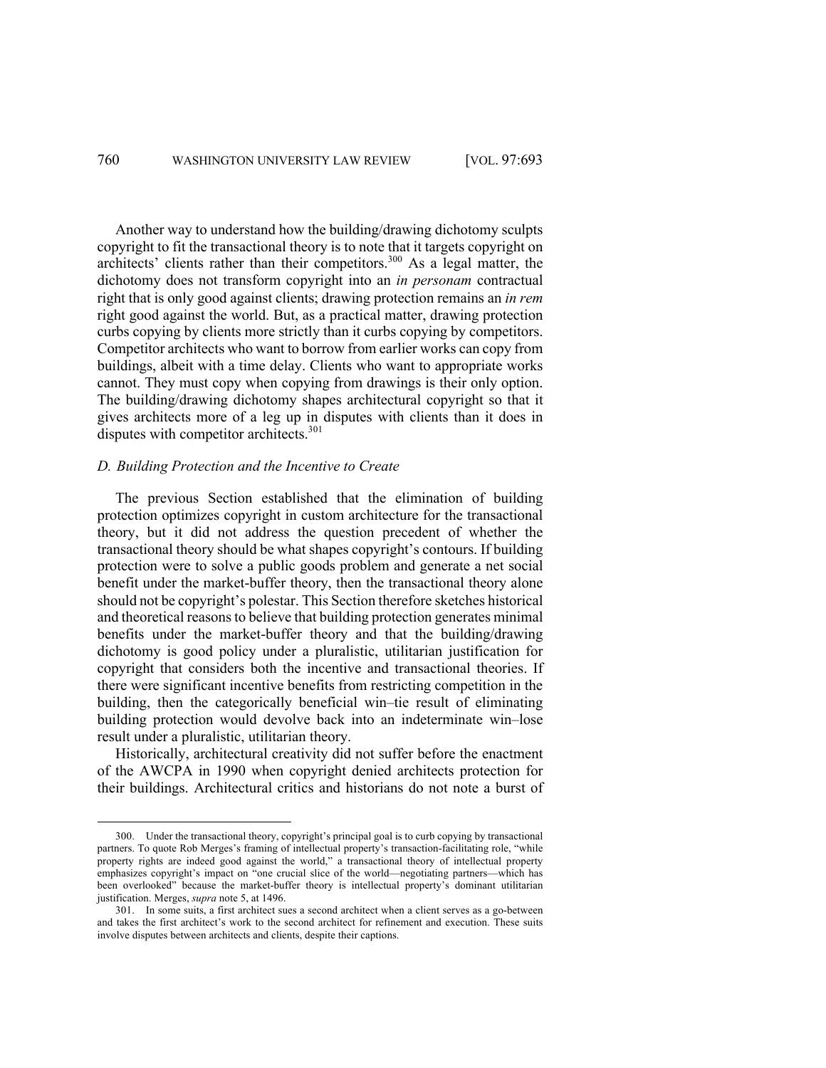Another way to understand how the building/drawing dichotomy sculpts copyright to fit the transactional theory is to note that it targets copyright on architects' clients rather than their competitors.[300] As a legal matter, the dichotomy does not transform copyright into an *in personam* contractual right that is only good against clients; drawing protection remains an *in rem* right good against the world. But, as a practical matter, drawing protection curbs copying by clients more strictly than it curbs copying by competitors. Competitor architects who want to borrow from earlier works can copy from buildings, albeit with a time delay. Clients who want to appropriate works cannot. They must copy when copying from drawings is their only option. The building/drawing dichotomy shapes architectural copyright so that it gives architects more of a leg up in disputes with clients than it does in disputes with competitor architects.[301]

### *D. Building Protection and the Incentive to Create*

The previous Section established that the elimination of building protection optimizes copyright in custom architecture for the transactional theory, but it did not address the question precedent of whether the transactional theory should be what shapes copyright's contours. If building protection were to solve a public goods problem and generate a net social benefit under the market-buffer theory, then the transactional theory alone should not be copyright's polestar. This Section therefore sketches historical and theoretical reasons to believe that building protection generates minimal benefits under the market-buffer theory and that the building/drawing dichotomy is good policy under a pluralistic, utilitarian justification for copyright that considers both the incentive and transactional theories. If there were significant incentive benefits from restricting competition in the building, then the categorically beneficial win–tie result of eliminating building protection would devolve back into an indeterminate win–lose result under a pluralistic, utilitarian theory.

Historically, architectural creativity did not suffer before the enactment of the AWCPA in 1990 when copyright denied architects protection for their buildings. Architectural critics and historians do not note a burst of

---

300. Under the transactional theory, copyright's principal goal is to curb copying by transactional partners. To quote Rob Merges's framing of intellectual property's transaction-facilitating role, "while property rights are indeed good against the world," a transactional theory of intellectual property emphasizes copyright's impact on "one crucial slice of the world—negotiating partners—which has been overlooked" because the market-buffer theory is intellectual property's dominant utilitarian justification. Merges, *supra* note 5, at 1496.

301. In some suits, a first architect sues a second architect when a client serves as a go-between and takes the first architect's work to the second architect for refinement and execution. These suits involve disputes between architects and clients, despite their captions.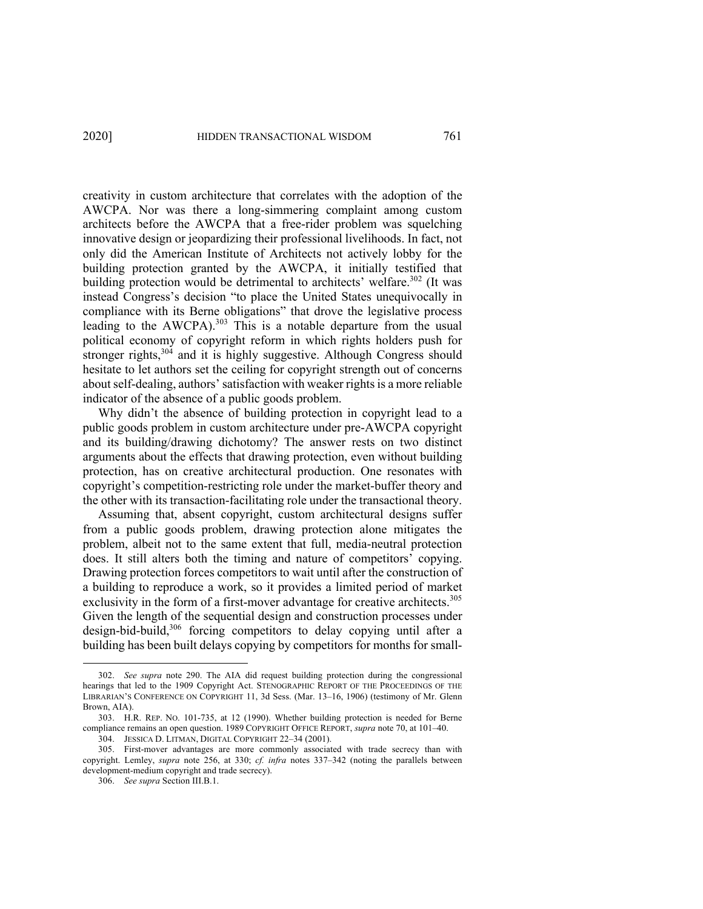creativity in custom architecture that correlates with the adoption of the AWCPA. Nor was there a long-simmering complaint among custom architects before the AWCPA that a free-rider problem was squelching innovative design or jeopardizing their professional livelihoods. In fact, not only did the American Institute of Architects not actively lobby for the building protection granted by the AWCPA, it initially testified that building protection would be detrimental to architects' welfare.[302] (It was instead Congress's decision "to place the United States unequivocally in compliance with its Berne obligations" that drove the legislative process leading to the AWCPA).[303] This is a notable departure from the usual political economy of copyright reform in which rights holders push for stronger rights,[304] and it is highly suggestive. Although Congress should hesitate to let authors set the ceiling for copyright strength out of concerns about self-dealing, authors' satisfaction with weaker rights is a more reliable indicator of the absence of a public goods problem.

Why didn't the absence of building protection in copyright lead to a public goods problem in custom architecture under pre-AWCPA copyright and its building/drawing dichotomy? The answer rests on two distinct arguments about the effects that drawing protection, even without building protection, has on creative architectural production. One resonates with copyright's competition-restricting role under the market-buffer theory and the other with its transaction-facilitating role under the transactional theory.

Assuming that, absent copyright, custom architectural designs suffer from a public goods problem, drawing protection alone mitigates the problem, albeit not to the same extent that full, media-neutral protection does. It still alters both the timing and nature of competitors' copying. Drawing protection forces competitors to wait until after the construction of a building to reproduce a work, so it provides a limited period of market exclusivity in the form of a first-mover advantage for creative architects.[305] Given the length of the sequential design and construction processes under design-bid-build,[306] forcing competitors to delay copying until after a building has been built delays copying by competitors for months for small-

---

302. *See supra* note 290. The AIA did request building protection during the congressional hearings that led to the 1909 Copyright Act. STENOGRAPHIC REPORT OF THE PROCEEDINGS OF THE LIBRARIAN'S CONFERENCE ON COPYRIGHT 11, 3d Sess. (Mar. 13–16, 1906) (testimony of Mr. Glenn Brown, AIA).

303. H.R. REP. NO. 101-735, at 12 (1990). Whether building protection is needed for Berne compliance remains an open question. 1989 COPYRIGHT OFFICE REPORT, *supra* note 70, at 101–40.

304. JESSICA D. LITMAN, DIGITAL COPYRIGHT 22–34 (2001).

305. First-mover advantages are more commonly associated with trade secrecy than with copyright. Lemley, *supra* note 256, at 330; *cf. infra* notes 337–342 (noting the parallels between development-medium copyright and trade secrecy).

306. *See supra* Section III.B.1.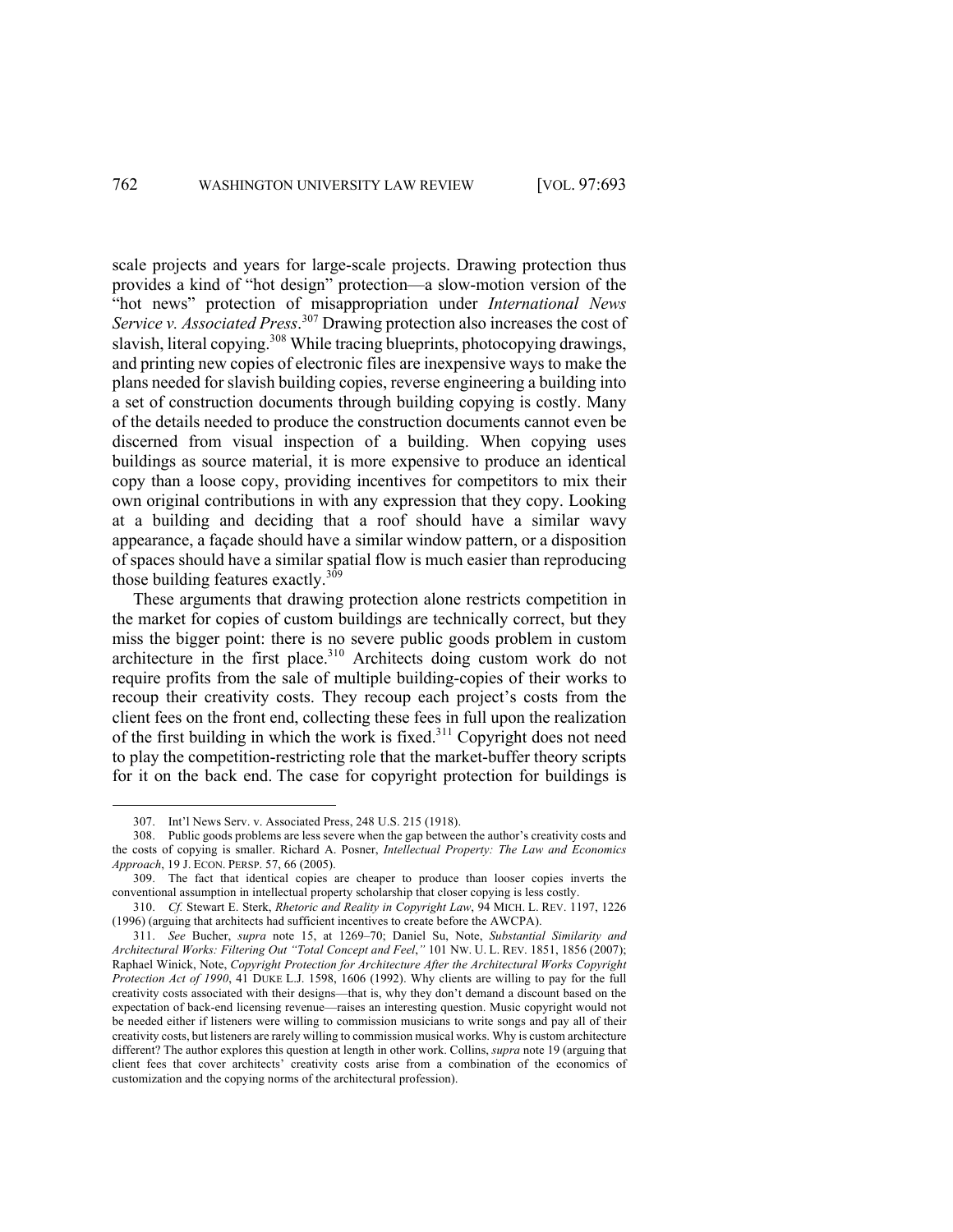scale projects and years for large-scale projects. Drawing protection thus provides a kind of "hot design" protection—a slow-motion version of the "hot news" protection of misappropriation under *International News Service v. Associated Press*.[307] Drawing protection also increases the cost of slavish, literal copying.[308] While tracing blueprints, photocopying drawings, and printing new copies of electronic files are inexpensive ways to make the plans needed for slavish building copies, reverse engineering a building into a set of construction documents through building copying is costly. Many of the details needed to produce the construction documents cannot even be discerned from visual inspection of a building. When copying uses buildings as source material, it is more expensive to produce an identical copy than a loose copy, providing incentives for competitors to mix their own original contributions in with any expression that they copy. Looking at a building and deciding that a roof should have a similar wavy appearance, a façade should have a similar window pattern, or a disposition of spaces should have a similar spatial flow is much easier than reproducing those building features exactly.[309]

These arguments that drawing protection alone restricts competition in the market for copies of custom buildings are technically correct, but they miss the bigger point: there is no severe public goods problem in custom architecture in the first place.[310] Architects doing custom work do not require profits from the sale of multiple building-copies of their works to recoup their creativity costs. They recoup each project's costs from the client fees on the front end, collecting these fees in full upon the realization of the first building in which the work is fixed.[311] Copyright does not need to play the competition-restricting role that the market-buffer theory scripts for it on the back end. The case for copyright protection for buildings is

---

307. Int'l News Serv. v. Associated Press, 248 U.S. 215 (1918).

308. Public goods problems are less severe when the gap between the author's creativity costs and the costs of copying is smaller. Richard A. Posner, *Intellectual Property: The Law and Economics Approach*, 19 J. ECON. PERSP. 57, 66 (2005).

309. The fact that identical copies are cheaper to produce than looser copies inverts the conventional assumption in intellectual property scholarship that closer copying is less costly.

310. *Cf.* Stewart E. Sterk, *Rhetoric and Reality in Copyright Law*, 94 MICH. L. REV. 1197, 1226 (1996) (arguing that architects had sufficient incentives to create before the AWCPA).

311. *See* Bucher, *supra* note 15, at 1269–70; Daniel Su, Note, *Substantial Similarity and Architectural Works: Filtering Out "Total Concept and Feel*,*"* 101 NW. U. L. REV. 1851, 1856 (2007); Raphael Winick, Note, *Copyright Protection for Architecture After the Architectural Works Copyright Protection Act of 1990*, 41 DUKE L.J. 1598, 1606 (1992). Why clients are willing to pay for the full creativity costs associated with their designs—that is, why they don't demand a discount based on the expectation of back-end licensing revenue—raises an interesting question. Music copyright would not be needed either if listeners were willing to commission musicians to write songs and pay all of their creativity costs, but listeners are rarely willing to commission musical works. Why is custom architecture different? The author explores this question at length in other work. Collins, *supra* note 19 (arguing that client fees that cover architects' creativity costs arise from a combination of the economics of customization and the copying norms of the architectural profession).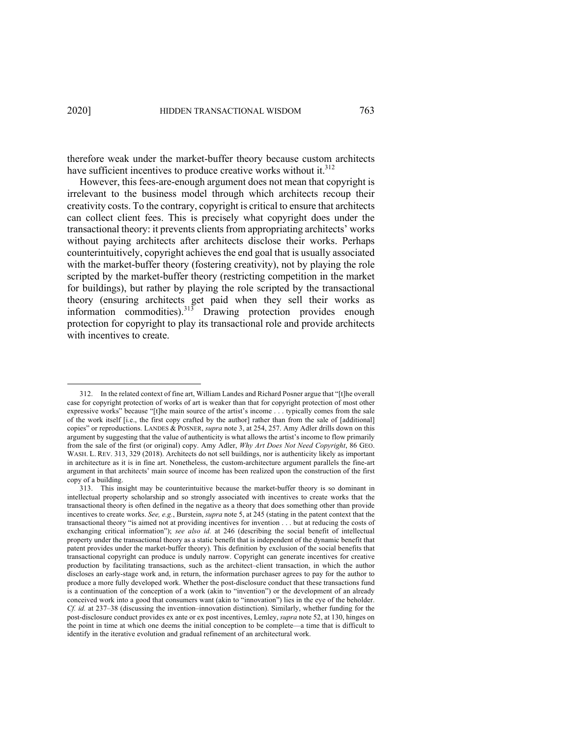therefore weak under the market-buffer theory because custom architects have sufficient incentives to produce creative works without it.[312]

However, this fees-are-enough argument does not mean that copyright is irrelevant to the business model through which architects recoup their creativity costs. To the contrary, copyright is critical to ensure that architects can collect client fees. This is precisely what copyright does under the transactional theory: it prevents clients from appropriating architects' works without paying architects after architects disclose their works. Perhaps counterintuitively, copyright achieves the end goal that is usually associated with the market-buffer theory (fostering creativity), not by playing the role scripted by the market-buffer theory (restricting competition in the market for buildings), but rather by playing the role scripted by the transactional theory (ensuring architects get paid when they sell their works as information commodities).[313] Drawing protection provides enough protection for copyright to play its transactional role and provide architects with incentives to create.

---

312. In the related context of fine art, William Landes and Richard Posner argue that "[t]he overall case for copyright protection of works of art is weaker than that for copyright protection of most other expressive works" because "[t]he main source of the artist's income . . . typically comes from the sale of the work itself [i.e., the first copy crafted by the author] rather than from the sale of [additional] copies" or reproductions. LANDES & POSNER, *supra* note 3, at 254, 257. Amy Adler drills down on this argument by suggesting that the value of authenticity is what allows the artist's income to flow primarily from the sale of the first (or original) copy. Amy Adler, *Why Art Does Not Need Copyright*, 86 GEO. WASH. L. REV. 313, 329 (2018). Architects do not sell buildings, nor is authenticity likely as important in architecture as it is in fine art. Nonetheless, the custom-architecture argument parallels the fine-art argument in that architects' main source of income has been realized upon the construction of the first copy of a building.

313. This insight may be counterintuitive because the market-buffer theory is so dominant in intellectual property scholarship and so strongly associated with incentives to create works that the transactional theory is often defined in the negative as a theory that does something other than provide incentives to create works. *See, e.g.*, Burstein, *supra* note 5, at 245 (stating in the patent context that the transactional theory "is aimed not at providing incentives for invention . . . but at reducing the costs of exchanging critical information"); *see also id.* at 246 (describing the social benefit of intellectual property under the transactional theory as a static benefit that is independent of the dynamic benefit that patent provides under the market-buffer theory). This definition by exclusion of the social benefits that transactional copyright can produce is unduly narrow. Copyright can generate incentives for creative production by facilitating transactions, such as the architect–client transaction, in which the author discloses an early-stage work and, in return, the information purchaser agrees to pay for the author to produce a more fully developed work. Whether the post-disclosure conduct that these transactions fund is a continuation of the conception of a work (akin to "invention") or the development of an already conceived work into a good that consumers want (akin to "innovation") lies in the eye of the beholder. *Cf. id.* at 237–38 (discussing the invention–innovation distinction). Similarly, whether funding for the post-disclosure conduct provides ex ante or ex post incentives, Lemley, *supra* note 52, at 130, hinges on the point in time at which one deems the initial conception to be complete—a time that is difficult to identify in the iterative evolution and gradual refinement of an architectural work.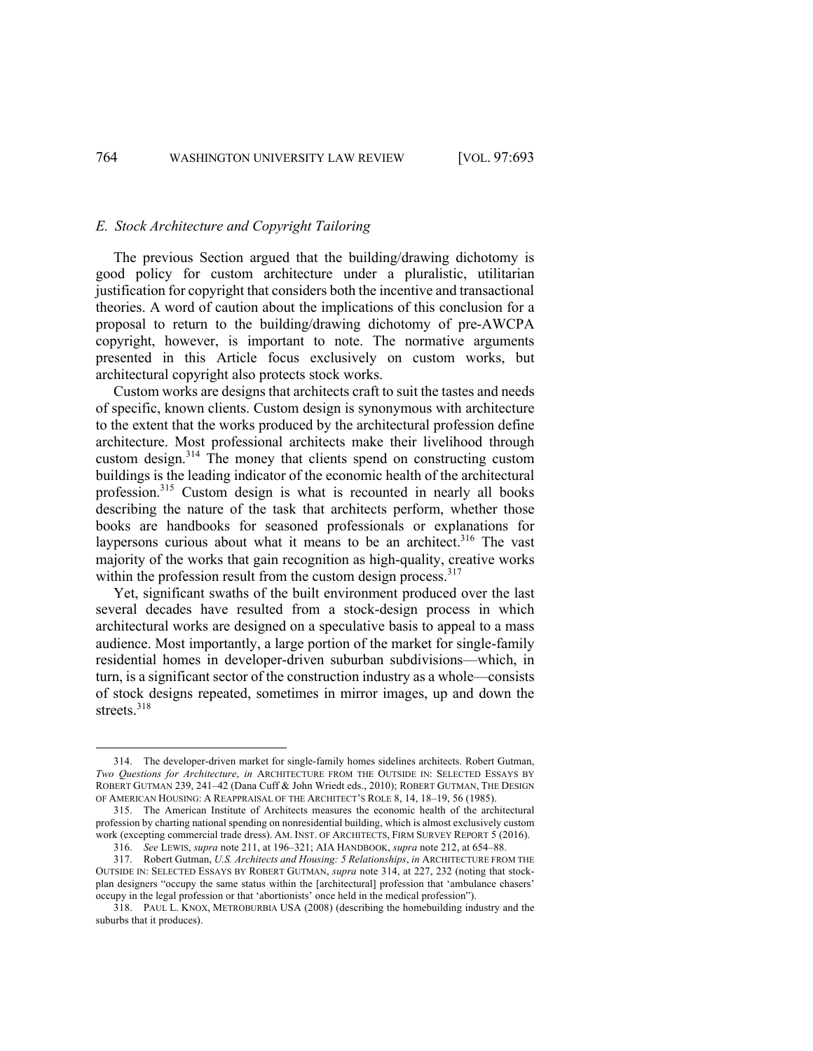### *E. Stock Architecture and Copyright Tailoring*

The previous Section argued that the building/drawing dichotomy is good policy for custom architecture under a pluralistic, utilitarian justification for copyright that considers both the incentive and transactional theories. A word of caution about the implications of this conclusion for a proposal to return to the building/drawing dichotomy of pre-AWCPA copyright, however, is important to note. The normative arguments presented in this Article focus exclusively on custom works, but architectural copyright also protects stock works.

Custom works are designs that architects craft to suit the tastes and needs of specific, known clients. Custom design is synonymous with architecture to the extent that the works produced by the architectural profession define architecture. Most professional architects make their livelihood through custom design.[314] The money that clients spend on constructing custom buildings is the leading indicator of the economic health of the architectural profession.[315] Custom design is what is recounted in nearly all books describing the nature of the task that architects perform, whether those books are handbooks for seasoned professionals or explanations for laypersons curious about what it means to be an architect.[316] The vast majority of the works that gain recognition as high-quality, creative works within the profession result from the custom design process.[317]

Yet, significant swaths of the built environment produced over the last several decades have resulted from a stock-design process in which architectural works are designed on a speculative basis to appeal to a mass audience. Most importantly, a large portion of the market for single-family residential homes in developer-driven suburban subdivisions—which, in turn, is a significant sector of the construction industry as a whole—consists of stock designs repeated, sometimes in mirror images, up and down the streets.[318]

---

314. The developer-driven market for single-family homes sidelines architects. Robert Gutman, *Two Questions for Architecture*, *in* ARCHITECTURE FROM THE OUTSIDE IN: SELECTED ESSAYS BY ROBERT GUTMAN 239, 241–42 (Dana Cuff & John Wriedt eds., 2010); ROBERT GUTMAN, THE DESIGN OF AMERICAN HOUSING: A REAPPRAISAL OF THE ARCHITECT'S ROLE 8, 14, 18–19, 56 (1985).

315. The American Institute of Architects measures the economic health of the architectural profession by charting national spending on nonresidential building, which is almost exclusively custom work (excepting commercial trade dress). AM. INST. OF ARCHITECTS, FIRM SURVEY REPORT 5 (2016).

316. *See* LEWIS, *supra* note 211, at 196–321; AIA HANDBOOK, *supra* note 212, at 654–88.

317. Robert Gutman, *U.S. Architects and Housing: 5 Relationships*, *in* ARCHITECTURE FROM THE OUTSIDE IN: SELECTED ESSAYS BY ROBERT GUTMAN, *supra* note 314, at 227, 232 (noting that stock-plan designers "occupy the same status within the [architectural] profession that 'ambulance chasers' occupy in the legal profession or that 'abortionists' once held in the medical profession").

318. PAUL L. KNOX, METROBURBIA USA (2008) (describing the homebuilding industry and the suburbs that it produces).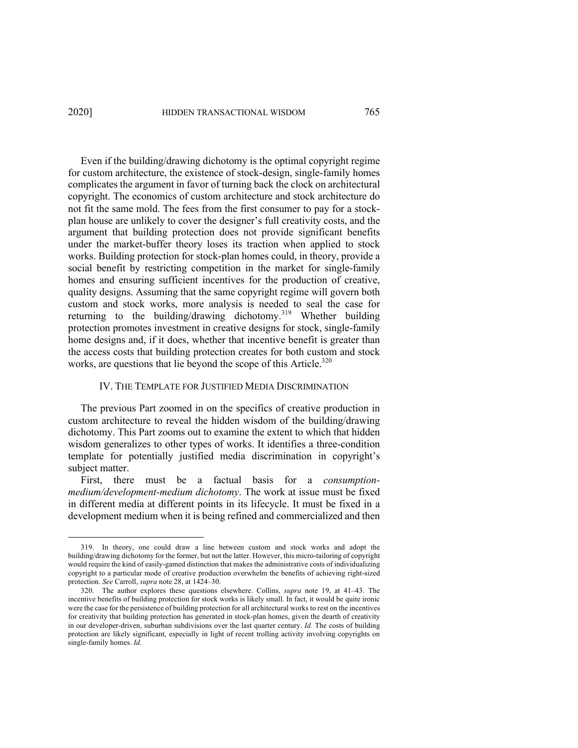Even if the building/drawing dichotomy is the optimal copyright regime for custom architecture, the existence of stock-design, single-family homes complicates the argument in favor of turning back the clock on architectural copyright. The economics of custom architecture and stock architecture do not fit the same mold. The fees from the first consumer to pay for a stock-plan house are unlikely to cover the designer's full creativity costs, and the argument that building protection does not provide significant benefits under the market-buffer theory loses its traction when applied to stock works. Building protection for stock-plan homes could, in theory, provide a social benefit by restricting competition in the market for single-family homes and ensuring sufficient incentives for the production of creative, quality designs. Assuming that the same copyright regime will govern both custom and stock works, more analysis is needed to seal the case for returning to the building/drawing dichotomy.[319] Whether building protection promotes investment in creative designs for stock, single-family home designs and, if it does, whether that incentive benefit is greater than the access costs that building protection creates for both custom and stock works, are questions that lie beyond the scope of this Article.[320]

## IV. THE TEMPLATE FOR JUSTIFIED MEDIA DISCRIMINATION

The previous Part zoomed in on the specifics of creative production in custom architecture to reveal the hidden wisdom of the building/drawing dichotomy. This Part zooms out to examine the extent to which that hidden wisdom generalizes to other types of works. It identifies a three-condition template for potentially justified media discrimination in copyright's subject matter.

First, there must be a factual basis for a *consumption-medium/development-medium dichotomy*. The work at issue must be fixed in different media at different points in its lifecycle. It must be fixed in a development medium when it is being refined and commercialized and then

---

319. In theory, one could draw a line between custom and stock works and adopt the building/drawing dichotomy for the former, but not the latter. However, this micro-tailoring of copyright would require the kind of easily-gamed distinction that makes the administrative costs of individualizing copyright to a particular mode of creative production overwhelm the benefits of achieving right-sized protection. *See* Carroll, *supra* note 28, at 1424–30.

320. The author explores these questions elsewhere. Collins, *supra* note 19, at 41–43. The incentive benefits of building protection for stock works is likely small. In fact, it would be quite ironic were the case for the persistence of building protection for all architectural works to rest on the incentives for creativity that building protection has generated in stock-plan homes, given the dearth of creativity in our developer-driven, suburban subdivisions over the last quarter century. *Id.* The costs of building protection are likely significant, especially in light of recent trolling activity involving copyrights on single-family homes. *Id.*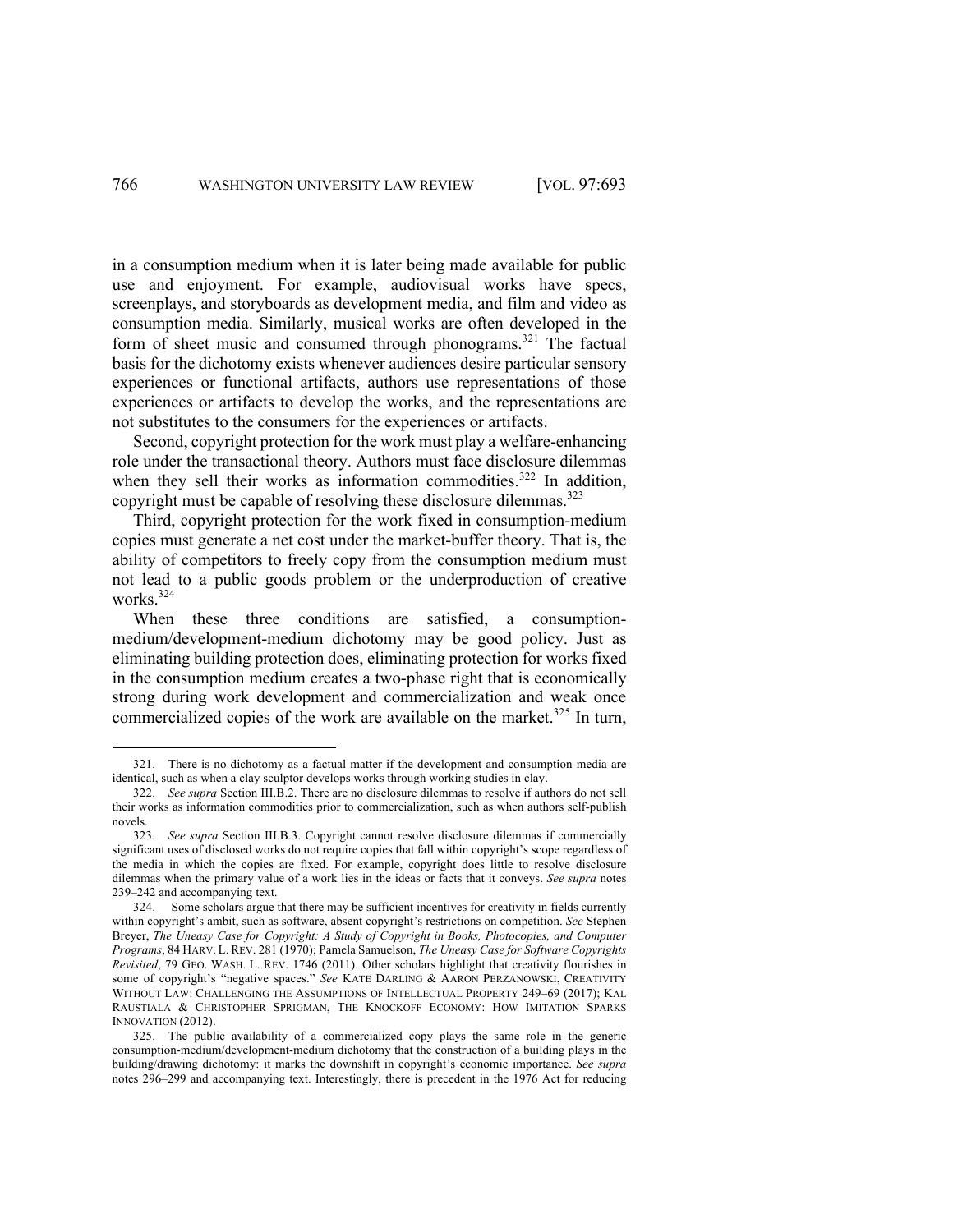in a consumption medium when it is later being made available for public use and enjoyment. For example, audiovisual works have specs, screenplays, and storyboards as development media, and film and video as consumption media. Similarly, musical works are often developed in the form of sheet music and consumed through phonograms.[321] The factual basis for the dichotomy exists whenever audiences desire particular sensory experiences or functional artifacts, authors use representations of those experiences or artifacts to develop the works, and the representations are not substitutes to the consumers for the experiences or artifacts.

Second, copyright protection for the work must play a welfare-enhancing role under the transactional theory. Authors must face disclosure dilemmas when they sell their works as information commodities.[322] In addition, copyright must be capable of resolving these disclosure dilemmas.[323]

Third, copyright protection for the work fixed in consumption-medium copies must generate a net cost under the market-buffer theory. That is, the ability of competitors to freely copy from the consumption medium must not lead to a public goods problem or the underproduction of creative works.[324]

When these three conditions are satisfied, a consumption-medium/development-medium dichotomy may be good policy. Just as eliminating building protection does, eliminating protection for works fixed in the consumption medium creates a two-phase right that is economically strong during work development and commercialization and weak once commercialized copies of the work are available on the market.[325] In turn,

---

321. There is no dichotomy as a factual matter if the development and consumption media are identical, such as when a clay sculptor develops works through working studies in clay.

322. *See supra* Section III.B.2. There are no disclosure dilemmas to resolve if authors do not sell their works as information commodities prior to commercialization, such as when authors self-publish novels.

323. *See supra* Section III.B.3. Copyright cannot resolve disclosure dilemmas if commercially significant uses of disclosed works do not require copies that fall within copyright's scope regardless of the media in which the copies are fixed. For example, copyright does little to resolve disclosure dilemmas when the primary value of a work lies in the ideas or facts that it conveys. *See supra* notes 239–242 and accompanying text.

324. Some scholars argue that there may be sufficient incentives for creativity in fields currently within copyright's ambit, such as software, absent copyright's restrictions on competition. *See* Stephen Breyer, *The Uneasy Case for Copyright: A Study of Copyright in Books, Photocopies, and Computer Programs*, 84 HARV. L. REV. 281 (1970); Pamela Samuelson, *The Uneasy Case for Software Copyrights Revisited*, 79 GEO. WASH. L. REV. 1746 (2011). Other scholars highlight that creativity flourishes in some of copyright's "negative spaces." *See* KATE DARLING & AARON PERZANOWSKI, CREATIVITY WITHOUT LAW: CHALLENGING THE ASSUMPTIONS OF INTELLECTUAL PROPERTY 249–69 (2017); KAL RAUSTIALA & CHRISTOPHER SPRIGMAN, THE KNOCKOFF ECONOMY: HOW IMITATION SPARKS INNOVATION (2012).

325. The public availability of a commercialized copy plays the same role in the generic consumption-medium/development-medium dichotomy that the construction of a building plays in the building/drawing dichotomy: it marks the downshift in copyright's economic importance. *See supra* notes 296–299 and accompanying text. Interestingly, there is precedent in the 1976 Act for reducing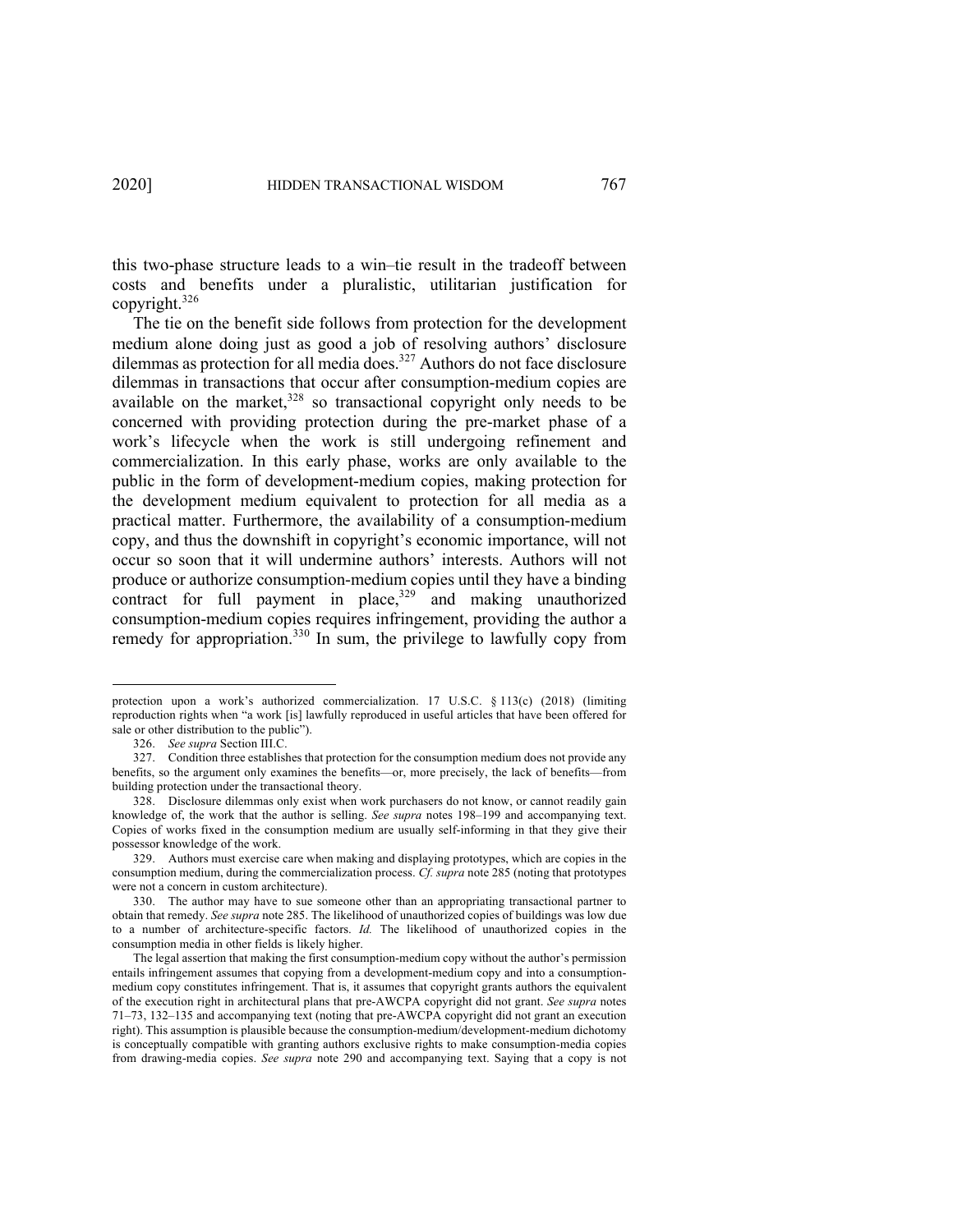this two-phase structure leads to a win–tie result in the tradeoff between costs and benefits under a pluralistic, utilitarian justification for copyright.[326]

The tie on the benefit side follows from protection for the development medium alone doing just as good a job of resolving authors' disclosure dilemmas as protection for all media does.[327] Authors do not face disclosure dilemmas in transactions that occur after consumption-medium copies are available on the market,[328] so transactional copyright only needs to be concerned with providing protection during the pre-market phase of a work's lifecycle when the work is still undergoing refinement and commercialization. In this early phase, works are only available to the public in the form of development-medium copies, making protection for the development medium equivalent to protection for all media as a practical matter. Furthermore, the availability of a consumption-medium copy, and thus the downshift in copyright's economic importance, will not occur so soon that it will undermine authors' interests. Authors will not produce or authorize consumption-medium copies until they have a binding contract for full payment in place,[329] and making unauthorized consumption-medium copies requires infringement, providing the author a remedy for appropriation.[330] In sum, the privilege to lawfully copy from

---

protection upon a work's authorized commercialization. 17 U.S.C. § 113(c) (2018) (limiting reproduction rights when "a work [is] lawfully reproduced in useful articles that have been offered for sale or other distribution to the public").

326. *See supra* Section III.C.

327. Condition three establishes that protection for the consumption medium does not provide any benefits, so the argument only examines the benefits—or, more precisely, the lack of benefits—from building protection under the transactional theory.

328. Disclosure dilemmas only exist when work purchasers do not know, or cannot readily gain knowledge of, the work that the author is selling. *See supra* notes 198–199 and accompanying text. Copies of works fixed in the consumption medium are usually self-informing in that they give their possessor knowledge of the work.

329. Authors must exercise care when making and displaying prototypes, which are copies in the consumption medium, during the commercialization process. *Cf. supra* note 285 (noting that prototypes were not a concern in custom architecture).

330. The author may have to sue someone other than an appropriating transactional partner to obtain that remedy. *See supra* note 285. The likelihood of unauthorized copies of buildings was low due to a number of architecture-specific factors. *Id.* The likelihood of unauthorized copies in the consumption media in other fields is likely higher.

The legal assertion that making the first consumption-medium copy without the author's permission entails infringement assumes that copying from a development-medium copy and into a consumption-medium copy constitutes infringement. That is, it assumes that copyright grants authors the equivalent of the execution right in architectural plans that pre-AWCPA copyright did not grant. *See supra* notes 71–73, 132–135 and accompanying text (noting that pre-AWCPA copyright did not grant an execution right). This assumption is plausible because the consumption-medium/development-medium dichotomy is conceptually compatible with granting authors exclusive rights to make consumption-media copies from drawing-media copies. *See supra* note 290 and accompanying text. Saying that a copy is not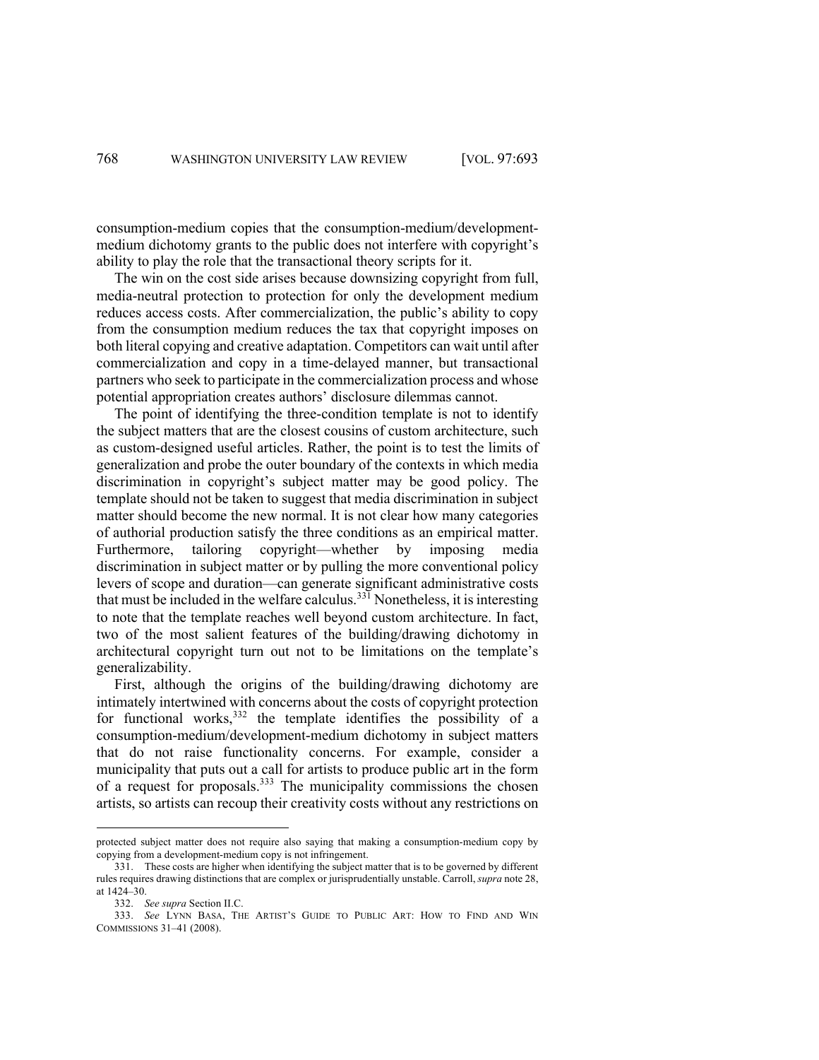consumption-medium copies that the consumption-medium/development-medium dichotomy grants to the public does not interfere with copyright's ability to play the role that the transactional theory scripts for it.

The win on the cost side arises because downsizing copyright from full, media-neutral protection to protection for only the development medium reduces access costs. After commercialization, the public's ability to copy from the consumption medium reduces the tax that copyright imposes on both literal copying and creative adaptation. Competitors can wait until after commercialization and copy in a time-delayed manner, but transactional partners who seek to participate in the commercialization process and whose potential appropriation creates authors' disclosure dilemmas cannot.

The point of identifying the three-condition template is not to identify the subject matters that are the closest cousins of custom architecture, such as custom-designed useful articles. Rather, the point is to test the limits of generalization and probe the outer boundary of the contexts in which media discrimination in copyright's subject matter may be good policy. The template should not be taken to suggest that media discrimination in subject matter should become the new normal. It is not clear how many categories of authorial production satisfy the three conditions as an empirical matter. Furthermore, tailoring copyright—whether by imposing media discrimination in subject matter or by pulling the more conventional policy levers of scope and duration—can generate significant administrative costs that must be included in the welfare calculus.[331] Nonetheless, it is interesting to note that the template reaches well beyond custom architecture. In fact, two of the most salient features of the building/drawing dichotomy in architectural copyright turn out not to be limitations on the template's generalizability.

First, although the origins of the building/drawing dichotomy are intimately intertwined with concerns about the costs of copyright protection for functional works,[332] the template identifies the possibility of a consumption-medium/development-medium dichotomy in subject matters that do not raise functionality concerns. For example, consider a municipality that puts out a call for artists to produce public art in the form of a request for proposals.[333] The municipality commissions the chosen artists, so artists can recoup their creativity costs without any restrictions on

---

protected subject matter does not require also saying that making a consumption-medium copy by copying from a development-medium copy is not infringement.

331. These costs are higher when identifying the subject matter that is to be governed by different rules requires drawing distinctions that are complex or jurisprudentially unstable. Carroll, *supra* note 28, at 1424–30.

332. *See supra* Section II.C.

333. *See* LYNN BASA, THE ARTIST'S GUIDE TO PUBLIC ART: HOW TO FIND AND WIN COMMISSIONS 31–41 (2008).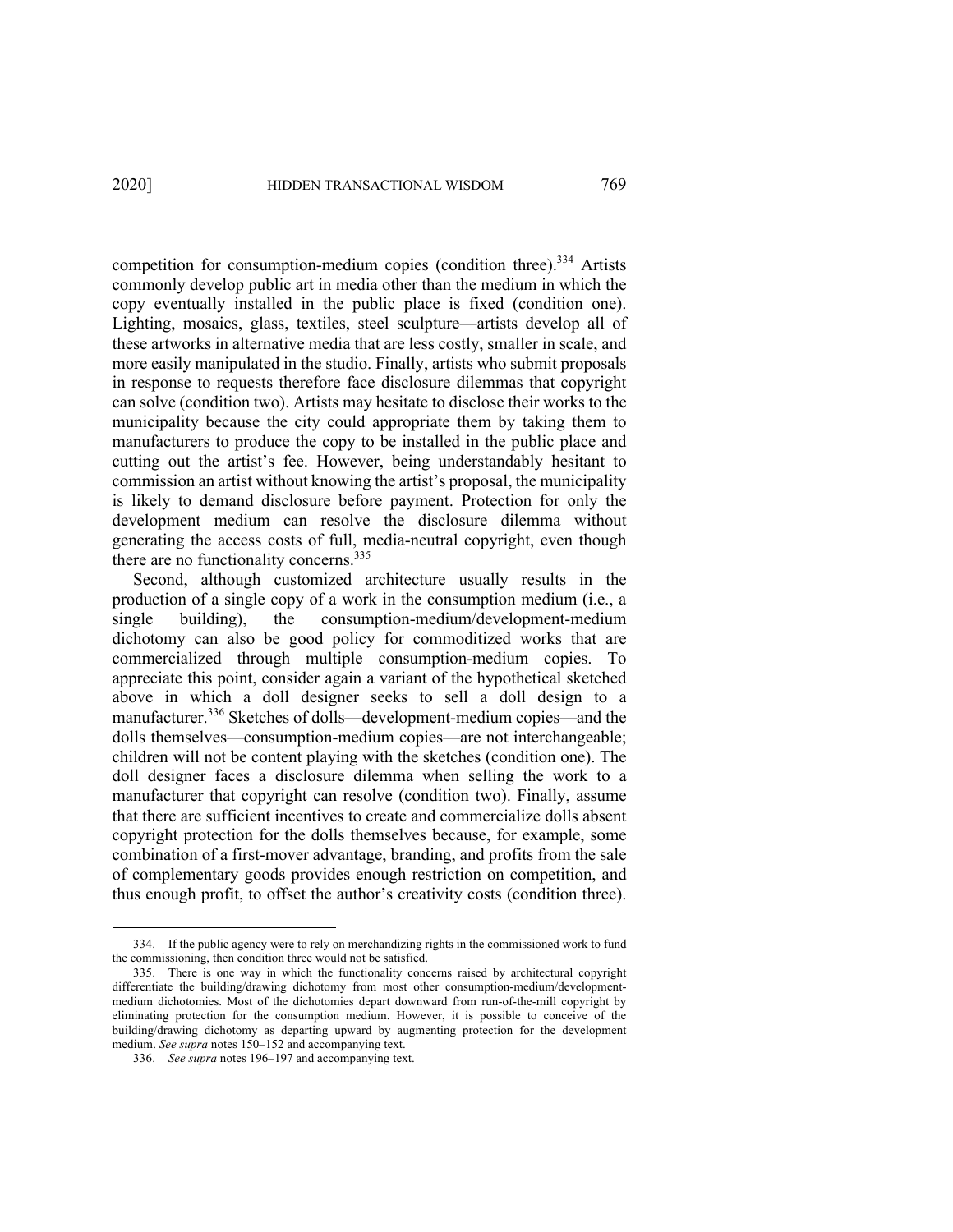competition for consumption-medium copies (condition three).[334] Artists commonly develop public art in media other than the medium in which the copy eventually installed in the public place is fixed (condition one). Lighting, mosaics, glass, textiles, steel sculpture—artists develop all of these artworks in alternative media that are less costly, smaller in scale, and more easily manipulated in the studio. Finally, artists who submit proposals in response to requests therefore face disclosure dilemmas that copyright can solve (condition two). Artists may hesitate to disclose their works to the municipality because the city could appropriate them by taking them to manufacturers to produce the copy to be installed in the public place and cutting out the artist's fee. However, being understandably hesitant to commission an artist without knowing the artist's proposal, the municipality is likely to demand disclosure before payment. Protection for only the development medium can resolve the disclosure dilemma without generating the access costs of full, media-neutral copyright, even though there are no functionality concerns.[335]

Second, although customized architecture usually results in the production of a single copy of a work in the consumption medium (i.e., a single building), the consumption-medium/development-medium dichotomy can also be good policy for commoditized works that are commercialized through multiple consumption-medium copies. To appreciate this point, consider again a variant of the hypothetical sketched above in which a doll designer seeks to sell a doll design to a manufacturer.[336] Sketches of dolls—development-medium copies—and the dolls themselves—consumption-medium copies—are not interchangeable; children will not be content playing with the sketches (condition one). The doll designer faces a disclosure dilemma when selling the work to a manufacturer that copyright can resolve (condition two). Finally, assume that there are sufficient incentives to create and commercialize dolls absent copyright protection for the dolls themselves because, for example, some combination of a first-mover advantage, branding, and profits from the sale of complementary goods provides enough restriction on competition, and thus enough profit, to offset the author's creativity costs (condition three).

---

334. If the public agency were to rely on merchandizing rights in the commissioned work to fund the commissioning, then condition three would not be satisfied.

335. There is one way in which the functionality concerns raised by architectural copyright differentiate the building/drawing dichotomy from most other consumption-medium/development-medium dichotomies. Most of the dichotomies depart downward from run-of-the-mill copyright by eliminating protection for the consumption medium. However, it is possible to conceive of the building/drawing dichotomy as departing upward by augmenting protection for the development medium. *See supra* notes 150–152 and accompanying text.

336. *See supra* notes 196–197 and accompanying text.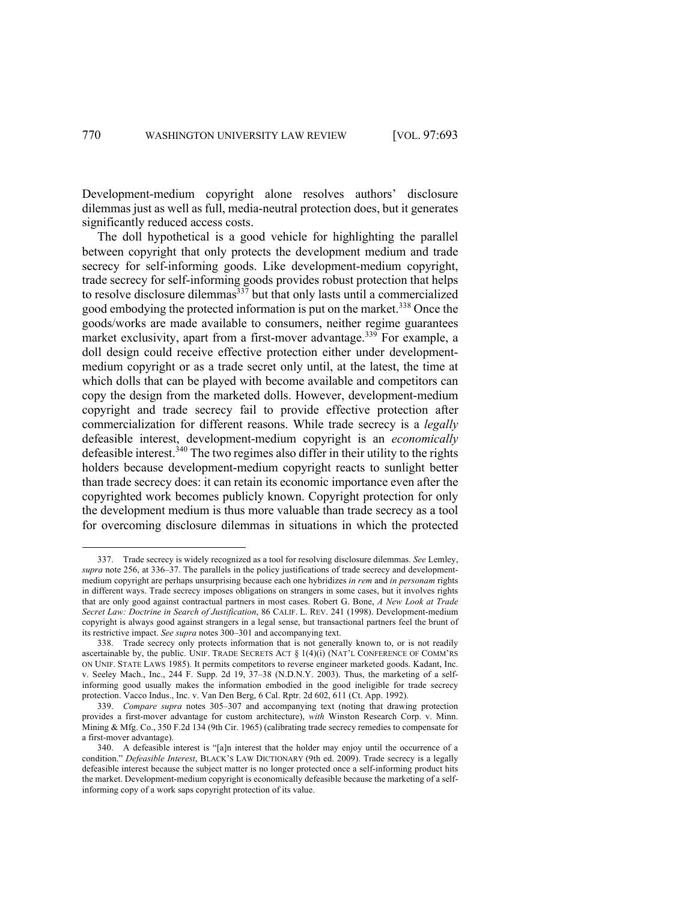Development-medium copyright alone resolves authors' disclosure dilemmas just as well as full, media-neutral protection does, but it generates significantly reduced access costs.

The doll hypothetical is a good vehicle for highlighting the parallel between copyright that only protects the development medium and trade secrecy for self-informing goods. Like development-medium copyright, trade secrecy for self-informing goods provides robust protection that helps to resolve disclosure dilemmas[337] but that only lasts until a commercialized good embodying the protected information is put on the market.[338] Once the goods/works are made available to consumers, neither regime guarantees market exclusivity, apart from a first-mover advantage.[339] For example, a doll design could receive effective protection either under development-medium copyright or as a trade secret only until, at the latest, the time at which dolls that can be played with become available and competitors can copy the design from the marketed dolls. However, development-medium copyright and trade secrecy fail to provide effective protection after commercialization for different reasons. While trade secrecy is a *legally* defeasible interest, development-medium copyright is an *economically* defeasible interest.[340] The two regimes also differ in their utility to the rights holders because development-medium copyright reacts to sunlight better than trade secrecy does: it can retain its economic importance even after the copyrighted work becomes publicly known. Copyright protection for only the development medium is thus more valuable than trade secrecy as a tool for overcoming disclosure dilemmas in situations in which the protected

---

337. Trade secrecy is widely recognized as a tool for resolving disclosure dilemmas. *See* Lemley, *supra* note 256, at 336–37. The parallels in the policy justifications of trade secrecy and development-medium copyright are perhaps unsurprising because each one hybridizes *in rem* and *in personam* rights in different ways. Trade secrecy imposes obligations on strangers in some cases, but it involves rights that are only good against contractual partners in most cases. Robert G. Bone, *A New Look at Trade Secret Law: Doctrine in Search of Justification*, 86 CALIF. L. REV. 241 (1998). Development-medium copyright is always good against strangers in a legal sense, but transactional partners feel the brunt of its restrictive impact. *See supra* notes 300–301 and accompanying text.

338. Trade secrecy only protects information that is not generally known to, or is not readily ascertainable by, the public. UNIF. TRADE SECRETS ACT § 1(4)(i) (NAT'L CONFERENCE OF COMM'RS ON UNIF. STATE LAWS 1985). It permits competitors to reverse engineer marketed goods. Kadant, Inc. v. Seeley Mach., Inc., 244 F. Supp. 2d 19, 37–38 (N.D.N.Y. 2003). Thus, the marketing of a self-informing good usually makes the information embodied in the good ineligible for trade secrecy protection. Vacco Indus., Inc. v. Van Den Berg, 6 Cal. Rptr. 2d 602, 611 (Ct. App. 1992).

339. *Compare supra* notes 305–307 and accompanying text (noting that drawing protection provides a first-mover advantage for custom architecture), *with* Winston Research Corp. v. Minn. Mining & Mfg. Co., 350 F.2d 134 (9th Cir. 1965) (calibrating trade secrecy remedies to compensate for a first-mover advantage).

340. A defeasible interest is "[a]n interest that the holder may enjoy until the occurrence of a condition." *Defeasible Interest*, BLACK'S LAW DICTIONARY (9th ed. 2009). Trade secrecy is a legally defeasible interest because the subject matter is no longer protected once a self-informing product hits the market. Development-medium copyright is economically defeasible because the marketing of a self-informing copy of a work saps copyright protection of its value.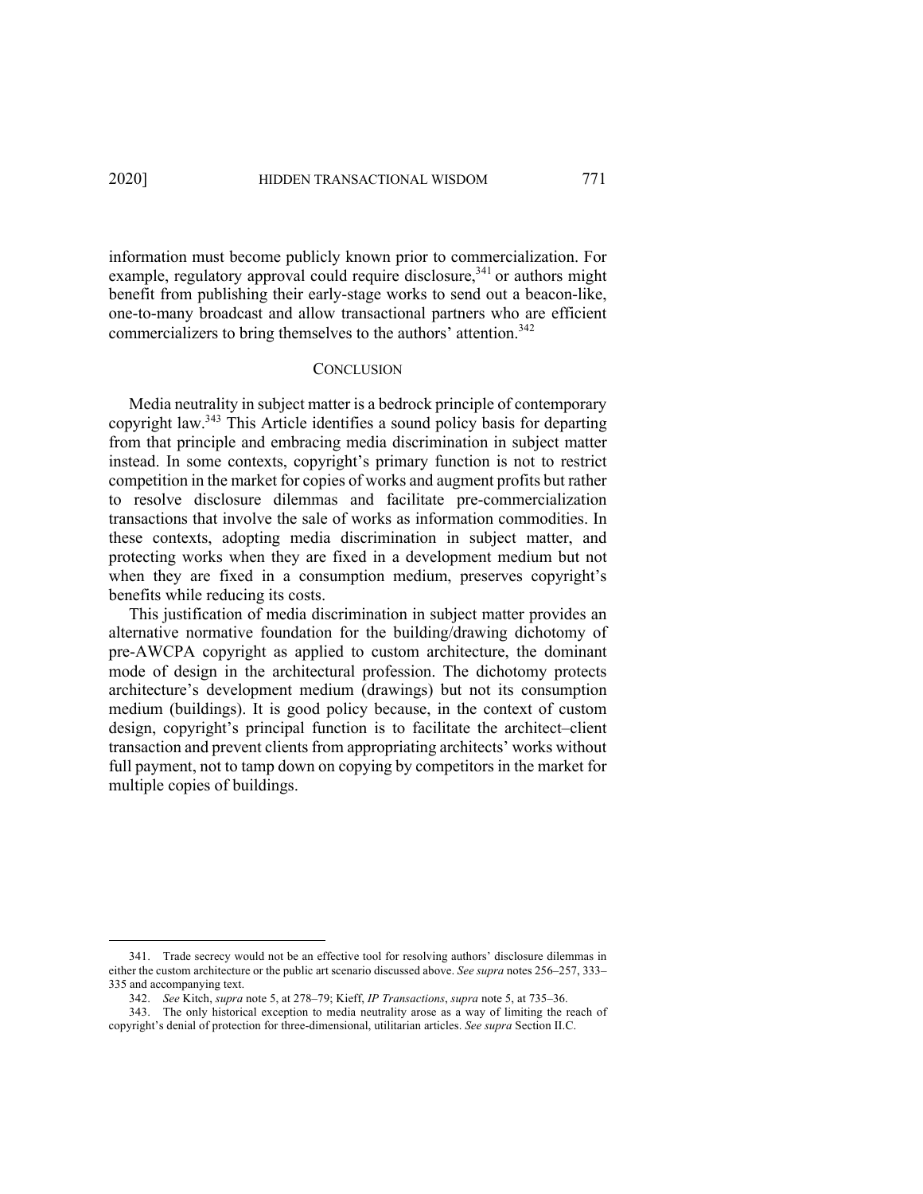information must become publicly known prior to commercialization. For example, regulatory approval could require disclosure,[341] or authors might benefit from publishing their early-stage works to send out a beacon-like, one-to-many broadcast and allow transactional partners who are efficient commercializers to bring themselves to the authors' attention.[342]

## CONCLUSION

Media neutrality in subject matter is a bedrock principle of contemporary copyright law.[343] This Article identifies a sound policy basis for departing from that principle and embracing media discrimination in subject matter instead. In some contexts, copyright's primary function is not to restrict competition in the market for copies of works and augment profits but rather to resolve disclosure dilemmas and facilitate pre-commercialization transactions that involve the sale of works as information commodities. In these contexts, adopting media discrimination in subject matter, and protecting works when they are fixed in a development medium but not when they are fixed in a consumption medium, preserves copyright's benefits while reducing its costs.

This justification of media discrimination in subject matter provides an alternative normative foundation for the building/drawing dichotomy of pre-AWCPA copyright as applied to custom architecture, the dominant mode of design in the architectural profession. The dichotomy protects architecture's development medium (drawings) but not its consumption medium (buildings). It is good policy because, in the context of custom design, copyright's principal function is to facilitate the architect–client transaction and prevent clients from appropriating architects' works without full payment, not to tamp down on copying by competitors in the market for multiple copies of buildings.

---

341. Trade secrecy would not be an effective tool for resolving authors' disclosure dilemmas in either the custom architecture or the public art scenario discussed above. *See supra* notes 256–257, 333–335 and accompanying text.

342. *See* Kitch, *supra* note 5, at 278–79; Kieff, *IP Transactions*, *supra* note 5, at 735–36.

343. The only historical exception to media neutrality arose as a way of limiting the reach of copyright's denial of protection for three-dimensional, utilitarian articles. *See supra* Section II.C.